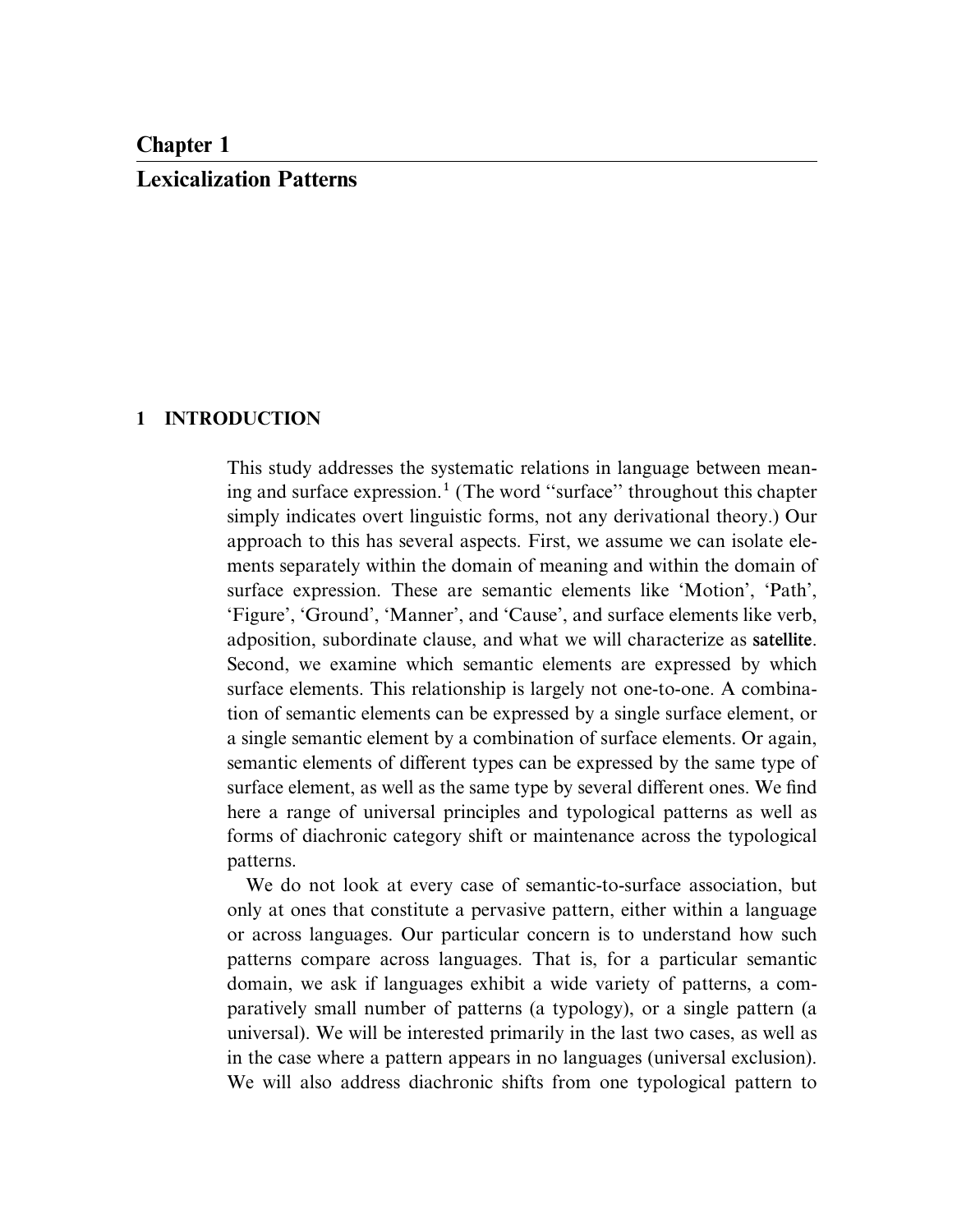# Chapter 1

# Lexicalization Patterns

## 1 INTRODUCTION

This study addresses the systematic relations in language between meaning and surface expression.[1] (The word "surface" throughout this chapter simply indicates overt linguistic forms, not any derivational theory.) Our approach to this has several aspects. First, we assume we can isolate elements separately within the domain of meaning and within the domain of surface expression. These are semantic elements like 'Motion', 'Path', 'Figure', 'Ground', 'Manner', and 'Cause', and surface elements like verb, adposition, subordinate clause, and what we will characterize as **satellite**. Second, we examine which semantic elements are expressed by which surface elements. This relationship is largely not one-to-one. A combination of semantic elements can be expressed by a single surface element, or a single semantic element by a combination of surface elements. Or again, semantic elements of different types can be expressed by the same type of surface element, as well as the same type by several different ones. We find here a range of universal principles and typological patterns as well as forms of diachronic category shift or maintenance across the typological patterns.

We do not look at every case of semantic-to-surface association, but only at ones that constitute a pervasive pattern, either within a language or across languages. Our particular concern is to understand how such patterns compare across languages. That is, for a particular semantic domain, we ask if languages exhibit a wide variety of patterns, a comparatively small number of patterns (a typology), or a single pattern (a universal). We will be interested primarily in the last two cases, as well as in the case where a pattern appears in no languages (universal exclusion). We will also address diachronic shifts from one typological pattern to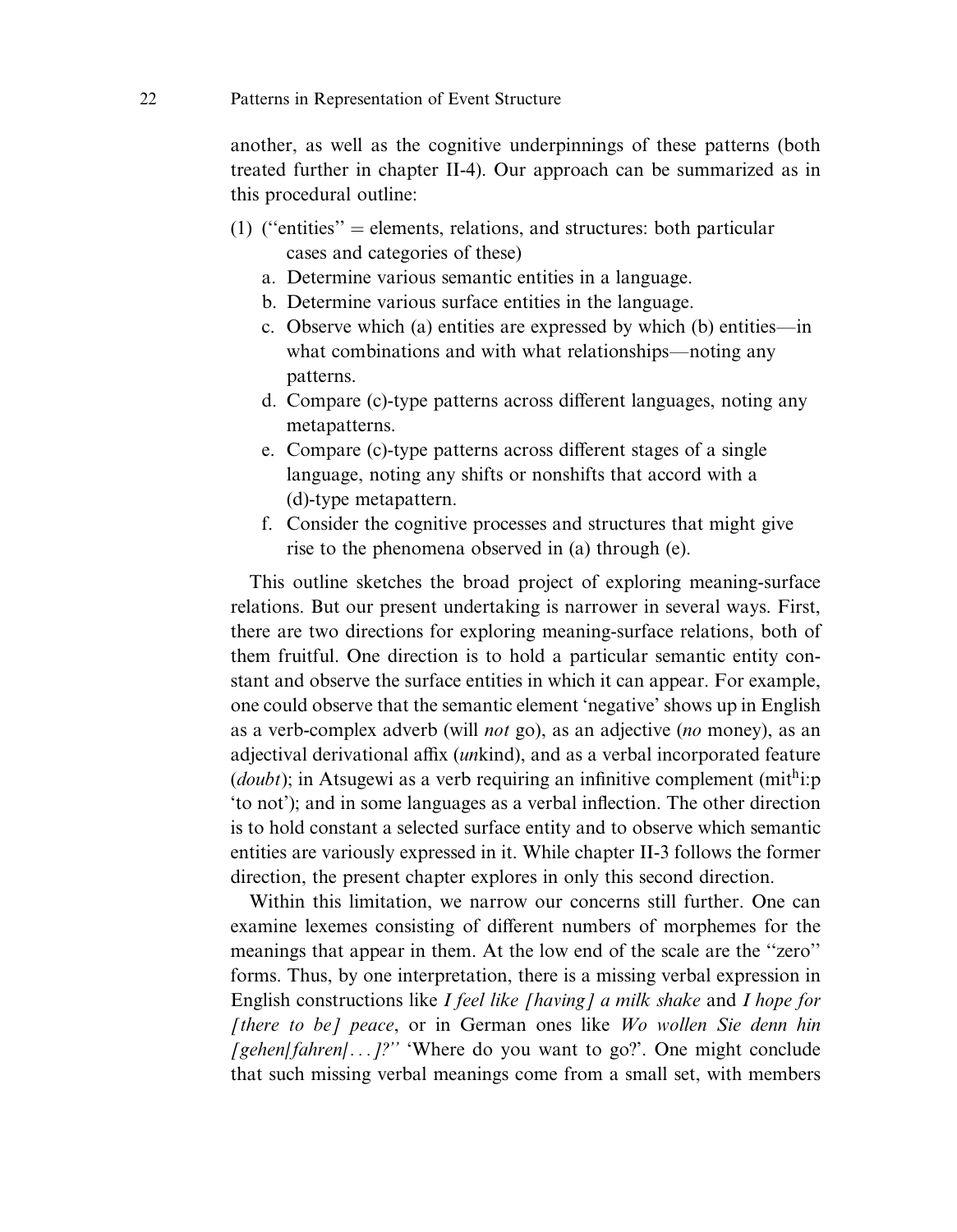another, as well as the cognitive underpinnings of these patterns (both treated further in chapter II-4). Our approach can be summarized as in this procedural outline:

(1) (''entities'' = elements, relations, and structures: both particular cases and categories of these)
   a. Determine various semantic entities in a language.
   b. Determine various surface entities in the language.
   c. Observe which (a) entities are expressed by which (b) entities—in what combinations and with what relationships—noting any patterns.
   d. Compare (c)-type patterns across different languages, noting any metapatterns.
   e. Compare (c)-type patterns across different stages of a single language, noting any shifts or nonshifts that accord with a (d)-type metapattern.
   f. Consider the cognitive processes and structures that might give rise to the phenomena observed in (a) through (e).

This outline sketches the broad project of exploring meaning-surface relations. But our present undertaking is narrower in several ways. First, there are two directions for exploring meaning-surface relations, both of them fruitful. One direction is to hold a particular semantic entity constant and observe the surface entities in which it can appear. For example, one could observe that the semantic element 'negative' shows up in English as a verb-complex adverb (will *not* go), as an adjective (*no* money), as an adjectival derivational affix (*un*kind), and as a verbal incorporated feature (*doubt*); in Atsugewi as a verb requiring an infinitive complement (mit$^{h}$i:p 'to not'); and in some languages as a verbal inflection. The other direction is to hold constant a selected surface entity and to observe which semantic entities are variously expressed in it. While chapter II-3 follows the former direction, the present chapter explores in only this second direction.

Within this limitation, we narrow our concerns still further. One can examine lexemes consisting of different numbers of morphemes for the meanings that appear in them. At the low end of the scale are the ''zero'' forms. Thus, by one interpretation, there is a missing verbal expression in English constructions like *I feel like [having] a milk shake* and *I hope for [there to be] peace*, or in German ones like *Wo wollen Sie denn hin [gehen/fahren/...]?''* 'Where do you want to go?'. One might conclude that such missing verbal meanings come from a small set, with members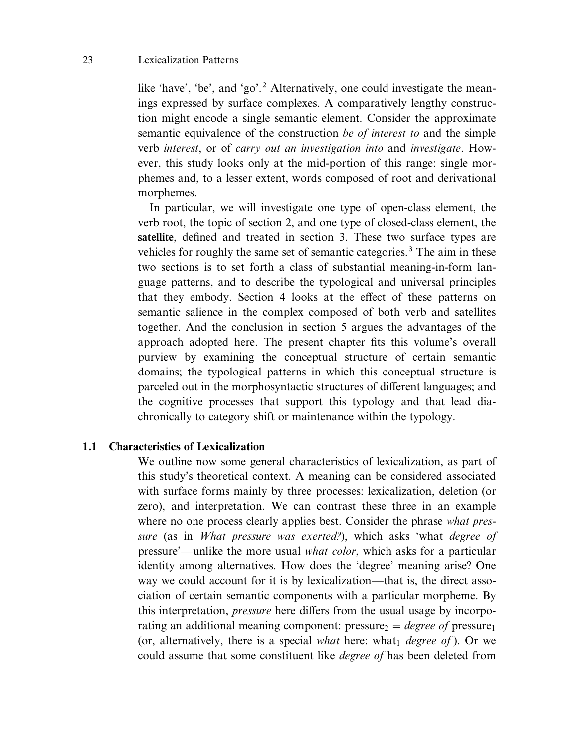like 'have', 'be', and 'go'.[2] Alternatively, one could investigate the meanings expressed by surface complexes. A comparatively lengthy construction might encode a single semantic element. Consider the approximate semantic equivalence of the construction *be of interest to* and the simple verb *interest*, or of *carry out an investigation into* and *investigate*. However, this study looks only at the mid-portion of this range: single morphemes and, to a lesser extent, words composed of root and derivational morphemes.

In particular, we will investigate one type of open-class element, the verb root, the topic of section 2, and one type of closed-class element, the **satellite**, defined and treated in section 3. These two surface types are vehicles for roughly the same set of semantic categories.[3] The aim in these two sections is to set forth a class of substantial meaning-in-form language patterns, and to describe the typological and universal principles that they embody. Section 4 looks at the effect of these patterns on semantic salience in the complex composed of both verb and satellites together. And the conclusion in section 5 argues the advantages of the approach adopted here. The present chapter fits this volume's overall purview by examining the conceptual structure of certain semantic domains; the typological patterns in which this conceptual structure is parceled out in the morphosyntactic structures of different languages; and the cognitive processes that support this typology and that lead diachronically to category shift or maintenance within the typology.

## 1.1 Characteristics of Lexicalization

We outline now some general characteristics of lexicalization, as part of this study's theoretical context. A meaning can be considered associated with surface forms mainly by three processes: lexicalization, deletion (or zero), and interpretation. We can contrast these three in an example where no one process clearly applies best. Consider the phrase *what pressure* (as in *What pressure was exerted?*), which asks 'what *degree of* pressure'—unlike the more usual *what color*, which asks for a particular identity among alternatives. How does the 'degree' meaning arise? One way we could account for it is by lexicalization—that is, the direct association of certain semantic components with a particular morpheme. By this interpretation, *pressure* here differs from the usual usage by incorporating an additional meaning component: $\text{pressure}_2 =$ *degree of* $\text{pressure}_1$ (or, alternatively, there is a special *what* here: $\text{what}_1$ *degree of*). Or we could assume that some constituent like *degree of* has been deleted from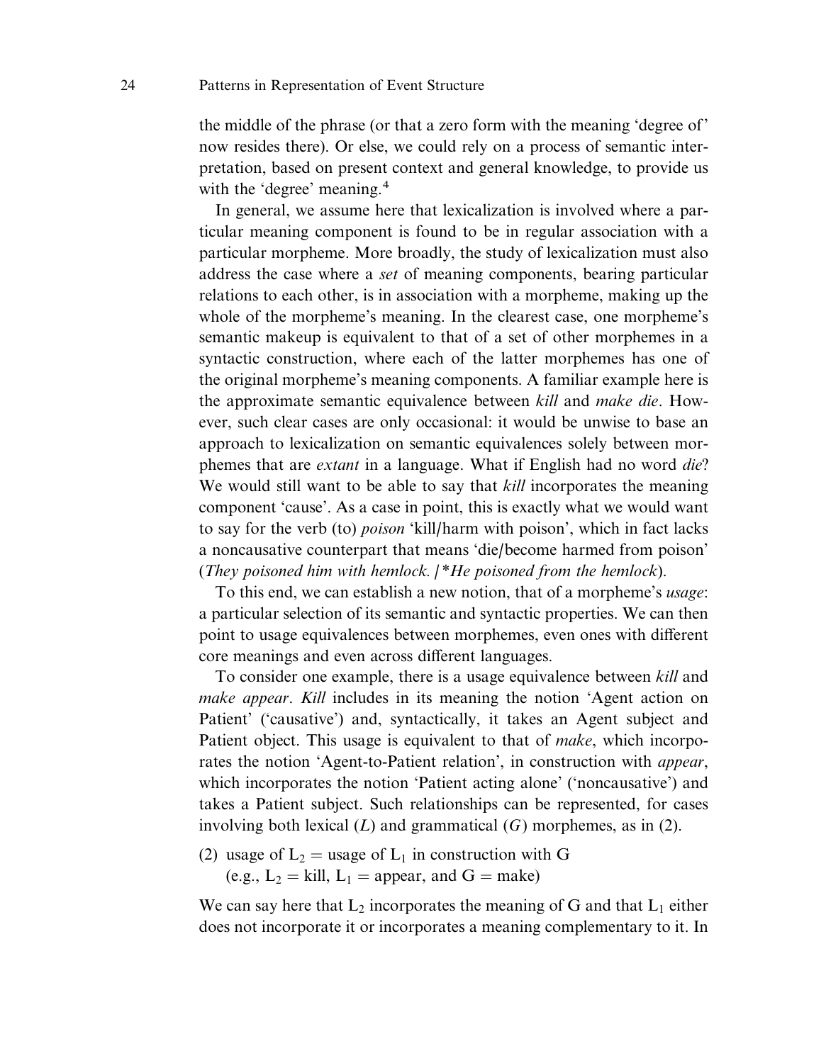the middle of the phrase (or that a zero form with the meaning 'degree of' now resides there). Or else, we could rely on a process of semantic interpretation, based on present context and general knowledge, to provide us with the 'degree' meaning.[4]

In general, we assume here that lexicalization is involved where a particular meaning component is found to be in regular association with a particular morpheme. More broadly, the study of lexicalization must also address the case where a *set* of meaning components, bearing particular relations to each other, is in association with a morpheme, making up the whole of the morpheme's meaning. In the clearest case, one morpheme's semantic makeup is equivalent to that of a set of other morphemes in a syntactic construction, where each of the latter morphemes has one of the original morpheme's meaning components. A familiar example here is the approximate semantic equivalence between *kill* and *make die*. However, such clear cases are only occasional: it would be unwise to base an approach to lexicalization on semantic equivalences solely between morphemes that are *extant* in a language. What if English had no word *die*? We would still want to be able to say that *kill* incorporates the meaning component 'cause'. As a case in point, this is exactly what we would want to say for the verb (to) *poison* 'kill/harm with poison', which in fact lacks a noncausative counterpart that means 'die/become harmed from poison' (*They poisoned him with hemlock.* / *\*He poisoned from the hemlock*).

To this end, we can establish a new notion, that of a morpheme's *usage*: a particular selection of its semantic and syntactic properties. We can then point to usage equivalences between morphemes, even ones with different core meanings and even across different languages.

To consider one example, there is a usage equivalence between *kill* and *make appear*. *Kill* includes in its meaning the notion 'Agent action on Patient' ('causative') and, syntactically, it takes an Agent subject and Patient object. This usage is equivalent to that of *make*, which incorporates the notion 'Agent-to-Patient relation', in construction with *appear*, which incorporates the notion 'Patient acting alone' ('noncausative') and takes a Patient subject. Such relationships can be represented, for cases involving both lexical (*L*) and grammatical (*G*) morphemes, as in (2).

(2) usage of $L_2$ = usage of $L_1$ in construction with G
(e.g., $L_2$ = kill, $L_1$ = appear, and G = make)

We can say here that $L_2$ incorporates the meaning of G and that $L_1$ either does not incorporate it or incorporates a meaning complementary to it. In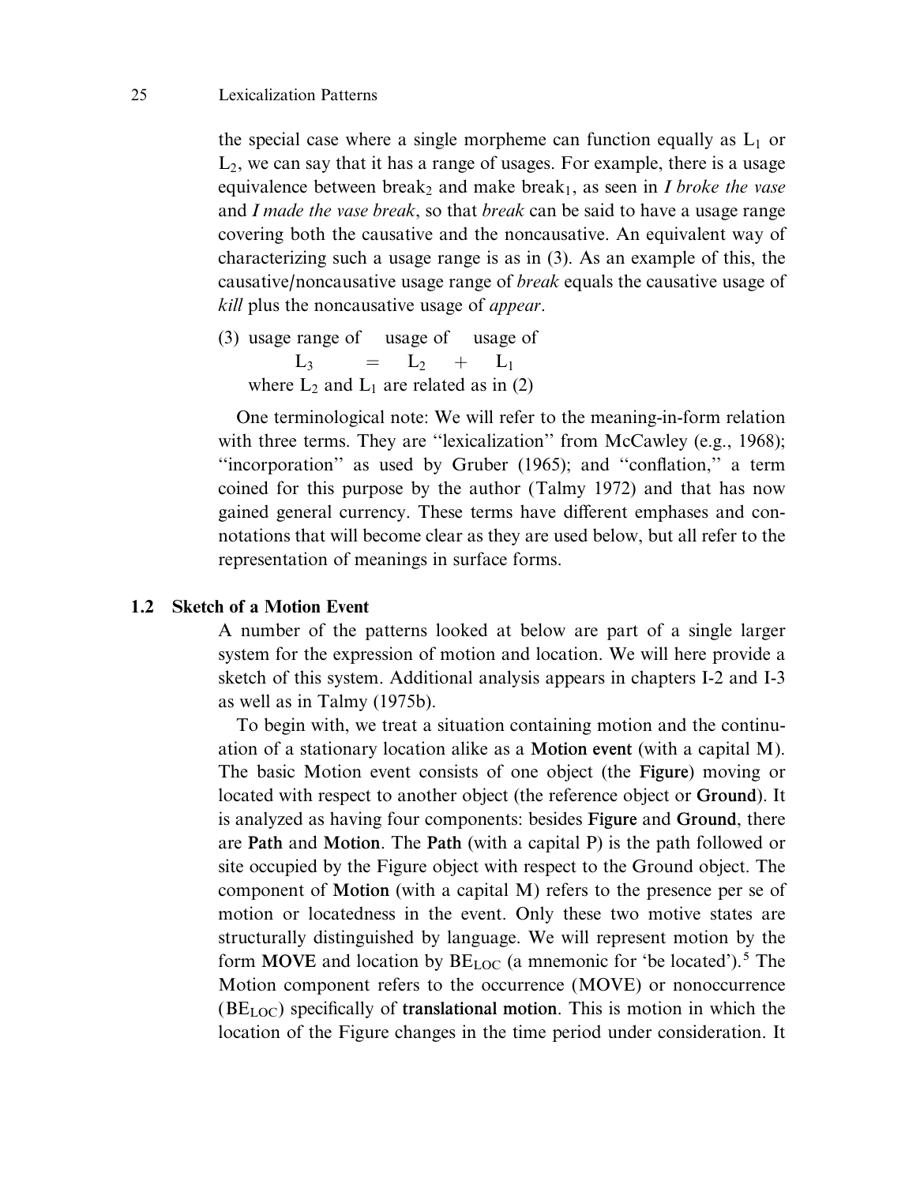the special case where a single morpheme can function equally as $L_1$ or $L_2$, we can say that it has a range of usages. For example, there is a usage equivalence between $\text{break}_2$ and make $\text{break}_1$, as seen in *I broke the vase* and *I made the vase break*, so that *break* can be said to have a usage range covering both the causative and the noncausative. An equivalent way of characterizing such a usage range is as in (3). As an example of this, the causative/noncausative usage range of *break* equals the causative usage of *kill* plus the noncausative usage of *appear*.

(3) usage range of $L_3$ = usage of $L_2$ + usage of $L_1$
where $L_2$ and $L_1$ are related as in (2)

One terminological note: We will refer to the meaning-in-form relation with three terms. They are "lexicalization" from McCawley (e.g., 1968); "incorporation" as used by Gruber (1965); and "conflation," a term coined for this purpose by the author (Talmy 1972) and that has now gained general currency. These terms have different emphases and connotations that will become clear as they are used below, but all refer to the representation of meanings in surface forms.

## 1.2 Sketch of a Motion Event

A number of the patterns looked at below are part of a single larger system for the expression of motion and location. We will here provide a sketch of this system. Additional analysis appears in chapters I-2 and I-3 as well as in Talmy (1975b).

To begin with, we treat a situation containing motion and the continuation of a stationary location alike as a **Motion event** (with a capital M). The basic Motion event consists of one object (the **Figure**) moving or located with respect to another object (the reference object or **Ground**). It is analyzed as having four components: besides **Figure** and **Ground**, there are **Path** and **Motion**. The **Path** (with a capital P) is the path followed or site occupied by the Figure object with respect to the Ground object. The component of **Motion** (with a capital M) refers to the presence per se of motion or locatedness in the event. Only these two motive states are structurally distinguished by language. We will represent motion by the form **MOVE** and location by $\text{BE}_{\text{LOC}}$ (a mnemonic for 'be located').[5] The Motion component refers to the occurrence (MOVE) or nonoccurrence ($\text{BE}_{\text{LOC}}$) specifically of **translational motion**. This is motion in which the location of the Figure changes in the time period under consideration. It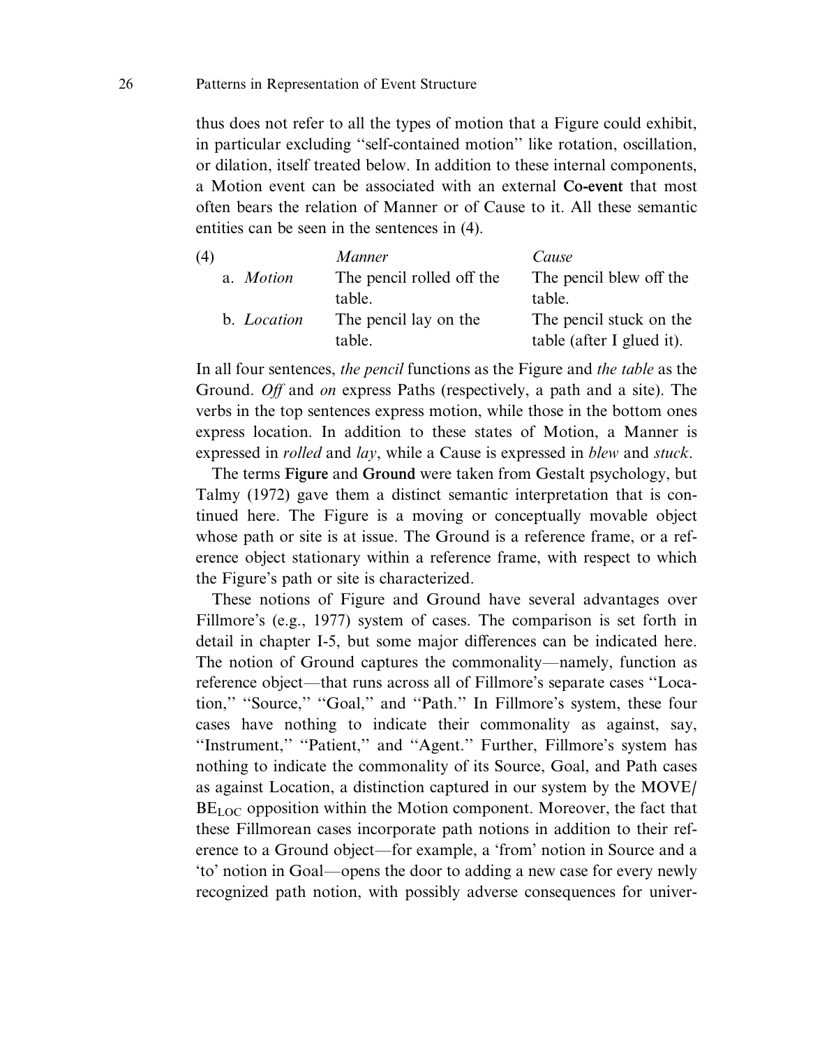thus does not refer to all the types of motion that a Figure could exhibit, in particular excluding "self-contained motion" like rotation, oscillation, or dilation, itself treated below. In addition to these internal components, a Motion event can be associated with an external **Co-event** that most often bears the relation of Manner or of Cause to it. All these semantic entities can be seen in the sentences in (4).

| (4) | *Manner* | *Cause* |
|---|---|---|
| a. *Motion* | The pencil rolled off the table. | The pencil blew off the table. |
| b. *Location* | The pencil lay on the table. | The pencil stuck on the table (after I glued it). |

In all four sentences, *the pencil* functions as the Figure and *the table* as the Ground. *Off* and *on* express Paths (respectively, a path and a site). The verbs in the top sentences express motion, while those in the bottom ones express location. In addition to these states of Motion, a Manner is expressed in *rolled* and *lay*, while a Cause is expressed in *blew* and *stuck*.

The terms **Figure** and **Ground** were taken from Gestalt psychology, but Talmy (1972) gave them a distinct semantic interpretation that is continued here. The Figure is a moving or conceptually movable object whose path or site is at issue. The Ground is a reference frame, or a reference object stationary within a reference frame, with respect to which the Figure's path or site is characterized.

These notions of Figure and Ground have several advantages over Fillmore's (e.g., 1977) system of cases. The comparison is set forth in detail in chapter I-5, but some major differences can be indicated here. The notion of Ground captures the commonality—namely, function as reference object—that runs across all of Fillmore's separate cases "Location," "Source," "Goal," and "Path." In Fillmore's system, these four cases have nothing to indicate their commonality as against, say, "Instrument," "Patient," and "Agent." Further, Fillmore's system has nothing to indicate the commonality of its Source, Goal, and Path cases as against Location, a distinction captured in our system by the MOVE/$BE_{LOC}$ opposition within the Motion component. Moreover, the fact that these Fillmorean cases incorporate path notions in addition to their reference to a Ground object—for example, a 'from' notion in Source and a 'to' notion in Goal—opens the door to adding a new case for every newly recognized path notion, with possibly adverse consequences for univer-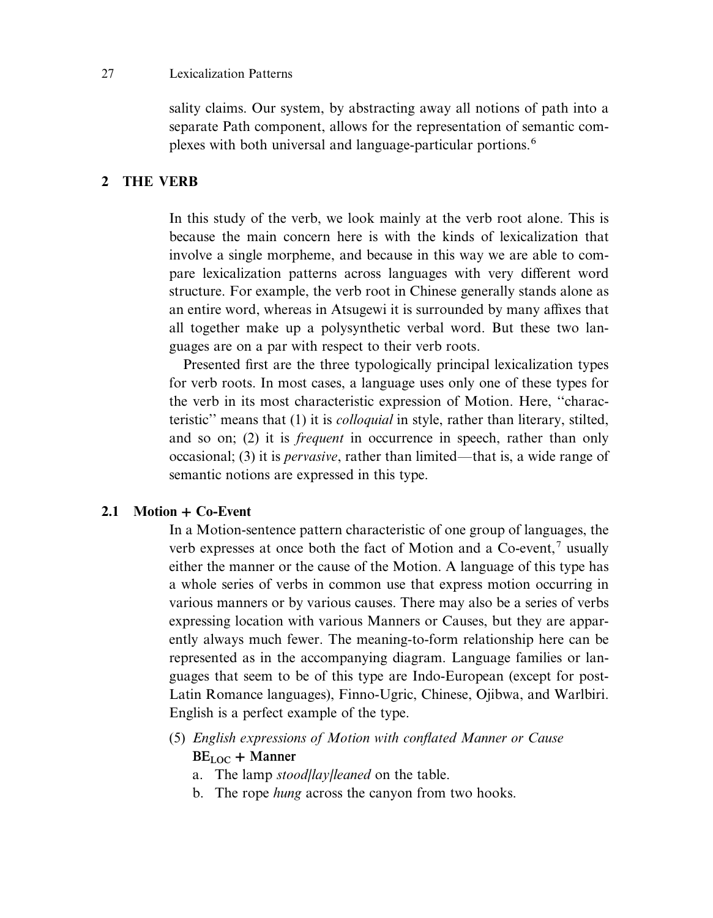sality claims. Our system, by abstracting away all notions of path into a separate Path component, allows for the representation of semantic complexes with both universal and language-particular portions.[6]

## 2 THE VERB

In this study of the verb, we look mainly at the verb root alone. This is because the main concern here is with the kinds of lexicalization that involve a single morpheme, and because in this way we are able to compare lexicalization patterns across languages with very different word structure. For example, the verb root in Chinese generally stands alone as an entire word, whereas in Atsugewi it is surrounded by many affixes that all together make up a polysynthetic verbal word. But these two languages are on a par with respect to their verb roots.

Presented first are the three typologically principal lexicalization types for verb roots. In most cases, a language uses only one of these types for the verb in its most characteristic expression of Motion. Here, ''characteristic'' means that (1) it is *colloquial* in style, rather than literary, stilted, and so on; (2) it is *frequent* in occurrence in speech, rather than only occasional; (3) it is *pervasive*, rather than limited—that is, a wide range of semantic notions are expressed in this type.

### 2.1 Motion + Co-Event

In a Motion-sentence pattern characteristic of one group of languages, the verb expresses at once both the fact of Motion and a Co-event,[7] usually either the manner or the cause of the Motion. A language of this type has a whole series of verbs in common use that express motion occurring in various manners or by various causes. There may also be a series of verbs expressing location with various Manners or Causes, but they are apparently always much fewer. The meaning-to-form relationship here can be represented as in the accompanying diagram. Language families or languages that seem to be of this type are Indo-European (except for post-Latin Romance languages), Finno-Ugric, Chinese, Ojibwa, and Warlbiri. English is a perfect example of the type.

(5) *English expressions of Motion with conflated Manner or Cause*
**$BE_{LOC}$ + Manner**
a. The lamp *stood/lay/leaned* on the table.
b. The rope *hung* across the canyon from two hooks.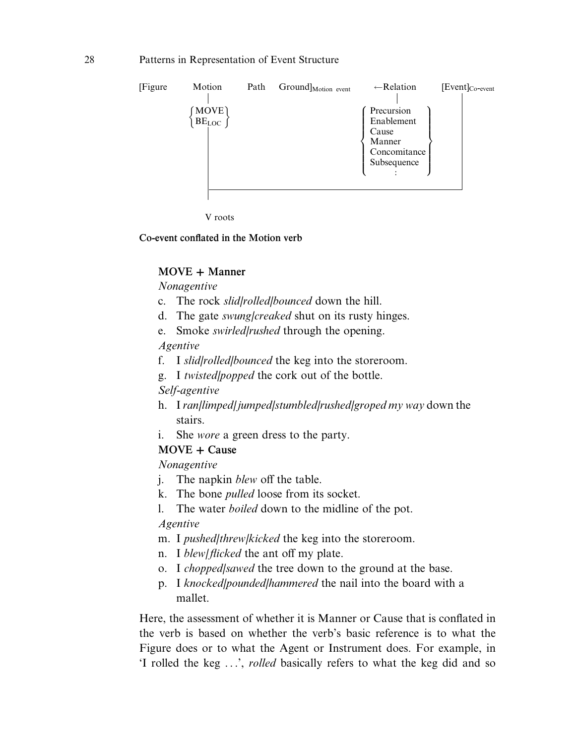```
[Figure   Motion   Path   Ground]Motion event      ←Relation       [Event]Co-event
            |                                          |                  |
         {MOVE  }                               { Precursion   }
         {BE_LOC}                               { Enablement   }
            |                                   { Cause        }
            |                                   { Manner       }
            |                                   { Concomitance }
            |                                   { Subsequence  }
            |                                   {     :        }
            |                                                         |
            |_________________________________________________________|
            |
         V roots
```

**Co-event conflated in the Motion verb**

**MOVE + Manner**

*Nonagentive*

c. The rock *slid/rolled/bounced* down the hill.

d. The gate *swung/creaked* shut on its rusty hinges.

e. Smoke *swirled/rushed* through the opening.

*Agentive*

f. I *slid/rolled/bounced* the keg into the storeroom.

g. I *twisted/popped* the cork out of the bottle.

*Self-agentive*

h. I *ran/limped/jumped/stumbled/rushed/groped my way* down the stairs.

i. She *wore* a green dress to the party.

**MOVE + Cause**

*Nonagentive*

j. The napkin *blew* off the table.

k. The bone *pulled* loose from its socket.

l. The water *boiled* down to the midline of the pot.

*Agentive*

m. I *pushed/threw/kicked* the keg into the storeroom.

n. I *blew/flicked* the ant off my plate.

o. I *chopped/sawed* the tree down to the ground at the base.

p. I *knocked/pounded/hammered* the nail into the board with a mallet.

Here, the assessment of whether it is Manner or Cause that is conflated in the verb is based on whether the verb's basic reference is to what the Figure does or to what the Agent or Instrument does. For example, in 'I rolled the keg . . .', *rolled* basically refers to what the keg did and so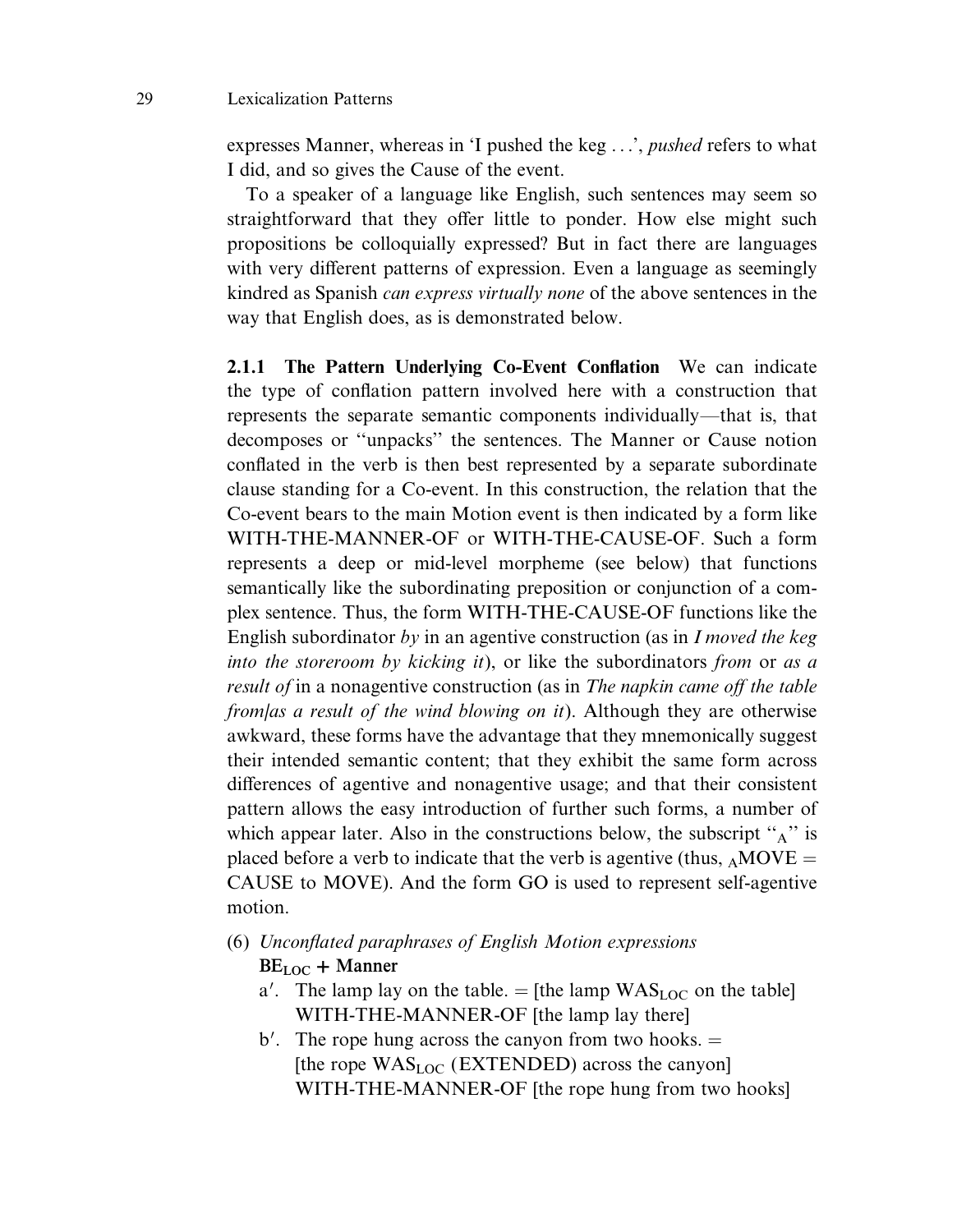expresses Manner, whereas in 'I pushed the keg ...', *pushed* refers to what I did, and so gives the Cause of the event.

To a speaker of a language like English, such sentences may seem so straightforward that they offer little to ponder. How else might such propositions be colloquially expressed? But in fact there are languages with very different patterns of expression. Even a language as seemingly kindred as Spanish *can express virtually none* of the above sentences in the way that English does, as is demonstrated below.

**2.1.1 The Pattern Underlying Co-Event Conflation** We can indicate the type of conflation pattern involved here with a construction that represents the separate semantic components individually—that is, that decomposes or "unpacks" the sentences. The Manner or Cause notion conflated in the verb is then best represented by a separate subordinate clause standing for a Co-event. In this construction, the relation that the Co-event bears to the main Motion event is then indicated by a form like WITH-THE-MANNER-OF or WITH-THE-CAUSE-OF. Such a form represents a deep or mid-level morpheme (see below) that functions semantically like the subordinating preposition or conjunction of a complex sentence. Thus, the form WITH-THE-CAUSE-OF functions like the English subordinator *by* in an agentive construction (as in *I moved the keg into the storeroom by kicking it*), or like the subordinators *from* or *as a result of* in a nonagentive construction (as in *The napkin came off the table from/as a result of the wind blowing on it*). Although they are otherwise awkward, these forms have the advantage that they mnemonically suggest their intended semantic content; that they exhibit the same form across differences of agentive and nonagentive usage; and that their consistent pattern allows the easy introduction of further such forms, a number of which appear later. Also in the constructions below, the subscript "$_A$" is placed before a verb to indicate that the verb is agentive (thus, $_A$MOVE = CAUSE to MOVE). And the form GO is used to represent self-agentive motion.

(6) *Unconflated paraphrases of English Motion expressions*
**$BE_{LOC}$ + Manner**
a′. The lamp lay on the table. = [the lamp $WAS_{LOC}$ on the table] WITH-THE-MANNER-OF [the lamp lay there]
b′. The rope hung across the canyon from two hooks. = [the rope $WAS_{LOC}$ (EXTENDED) across the canyon] WITH-THE-MANNER-OF [the rope hung from two hooks]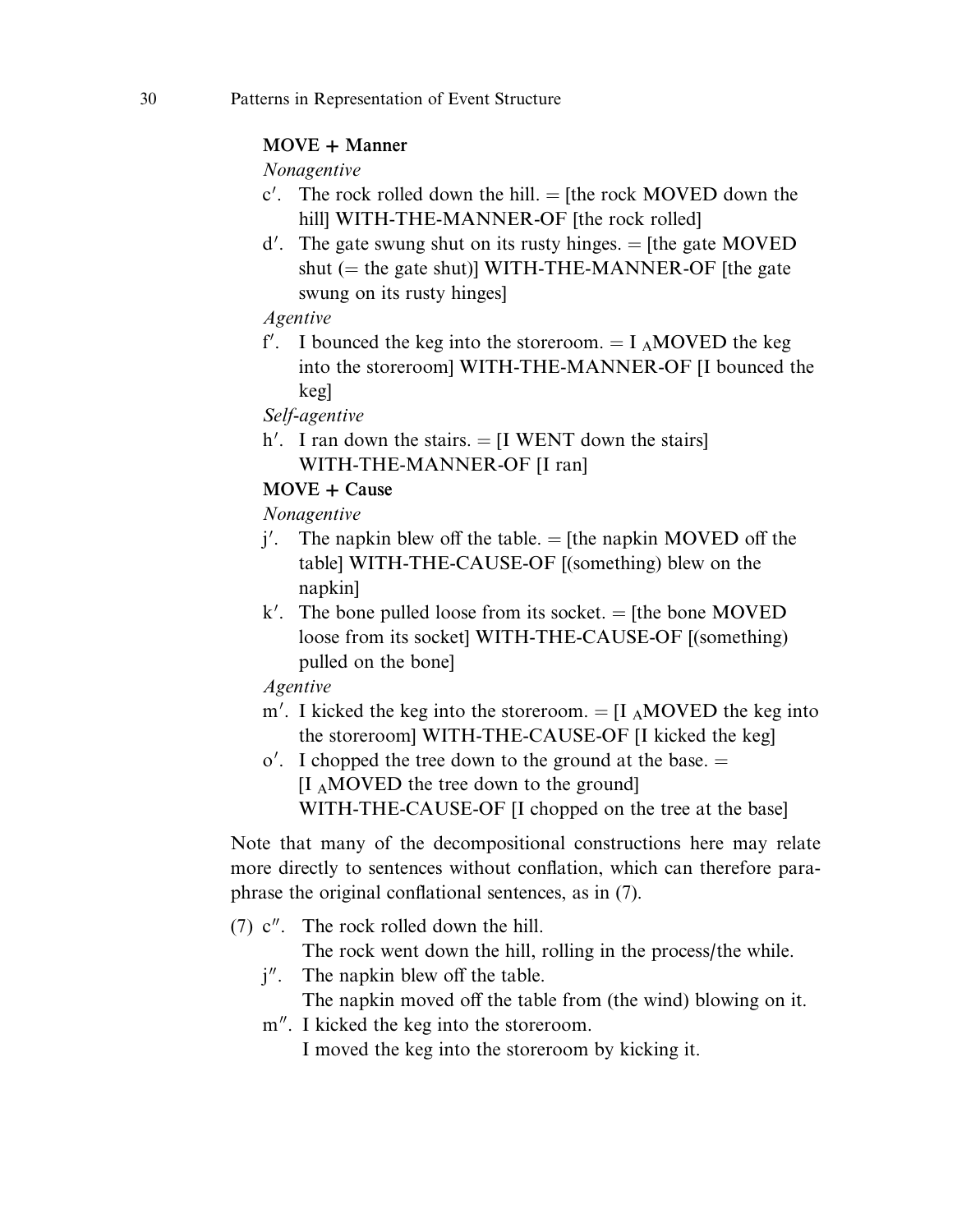**MOVE + Manner**

*Nonagentive*

c′. The rock rolled down the hill. = [the rock MOVED down the hill] WITH-THE-MANNER-OF [the rock rolled]

d′. The gate swung shut on its rusty hinges. = [the gate MOVED shut (= the gate shut)] WITH-THE-MANNER-OF [the gate swung on its rusty hinges]

*Agentive*

f′. I bounced the keg into the storeroom. = I $_{A}$MOVED the keg into the storeroom] WITH-THE-MANNER-OF [I bounced the keg]

*Self-agentive*

h′. I ran down the stairs. = [I WENT down the stairs] WITH-THE-MANNER-OF [I ran]

**MOVE + Cause**

*Nonagentive*

j′. The napkin blew off the table. = [the napkin MOVED off the table] WITH-THE-CAUSE-OF [(something) blew on the napkin]

k′. The bone pulled loose from its socket. = [the bone MOVED loose from its socket] WITH-THE-CAUSE-OF [(something) pulled on the bone]

*Agentive*

m′. I kicked the keg into the storeroom. = [I $_{A}$MOVED the keg into the storeroom] WITH-THE-CAUSE-OF [I kicked the keg]

o′. I chopped the tree down to the ground at the base. = [I $_{A}$MOVED the tree down to the ground] WITH-THE-CAUSE-OF [I chopped on the tree at the base]

Note that many of the decompositional constructions here may relate more directly to sentences without conflation, which can therefore paraphrase the original conflational sentences, as in (7).

(7) c″. The rock rolled down the hill.
The rock went down the hill, rolling in the process/the while.

j″. The napkin blew off the table.
The napkin moved off the table from (the wind) blowing on it.

m″. I kicked the keg into the storeroom.
I moved the keg into the storeroom by kicking it.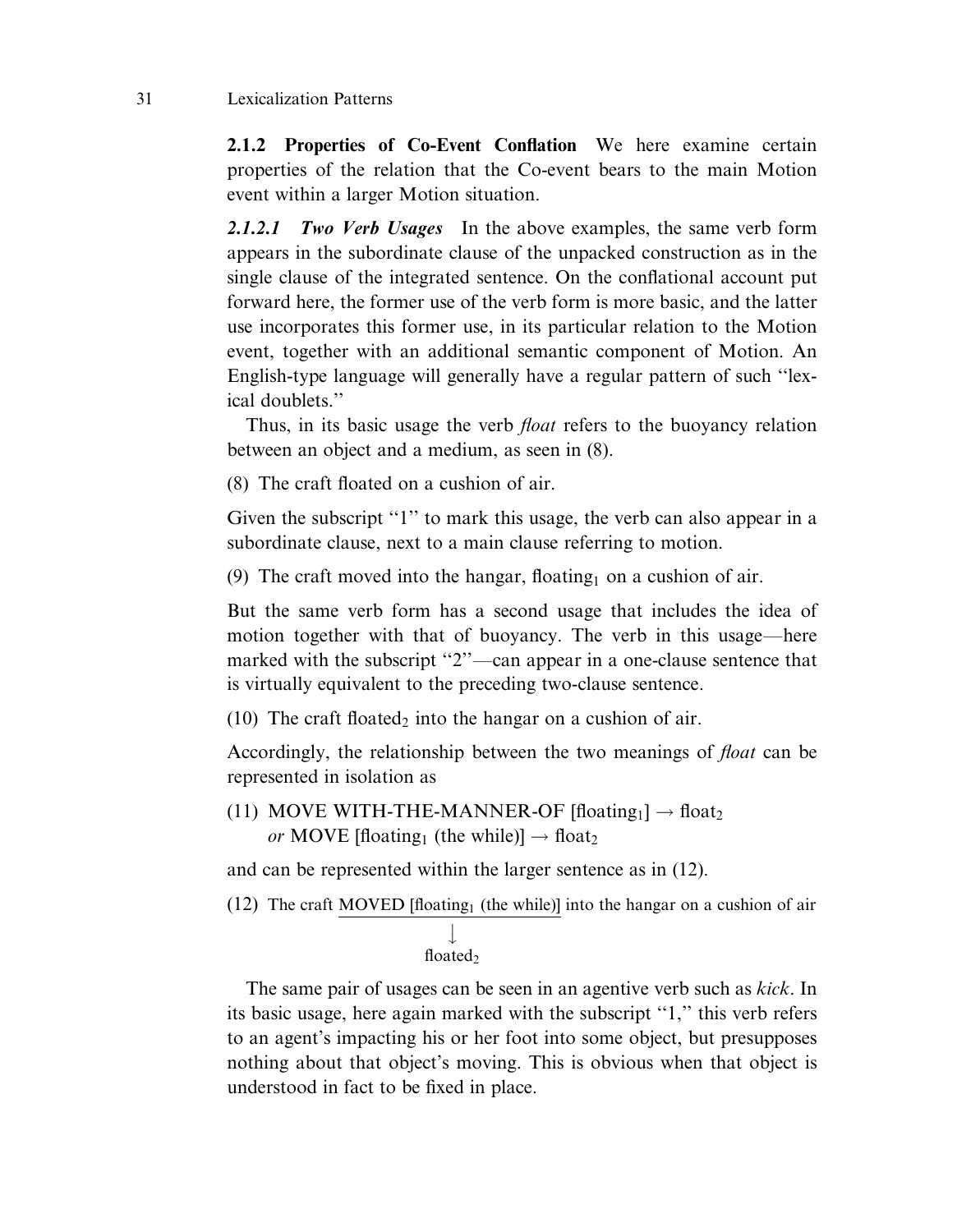**2.1.2 Properties of Co-Event Conflation** We here examine certain properties of the relation that the Co-event bears to the main Motion event within a larger Motion situation.

***2.1.2.1 Two Verb Usages*** In the above examples, the same verb form appears in the subordinate clause of the unpacked construction as in the single clause of the integrated sentence. On the conflational account put forward here, the former use of the verb form is more basic, and the latter use incorporates this former use, in its particular relation to the Motion event, together with an additional semantic component of Motion. An English-type language will generally have a regular pattern of such ''lexical doublets.''

Thus, in its basic usage the verb *float* refers to the buoyancy relation between an object and a medium, as seen in (8).

(8) The craft floated on a cushion of air.

Given the subscript ''1'' to mark this usage, the verb can also appear in a subordinate clause, next to a main clause referring to motion.

(9) The craft moved into the hangar, $\text{floating}_1$ on a cushion of air.

But the same verb form has a second usage that includes the idea of motion together with that of buoyancy. The verb in this usage—here marked with the subscript ''2''—can appear in a one-clause sentence that is virtually equivalent to the preceding two-clause sentence.

(10) The craft $\text{floated}_2$ into the hangar on a cushion of air.

Accordingly, the relationship between the two meanings of *float* can be represented in isolation as

(11) MOVE WITH-THE-MANNER-OF [$\text{floating}_1$] → $\text{float}_2$
*or* MOVE [$\text{floating}_1$ (the while)] → $\text{float}_2$

and can be represented within the larger sentence as in (12).

(12) The craft MOVED [$\text{floating}_1$ (the while)] into the hangar on a cushion of air
↓
$\text{floated}_2$

The same pair of usages can be seen in an agentive verb such as *kick*. In its basic usage, here again marked with the subscript ''1,'' this verb refers to an agent's impacting his or her foot into some object, but presupposes nothing about that object's moving. This is obvious when that object is understood in fact to be fixed in place.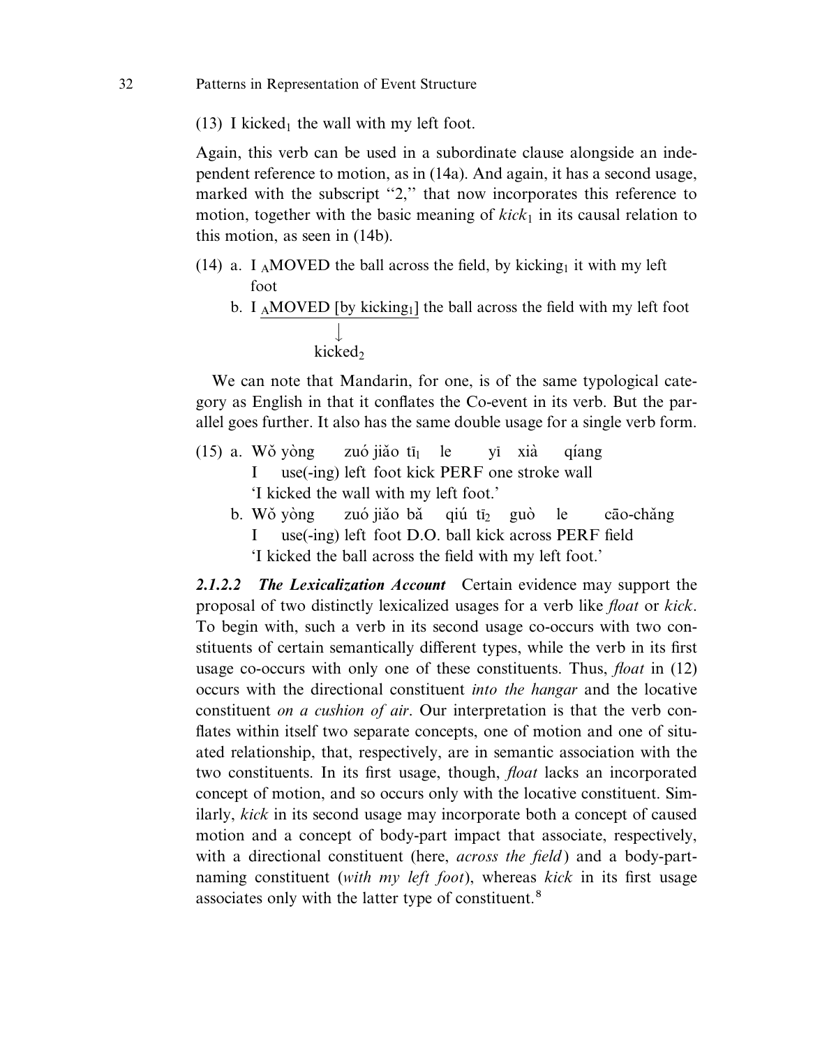(13) I kicked$_1$ the wall with my left foot.

Again, this verb can be used in a subordinate clause alongside an independent reference to motion, as in (14a). And again, it has a second usage, marked with the subscript "2," that now incorporates this reference to motion, together with the basic meaning of *kick*$_1$ in its causal relation to this motion, as seen in (14b).

(14) a. I $_A$MOVED the ball across the field, by kicking$_1$ it with my left foot

b. I $_A$MOVED [by kicking$_1$] the ball across the field with my left foot
↓
kicked$_2$

We can note that Mandarin, for one, is of the same typological category as English in that it conflates the Co-event in its verb. But the parallel goes further. It also has the same double usage for a single verb form.

(15) a. Wǒ yòng zuó jiǎo tī$_1$ le yī xià qíang
I use(-ing) left foot kick PERF one stroke wall
'I kicked the wall with my left foot.'

b. Wǒ yòng zuó jiǎo bǎ qiú tī$_2$ guò le cāo-chǎng
I use(-ing) left foot D.O. ball kick across PERF field
'I kicked the ball across the field with my left foot.'

***2.1.2.2 The Lexicalization Account*** Certain evidence may support the proposal of two distinctly lexicalized usages for a verb like *float* or *kick*. To begin with, such a verb in its second usage co-occurs with two constituents of certain semantically different types, while the verb in its first usage co-occurs with only one of these constituents. Thus, *float* in (12) occurs with the directional constituent *into the hangar* and the locative constituent *on a cushion of air*. Our interpretation is that the verb conflates within itself two separate concepts, one of motion and one of situated relationship, that, respectively, are in semantic association with the two constituents. In its first usage, though, *float* lacks an incorporated concept of motion, and so occurs only with the locative constituent. Similarly, *kick* in its second usage may incorporate both a concept of caused motion and a concept of body-part impact that associate, respectively, with a directional constituent (here, *across the field*) and a body-part-naming constituent (*with my left foot*), whereas *kick* in its first usage associates only with the latter type of constituent.[8]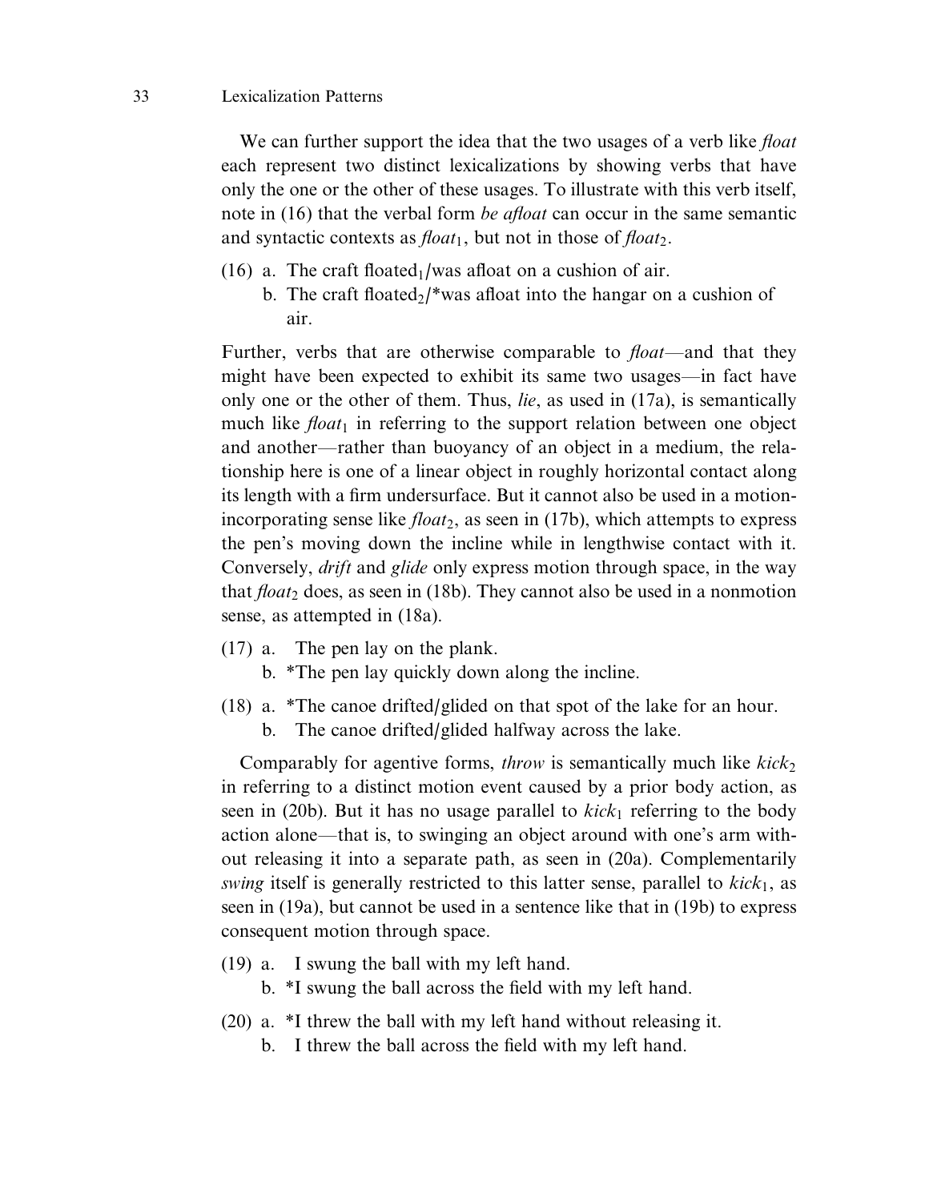We can further support the idea that the two usages of a verb like *float* each represent two distinct lexicalizations by showing verbs that have only the one or the other of these usages. To illustrate with this verb itself, note in (16) that the verbal form *be afloat* can occur in the same semantic and syntactic contexts as *float*$_1$, but not in those of *float*$_2$.

(16) a. The craft floated$_1$/was afloat on a cushion of air.
  b. The craft floated$_2$/*was afloat into the hangar on a cushion of air.

Further, verbs that are otherwise comparable to *float*—and that they might have been expected to exhibit its same two usages—in fact have only one or the other of them. Thus, *lie*, as used in (17a), is semantically much like *float*$_1$ in referring to the support relation between one object and another—rather than buoyancy of an object in a medium, the relationship here is one of a linear object in roughly horizontal contact along its length with a firm undersurface. But it cannot also be used in a motion-incorporating sense like *float*$_2$, as seen in (17b), which attempts to express the pen's moving down the incline while in lengthwise contact with it. Conversely, *drift* and *glide* only express motion through space, in the way that *float*$_2$ does, as seen in (18b). They cannot also be used in a nonmotion sense, as attempted in (18a).

(17) a. The pen lay on the plank.
  b. *The pen lay quickly down along the incline.

(18) a. *The canoe drifted/glided on that spot of the lake for an hour.
  b. The canoe drifted/glided halfway across the lake.

Comparably for agentive forms, *throw* is semantically much like *kick*$_2$ in referring to a distinct motion event caused by a prior body action, as seen in (20b). But it has no usage parallel to *kick*$_1$ referring to the body action alone—that is, to swinging an object around with one's arm without releasing it into a separate path, as seen in (20a). Complementarily *swing* itself is generally restricted to this latter sense, parallel to *kick*$_1$, as seen in (19a), but cannot be used in a sentence like that in (19b) to express consequent motion through space.

(19) a. I swung the ball with my left hand.
  b. *I swung the ball across the field with my left hand.

(20) a. *I threw the ball with my left hand without releasing it.
  b. I threw the ball across the field with my left hand.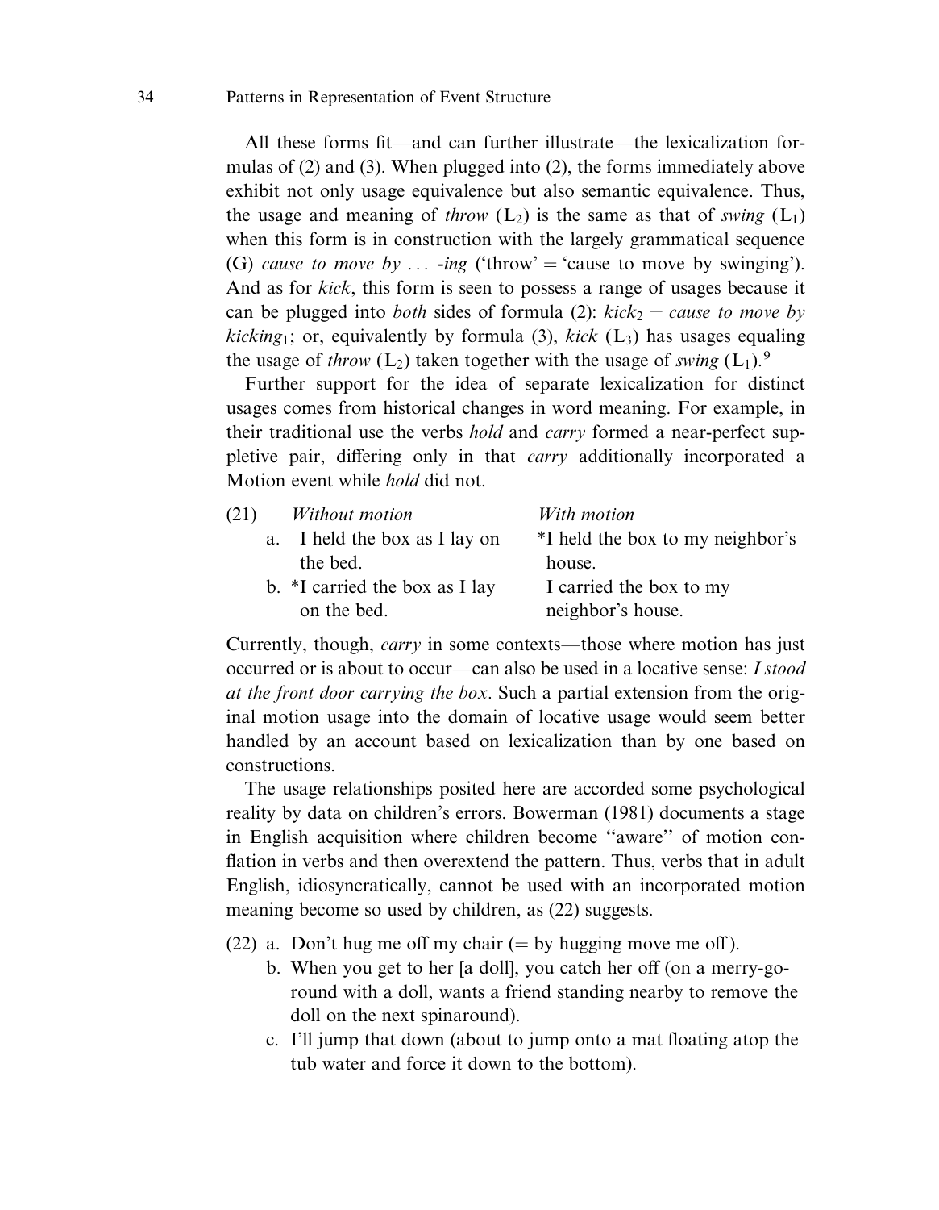All these forms fit—and can further illustrate—the lexicalization formulas of (2) and (3). When plugged into (2), the forms immediately above exhibit not only usage equivalence but also semantic equivalence. Thus, the usage and meaning of *throw* ($L_2$) is the same as that of *swing* ($L_1$) when this form is in construction with the largely grammatical sequence (G) *cause to move by . . . -ing* ('throw' = 'cause to move by swinging'). And as for *kick*, this form is seen to possess a range of usages because it can be plugged into *both* sides of formula (2): *kick*$_2$ = *cause to move by kicking*$_1$; or, equivalently by formula (3), *kick* ($L_3$) has usages equaling the usage of *throw* ($L_2$) taken together with the usage of *swing* ($L_1$).[9]

Further support for the idea of separate lexicalization for distinct usages comes from historical changes in word meaning. For example, in their traditional use the verbs *hold* and *carry* formed a near-perfect suppletive pair, differing only in that *carry* additionally incorporated a Motion event while *hold* did not.

| (21) | *Without motion* | *With motion* |
|---|---|---|
| a. | I held the box as I lay on the bed. | *I held the box to my neighbor's house. |
| b. | *I carried the box as I lay on the bed. | I carried the box to my neighbor's house. |

Currently, though, *carry* in some contexts—those where motion has just occurred or is about to occur—can also be used in a locative sense: *I stood at the front door carrying the box*. Such a partial extension from the original motion usage into the domain of locative usage would seem better handled by an account based on lexicalization than by one based on constructions.

The usage relationships posited here are accorded some psychological reality by data on children's errors. Bowerman (1981) documents a stage in English acquisition where children become ''aware'' of motion conflation in verbs and then overextend the pattern. Thus, verbs that in adult English, idiosyncratically, cannot be used with an incorporated motion meaning become so used by children, as (22) suggests.

(22) a. Don't hug me off my chair (= by hugging move me off).
b. When you get to her [a doll], you catch her off (on a merry-go-round with a doll, wants a friend standing nearby to remove the doll on the next spinaround).
c. I'll jump that down (about to jump onto a mat floating atop the tub water and force it down to the bottom).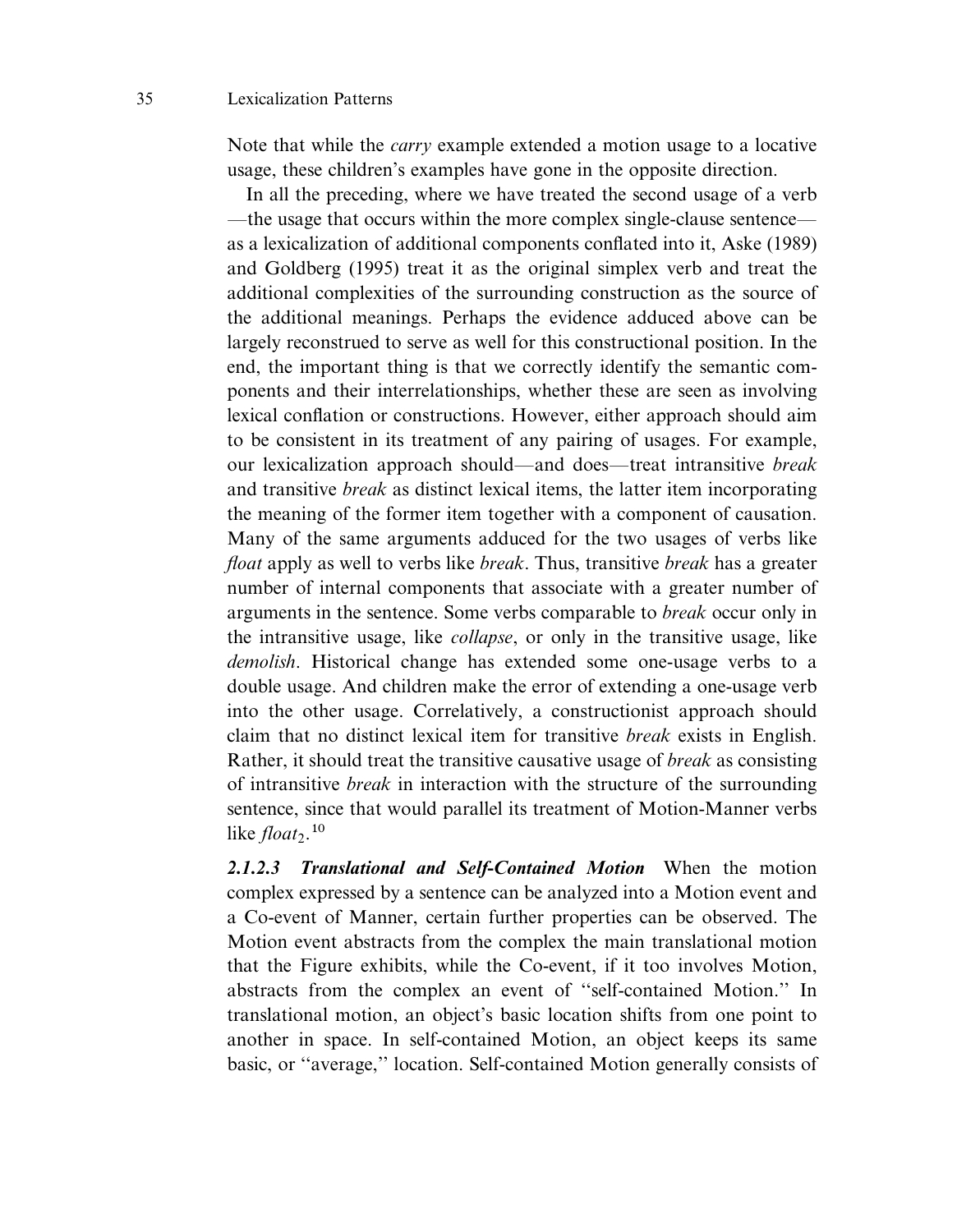Note that while the *carry* example extended a motion usage to a locative usage, these children's examples have gone in the opposite direction.

In all the preceding, where we have treated the second usage of a verb —the usage that occurs within the more complex single-clause sentence— as a lexicalization of additional components conflated into it, Aske (1989) and Goldberg (1995) treat it as the original simplex verb and treat the additional complexities of the surrounding construction as the source of the additional meanings. Perhaps the evidence adduced above can be largely reconstrued to serve as well for this constructional position. In the end, the important thing is that we correctly identify the semantic components and their interrelationships, whether these are seen as involving lexical conflation or constructions. However, either approach should aim to be consistent in its treatment of any pairing of usages. For example, our lexicalization approach should—and does—treat intransitive *break* and transitive *break* as distinct lexical items, the latter item incorporating the meaning of the former item together with a component of causation. Many of the same arguments adduced for the two usages of verbs like *float* apply as well to verbs like *break*. Thus, transitive *break* has a greater number of internal components that associate with a greater number of arguments in the sentence. Some verbs comparable to *break* occur only in the intransitive usage, like *collapse*, or only in the transitive usage, like *demolish*. Historical change has extended some one-usage verbs to a double usage. And children make the error of extending a one-usage verb into the other usage. Correlatively, a constructionist approach should claim that no distinct lexical item for transitive *break* exists in English. Rather, it should treat the transitive causative usage of *break* as consisting of intransitive *break* in interaction with the structure of the surrounding sentence, since that would parallel its treatment of Motion-Manner verbs like *float*$_2$.[10]

***2.1.2.3 Translational and Self-Contained Motion*** When the motion complex expressed by a sentence can be analyzed into a Motion event and a Co-event of Manner, certain further properties can be observed. The Motion event abstracts from the complex the main translational motion that the Figure exhibits, while the Co-event, if it too involves Motion, abstracts from the complex an event of "self-contained Motion." In translational motion, an object's basic location shifts from one point to another in space. In self-contained Motion, an object keeps its same basic, or "average," location. Self-contained Motion generally consists of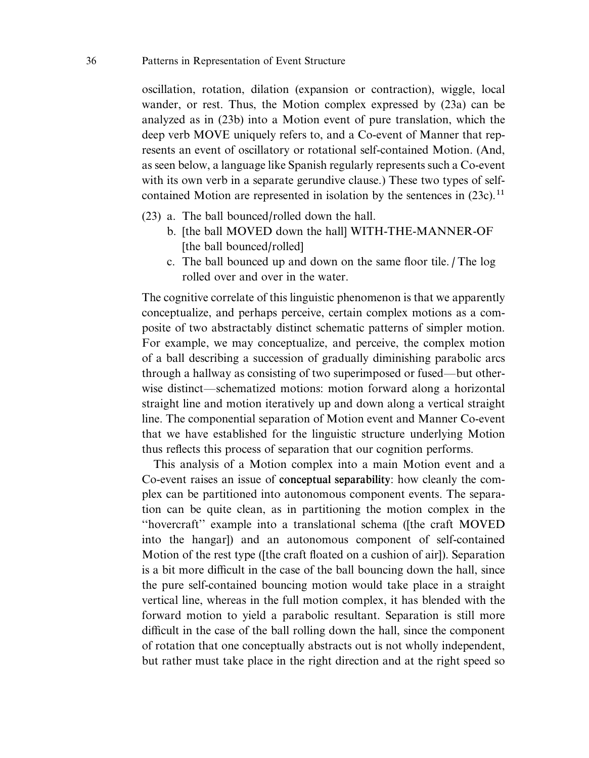oscillation, rotation, dilation (expansion or contraction), wiggle, local wander, or rest. Thus, the Motion complex expressed by (23a) can be analyzed as in (23b) into a Motion event of pure translation, which the deep verb MOVE uniquely refers to, and a Co-event of Manner that represents an event of oscillatory or rotational self-contained Motion. (And, as seen below, a language like Spanish regularly represents such a Co-event with its own verb in a separate gerundive clause.) These two types of self-contained Motion are represented in isolation by the sentences in (23c).[11]

(23) a. The ball bounced/rolled down the hall.
     b. [the ball MOVED down the hall] WITH-THE-MANNER-OF [the ball bounced/rolled]
     c. The ball bounced up and down on the same floor tile. / The log rolled over and over in the water.

The cognitive correlate of this linguistic phenomenon is that we apparently conceptualize, and perhaps perceive, certain complex motions as a composite of two abstractably distinct schematic patterns of simpler motion. For example, we may conceptualize, and perceive, the complex motion of a ball describing a succession of gradually diminishing parabolic arcs through a hallway as consisting of two superimposed or fused—but otherwise distinct—schematized motions: motion forward along a horizontal straight line and motion iteratively up and down along a vertical straight line. The componential separation of Motion event and Manner Co-event that we have established for the linguistic structure underlying Motion thus reflects this process of separation that our cognition performs.

This analysis of a Motion complex into a main Motion event and a Co-event raises an issue of **conceptual separability**: how cleanly the complex can be partitioned into autonomous component events. The separation can be quite clean, as in partitioning the motion complex in the "hovercraft" example into a translational schema ([the craft MOVED into the hangar]) and an autonomous component of self-contained Motion of the rest type ([the craft floated on a cushion of air]). Separation is a bit more difficult in the case of the ball bouncing down the hall, since the pure self-contained bouncing motion would take place in a straight vertical line, whereas in the full motion complex, it has blended with the forward motion to yield a parabolic resultant. Separation is still more difficult in the case of the ball rolling down the hall, since the component of rotation that one conceptually abstracts out is not wholly independent, but rather must take place in the right direction and at the right speed so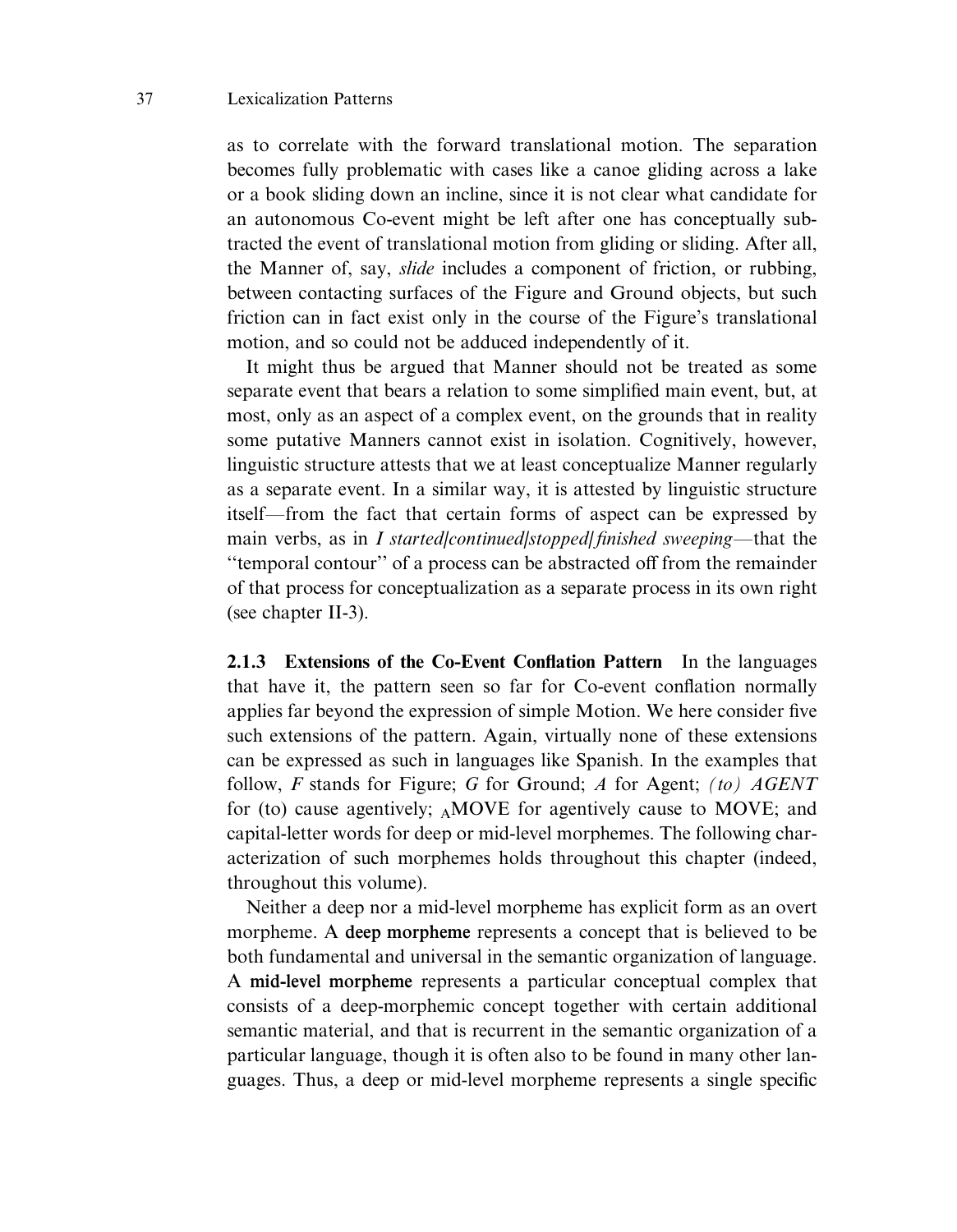as to correlate with the forward translational motion. The separation becomes fully problematic with cases like a canoe gliding across a lake or a book sliding down an incline, since it is not clear what candidate for an autonomous Co-event might be left after one has conceptually subtracted the event of translational motion from gliding or sliding. After all, the Manner of, say, *slide* includes a component of friction, or rubbing, between contacting surfaces of the Figure and Ground objects, but such friction can in fact exist only in the course of the Figure's translational motion, and so could not be adduced independently of it.

It might thus be argued that Manner should not be treated as some separate event that bears a relation to some simplified main event, but, at most, only as an aspect of a complex event, on the grounds that in reality some putative Manners cannot exist in isolation. Cognitively, however, linguistic structure attests that we at least conceptualize Manner regularly as a separate event. In a similar way, it is attested by linguistic structure itself—from the fact that certain forms of aspect can be expressed by main verbs, as in *I started/continued/stopped/finished sweeping*—that the "temporal contour" of a process can be abstracted off from the remainder of that process for conceptualization as a separate process in its own right (see chapter II-3).

**2.1.3 Extensions of the Co-Event Conflation Pattern** In the languages that have it, the pattern seen so far for Co-event conflation normally applies far beyond the expression of simple Motion. We here consider five such extensions of the pattern. Again, virtually none of these extensions can be expressed as such in languages like Spanish. In the examples that follow, *F* stands for Figure; *G* for Ground; *A* for Agent; *(to) AGENT* for (to) cause agentively; $_{\text{A}}$MOVE for agentively cause to MOVE; and capital-letter words for deep or mid-level morphemes. The following characterization of such morphemes holds throughout this chapter (indeed, throughout this volume).

Neither a deep nor a mid-level morpheme has explicit form as an overt morpheme. A **deep morpheme** represents a concept that is believed to be both fundamental and universal in the semantic organization of language. A **mid-level morpheme** represents a particular conceptual complex that consists of a deep-morphemic concept together with certain additional semantic material, and that is recurrent in the semantic organization of a particular language, though it is often also to be found in many other languages. Thus, a deep or mid-level morpheme represents a single specific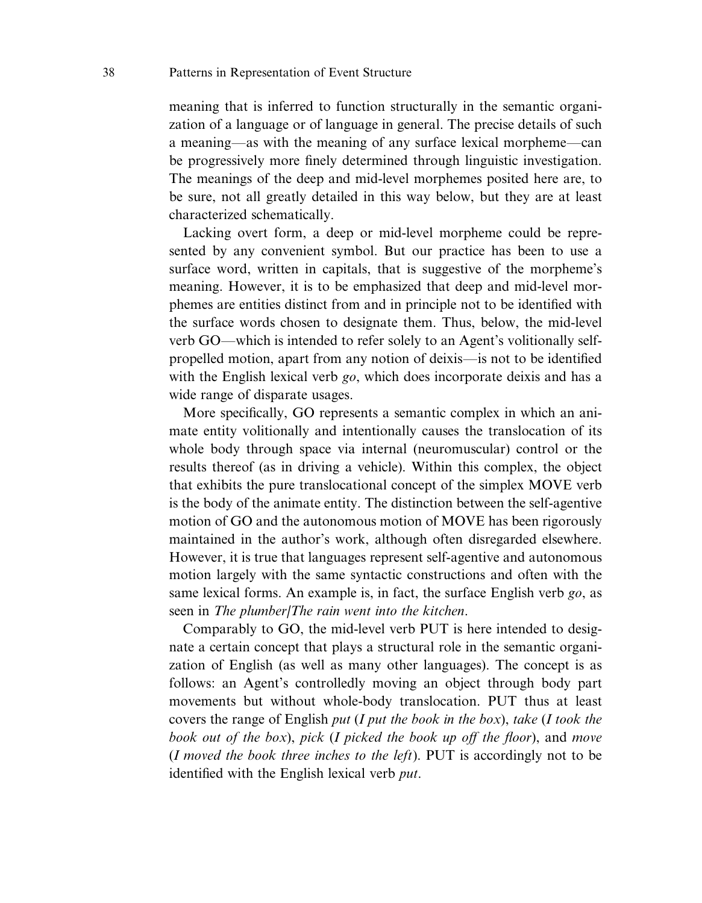meaning that is inferred to function structurally in the semantic organization of a language or of language in general. The precise details of such a meaning—as with the meaning of any surface lexical morpheme—can be progressively more finely determined through linguistic investigation. The meanings of the deep and mid-level morphemes posited here are, to be sure, not all greatly detailed in this way below, but they are at least characterized schematically.

Lacking overt form, a deep or mid-level morpheme could be represented by any convenient symbol. But our practice has been to use a surface word, written in capitals, that is suggestive of the morpheme's meaning. However, it is to be emphasized that deep and mid-level morphemes are entities distinct from and in principle not to be identified with the surface words chosen to designate them. Thus, below, the mid-level verb GO—which is intended to refer solely to an Agent's volitionally self-propelled motion, apart from any notion of deixis—is not to be identified with the English lexical verb *go*, which does incorporate deixis and has a wide range of disparate usages.

More specifically, GO represents a semantic complex in which an animate entity volitionally and intentionally causes the translocation of its whole body through space via internal (neuromuscular) control or the results thereof (as in driving a vehicle). Within this complex, the object that exhibits the pure translocational concept of the simplex MOVE verb is the body of the animate entity. The distinction between the self-agentive motion of GO and the autonomous motion of MOVE has been rigorously maintained in the author's work, although often disregarded elsewhere. However, it is true that languages represent self-agentive and autonomous motion largely with the same syntactic constructions and often with the same lexical forms. An example is, in fact, the surface English verb *go*, as seen in *The plumber/The rain went into the kitchen*.

Comparably to GO, the mid-level verb PUT is here intended to designate a certain concept that plays a structural role in the semantic organization of English (as well as many other languages). The concept is as follows: an Agent's controlledly moving an object through body part movements but without whole-body translocation. PUT thus at least covers the range of English *put* (*I put the book in the box*), *take* (*I took the book out of the box*), *pick* (*I picked the book up off the floor*), and *move* (*I moved the book three inches to the left*). PUT is accordingly not to be identified with the English lexical verb *put*.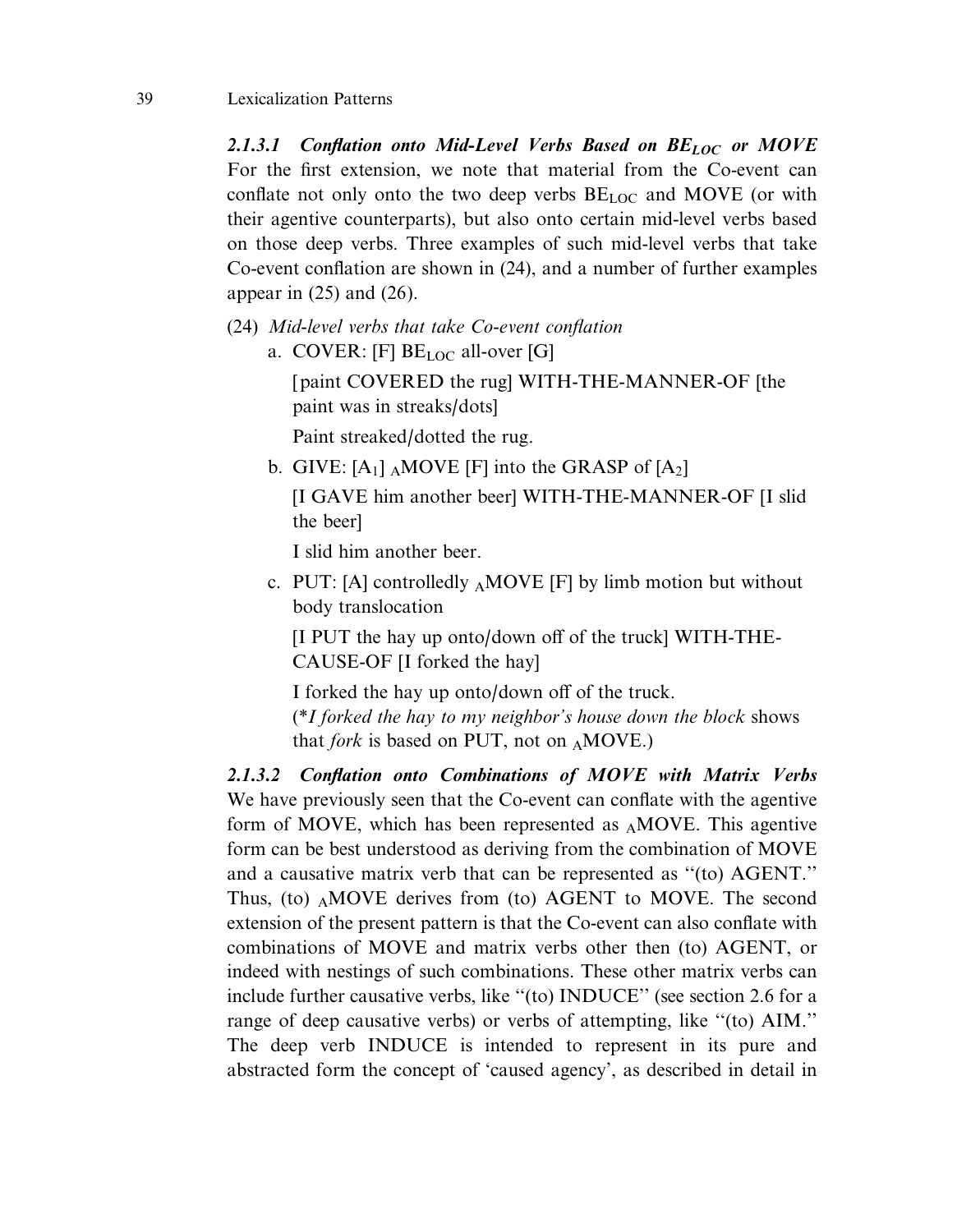#### *2.1.3.1 Conflation onto Mid-Level Verbs Based on $BE_{LOC}$ or MOVE*

For the first extension, we note that material from the Co-event can conflate not only onto the two deep verbs $BE_{LOC}$ and MOVE (or with their agentive counterparts), but also onto certain mid-level verbs based on those deep verbs. Three examples of such mid-level verbs that take Co-event conflation are shown in (24), and a number of further examples appear in (25) and (26).

(24) *Mid-level verbs that take Co-event conflation*

a. COVER: [F] $BE_{LOC}$ all-over [G]

[paint COVERED the rug] WITH-THE-MANNER-OF [the paint was in streaks/dots]

Paint streaked/dotted the rug.

b. GIVE: [$A_1$] $_A$MOVE [F] into the GRASP of [$A_2$]

[I GAVE him another beer] WITH-THE-MANNER-OF [I slid the beer]

I slid him another beer.

c. PUT: [A] controlledly $_A$MOVE [F] by limb motion but without body translocation

[I PUT the hay up onto/down off of the truck] WITH-THE-CAUSE-OF [I forked the hay]

I forked the hay up onto/down off of the truck.

(\**I forked the hay to my neighbor's house down the block* shows that *fork* is based on PUT, not on $_A$MOVE.)

#### *2.1.3.2 Conflation onto Combinations of MOVE with Matrix Verbs*

We have previously seen that the Co-event can conflate with the agentive form of MOVE, which has been represented as $_A$MOVE. This agentive form can be best understood as deriving from the combination of MOVE and a causative matrix verb that can be represented as "(to) AGENT." Thus, (to) $_A$MOVE derives from (to) AGENT to MOVE. The second extension of the present pattern is that the Co-event can also conflate with combinations of MOVE and matrix verbs other then (to) AGENT, or indeed with nestings of such combinations. These other matrix verbs can include further causative verbs, like "(to) INDUCE" (see section 2.6 for a range of deep causative verbs) or verbs of attempting, like "(to) AIM." The deep verb INDUCE is intended to represent in its pure and abstracted form the concept of 'caused agency', as described in detail in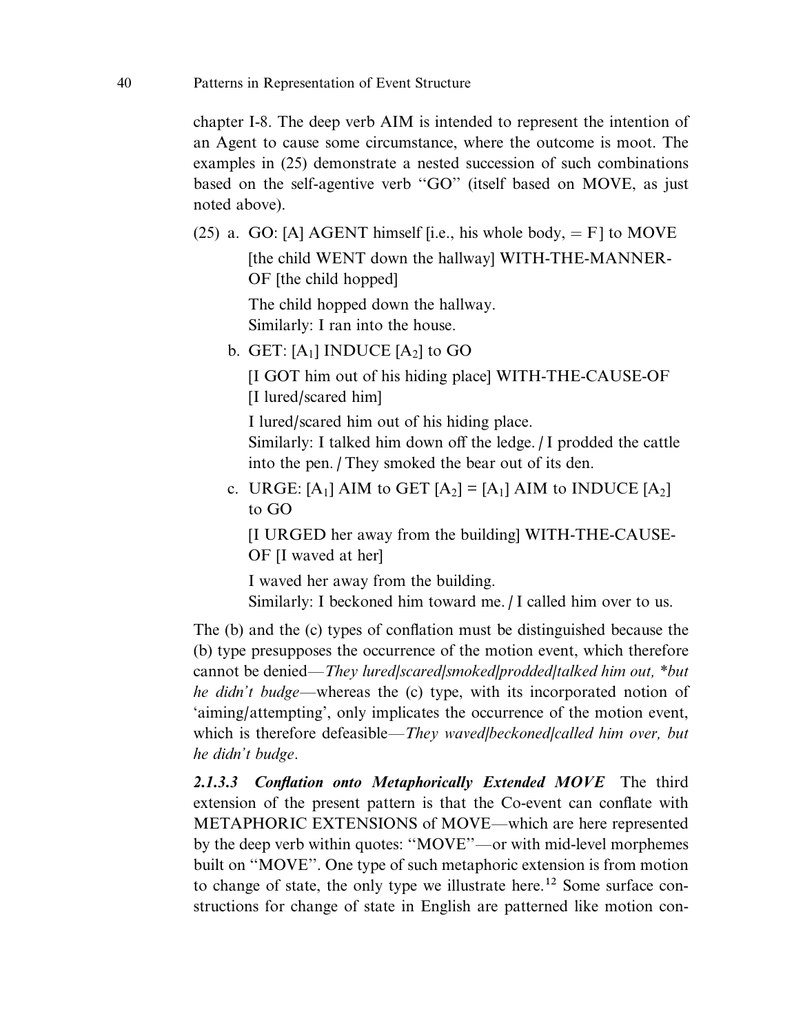chapter I-8. The deep verb AIM is intended to represent the intention of an Agent to cause some circumstance, where the outcome is moot. The examples in (25) demonstrate a nested succession of such combinations based on the self-agentive verb "GO" (itself based on MOVE, as just noted above).

(25) a. GO: [A] AGENT himself [i.e., his whole body, = F] to MOVE

[the child WENT down the hallway] WITH-THE-MANNER-OF [the child hopped]

The child hopped down the hallway.
Similarly: I ran into the house.

b. GET: [$A_1$] INDUCE [$A_2$] to GO

[I GOT him out of his hiding place] WITH-THE-CAUSE-OF [I lured/scared him]

I lured/scared him out of his hiding place.
Similarly: I talked him down off the ledge. / I prodded the cattle into the pen. / They smoked the bear out of its den.

c. URGE: [$A_1$] AIM to GET [$A_2$] = [$A_1$] AIM to INDUCE [$A_2$] to GO

[I URGED her away from the building] WITH-THE-CAUSE-OF [I waved at her]

I waved her away from the building.
Similarly: I beckoned him toward me. / I called him over to us.

The (b) and the (c) types of conflation must be distinguished because the (b) type presupposes the occurrence of the motion event, which therefore cannot be denied—*They lured/scared/smoked/prodded/talked him out, \*but he didn't budge*—whereas the (c) type, with its incorporated notion of 'aiming/attempting', only implicates the occurrence of the motion event, which is therefore defeasible—*They waved/beckoned/called him over, but he didn't budge*.

***2.1.3.3 Conflation onto Metaphorically Extended MOVE*** The third extension of the present pattern is that the Co-event can conflate with METAPHORIC EXTENSIONS of MOVE—which are here represented by the deep verb within quotes: "MOVE"—or with mid-level morphemes built on "MOVE". One type of such metaphoric extension is from motion to change of state, the only type we illustrate here.[12] Some surface constructions for change of state in English are patterned like motion con-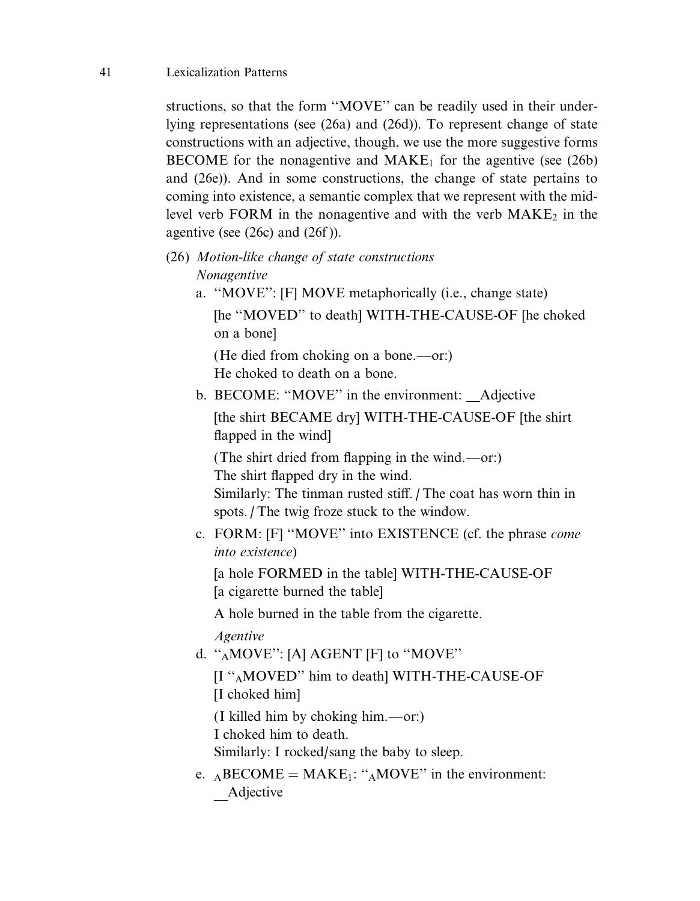structions, so that the form ''MOVE'' can be readily used in their underlying representations (see (26a) and (26d)). To represent change of state constructions with an adjective, though, we use the more suggestive forms BECOME for the nonagentive and $MAKE_1$ for the agentive (see (26b) and (26e)). And in some constructions, the change of state pertains to coming into existence, a semantic complex that we represent with the mid-level verb FORM in the nonagentive and with the verb $MAKE_2$ in the agentive (see (26c) and (26f)).

(26) *Motion-like change of state constructions*

*Nonagentive*

a. ''MOVE'': [F] MOVE metaphorically (i.e., change state)

[he ''MOVED'' to death] WITH-THE-CAUSE-OF [he choked on a bone]

(He died from choking on a bone.—or:)
He choked to death on a bone.

b. BECOME: ''MOVE'' in the environment: __Adjective

[the shirt BECAME dry] WITH-THE-CAUSE-OF [the shirt flapped in the wind]

(The shirt dried from flapping in the wind.—or:)
The shirt flapped dry in the wind.
Similarly: The tinman rusted stiff. / The coat has worn thin in spots. / The twig froze stuck to the window.

c. FORM: [F] ''MOVE'' into EXISTENCE (cf. the phrase *come into existence*)

[a hole FORMED in the table] WITH-THE-CAUSE-OF [a cigarette burned the table]

A hole burned in the table from the cigarette.

*Agentive*

d. ''$_A$MOVE'': [A] AGENT [F] to ''MOVE''

[I ''$_A$MOVED'' him to death] WITH-THE-CAUSE-OF [I choked him]

(I killed him by choking him.—or:)
I choked him to death.
Similarly: I rocked/sang the baby to sleep.

e. $_A$BECOME = $MAKE_1$: ''$_A$MOVE'' in the environment: __Adjective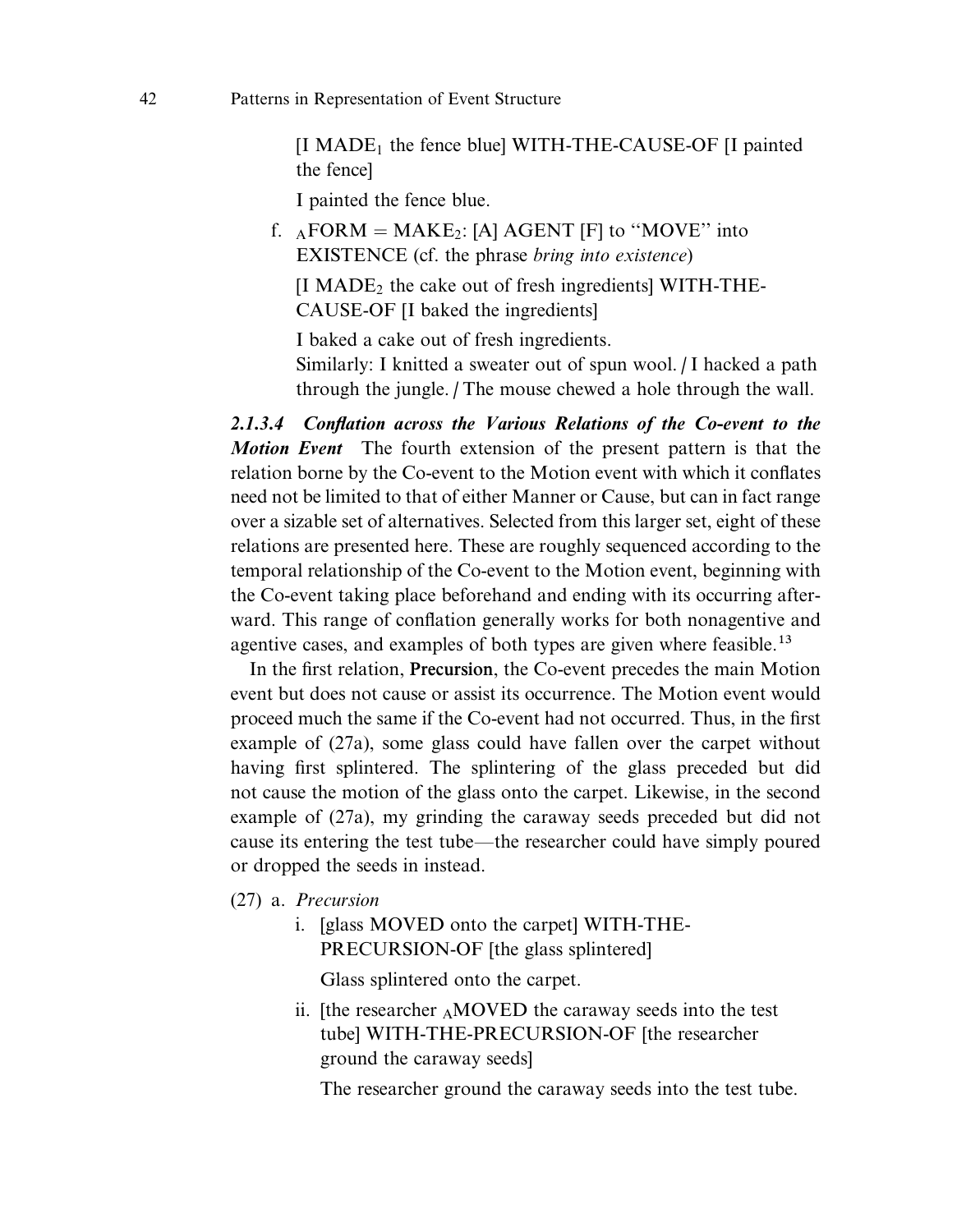[I $MADE_1$ the fence blue] WITH-THE-CAUSE-OF [I painted the fence]

I painted the fence blue.

f. $_A$FORM = $MAKE_2$: [A] AGENT [F] to "MOVE" into EXISTENCE (cf. the phrase *bring into existence*)

[I $MADE_2$ the cake out of fresh ingredients] WITH-THE-CAUSE-OF [I baked the ingredients]

I baked a cake out of fresh ingredients.
Similarly: I knitted a sweater out of spun wool. / I hacked a path through the jungle. / The mouse chewed a hole through the wall.

***2.1.3.4 Conflation across the Various Relations of the Co-event to the Motion Event*** The fourth extension of the present pattern is that the relation borne by the Co-event to the Motion event with which it conflates need not be limited to that of either Manner or Cause, but can in fact range over a sizable set of alternatives. Selected from this larger set, eight of these relations are presented here. These are roughly sequenced according to the temporal relationship of the Co-event to the Motion event, beginning with the Co-event taking place beforehand and ending with its occurring afterward. This range of conflation generally works for both nonagentive and agentive cases, and examples of both types are given where feasible.[13]

In the first relation, **Precursion**, the Co-event precedes the main Motion event but does not cause or assist its occurrence. The Motion event would proceed much the same if the Co-event had not occurred. Thus, in the first example of (27a), some glass could have fallen over the carpet without having first splintered. The splintering of the glass preceded but did not cause the motion of the glass onto the carpet. Likewise, in the second example of (27a), my grinding the caraway seeds preceded but did not cause its entering the test tube—the researcher could have simply poured or dropped the seeds in instead.

(27) a. *Precursion*

i. [glass MOVED onto the carpet] WITH-THE-PRECURSION-OF [the glass splintered]

Glass splintered onto the carpet.

ii. [the researcher $_A$MOVED the caraway seeds into the test tube] WITH-THE-PRECURSION-OF [the researcher ground the caraway seeds]

The researcher ground the caraway seeds into the test tube.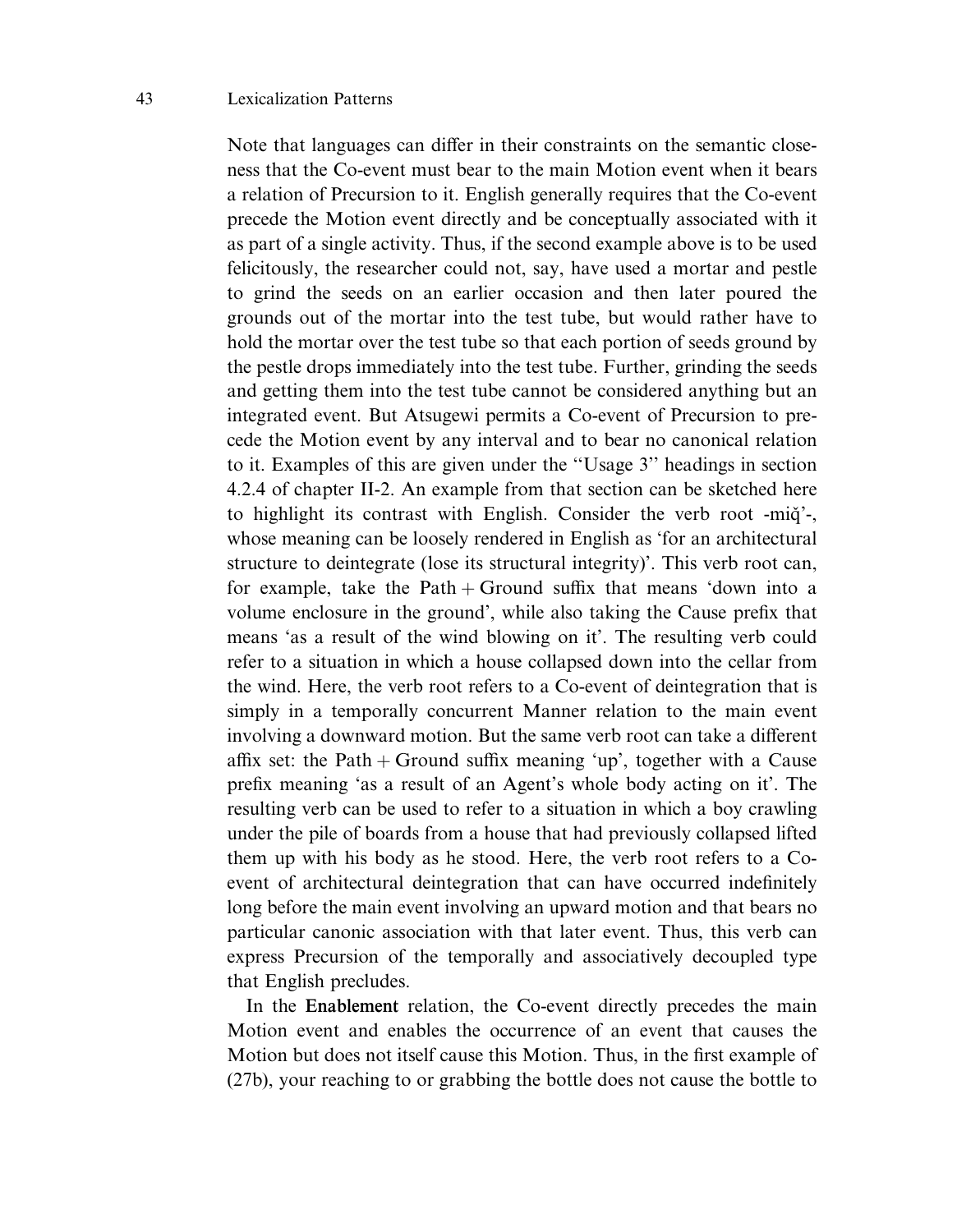Note that languages can differ in their constraints on the semantic closeness that the Co-event must bear to the main Motion event when it bears a relation of Precursion to it. English generally requires that the Co-event precede the Motion event directly and be conceptually associated with it as part of a single activity. Thus, if the second example above is to be used felicitously, the researcher could not, say, have used a mortar and pestle to grind the seeds on an earlier occasion and then later poured the grounds out of the mortar into the test tube, but would rather have to hold the mortar over the test tube so that each portion of seeds ground by the pestle drops immediately into the test tube. Further, grinding the seeds and getting them into the test tube cannot be considered anything but an integrated event. But Atsugewi permits a Co-event of Precursion to precede the Motion event by any interval and to bear no canonical relation to it. Examples of this are given under the ''Usage 3'' headings in section 4.2.4 of chapter II-2. An example from that section can be sketched here to highlight its contrast with English. Consider the verb root -miq̌'-, whose meaning can be loosely rendered in English as 'for an architectural structure to deintegrate (lose its structural integrity)'. This verb root can, for example, take the Path + Ground suffix that means 'down into a volume enclosure in the ground', while also taking the Cause prefix that means 'as a result of the wind blowing on it'. The resulting verb could refer to a situation in which a house collapsed down into the cellar from the wind. Here, the verb root refers to a Co-event of deintegration that is simply in a temporally concurrent Manner relation to the main event involving a downward motion. But the same verb root can take a different affix set: the Path + Ground suffix meaning 'up', together with a Cause prefix meaning 'as a result of an Agent's whole body acting on it'. The resulting verb can be used to refer to a situation in which a boy crawling under the pile of boards from a house that had previously collapsed lifted them up with his body as he stood. Here, the verb root refers to a Co-event of architectural deintegration that can have occurred indefinitely long before the main event involving an upward motion and that bears no particular canonic association with that later event. Thus, this verb can express Precursion of the temporally and associatively decoupled type that English precludes.

In the **Enablement** relation, the Co-event directly precedes the main Motion event and enables the occurrence of an event that causes the Motion but does not itself cause this Motion. Thus, in the first example of (27b), your reaching to or grabbing the bottle does not cause the bottle to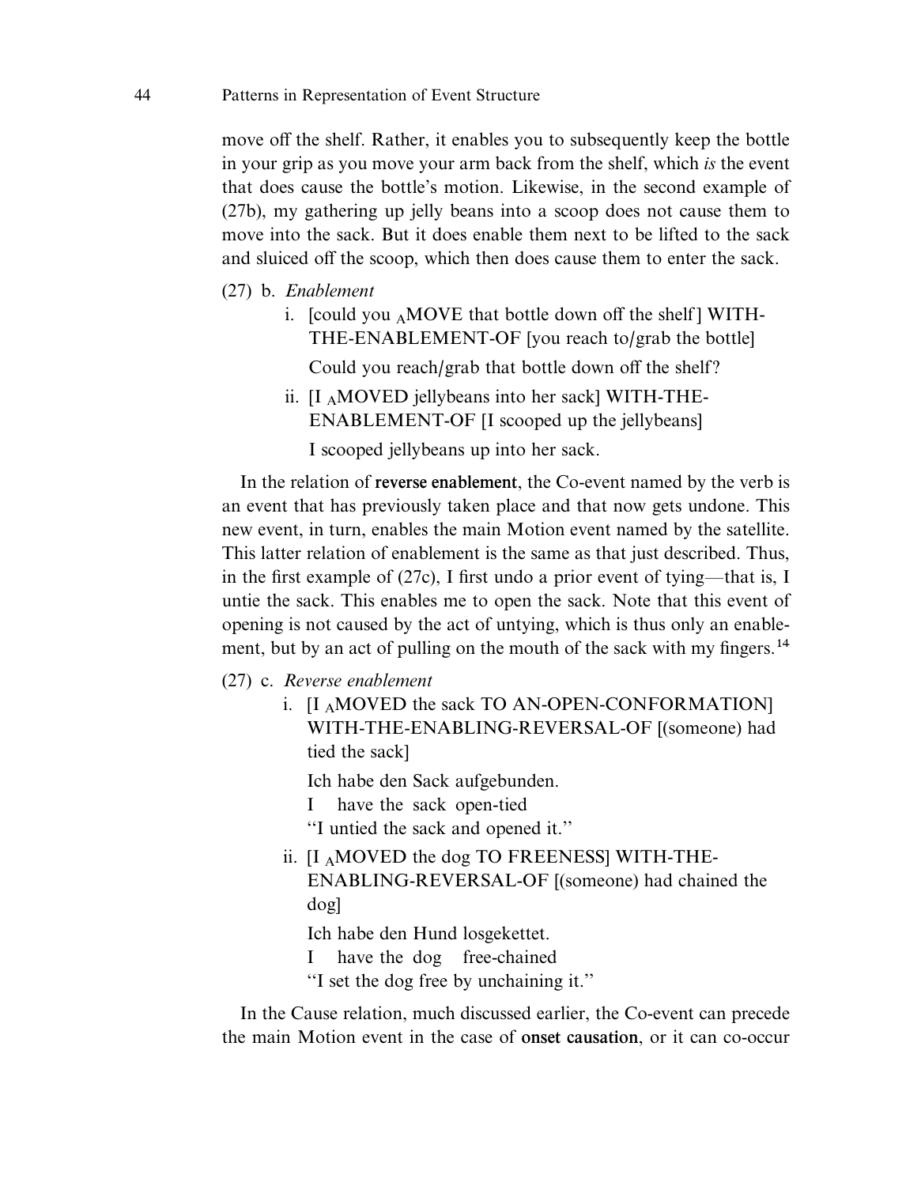move off the shelf. Rather, it enables you to subsequently keep the bottle in your grip as you move your arm back from the shelf, which *is* the event that does cause the bottle's motion. Likewise, in the second example of (27b), my gathering up jelly beans into a scoop does not cause them to move into the sack. But it does enable them next to be lifted to the sack and sluiced off the scoop, which then does cause them to enter the sack.

(27) b. *Enablement*

i. [could you $_A$MOVE that bottle down off the shelf] WITH-THE-ENABLEMENT-OF [you reach to/grab the bottle]

Could you reach/grab that bottle down off the shelf?

ii. [I $_A$MOVED jellybeans into her sack] WITH-THE-ENABLEMENT-OF [I scooped up the jellybeans]

I scooped jellybeans up into her sack.

In the relation of **reverse enablement**, the Co-event named by the verb is an event that has previously taken place and that now gets undone. This new event, in turn, enables the main Motion event named by the satellite. This latter relation of enablement is the same as that just described. Thus, in the first example of (27c), I first undo a prior event of tying—that is, I untie the sack. This enables me to open the sack. Note that this event of opening is not caused by the act of untying, which is thus only an enablement, but by an act of pulling on the mouth of the sack with my fingers.[14]

(27) c. *Reverse enablement*

i. [I $_A$MOVED the sack TO AN-OPEN-CONFORMATION] WITH-THE-ENABLING-REVERSAL-OF [(someone) had tied the sack]

Ich habe den Sack aufgebunden.
I have the sack open-tied
"I untied the sack and opened it."

ii. [I $_A$MOVED the dog TO FREENESS] WITH-THE-ENABLING-REVERSAL-OF [(someone) had chained the dog]

Ich habe den Hund losgekettet.
I have the dog free-chained
"I set the dog free by unchaining it."

In the Cause relation, much discussed earlier, the Co-event can precede the main Motion event in the case of **onset causation**, or it can co-occur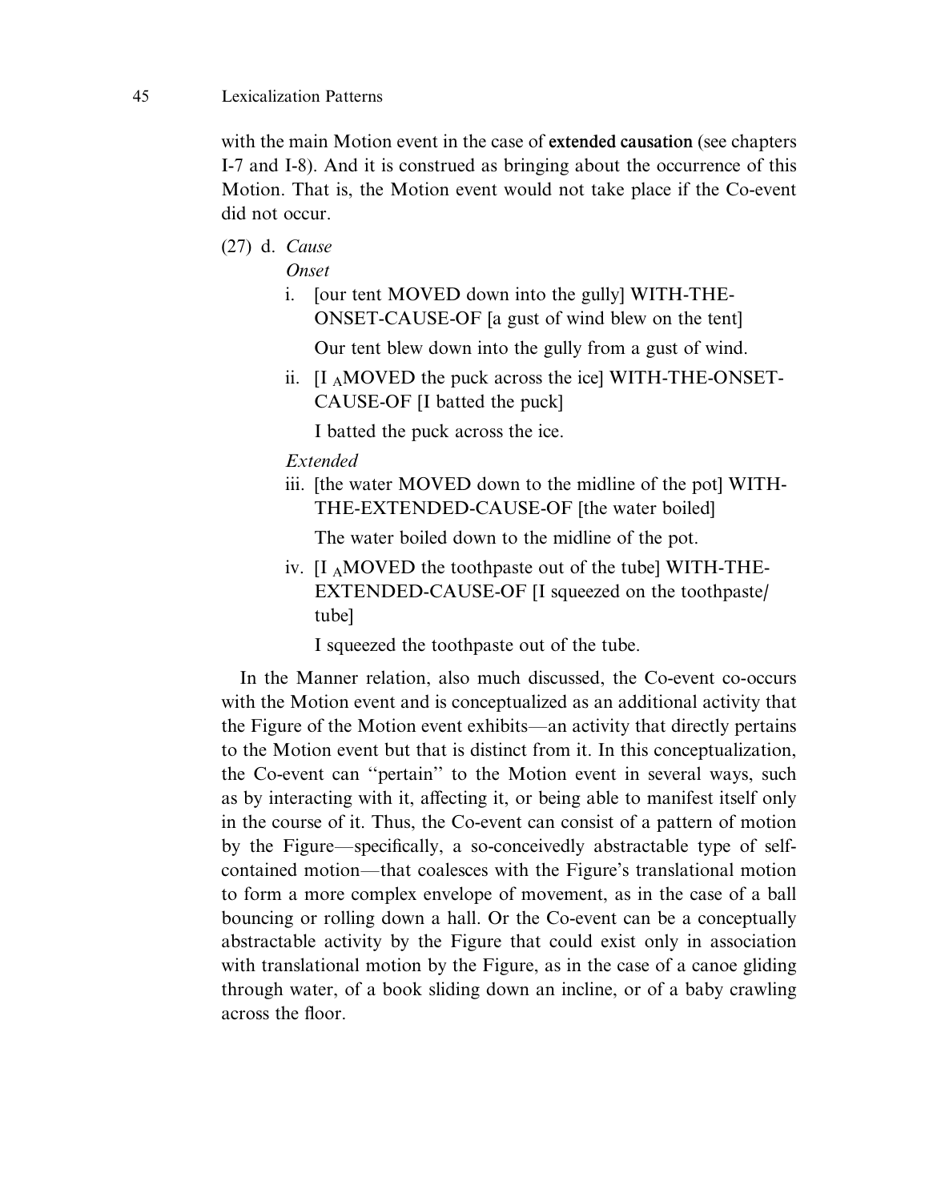with the main Motion event in the case of **extended causation** (see chapters I-7 and I-8). And it is construed as bringing about the occurrence of this Motion. That is, the Motion event would not take place if the Co-event did not occur.

(27) d. *Cause*

*Onset*

i. [our tent MOVED down into the gully] WITH-THE-ONSET-CAUSE-OF [a gust of wind blew on the tent]

Our tent blew down into the gully from a gust of wind.

ii. [I $_A$MOVED the puck across the ice] WITH-THE-ONSET-CAUSE-OF [I batted the puck]

I batted the puck across the ice.

*Extended*

iii. [the water MOVED down to the midline of the pot] WITH-THE-EXTENDED-CAUSE-OF [the water boiled]

The water boiled down to the midline of the pot.

iv. [I $_A$MOVED the toothpaste out of the tube] WITH-THE-EXTENDED-CAUSE-OF [I squeezed on the toothpaste/tube]

I squeezed the toothpaste out of the tube.

In the Manner relation, also much discussed, the Co-event co-occurs with the Motion event and is conceptualized as an additional activity that the Figure of the Motion event exhibits—an activity that directly pertains to the Motion event but that is distinct from it. In this conceptualization, the Co-event can ''pertain'' to the Motion event in several ways, such as by interacting with it, affecting it, or being able to manifest itself only in the course of it. Thus, the Co-event can consist of a pattern of motion by the Figure—specifically, a so-conceivedly abstractable type of self-contained motion—that coalesces with the Figure's translational motion to form a more complex envelope of movement, as in the case of a ball bouncing or rolling down a hall. Or the Co-event can be a conceptually abstractable activity by the Figure that could exist only in association with translational motion by the Figure, as in the case of a canoe gliding through water, of a book sliding down an incline, or of a baby crawling across the floor.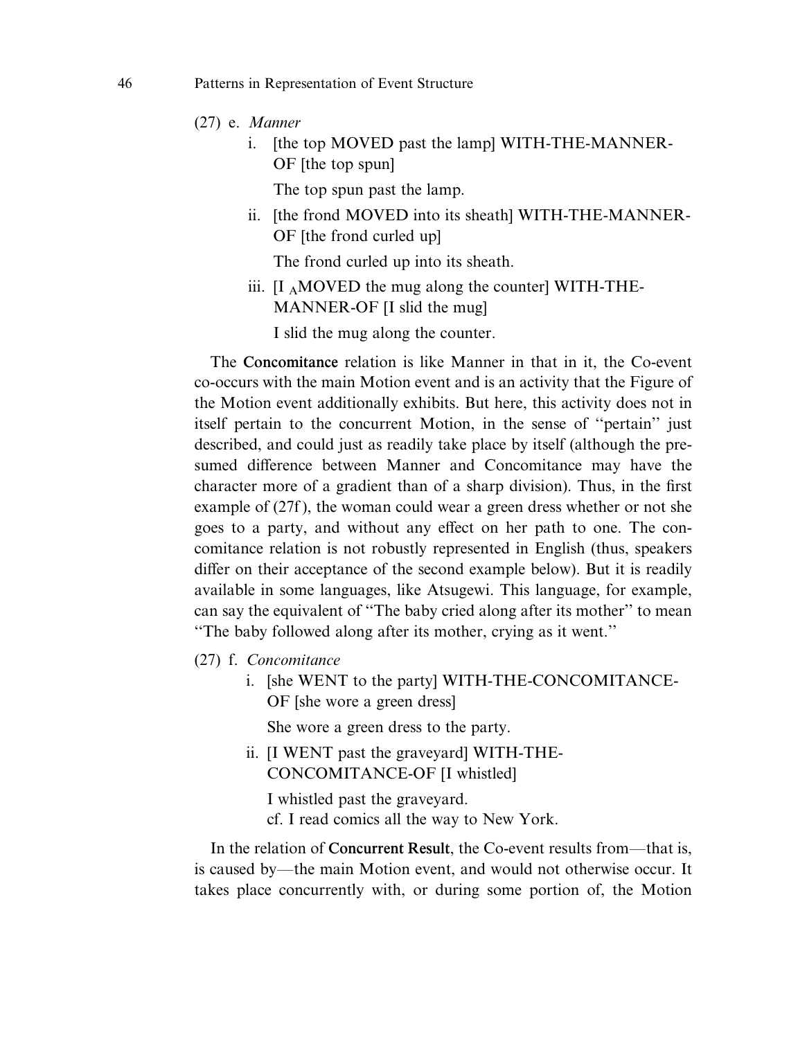(27) e. *Manner*

i. [the top MOVED past the lamp] WITH-THE-MANNER-OF [the top spun]

The top spun past the lamp.

ii. [the frond MOVED into its sheath] WITH-THE-MANNER-OF [the frond curled up]

The frond curled up into its sheath.

iii. [I $_A$MOVED the mug along the counter] WITH-THE-MANNER-OF [I slid the mug]

I slid the mug along the counter.

The **Concomitance** relation is like Manner in that in it, the Co-event co-occurs with the main Motion event and is an activity that the Figure of the Motion event additionally exhibits. But here, this activity does not in itself pertain to the concurrent Motion, in the sense of "pertain" just described, and could just as readily take place by itself (although the presumed difference between Manner and Concomitance may have the character more of a gradient than of a sharp division). Thus, in the first example of (27f), the woman could wear a green dress whether or not she goes to a party, and without any effect on her path to one. The concomitance relation is not robustly represented in English (thus, speakers differ on their acceptance of the second example below). But it is readily available in some languages, like Atsugewi. This language, for example, can say the equivalent of "The baby cried along after its mother" to mean "The baby followed along after its mother, crying as it went."

(27) f. *Concomitance*

i. [she WENT to the party] WITH-THE-CONCOMITANCE-OF [she wore a green dress]

She wore a green dress to the party.

ii. [I WENT past the graveyard] WITH-THE-CONCOMITANCE-OF [I whistled]

I whistled past the graveyard.
cf. I read comics all the way to New York.

In the relation of **Concurrent Result**, the Co-event results from—that is, is caused by—the main Motion event, and would not otherwise occur. It takes place concurrently with, or during some portion of, the Motion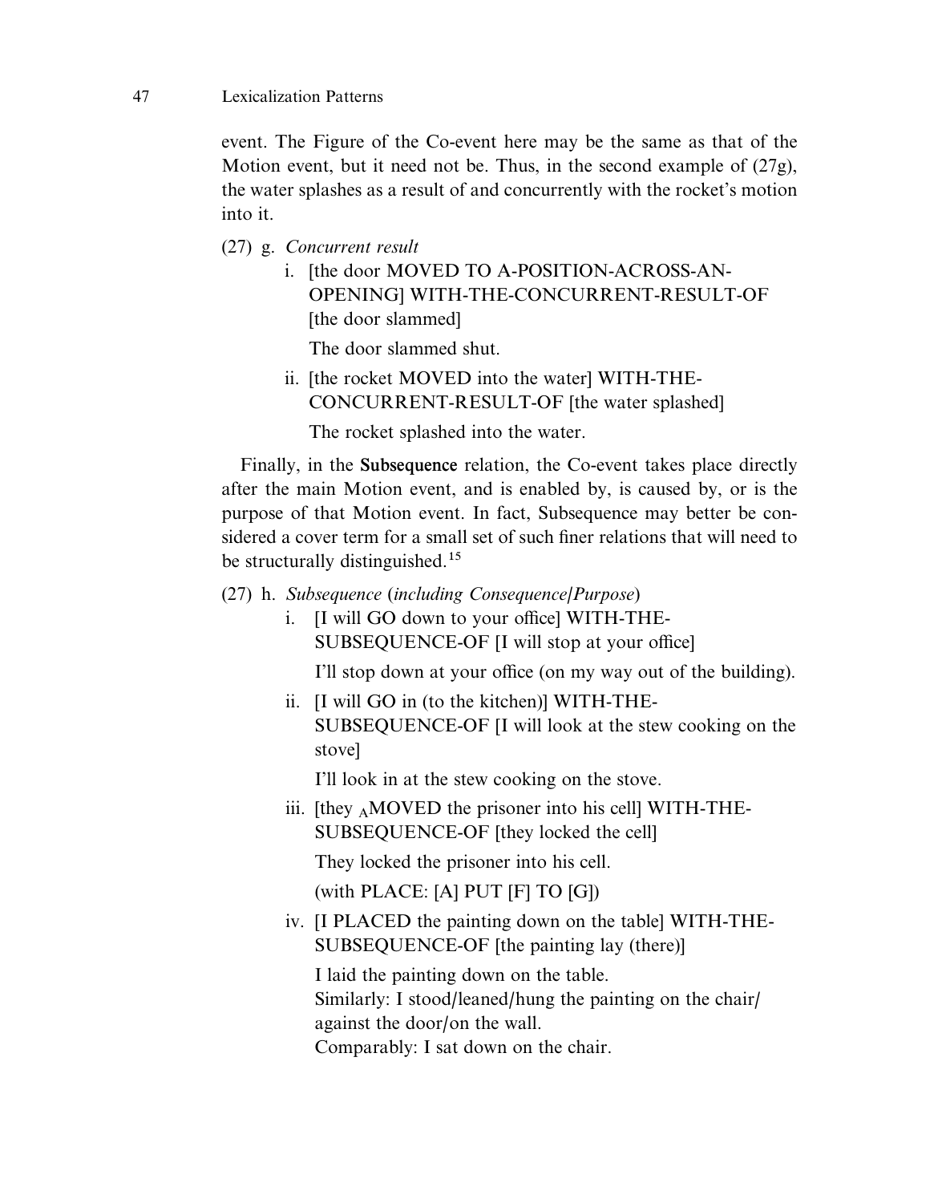event. The Figure of the Co-event here may be the same as that of the Motion event, but it need not be. Thus, in the second example of (27g), the water splashes as a result of and concurrently with the rocket's motion into it.

(27) g. *Concurrent result*

i. [the door MOVED TO A-POSITION-ACROSS-AN-OPENING] WITH-THE-CONCURRENT-RESULT-OF [the door slammed]

The door slammed shut.

ii. [the rocket MOVED into the water] WITH-THE-CONCURRENT-RESULT-OF [the water splashed]

The rocket splashed into the water.

Finally, in the **Subsequence** relation, the Co-event takes place directly after the main Motion event, and is enabled by, is caused by, or is the purpose of that Motion event. In fact, Subsequence may better be considered a cover term for a small set of such finer relations that will need to be structurally distinguished.[15]

(27) h. *Subsequence* (*including Consequence/Purpose*)

i. [I will GO down to your office] WITH-THE-SUBSEQUENCE-OF [I will stop at your office]

I'll stop down at your office (on my way out of the building).

ii. [I will GO in (to the kitchen)] WITH-THE-SUBSEQUENCE-OF [I will look at the stew cooking on the stove]

I'll look in at the stew cooking on the stove.

iii. [they $_{A}$MOVED the prisoner into his cell] WITH-THE-SUBSEQUENCE-OF [they locked the cell]

They locked the prisoner into his cell.

(with PLACE: [A] PUT [F] TO [G])

iv. [I PLACED the painting down on the table] WITH-THE-SUBSEQUENCE-OF [the painting lay (there)]

I laid the painting down on the table.
Similarly: I stood/leaned/hung the painting on the chair/against the door/on the wall.
Comparably: I sat down on the chair.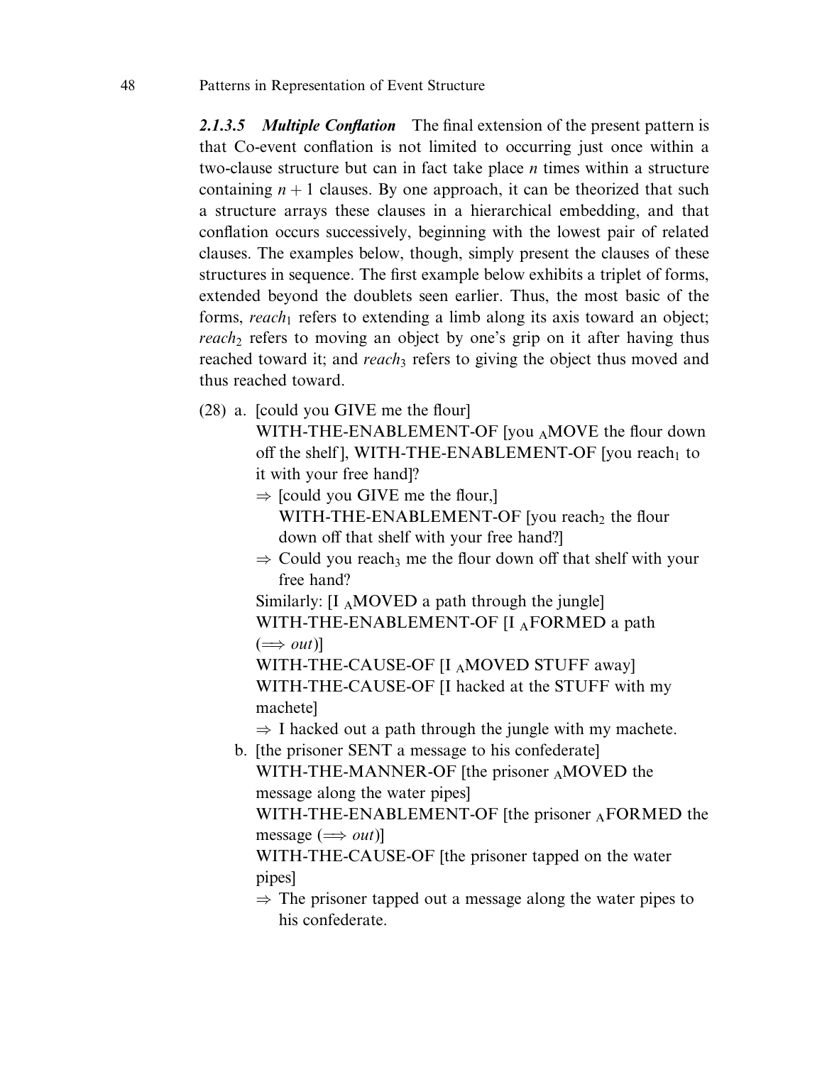***2.1.3.5 Multiple Conflation*** The final extension of the present pattern is that Co-event conflation is not limited to occurring just once within a two-clause structure but can in fact take place $n$ times within a structure containing $n + 1$ clauses. By one approach, it can be theorized that such a structure arrays these clauses in a hierarchical embedding, and that conflation occurs successively, beginning with the lowest pair of related clauses. The examples below, though, simply present the clauses of these structures in sequence. The first example below exhibits a triplet of forms, extended beyond the doublets seen earlier. Thus, the most basic of the forms, *reach*$_1$ refers to extending a limb along its axis toward an object; *reach*$_2$ refers to moving an object by one's grip on it after having thus reached toward it; and *reach*$_3$ refers to giving the object thus moved and thus reached toward.

(28) a. [could you GIVE me the flour]
WITH-THE-ENABLEMENT-OF [you $_A$MOVE the flour down off the shelf], WITH-THE-ENABLEMENT-OF [you reach$_1$ to it with your free hand]?
⇒ [could you GIVE me the flour,]
WITH-THE-ENABLEMENT-OF [you reach$_2$ the flour down off that shelf with your free hand?]
⇒ Could you reach$_3$ me the flour down off that shelf with your free hand?
Similarly: [I $_A$MOVED a path through the jungle]
WITH-THE-ENABLEMENT-OF [I $_A$FORMED a path (⟹ *out*)]
WITH-THE-CAUSE-OF [I $_A$MOVED STUFF away]
WITH-THE-CAUSE-OF [I hacked at the STUFF with my machete]
⇒ I hacked out a path through the jungle with my machete.

b. [the prisoner SENT a message to his confederate]
WITH-THE-MANNER-OF [the prisoner $_A$MOVED the message along the water pipes]
WITH-THE-ENABLEMENT-OF [the prisoner $_A$FORMED the message (⟹ *out*)]
WITH-THE-CAUSE-OF [the prisoner tapped on the water pipes]
⇒ The prisoner tapped out a message along the water pipes to his confederate.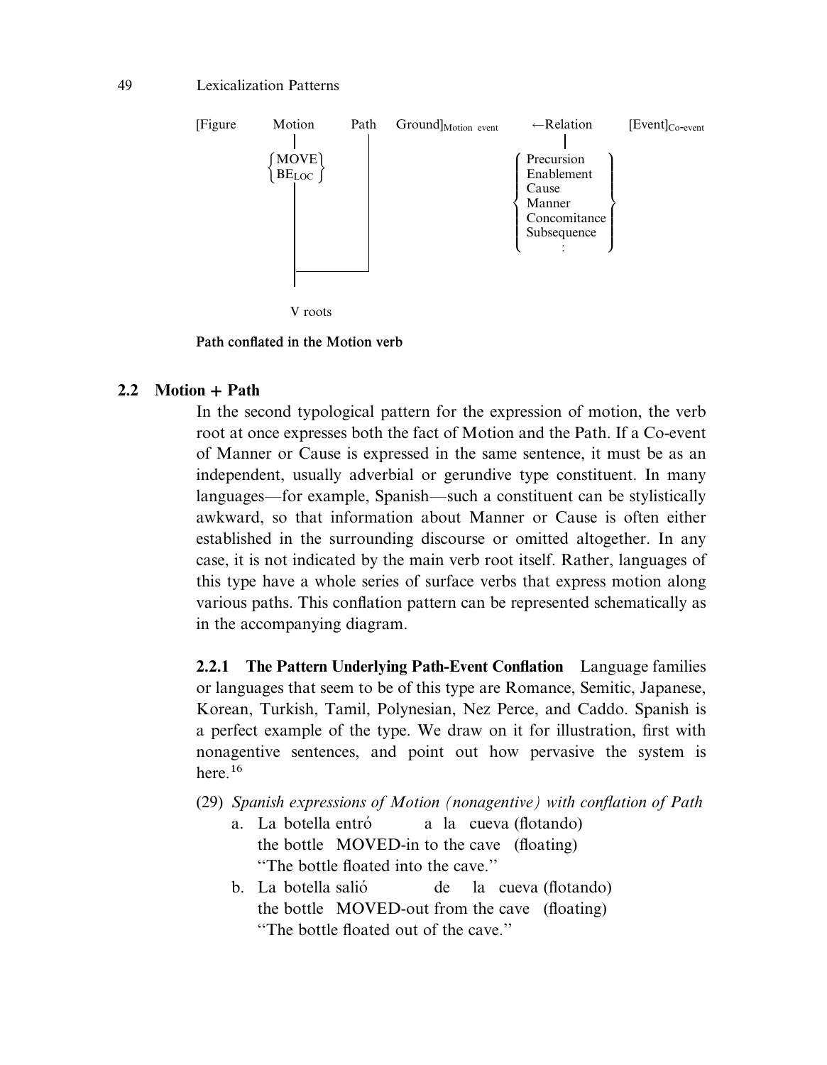```
[Figure    Motion       Path    Ground]Motion event      ←Relation       [Event]Co-event
              |           |                                  |
          { MOVE  }       |                           ⎧ Precursion    ⎫
          { BE_LOC}       |                           ⎪ Enablement    ⎪
              |           |                           ⎪ Cause         ⎪
              |           |                          ⎨  Manner         ⎬
              |           |                           ⎪ Concomitance  ⎪
              |           |                           ⎪ Subsequence   ⎪
              |           |                           ⎩      :        ⎭
              |___________|
              |
            V roots
```

**Path conflated in the Motion verb**

### 2.2 Motion + Path

In the second typological pattern for the expression of motion, the verb root at once expresses both the fact of Motion and the Path. If a Co-event of Manner or Cause is expressed in the same sentence, it must be as an independent, usually adverbial or gerundive type constituent. In many languages—for example, Spanish—such a constituent can be stylistically awkward, so that information about Manner or Cause is often either established in the surrounding discourse or omitted altogether. In any case, it is not indicated by the main verb root itself. Rather, languages of this type have a whole series of surface verbs that express motion along various paths. This conflation pattern can be represented schematically as in the accompanying diagram.

**2.2.1 The Pattern Underlying Path-Event Conflation** Language families or languages that seem to be of this type are Romance, Semitic, Japanese, Korean, Turkish, Tamil, Polynesian, Nez Perce, and Caddo. Spanish is a perfect example of the type. We draw on it for illustration, first with nonagentive sentences, and point out how pervasive the system is here.[16]

(29) *Spanish expressions of Motion (nonagentive) with conflation of Path*

a. La botella entró a la cueva (flotando)
   the bottle MOVED-in to the cave (floating)
   "The bottle floated into the cave."

b. La botella salió de la cueva (flotando)
   the bottle MOVED-out from the cave (floating)
   "The bottle floated out of the cave."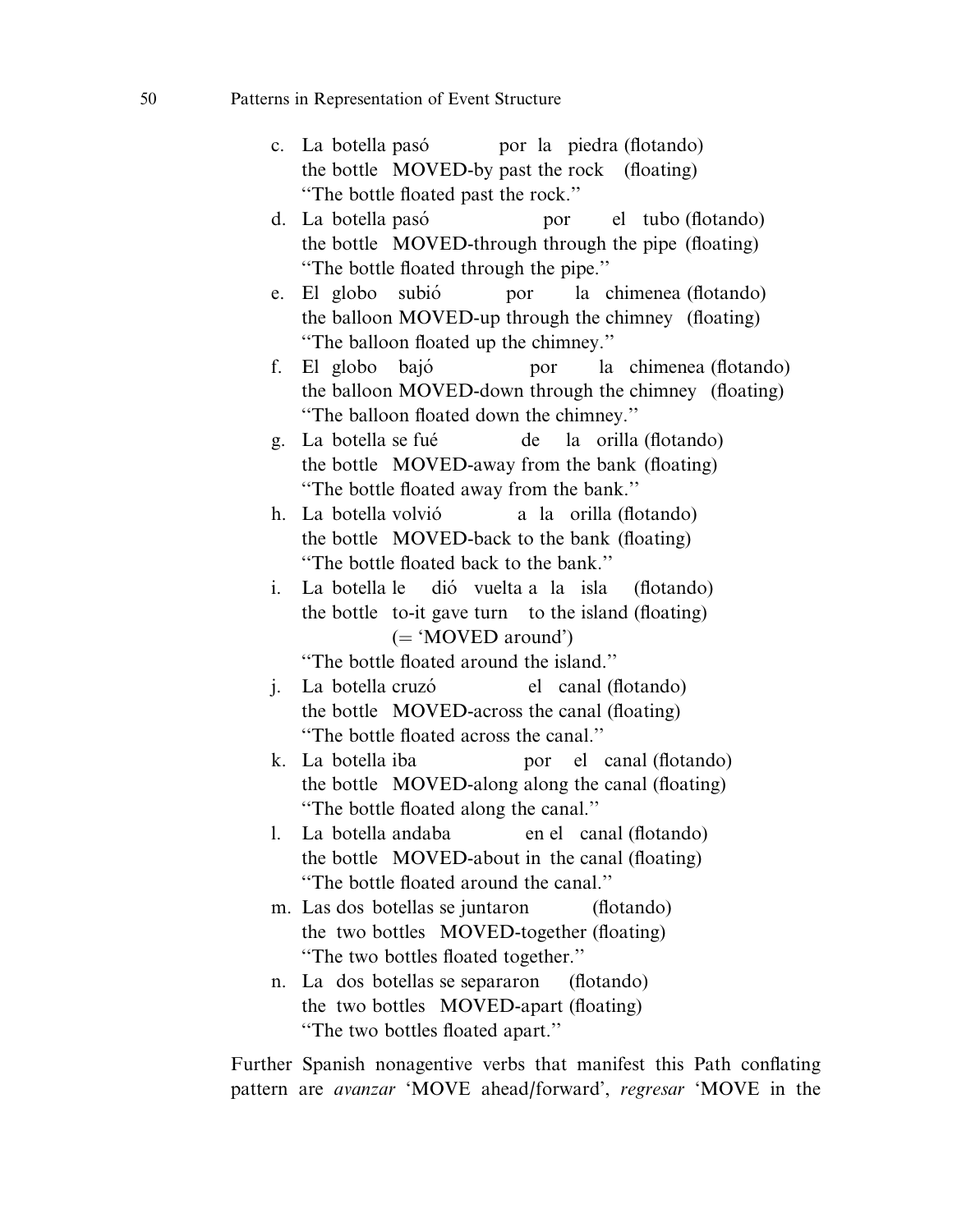c. La botella pasó por la piedra (flotando)
   the bottle MOVED-by past the rock (floating)
   "The bottle floated past the rock."

d. La botella pasó por el tubo (flotando)
   the bottle MOVED-through through the pipe (floating)
   "The bottle floated through the pipe."

e. El globo subió por la chimenea (flotando)
   the balloon MOVED-up through the chimney (floating)
   "The balloon floated up the chimney."

f. El globo bajó por la chimenea (flotando)
   the balloon MOVED-down through the chimney (floating)
   "The balloon floated down the chimney."

g. La botella se fué de la orilla (flotando)
   the bottle MOVED-away from the bank (floating)
   "The bottle floated away from the bank."

h. La botella volvió a la orilla (flotando)
   the bottle MOVED-back to the bank (floating)
   "The bottle floated back to the bank."

i. La botella le dió vuelta a la isla (flotando)
   the bottle to-it gave turn to the island (floating)
   (= 'MOVED around')
   "The bottle floated around the island."

j. La botella cruzó el canal (flotando)
   the bottle MOVED-across the canal (floating)
   "The bottle floated across the canal."

k. La botella iba por el canal (flotando)
   the bottle MOVED-along along the canal (floating)
   "The bottle floated along the canal."

l. La botella andaba en el canal (flotando)
   the bottle MOVED-about in the canal (floating)
   "The bottle floated around the canal."

m. Las dos botellas se juntaron (flotando)
   the two bottles MOVED-together (floating)
   "The two bottles floated together."

n. La dos botellas se separaron (flotando)
   the two bottles MOVED-apart (floating)
   "The two bottles floated apart."

Further Spanish nonagentive verbs that manifest this Path conflating pattern are *avanzar* 'MOVE ahead/forward', *regresar* 'MOVE in the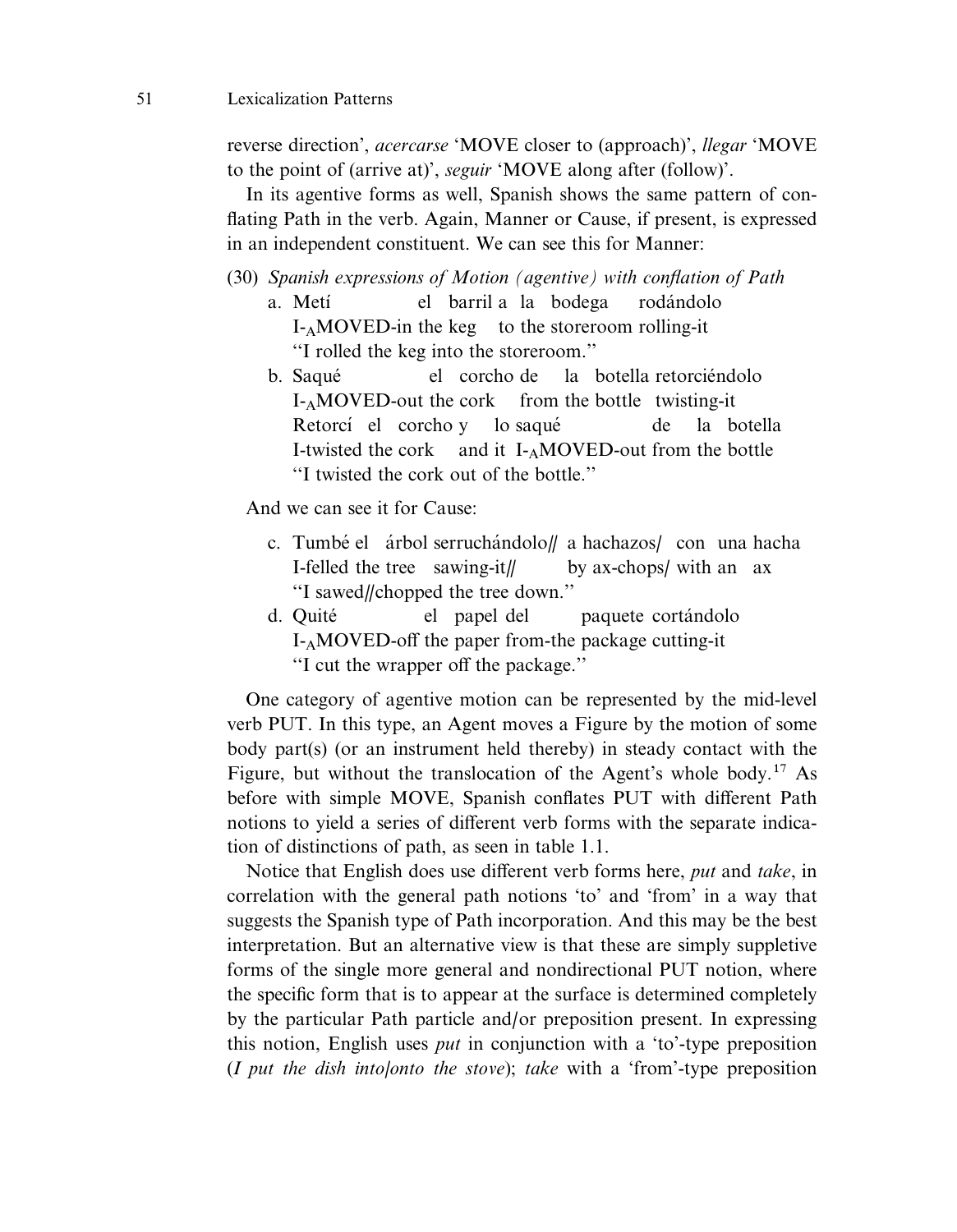reverse direction', *acercarse* 'MOVE closer to (approach)', *llegar* 'MOVE to the point of (arrive at)', *seguir* 'MOVE along after (follow)'.

In its agentive forms as well, Spanish shows the same pattern of conflating Path in the verb. Again, Manner or Cause, if present, is expressed in an independent constituent. We can see this for Manner:

(30) *Spanish expressions of Motion (agentive) with conflation of Path*

a. Metí el barril a la bodega rodándolo
I-$_A$MOVED-in the keg to the storeroom rolling-it
"I rolled the keg into the storeroom."

b. Saqué el corcho de la botella retorciéndolo
I-$_A$MOVED-out the cork from the bottle twisting-it
Retorcí el corcho y lo saqué de la botella
I-twisted the cork and it I-$_A$MOVED-out from the bottle
"I twisted the cork out of the bottle."

And we can see it for Cause:

c. Tumbé el árbol serruchándolo// a hachazos/ con una hacha
I-felled the tree sawing-it// by ax-chops/ with an ax
"I sawed//chopped the tree down."

d. Quité el papel del paquete cortándolo
I-$_A$MOVED-off the paper from-the package cutting-it
"I cut the wrapper off the package."

One category of agentive motion can be represented by the mid-level verb PUT. In this type, an Agent moves a Figure by the motion of some body part(s) (or an instrument held thereby) in steady contact with the Figure, but without the translocation of the Agent's whole body.[17] As before with simple MOVE, Spanish conflates PUT with different Path notions to yield a series of different verb forms with the separate indication of distinctions of path, as seen in table 1.1.

Notice that English does use different verb forms here, *put* and *take*, in correlation with the general path notions 'to' and 'from' in a way that suggests the Spanish type of Path incorporation. And this may be the best interpretation. But an alternative view is that these are simply suppletive forms of the single more general and nondirectional PUT notion, where the specific form that is to appear at the surface is determined completely by the particular Path particle and/or preposition present. In expressing this notion, English uses *put* in conjunction with a 'to'-type preposition (*I put the dish into/onto the stove*); *take* with a 'from'-type preposition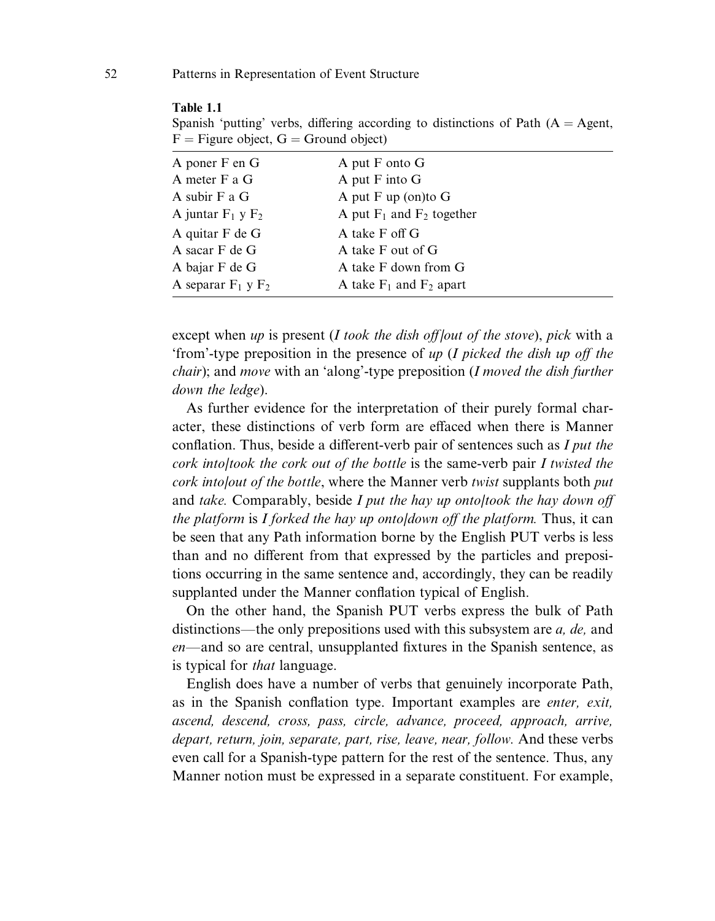**Table 1.1**

Spanish 'putting' verbs, differing according to distinctions of Path (A = Agent, F = Figure object, G = Ground object)

| | |
|---|---|
| A poner F en G | A put F onto G |
| A meter F a G | A put F into G |
| A subir F a G | A put F up (on)to G |
| A juntar $F_1$ y $F_2$ | A put $F_1$ and $F_2$ together |
| A quitar F de G | A take F off G |
| A sacar F de G | A take F out of G |
| A bajar F de G | A take F down from G |
| A separar $F_1$ y $F_2$ | A take $F_1$ and $F_2$ apart |

except when *up* is present (*I took the dish off/out of the stove*), *pick* with a 'from'-type preposition in the presence of *up* (*I picked the dish up off the chair*); and *move* with an 'along'-type preposition (*I moved the dish further down the ledge*).

As further evidence for the interpretation of their purely formal character, these distinctions of verb form are effaced when there is Manner conflation. Thus, beside a different-verb pair of sentences such as *I put the cork into/took the cork out of the bottle* is the same-verb pair *I twisted the cork into/out of the bottle*, where the Manner verb *twist* supplants both *put* and *take.* Comparably, beside *I put the hay up onto/took the hay down off the platform* is *I forked the hay up onto/down off the platform.* Thus, it can be seen that any Path information borne by the English PUT verbs is less than and no different from that expressed by the particles and prepositions occurring in the same sentence and, accordingly, they can be readily supplanted under the Manner conflation typical of English.

On the other hand, the Spanish PUT verbs express the bulk of Path distinctions—the only prepositions used with this subsystem are *a, de,* and *en*—and so are central, unsupplanted fixtures in the Spanish sentence, as is typical for *that* language.

English does have a number of verbs that genuinely incorporate Path, as in the Spanish conflation type. Important examples are *enter, exit, ascend, descend, cross, pass, circle, advance, proceed, approach, arrive, depart, return, join, separate, part, rise, leave, near, follow.* And these verbs even call for a Spanish-type pattern for the rest of the sentence. Thus, any Manner notion must be expressed in a separate constituent. For example,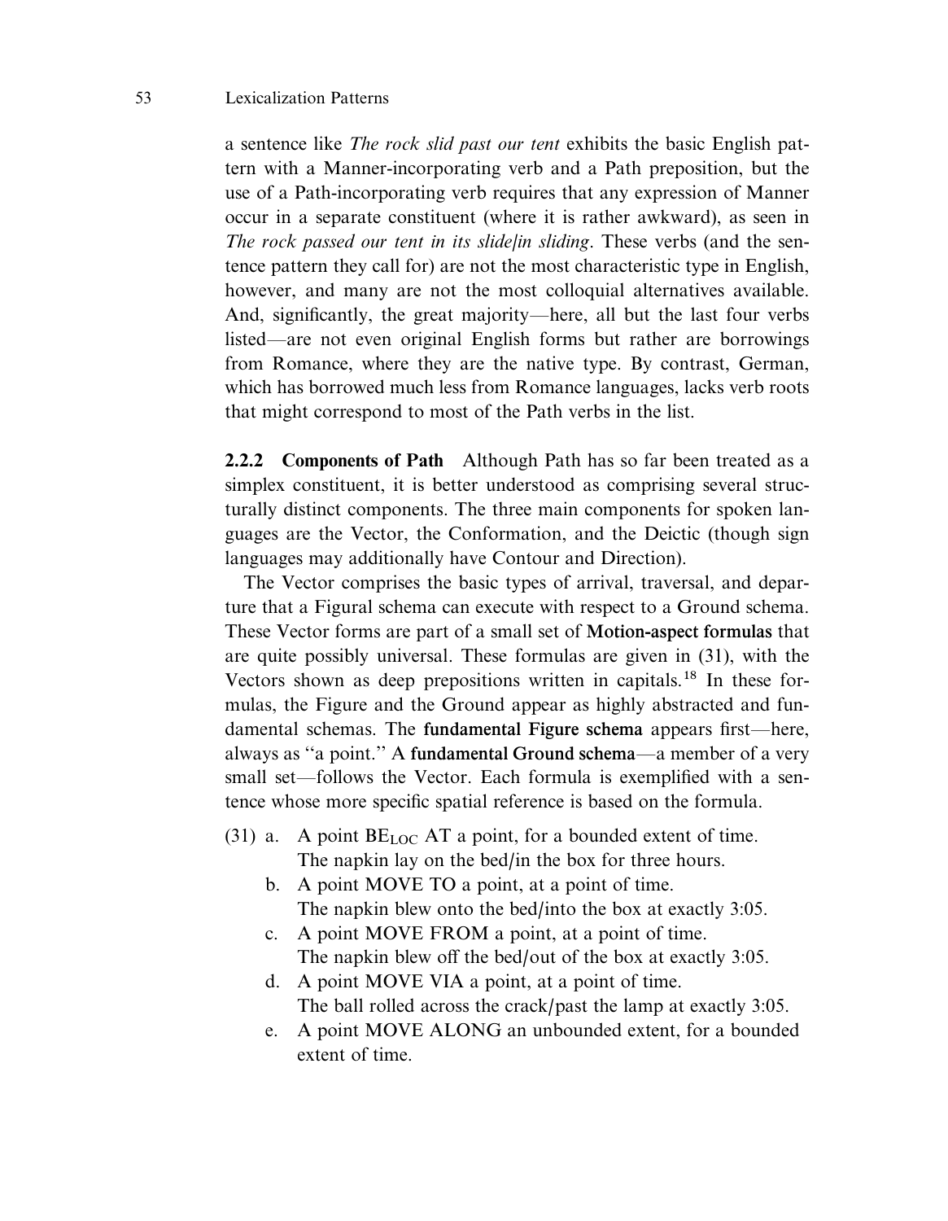a sentence like *The rock slid past our tent* exhibits the basic English pattern with a Manner-incorporating verb and a Path preposition, but the use of a Path-incorporating verb requires that any expression of Manner occur in a separate constituent (where it is rather awkward), as seen in *The rock passed our tent in its slide/in sliding*. These verbs (and the sentence pattern they call for) are not the most characteristic type in English, however, and many are not the most colloquial alternatives available. And, significantly, the great majority—here, all but the last four verbs listed—are not even original English forms but rather are borrowings from Romance, where they are the native type. By contrast, German, which has borrowed much less from Romance languages, lacks verb roots that might correspond to most of the Path verbs in the list.

### 2.2.2 Components of Path

Although Path has so far been treated as a simplex constituent, it is better understood as comprising several structurally distinct components. The three main components for spoken languages are the Vector, the Conformation, and the Deictic (though sign languages may additionally have Contour and Direction).

The Vector comprises the basic types of arrival, traversal, and departure that a Figural schema can execute with respect to a Ground schema. These Vector forms are part of a small set of **Motion-aspect formulas** that are quite possibly universal. These formulas are given in (31), with the Vectors shown as deep prepositions written in capitals.[18] In these formulas, the Figure and the Ground appear as highly abstracted and fundamental schemas. The **fundamental Figure schema** appears first—here, always as "a point." A **fundamental Ground schema**—a member of a very small set—follows the Vector. Each formula is exemplified with a sentence whose more specific spatial reference is based on the formula.

(31) a. A point $BE_{LOC}$ AT a point, for a bounded extent of time.
The napkin lay on the bed/in the box for three hours.

b. A point MOVE TO a point, at a point of time.
The napkin blew onto the bed/into the box at exactly 3:05.

c. A point MOVE FROM a point, at a point of time.
The napkin blew off the bed/out of the box at exactly 3:05.

d. A point MOVE VIA a point, at a point of time.
The ball rolled across the crack/past the lamp at exactly 3:05.

e. A point MOVE ALONG an unbounded extent, for a bounded extent of time.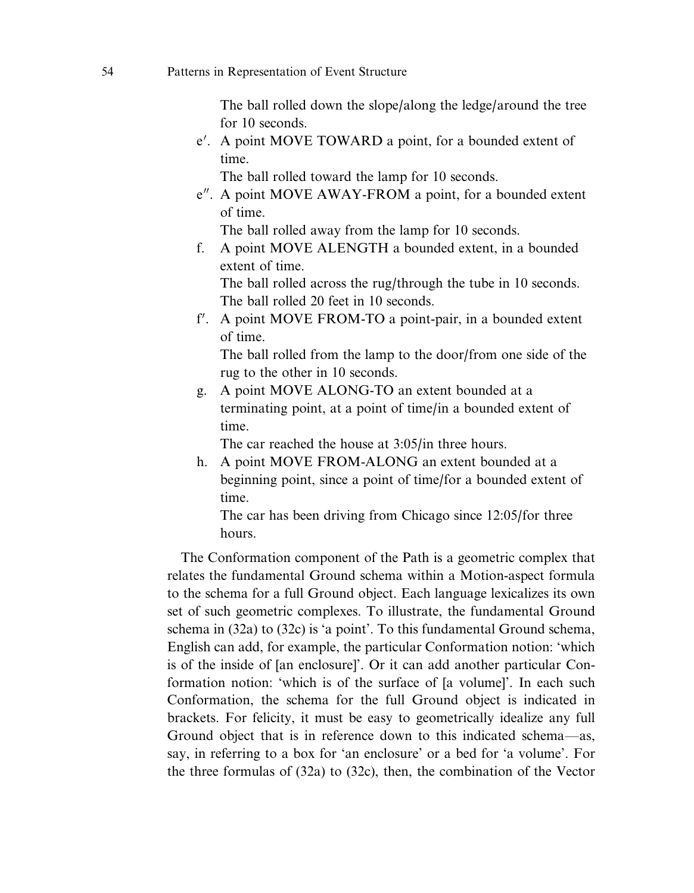The ball rolled down the slope/along the ledge/around the tree for 10 seconds.

e′. A point MOVE TOWARD a point, for a bounded extent of time.

The ball rolled toward the lamp for 10 seconds.

e″. A point MOVE AWAY-FROM a point, for a bounded extent of time.

The ball rolled away from the lamp for 10 seconds.

f. A point MOVE ALENGTH a bounded extent, in a bounded extent of time.

The ball rolled across the rug/through the tube in 10 seconds.
The ball rolled 20 feet in 10 seconds.

f′. A point MOVE FROM-TO a point-pair, in a bounded extent of time.

The ball rolled from the lamp to the door/from one side of the rug to the other in 10 seconds.

g. A point MOVE ALONG-TO an extent bounded at a terminating point, at a point of time/in a bounded extent of time.

The car reached the house at 3:05/in three hours.

h. A point MOVE FROM-ALONG an extent bounded at a beginning point, since a point of time/for a bounded extent of time.

The car has been driving from Chicago since 12:05/for three hours.

The Conformation component of the Path is a geometric complex that relates the fundamental Ground schema within a Motion-aspect formula to the schema for a full Ground object. Each language lexicalizes its own set of such geometric complexes. To illustrate, the fundamental Ground schema in (32a) to (32c) is 'a point'. To this fundamental Ground schema, English can add, for example, the particular Conformation notion: 'which is of the inside of [an enclosure]'. Or it can add another particular Conformation notion: 'which is of the surface of [a volume]'. In each such Conformation, the schema for the full Ground object is indicated in brackets. For felicity, it must be easy to geometrically idealize any full Ground object that is in reference down to this indicated schema—as, say, in referring to a box for 'an enclosure' or a bed for 'a volume'. For the three formulas of (32a) to (32c), then, the combination of the Vector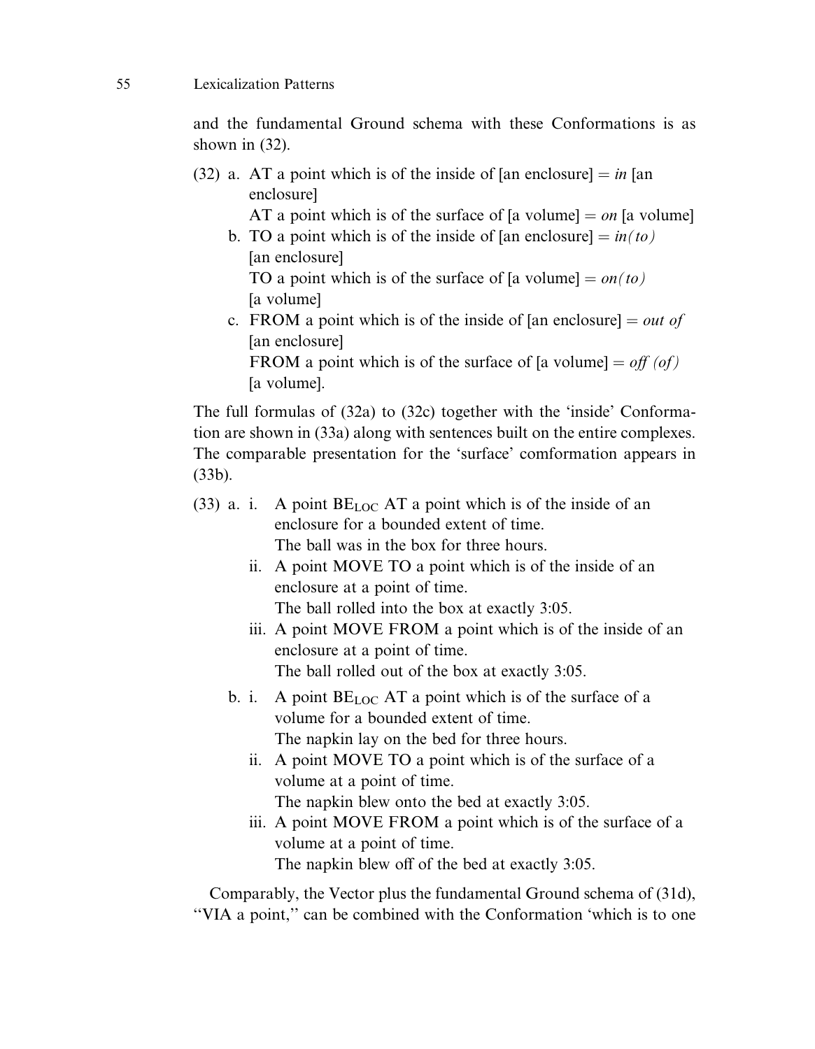and the fundamental Ground schema with these Conformations is as shown in (32).

(32) a. AT a point which is of the inside of [an enclosure] = *in* [an enclosure]
AT a point which is of the surface of [a volume] = *on* [a volume]
b. TO a point which is of the inside of [an enclosure] = *in(to)* [an enclosure]
TO a point which is of the surface of [a volume] = *on(to)* [a volume]
c. FROM a point which is of the inside of [an enclosure] = *out of* [an enclosure]
FROM a point which is of the surface of [a volume] = *off (of)* [a volume].

The full formulas of (32a) to (32c) together with the 'inside' Conformation are shown in (33a) along with sentences built on the entire complexes. The comparable presentation for the 'surface' comformation appears in (33b).

(33) a. i. A point $BE_{LOC}$ AT a point which is of the inside of an enclosure for a bounded extent of time.
The ball was in the box for three hours.
ii. A point MOVE TO a point which is of the inside of an enclosure at a point of time.
The ball rolled into the box at exactly 3:05.
iii. A point MOVE FROM a point which is of the inside of an enclosure at a point of time.
The ball rolled out of the box at exactly 3:05.
b. i. A point $BE_{LOC}$ AT a point which is of the surface of a volume for a bounded extent of time.
The napkin lay on the bed for three hours.
ii. A point MOVE TO a point which is of the surface of a volume at a point of time.
The napkin blew onto the bed at exactly 3:05.
iii. A point MOVE FROM a point which is of the surface of a volume at a point of time.
The napkin blew off of the bed at exactly 3:05.

Comparably, the Vector plus the fundamental Ground schema of (31d), "VIA a point," can be combined with the Conformation 'which is to one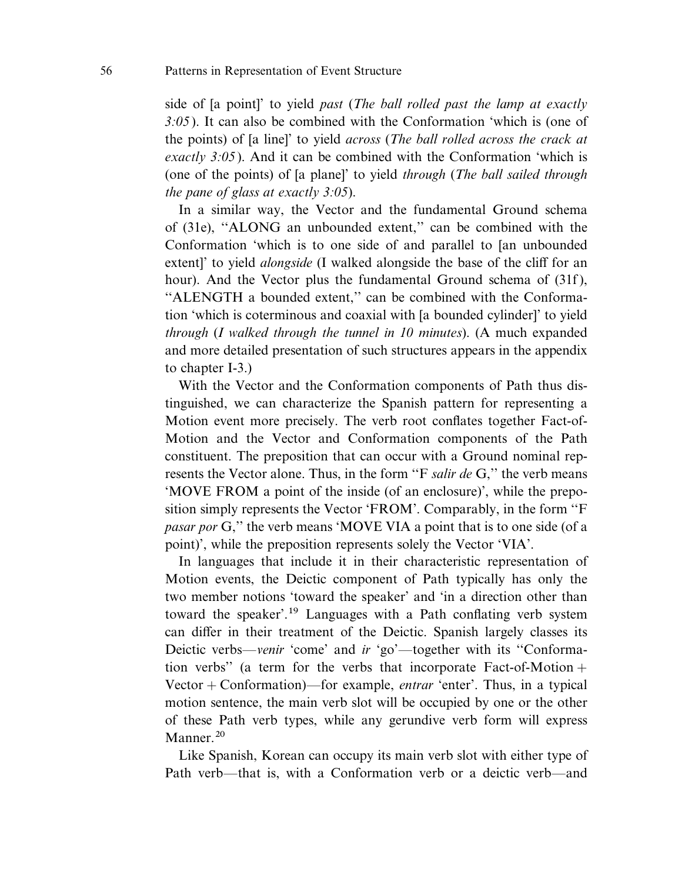side of [a point]' to yield *past* (*The ball rolled past the lamp at exactly 3:05*). It can also be combined with the Conformation 'which is (one of the points) of [a line]' to yield *across* (*The ball rolled across the crack at exactly 3:05*). And it can be combined with the Conformation 'which is (one of the points) of [a plane]' to yield *through* (*The ball sailed through the pane of glass at exactly 3:05*).

In a similar way, the Vector and the fundamental Ground schema of (31e), ''ALONG an unbounded extent,'' can be combined with the Conformation 'which is to one side of and parallel to [an unbounded extent]' to yield *alongside* (I walked alongside the base of the cliff for an hour). And the Vector plus the fundamental Ground schema of (31f), ''ALENGTH a bounded extent,'' can be combined with the Conformation 'which is coterminous and coaxial with [a bounded cylinder]' to yield *through* (*I walked through the tunnel in 10 minutes*). (A much expanded and more detailed presentation of such structures appears in the appendix to chapter I-3.)

With the Vector and the Conformation components of Path thus distinguished, we can characterize the Spanish pattern for representing a Motion event more precisely. The verb root conflates together Fact-of-Motion and the Vector and Conformation components of the Path constituent. The preposition that can occur with a Ground nominal represents the Vector alone. Thus, in the form ''F *salir de* G,'' the verb means 'MOVE FROM a point of the inside (of an enclosure)', while the preposition simply represents the Vector 'FROM'. Comparably, in the form ''F *pasar por* G,'' the verb means 'MOVE VIA a point that is to one side (of a point)', while the preposition represents solely the Vector 'VIA'.

In languages that include it in their characteristic representation of Motion events, the Deictic component of Path typically has only the two member notions 'toward the speaker' and 'in a direction other than toward the speaker'.[19] Languages with a Path conflating verb system can differ in their treatment of the Deictic. Spanish largely classes its Deictic verbs—*venir* 'come' and *ir* 'go'—together with its ''Conformation verbs'' (a term for the verbs that incorporate Fact-of-Motion + Vector + Conformation)—for example, *entrar* 'enter'. Thus, in a typical motion sentence, the main verb slot will be occupied by one or the other of these Path verb types, while any gerundive verb form will express Manner.[20]

Like Spanish, Korean can occupy its main verb slot with either type of Path verb—that is, with a Conformation verb or a deictic verb—and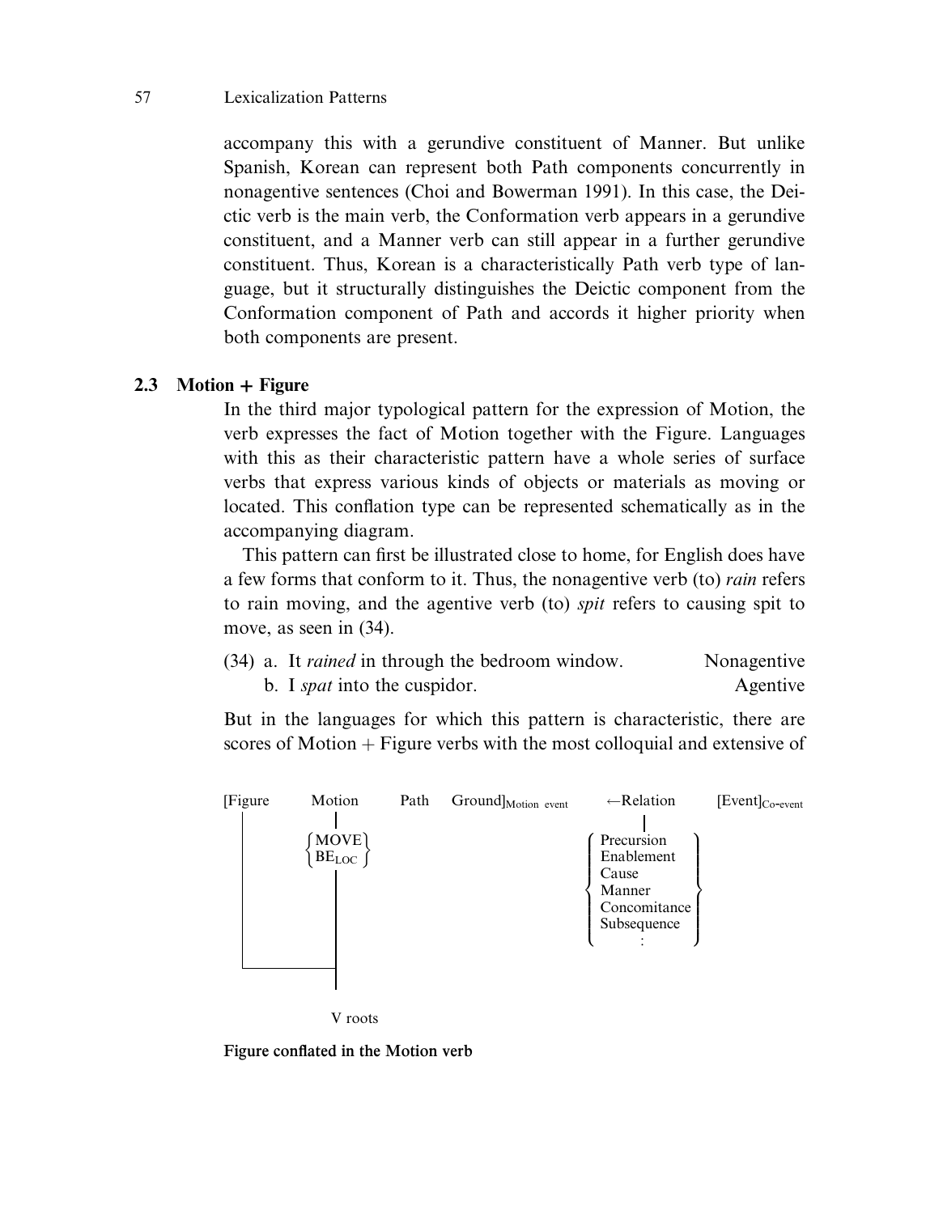accompany this with a gerundive constituent of Manner. But unlike Spanish, Korean can represent both Path components concurrently in nonagentive sentences (Choi and Bowerman 1991). In this case, the Deictic verb is the main verb, the Conformation verb appears in a gerundive constituent, and a Manner verb can still appear in a further gerundive constituent. Thus, Korean is a characteristically Path verb type of language, but it structurally distinguishes the Deictic component from the Conformation component of Path and accords it higher priority when both components are present.

## 2.3 Motion + Figure

In the third major typological pattern for the expression of Motion, the verb expresses the fact of Motion together with the Figure. Languages with this as their characteristic pattern have a whole series of surface verbs that express various kinds of objects or materials as moving or located. This conflation type can be represented schematically as in the accompanying diagram.

This pattern can first be illustrated close to home, for English does have a few forms that conform to it. Thus, the nonagentive verb (to) *rain* refers to rain moving, and the agentive verb (to) *spit* refers to causing spit to move, as seen in (34).

(34) a. It *rained* in through the bedroom window. — Nonagentive
b. I *spat* into the cuspidor. — Agentive

But in the languages for which this pattern is characteristic, there are scores of Motion + Figure verbs with the most colloquial and extensive of

[Figure — Motion {MOVE / $BE_{LOC}$} — Path — Ground]$_{\text{Motion event}}$ ←Relation {Precursion, Enablement, Cause, Manner, Concomitance, Subsequence, ⋮} [Event]$_{\text{Co-event}}$

(Figure and Motion lines join → V roots)

**Figure conflated in the Motion verb**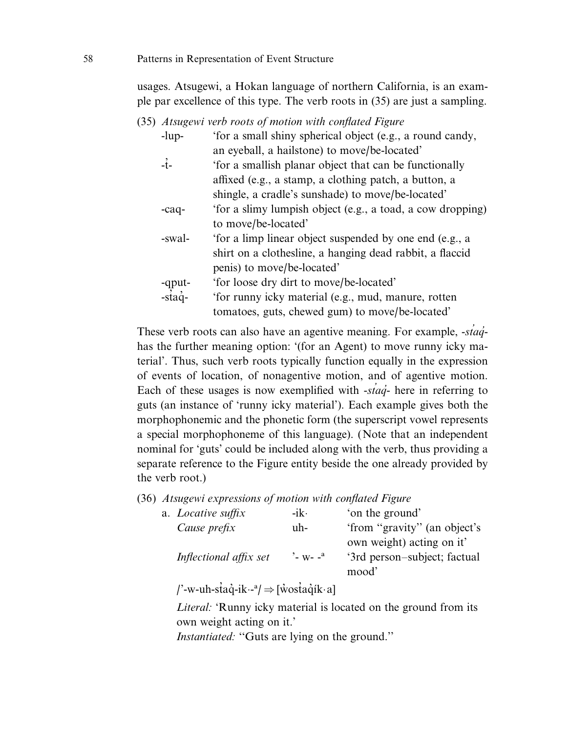usages. Atsugewi, a Hokan language of northern California, is an example par excellence of this type. The verb roots in (35) are just a sampling.

(35) *Atsugewi verb roots of motion with conflated Figure*

| | |
|---|---|
| -lup- | 'for a small shiny spherical object (e.g., a round candy, an eyeball, a hailstone) to move/be-located' |
| -t̓- | 'for a smallish planar object that can be functionally affixed (e.g., a stamp, a clothing patch, a button, a shingle, a cradle's sunshade) to move/be-located' |
| -caq- | 'for a slimy lumpish object (e.g., a toad, a cow dropping) to move/be-located' |
| -swal- | 'for a limp linear object suspended by one end (e.g., a shirt on a clothesline, a hanging dead rabbit, a flaccid penis) to move/be-located' |
| -qput- | 'for loose dry dirt to move/be-located' |
| -st̓aq̓- | 'for runny icky material (e.g., mud, manure, rotten tomatoes, guts, chewed gum) to move/be-located' |

These verb roots can also have an agentive meaning. For example, *-st̓aq̓-* has the further meaning option: '(for an Agent) to move runny icky material'. Thus, such verb roots typically function equally in the expression of events of location, of nonagentive motion, and of agentive motion. Each of these usages is now exemplified with *-st̓aq̓-* here in referring to guts (an instance of 'runny icky material'). Each example gives both the morphophonemic and the phonetic form (the superscript vowel represents a special morphophoneme of this language). (Note that an independent nominal for 'guts' could be included along with the verb, thus providing a separate reference to the Figure entity beside the one already provided by the verb root.)

(36) *Atsugewi expressions of motion with conflated Figure*

a.

| | | |
|---|---|---|
| *Locative suffix* | -ik· | 'on the ground' |
| *Cause prefix* | uh- | 'from "gravity" (an object's own weight) acting on it' |
| *Inflectional affix set* | '- w- -ᵃ | '3rd person–subject; factual mood' |

/'-w-uh-st̓aq̓-ik·-ᵃ/ ⇒ [ẁost̓aq̓ík·a]

*Literal:* 'Runny icky material is located on the ground from its own weight acting on it.'

*Instantiated:* "Guts are lying on the ground."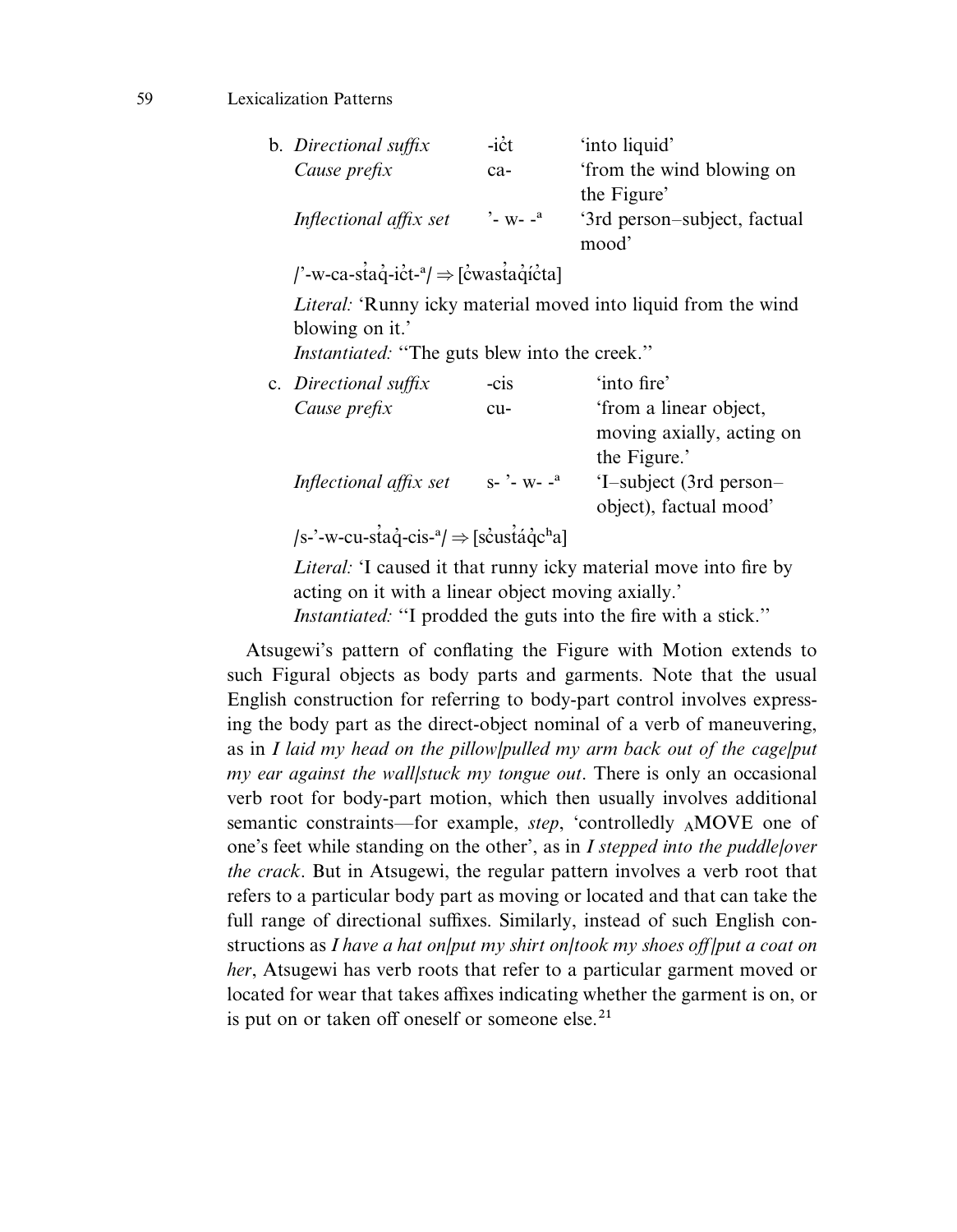b. *Directional suffix* -ic̓t 'into liquid'
   *Cause prefix* ca- 'from the wind blowing on the Figure'
   *Inflectional affix set* '- w- -ᵃ '3rd person–subject, factual mood'

   /'-w-ca-st̓aq̓-ic̓t-ᵃ/ ⇒ [c̓wast̓aq̓íc̓ta]

   *Literal:* 'Runny icky material moved into liquid from the wind blowing on it.'
   *Instantiated:* ''The guts blew into the creek.''

c. *Directional suffix* -cis 'into fire'
   *Cause prefix* cu- 'from a linear object, moving axially, acting on the Figure.'
   *Inflectional affix set* s- '- w- -ᵃ 'I–subject (3rd person–object), factual mood'

   /s-'-w-cu-st̓aq̓-cis-ᵃ/ ⇒ [sc̓ust̓áq̓cʰa]

   *Literal:* 'I caused it that runny icky material move into fire by acting on it with a linear object moving axially.'
   *Instantiated:* ''I prodded the guts into the fire with a stick.''

Atsugewi's pattern of conflating the Figure with Motion extends to such Figural objects as body parts and garments. Note that the usual English construction for referring to body-part control involves expressing the body part as the direct-object nominal of a verb of maneuvering, as in *I laid my head on the pillow/pulled my arm back out of the cage/put my ear against the wall/stuck my tongue out*. There is only an occasional verb root for body-part motion, which then usually involves additional semantic constraints—for example, *step*, 'controlledly $_A$MOVE one of one's feet while standing on the other', as in *I stepped into the puddle/over the crack*. But in Atsugewi, the regular pattern involves a verb root that refers to a particular body part as moving or located and that can take the full range of directional suffixes. Similarly, instead of such English constructions as *I have a hat on/put my shirt on/took my shoes off/put a coat on her*, Atsugewi has verb roots that refer to a particular garment moved or located for wear that takes affixes indicating whether the garment is on, or is put on or taken off oneself or someone else.[21]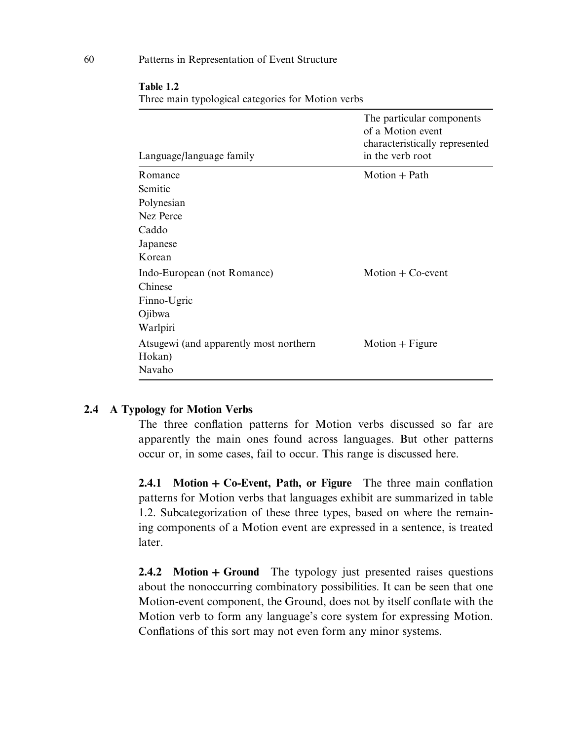**Table 1.2**
Three main typological categories for Motion verbs

| Language/language family | The particular components of a Motion event characteristically represented in the verb root |
|---|---|
| Romance | Motion + Path |
| Semitic | |
| Polynesian | |
| Nez Perce | |
| Caddo | |
| Japanese | |
| Korean | |
| Indo-European (not Romance) | Motion + Co-event |
| Chinese | |
| Finno-Ugric | |
| Ojibwa | |
| Warlpiri | |
| Atsugewi (and apparently most northern Hokan) | Motion + Figure |
| Navaho | |

## 2.4 A Typology for Motion Verbs

The three conflation patterns for Motion verbs discussed so far are apparently the main ones found across languages. But other patterns occur or, in some cases, fail to occur. This range is discussed here.

**2.4.1 Motion + Co-Event, Path, or Figure** The three main conflation patterns for Motion verbs that languages exhibit are summarized in table 1.2. Subcategorization of these three types, based on where the remaining components of a Motion event are expressed in a sentence, is treated later.

**2.4.2 Motion + Ground** The typology just presented raises questions about the nonoccurring combinatory possibilities. It can be seen that one Motion-event component, the Ground, does not by itself conflate with the Motion verb to form any language's core system for expressing Motion. Conflations of this sort may not even form any minor systems.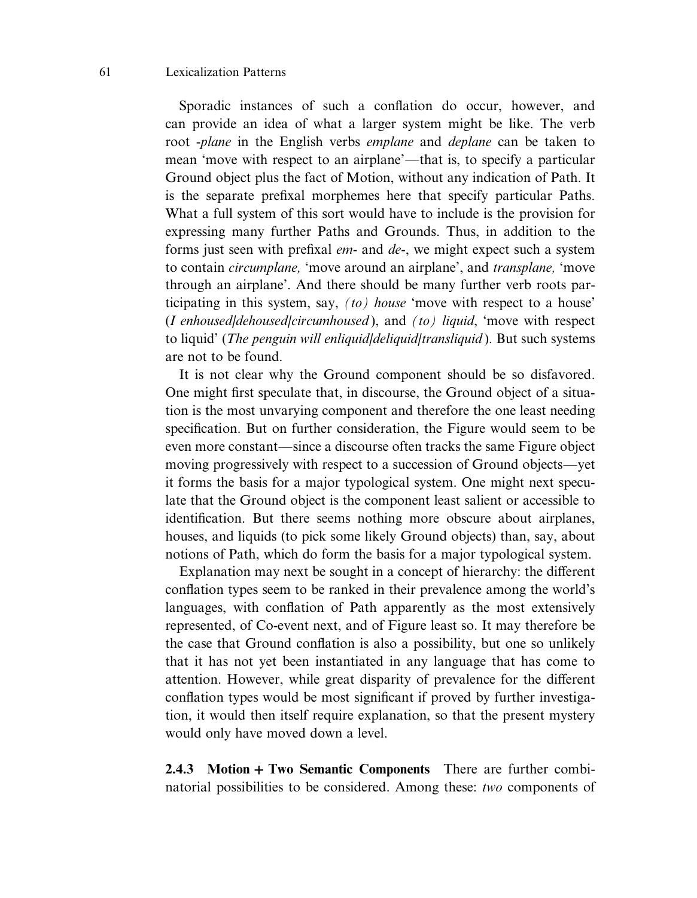Sporadic instances of such a conflation do occur, however, and can provide an idea of what a larger system might be like. The verb root *-plane* in the English verbs *emplane* and *deplane* can be taken to mean 'move with respect to an airplane'—that is, to specify a particular Ground object plus the fact of Motion, without any indication of Path. It is the separate prefixal morphemes here that specify particular Paths. What a full system of this sort would have to include is the provision for expressing many further Paths and Grounds. Thus, in addition to the forms just seen with prefixal *em-* and *de-*, we might expect such a system to contain *circumplane,* 'move around an airplane', and *transplane,* 'move through an airplane'. And there should be many further verb roots participating in this system, say, *(to) house* 'move with respect to a house' (*I enhoused/dehoused/circumhoused*), and *(to) liquid*, 'move with respect to liquid' (*The penguin will enliquid/deliquid/transliquid*). But such systems are not to be found.

It is not clear why the Ground component should be so disfavored. One might first speculate that, in discourse, the Ground object of a situation is the most unvarying component and therefore the one least needing specification. But on further consideration, the Figure would seem to be even more constant—since a discourse often tracks the same Figure object moving progressively with respect to a succession of Ground objects—yet it forms the basis for a major typological system. One might next speculate that the Ground object is the component least salient or accessible to identification. But there seems nothing more obscure about airplanes, houses, and liquids (to pick some likely Ground objects) than, say, about notions of Path, which do form the basis for a major typological system.

Explanation may next be sought in a concept of hierarchy: the different conflation types seem to be ranked in their prevalence among the world's languages, with conflation of Path apparently as the most extensively represented, of Co-event next, and of Figure least so. It may therefore be the case that Ground conflation is also a possibility, but one so unlikely that it has not yet been instantiated in any language that has come to attention. However, while great disparity of prevalence for the different conflation types would be most significant if proved by further investigation, it would then itself require explanation, so that the present mystery would only have moved down a level.

**2.4.3 Motion + Two Semantic Components** There are further combinatorial possibilities to be considered. Among these: *two* components of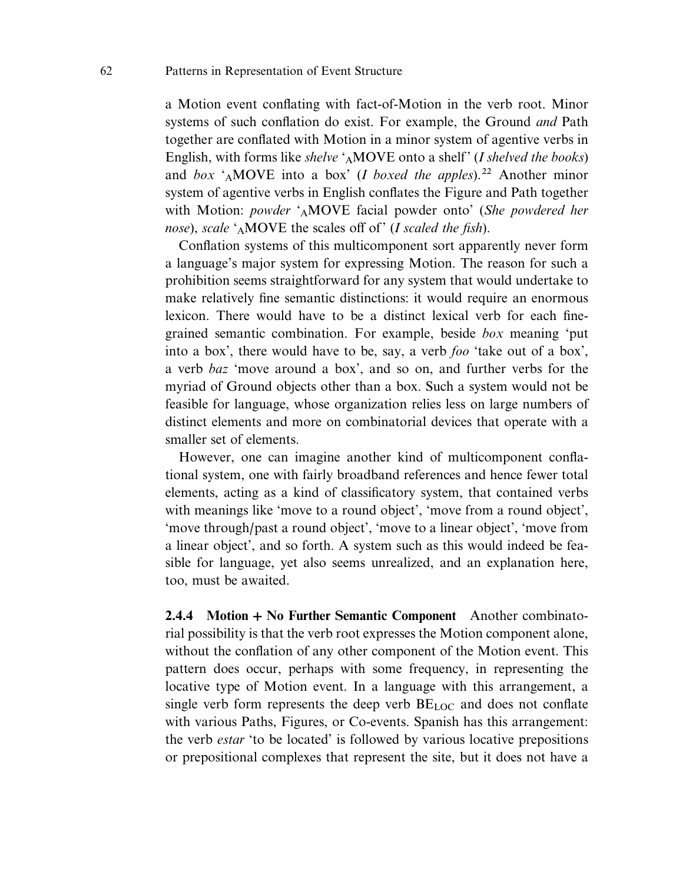a Motion event conflating with fact-of-Motion in the verb root. Minor systems of such conflation do exist. For example, the Ground *and* Path together are conflated with Motion in a minor system of agentive verbs in English, with forms like *shelve* '$_A$MOVE onto a shelf' (*I shelved the books*) and *box* '$_A$MOVE into a box' (*I boxed the apples*).[22] Another minor system of agentive verbs in English conflates the Figure and Path together with Motion: *powder* '$_A$MOVE facial powder onto' (*She powdered her nose*), *scale* '$_A$MOVE the scales off of' (*I scaled the fish*).

Conflation systems of this multicomponent sort apparently never form a language's major system for expressing Motion. The reason for such a prohibition seems straightforward for any system that would undertake to make relatively fine semantic distinctions: it would require an enormous lexicon. There would have to be a distinct lexical verb for each fine-grained semantic combination. For example, beside *box* meaning 'put into a box', there would have to be, say, a verb *foo* 'take out of a box', a verb *baz* 'move around a box', and so on, and further verbs for the myriad of Ground objects other than a box. Such a system would not be feasible for language, whose organization relies less on large numbers of distinct elements and more on combinatorial devices that operate with a smaller set of elements.

However, one can imagine another kind of multicomponent conflational system, one with fairly broadband references and hence fewer total elements, acting as a kind of classificatory system, that contained verbs with meanings like 'move to a round object', 'move from a round object', 'move through/past a round object', 'move to a linear object', 'move from a linear object', and so forth. A system such as this would indeed be feasible for language, yet also seems unrealized, and an explanation here, too, must be awaited.

**2.4.4 Motion + No Further Semantic Component** Another combinatorial possibility is that the verb root expresses the Motion component alone, without the conflation of any other component of the Motion event. This pattern does occur, perhaps with some frequency, in representing the locative type of Motion event. In a language with this arrangement, a single verb form represents the deep verb $BE_{LOC}$ and does not conflate with various Paths, Figures, or Co-events. Spanish has this arrangement: the verb *estar* 'to be located' is followed by various locative prepositions or prepositional complexes that represent the site, but it does not have a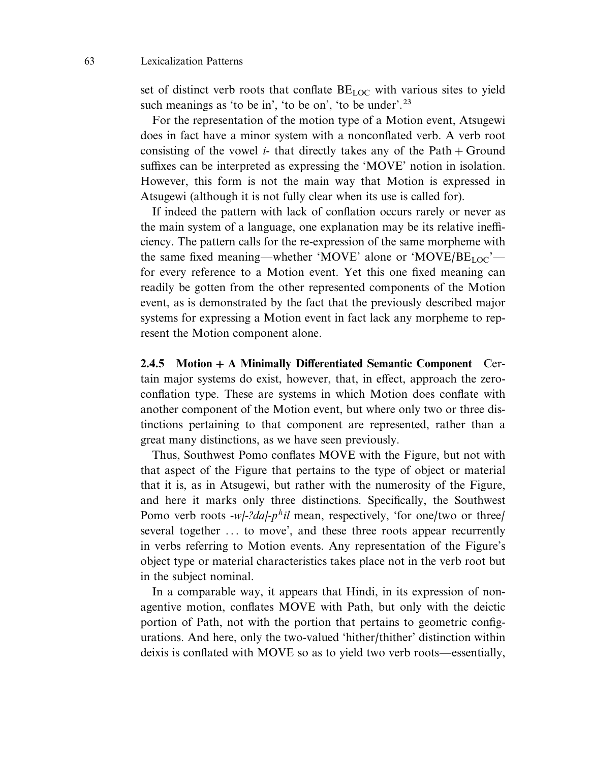set of distinct verb roots that conflate $BE_{LOC}$ with various sites to yield such meanings as 'to be in', 'to be on', 'to be under'.[23]

For the representation of the motion type of a Motion event, Atsugewi does in fact have a minor system with a nonconflated verb. A verb root consisting of the vowel *i-* that directly takes any of the Path + Ground suffixes can be interpreted as expressing the 'MOVE' notion in isolation. However, this form is not the main way that Motion is expressed in Atsugewi (although it is not fully clear when its use is called for).

If indeed the pattern with lack of conflation occurs rarely or never as the main system of a language, one explanation may be its relative inefficiency. The pattern calls for the re-expression of the same morpheme with the same fixed meaning—whether 'MOVE' alone or 'MOVE/$BE_{LOC}$'—for every reference to a Motion event. Yet this one fixed meaning can readily be gotten from the other represented components of the Motion event, as is demonstrated by the fact that the previously described major systems for expressing a Motion event in fact lack any morpheme to represent the Motion component alone.

**2.4.5 Motion + A Minimally Differentiated Semantic Component** Certain major systems do exist, however, that, in effect, approach the zero-conflation type. These are systems in which Motion does conflate with another component of the Motion event, but where only two or three distinctions pertaining to that component are represented, rather than a great many distinctions, as we have seen previously.

Thus, Southwest Pomo conflates MOVE with the Figure, but not with that aspect of the Figure that pertains to the type of object or material that it is, as in Atsugewi, but rather with the numerosity of the Figure, and here it marks only three distinctions. Specifically, the Southwest Pomo verb roots *-w*/*-ʔda*/*-p$^h$il* mean, respectively, 'for one/two or three/several together ... to move', and these three roots appear recurrently in verbs referring to Motion events. Any representation of the Figure's object type or material characteristics takes place not in the verb root but in the subject nominal.

In a comparable way, it appears that Hindi, in its expression of nonagentive motion, conflates MOVE with Path, but only with the deictic portion of Path, not with the portion that pertains to geometric configurations. And here, only the two-valued 'hither/thither' distinction within deixis is conflated with MOVE so as to yield two verb roots—essentially,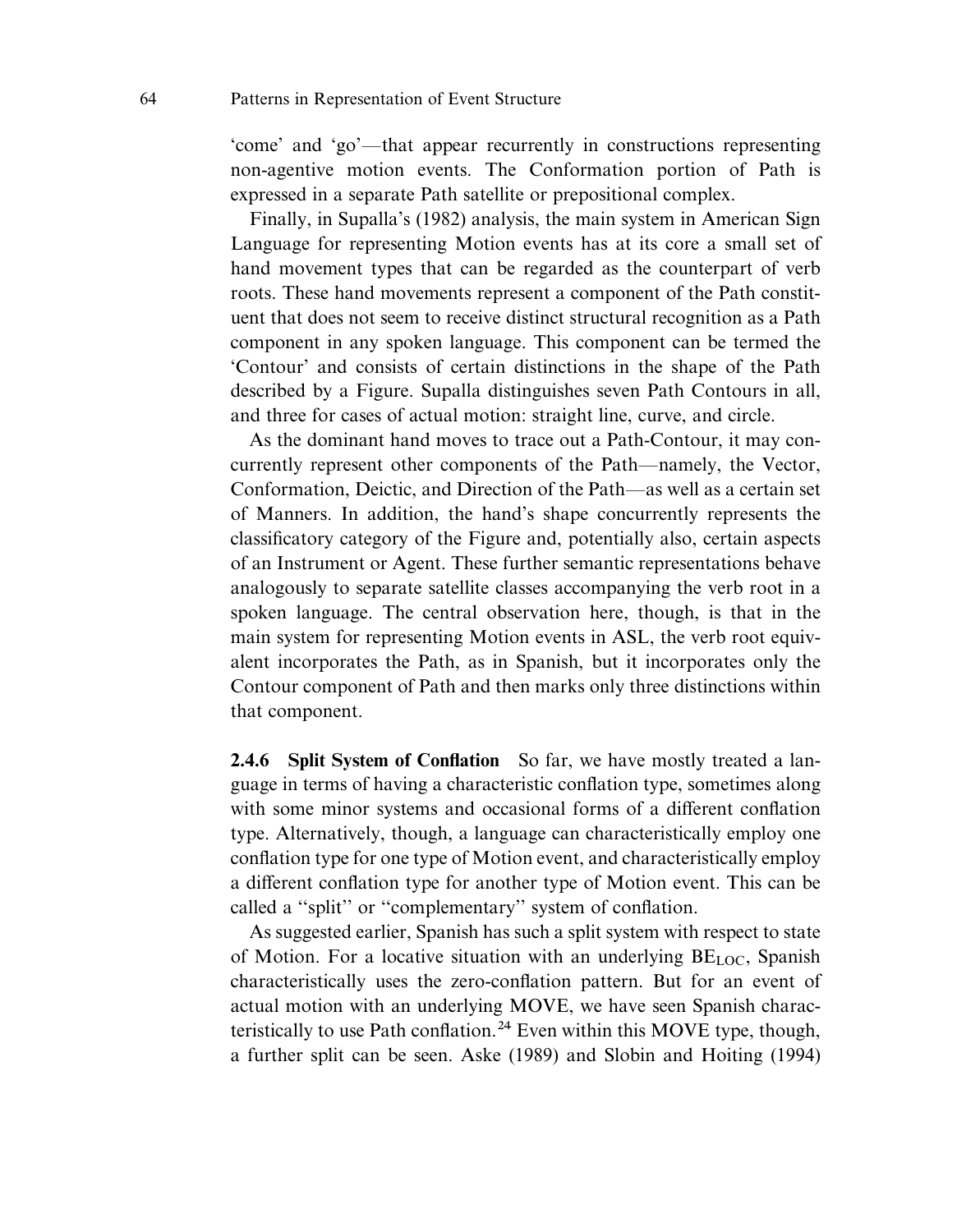'come' and 'go'—that appear recurrently in constructions representing non-agentive motion events. The Conformation portion of Path is expressed in a separate Path satellite or prepositional complex.

Finally, in Supalla's (1982) analysis, the main system in American Sign Language for representing Motion events has at its core a small set of hand movement types that can be regarded as the counterpart of verb roots. These hand movements represent a component of the Path constituent that does not seem to receive distinct structural recognition as a Path component in any spoken language. This component can be termed the 'Contour' and consists of certain distinctions in the shape of the Path described by a Figure. Supalla distinguishes seven Path Contours in all, and three for cases of actual motion: straight line, curve, and circle.

As the dominant hand moves to trace out a Path-Contour, it may concurrently represent other components of the Path—namely, the Vector, Conformation, Deictic, and Direction of the Path—as well as a certain set of Manners. In addition, the hand's shape concurrently represents the classificatory category of the Figure and, potentially also, certain aspects of an Instrument or Agent. These further semantic representations behave analogously to separate satellite classes accompanying the verb root in a spoken language. The central observation here, though, is that in the main system for representing Motion events in ASL, the verb root equivalent incorporates the Path, as in Spanish, but it incorporates only the Contour component of Path and then marks only three distinctions within that component.

**2.4.6 Split System of Conflation** So far, we have mostly treated a language in terms of having a characteristic conflation type, sometimes along with some minor systems and occasional forms of a different conflation type. Alternatively, though, a language can characteristically employ one conflation type for one type of Motion event, and characteristically employ a different conflation type for another type of Motion event. This can be called a "split" or "complementary" system of conflation.

As suggested earlier, Spanish has such a split system with respect to state of Motion. For a locative situation with an underlying $\text{BE}_{\text{LOC}}$, Spanish characteristically uses the zero-conflation pattern. But for an event of actual motion with an underlying MOVE, we have seen Spanish characteristically to use Path conflation.[24] Even within this MOVE type, though, a further split can be seen. Aske (1989) and Slobin and Hoiting (1994)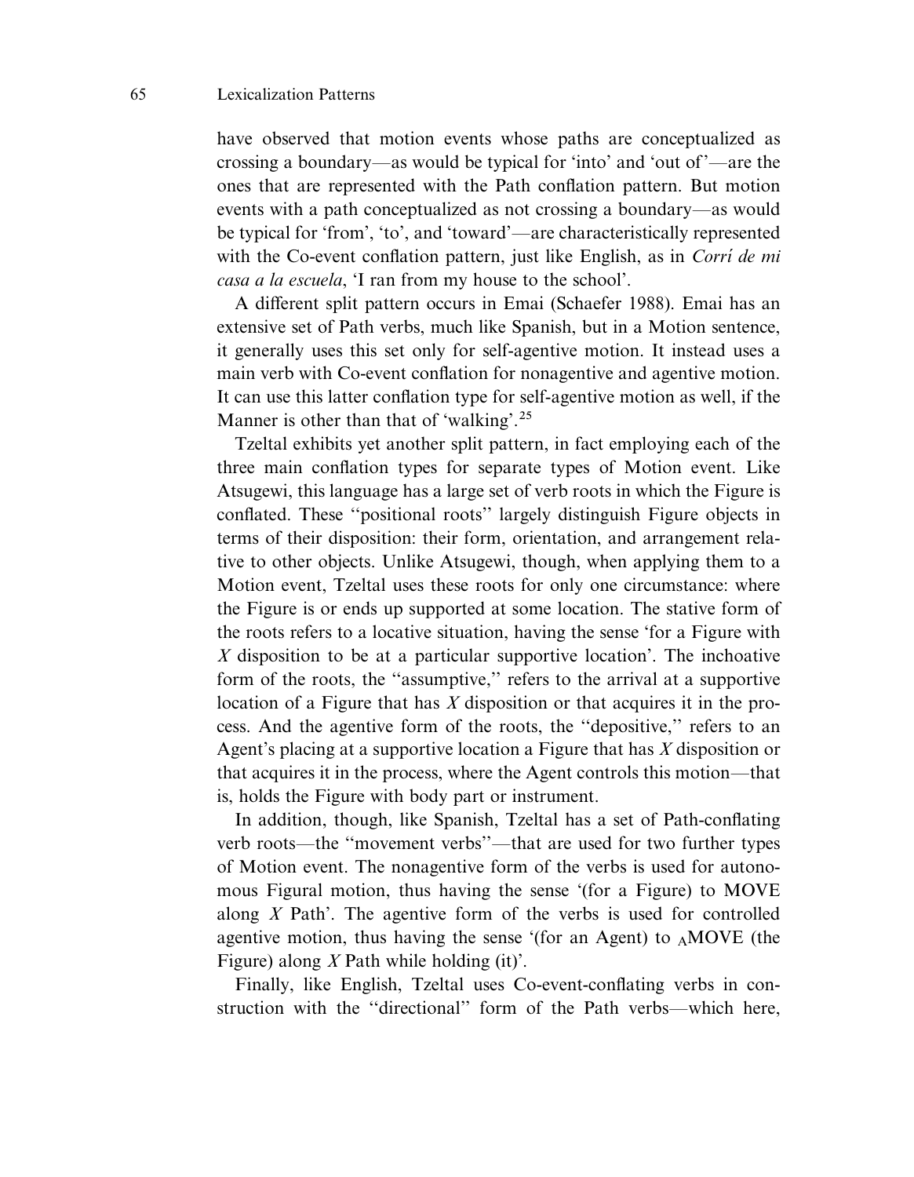have observed that motion events whose paths are conceptualized as crossing a boundary—as would be typical for 'into' and 'out of'—are the ones that are represented with the Path conflation pattern. But motion events with a path conceptualized as not crossing a boundary—as would be typical for 'from', 'to', and 'toward'—are characteristically represented with the Co-event conflation pattern, just like English, as in *Corrí de mi casa a la escuela*, 'I ran from my house to the school'.

A different split pattern occurs in Emai (Schaefer 1988). Emai has an extensive set of Path verbs, much like Spanish, but in a Motion sentence, it generally uses this set only for self-agentive motion. It instead uses a main verb with Co-event conflation for nonagentive and agentive motion. It can use this latter conflation type for self-agentive motion as well, if the Manner is other than that of 'walking'.[25]

Tzeltal exhibits yet another split pattern, in fact employing each of the three main conflation types for separate types of Motion event. Like Atsugewi, this language has a large set of verb roots in which the Figure is conflated. These "positional roots" largely distinguish Figure objects in terms of their disposition: their form, orientation, and arrangement relative to other objects. Unlike Atsugewi, though, when applying them to a Motion event, Tzeltal uses these roots for only one circumstance: where the Figure is or ends up supported at some location. The stative form of the roots refers to a locative situation, having the sense 'for a Figure with *X* disposition to be at a particular supportive location'. The inchoative form of the roots, the "assumptive," refers to the arrival at a supportive location of a Figure that has *X* disposition or that acquires it in the process. And the agentive form of the roots, the "depositive," refers to an Agent's placing at a supportive location a Figure that has *X* disposition or that acquires it in the process, where the Agent controls this motion—that is, holds the Figure with body part or instrument.

In addition, though, like Spanish, Tzeltal has a set of Path-conflating verb roots—the "movement verbs"—that are used for two further types of Motion event. The nonagentive form of the verbs is used for autonomous Figural motion, thus having the sense '(for a Figure) to MOVE along *X* Path'. The agentive form of the verbs is used for controlled agentive motion, thus having the sense '(for an Agent) to $_{A}$MOVE (the Figure) along *X* Path while holding (it)'.

Finally, like English, Tzeltal uses Co-event-conflating verbs in construction with the "directional" form of the Path verbs—which here,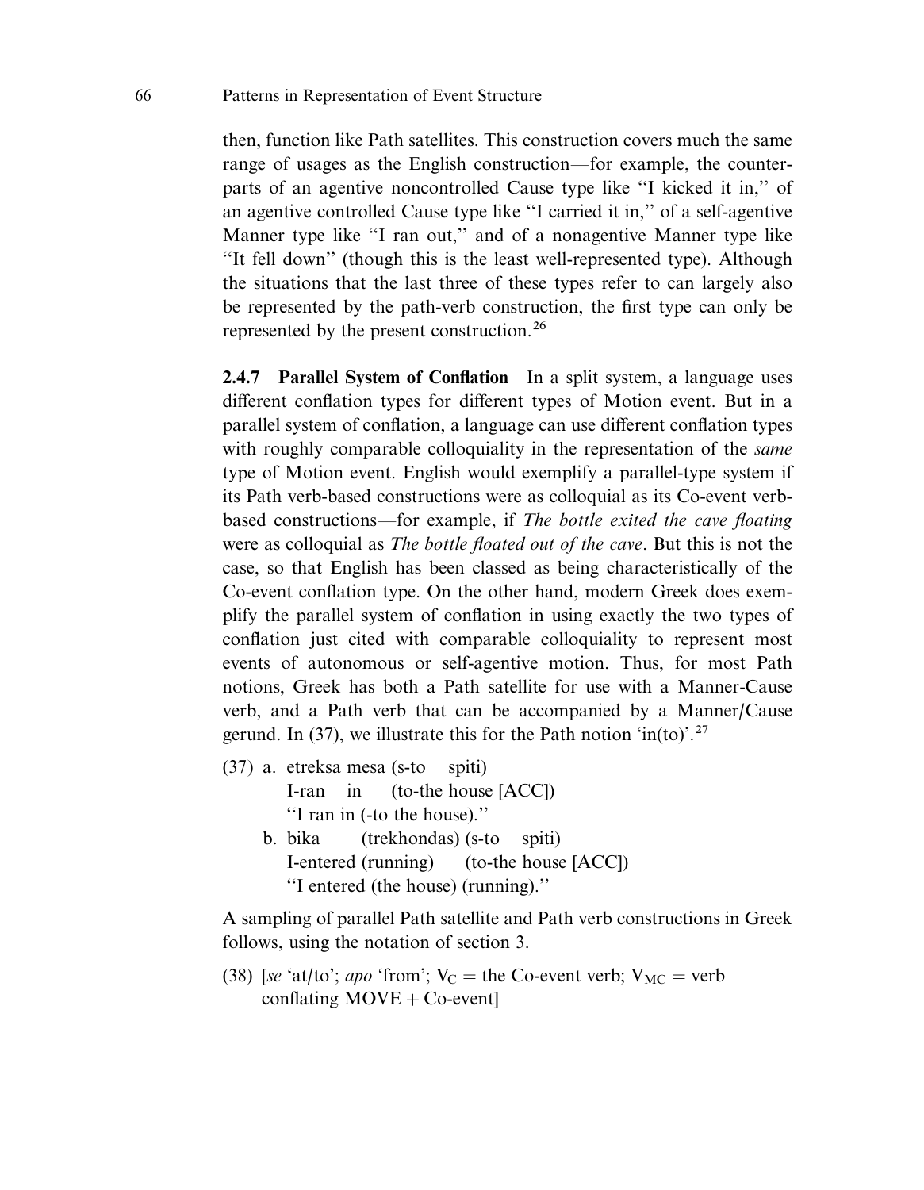then, function like Path satellites. This construction covers much the same range of usages as the English construction—for example, the counterparts of an agentive noncontrolled Cause type like "I kicked it in," of an agentive controlled Cause type like "I carried it in," of a self-agentive Manner type like "I ran out," and of a nonagentive Manner type like "It fell down" (though this is the least well-represented type). Although the situations that the last three of these types refer to can largely also be represented by the path-verb construction, the first type can only be represented by the present construction.[26]

**2.4.7 Parallel System of Conflation** In a split system, a language uses different conflation types for different types of Motion event. But in a parallel system of conflation, a language can use different conflation types with roughly comparable colloquiality in the representation of the *same* type of Motion event. English would exemplify a parallel-type system if its Path verb-based constructions were as colloquial as its Co-event verb-based constructions—for example, if *The bottle exited the cave floating* were as colloquial as *The bottle floated out of the cave*. But this is not the case, so that English has been classed as being characteristically of the Co-event conflation type. On the other hand, modern Greek does exemplify the parallel system of conflation in using exactly the two types of conflation just cited with comparable colloquiality to represent most events of autonomous or self-agentive motion. Thus, for most Path notions, Greek has both a Path satellite for use with a Manner-Cause verb, and a Path verb that can be accompanied by a Manner/Cause gerund. In (37), we illustrate this for the Path notion 'in(to)'.[27]

(37) a. etreksa mesa (s-to spiti)
  I-ran in (to-the house [ACC])
  "I ran in (-to the house)."

b. bika (trekhondas) (s-to spiti)
  I-entered (running) (to-the house [ACC])
  "I entered (the house) (running)."

A sampling of parallel Path satellite and Path verb constructions in Greek follows, using the notation of section 3.

(38) [*se* 'at/to'; *apo* 'from'; $V_C$ = the Co-event verb; $V_{MC}$ = verb conflating MOVE + Co-event]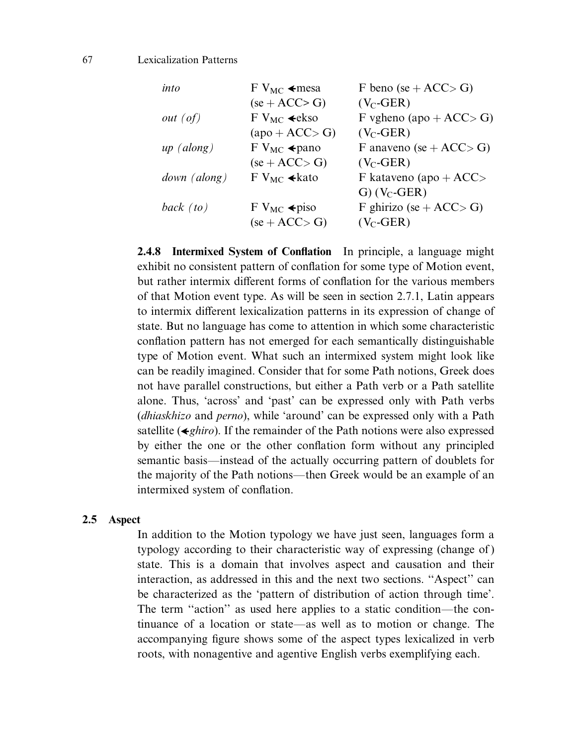| | | |
|---|---|---|
| *into* | F $V_{MC}$ ←mesa (se + ACC> G) | F beno (se + ACC> G) ($V_C$-GER) |
| *out (of)* | F $V_{MC}$ ←ekso (apo + ACC> G) | F vgheno (apo + ACC> G) ($V_C$-GER) |
| *up (along)* | F $V_{MC}$ ←pano (se + ACC> G) | F anaveno (se + ACC> G) ($V_C$-GER) |
| *down (along)* | F $V_{MC}$ ←kato | F kataveno (apo + ACC> G) ($V_C$-GER) |
| *back (to)* | F $V_{MC}$ ←piso (se + ACC> G) | F ghirizo (se + ACC> G) ($V_C$-GER) |

**2.4.8 Intermixed System of Conflation** In principle, a language might exhibit no consistent pattern of conflation for some type of Motion event, but rather intermix different forms of conflation for the various members of that Motion event type. As will be seen in section 2.7.1, Latin appears to intermix different lexicalization patterns in its expression of change of state. But no language has come to attention in which some characteristic conflation pattern has not emerged for each semantically distinguishable type of Motion event. What such an intermixed system might look like can be readily imagined. Consider that for some Path notions, Greek does not have parallel constructions, but either a Path verb or a Path satellite alone. Thus, 'across' and 'past' can be expressed only with Path verbs (*dhiaskhizo* and *perno*), while 'around' can be expressed only with a Path satellite (←*ghiro*). If the remainder of the Path notions were also expressed by either the one or the other conflation form without any principled semantic basis—instead of the actually occurring pattern of doublets for the majority of the Path notions—then Greek would be an example of an intermixed system of conflation.

## 2.5 Aspect

In addition to the Motion typology we have just seen, languages form a typology according to their characteristic way of expressing (change of) state. This is a domain that involves aspect and causation and their interaction, as addressed in this and the next two sections. "Aspect" can be characterized as the 'pattern of distribution of action through time'. The term "action" as used here applies to a static condition—the continuance of a location or state—as well as to motion or change. The accompanying figure shows some of the aspect types lexicalized in verb roots, with nonagentive and agentive English verbs exemplifying each.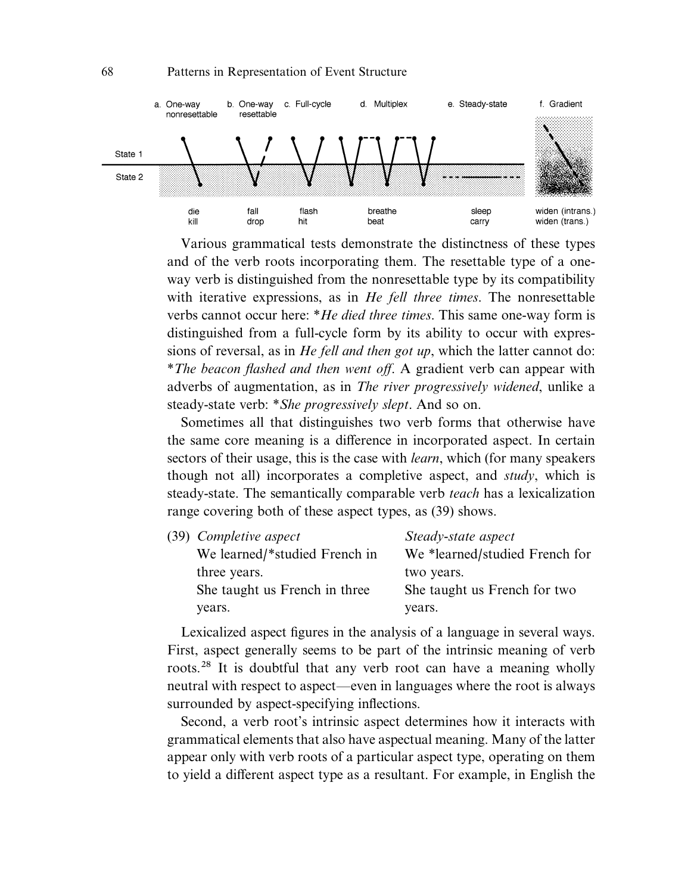| a. One-way nonresettable | b. One-way resettable | c. Full-cycle | d. Multiplex | e. Steady-state | f. Gradient |
|---|---|---|---|---|---|
| die | fall | flash | breathe | sleep | widen (intrans.) |
| kill | drop | hit | beat | carry | widen (trans.) |

Various grammatical tests demonstrate the distinctness of these types and of the verb roots incorporating them. The resettable type of a one-way verb is distinguished from the nonresettable type by its compatibility with iterative expressions, as in *He fell three times*. The nonresettable verbs cannot occur here: \**He died three times*. This same one-way form is distinguished from a full-cycle form by its ability to occur with expressions of reversal, as in *He fell and then got up*, which the latter cannot do: \**The beacon flashed and then went off*. A gradient verb can appear with adverbs of augmentation, as in *The river progressively widened*, unlike a steady-state verb: \**She progressively slept*. And so on.

Sometimes all that distinguishes two verb forms that otherwise have the same core meaning is a difference in incorporated aspect. In certain sectors of their usage, this is the case with *learn*, which (for many speakers though not all) incorporates a completive aspect, and *study*, which is steady-state. The semantically comparable verb *teach* has a lexicalization range covering both of these aspect types, as (39) shows.

(39)

| *Completive aspect* | *Steady-state aspect* |
|---|---|
| We learned/\*studied French in three years. | We \*learned/studied French for two years. |
| She taught us French in three years. | She taught us French for two years. |

Lexicalized aspect figures in the analysis of a language in several ways. First, aspect generally seems to be part of the intrinsic meaning of verb roots.[28] It is doubtful that any verb root can have a meaning wholly neutral with respect to aspect—even in languages where the root is always surrounded by aspect-specifying inflections.

Second, a verb root's intrinsic aspect determines how it interacts with grammatical elements that also have aspectual meaning. Many of the latter appear only with verb roots of a particular aspect type, operating on them to yield a different aspect type as a resultant. For example, in English the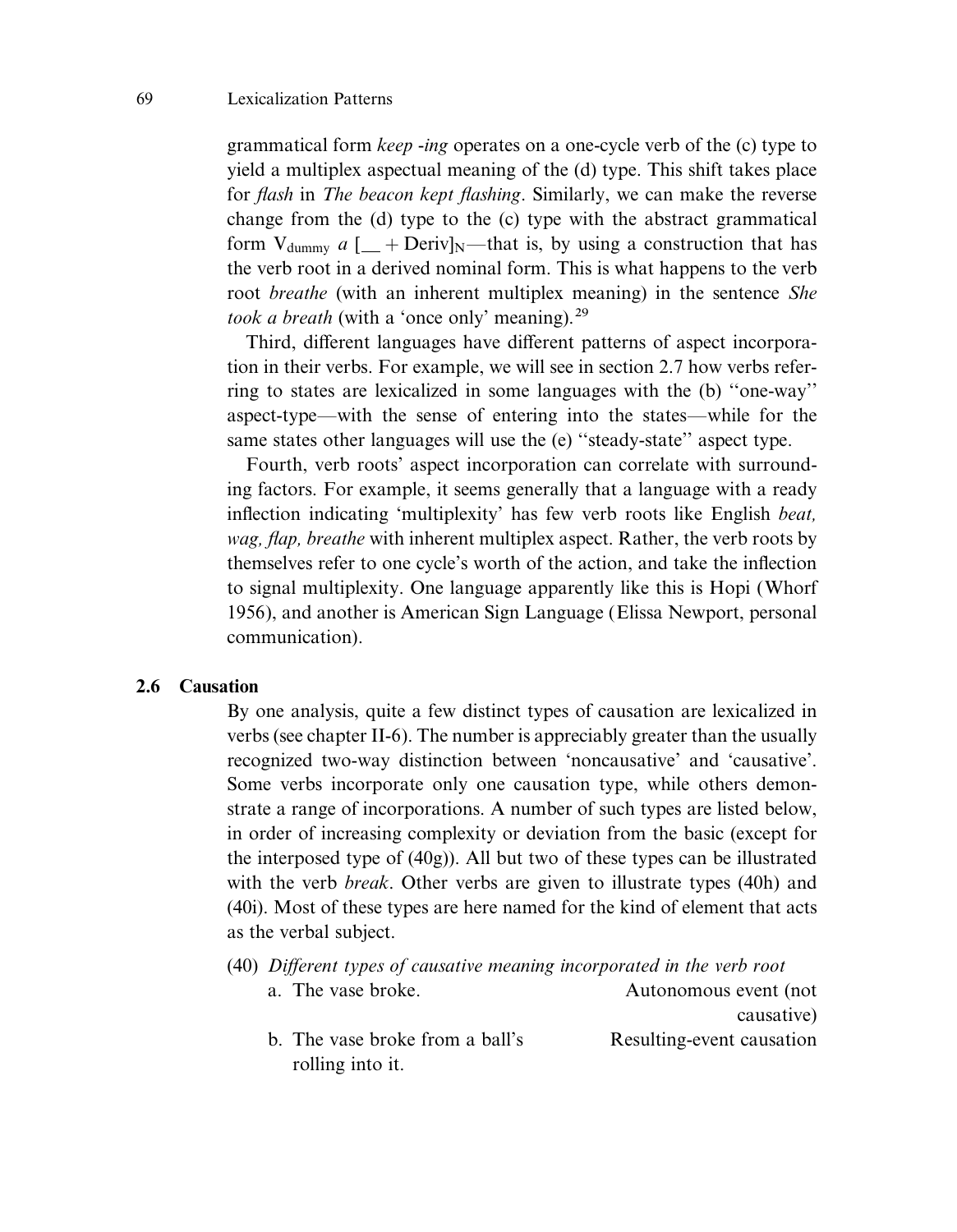grammatical form *keep -ing* operates on a one-cycle verb of the (c) type to yield a multiplex aspectual meaning of the (d) type. This shift takes place for *flash* in *The beacon kept flashing*. Similarly, we can make the reverse change from the (d) type to the (c) type with the abstract grammatical form $V_{dummy}$ *a* $[\_\_ + \text{Deriv}]_N$—that is, by using a construction that has the verb root in a derived nominal form. This is what happens to the verb root *breathe* (with an inherent multiplex meaning) in the sentence *She took a breath* (with a 'once only' meaning).[29]

Third, different languages have different patterns of aspect incorporation in their verbs. For example, we will see in section 2.7 how verbs referring to states are lexicalized in some languages with the (b) ''one-way'' aspect-type—with the sense of entering into the states—while for the same states other languages will use the (e) ''steady-state'' aspect type.

Fourth, verb roots' aspect incorporation can correlate with surrounding factors. For example, it seems generally that a language with a ready inflection indicating 'multiplexity' has few verb roots like English *beat, wag, flap, breathe* with inherent multiplex aspect. Rather, the verb roots by themselves refer to one cycle's worth of the action, and take the inflection to signal multiplexity. One language apparently like this is Hopi (Whorf 1956), and another is American Sign Language (Elissa Newport, personal communication).

## 2.6 Causation

By one analysis, quite a few distinct types of causation are lexicalized in verbs (see chapter II-6). The number is appreciably greater than the usually recognized two-way distinction between 'noncausative' and 'causative'. Some verbs incorporate only one causation type, while others demonstrate a range of incorporations. A number of such types are listed below, in order of increasing complexity or deviation from the basic (except for the interposed type of (40g)). All but two of these types can be illustrated with the verb *break*. Other verbs are given to illustrate types (40h) and (40i). Most of these types are here named for the kind of element that acts as the verbal subject.

(40) *Different types of causative meaning incorporated in the verb root*

a. The vase broke. — Autonomous event (not causative)

b. The vase broke from a ball's rolling into it. — Resulting-event causation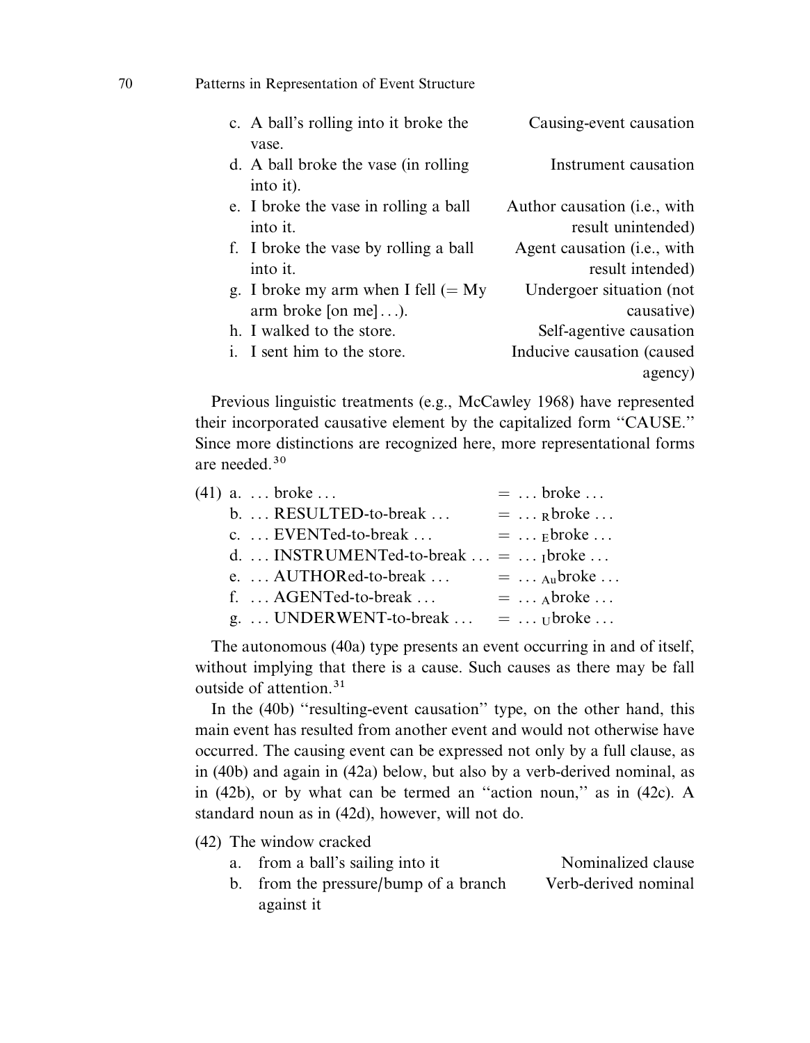c. A ball's rolling into it broke the vase. — Causing-event causation

d. A ball broke the vase (in rolling into it). — Instrument causation

e. I broke the vase in rolling a ball into it. — Author causation (i.e., with result unintended)

f. I broke the vase by rolling a ball into it. — Agent causation (i.e., with result intended)

g. I broke my arm when I fell (= My arm broke [on me]...). — Undergoer situation (not causative)

h. I walked to the store. — Self-agentive causation

i. I sent him to the store. — Inducive causation (caused agency)

Previous linguistic treatments (e.g., McCawley 1968) have represented their incorporated causative element by the capitalized form "CAUSE." Since more distinctions are recognized here, more representational forms are needed.[30]

(41) a. ... broke ... = ... broke ...

b. ... RESULTED-to-break ... = ... $_{R}$broke ...

c. ... EVENTed-to-break ... = ... $_{E}$broke ...

d. ... INSTRUMENTed-to-break ... = ... $_{I}$broke ...

e. ... AUTHORed-to-break ... = ... $_{Au}$broke ...

f. ... AGENTed-to-break ... = ... $_{A}$broke ...

g. ... UNDERWENT-to-break ... = ... $_{U}$broke ...

The autonomous (40a) type presents an event occurring in and of itself, without implying that there is a cause. Such causes as there may be fall outside of attention.[31]

In the (40b) "resulting-event causation" type, on the other hand, this main event has resulted from another event and would not otherwise have occurred. The causing event can be expressed not only by a full clause, as in (40b) and again in (42a) below, but also by a verb-derived nominal, as in (42b), or by what can be termed an "action noun," as in (42c). A standard noun as in (42d), however, will not do.

(42) The window cracked

a. from a ball's sailing into it — Nominalized clause

b. from the pressure/bump of a branch against it — Verb-derived nominal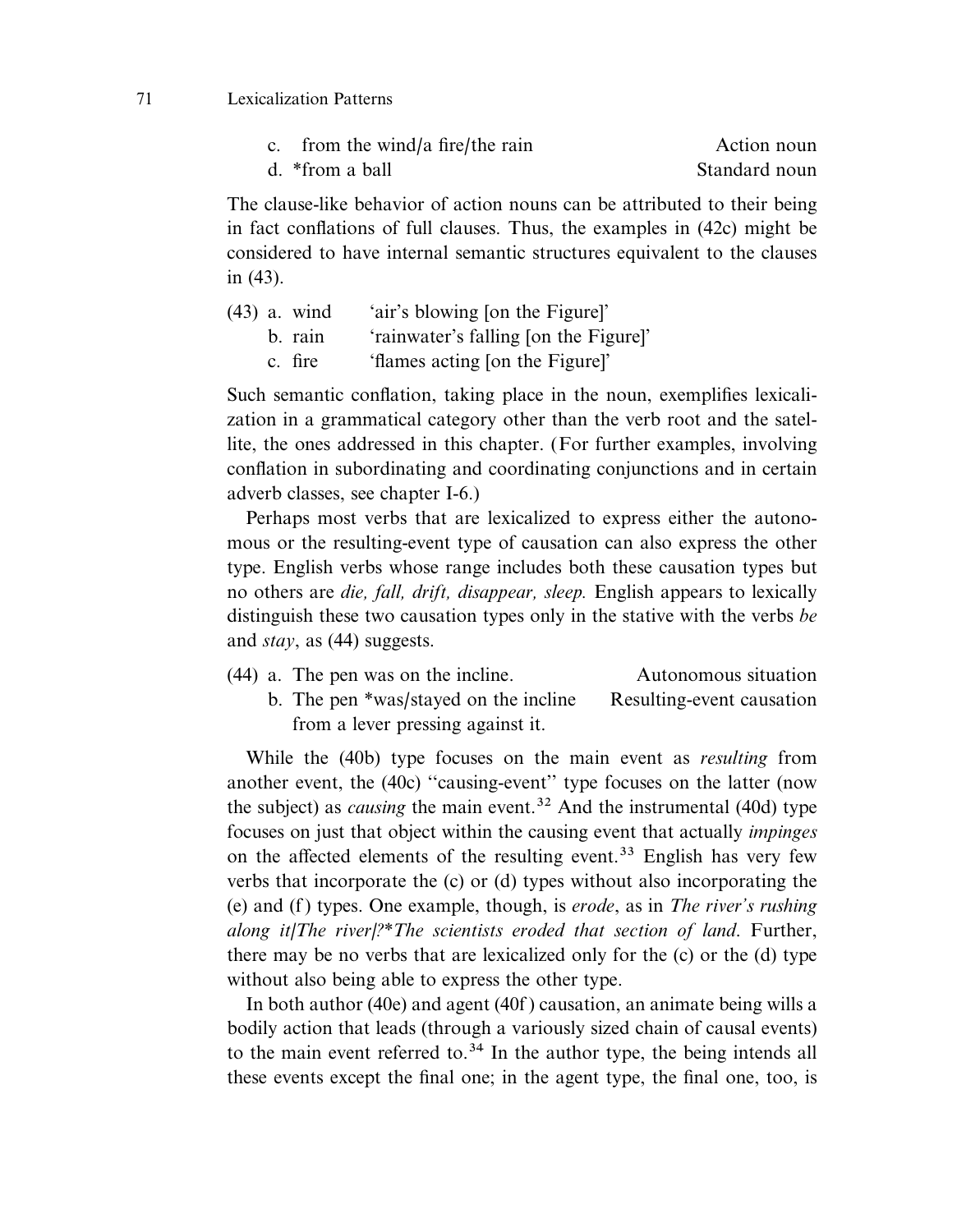c. from the wind/a fire/the rain — Action noun

d. *from a ball — Standard noun

The clause-like behavior of action nouns can be attributed to their being in fact conflations of full clauses. Thus, the examples in (42c) might be considered to have internal semantic structures equivalent to the clauses in (43).

(43) a. wind 'air's blowing [on the Figure]'
b. rain 'rainwater's falling [on the Figure]'
c. fire 'flames acting [on the Figure]'

Such semantic conflation, taking place in the noun, exemplifies lexicalization in a grammatical category other than the verb root and the satellite, the ones addressed in this chapter. (For further examples, involving conflation in subordinating and coordinating conjunctions and in certain adverb classes, see chapter I-6.)

Perhaps most verbs that are lexicalized to express either the autonomous or the resulting-event type of causation can also express the other type. English verbs whose range includes both these causation types but no others are *die, fall, drift, disappear, sleep.* English appears to lexically distinguish these two causation types only in the stative with the verbs *be* and *stay*, as (44) suggests.

(44) a. The pen was on the incline. — Autonomous situation
b. The pen *was/stayed on the incline from a lever pressing against it. — Resulting-event causation

While the (40b) type focuses on the main event as *resulting* from another event, the (40c) "causing-event" type focuses on the latter (now the subject) as *causing* the main event.[32] And the instrumental (40d) type focuses on just that object within the causing event that actually *impinges* on the affected elements of the resulting event.[33] English has very few verbs that incorporate the (c) or (d) types without also incorporating the (e) and (f) types. One example, though, is *erode*, as in *The river's rushing along it/The river/?*The scientists eroded that section of land*. Further, there may be no verbs that are lexicalized only for the (c) or the (d) type without also being able to express the other type.

In both author (40e) and agent (40f) causation, an animate being wills a bodily action that leads (through a variously sized chain of causal events) to the main event referred to.[34] In the author type, the being intends all these events except the final one; in the agent type, the final one, too, is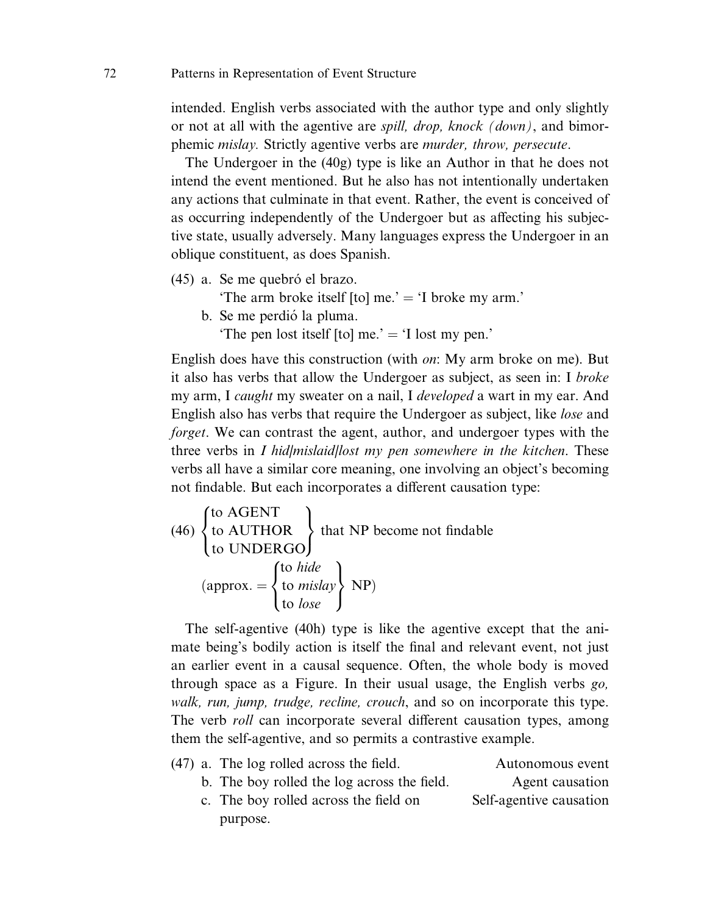intended. English verbs associated with the author type and only slightly or not at all with the agentive are *spill, drop, knock (down)*, and bimorphemic *mislay.* Strictly agentive verbs are *murder, throw, persecute*.

The Undergoer in the (40g) type is like an Author in that he does not intend the event mentioned. But he also has not intentionally undertaken any actions that culminate in that event. Rather, the event is conceived of as occurring independently of the Undergoer but as affecting his subjective state, usually adversely. Many languages express the Undergoer in an oblique constituent, as does Spanish.

(45) a. Se me quebró el brazo.
 'The arm broke itself [to] me.' = 'I broke my arm.'
 b. Se me perdió la pluma.
 'The pen lost itself [to] me.' = 'I lost my pen.'

English does have this construction (with *on*: My arm broke on me). But it also has verbs that allow the Undergoer as subject, as seen in: I *broke* my arm, I *caught* my sweater on a nail, I *developed* a wart in my ear. And English also has verbs that require the Undergoer as subject, like *lose* and *forget*. We can contrast the agent, author, and undergoer types with the three verbs in *I hid/mislaid/lost my pen somewhere in the kitchen*. These verbs all have a similar core meaning, one involving an object's becoming not findable. But each incorporates a different causation type:

$$(46)\ \left\{\begin{array}{l}\text{to AGENT}\\ \text{to AUTHOR}\\ \text{to UNDERGO}\end{array}\right\}\ \text{that NP become not findable}$$

$$(\text{approx.} = \left\{\begin{array}{l}\text{to } \textit{hide}\\ \text{to } \textit{mislay}\\ \text{to } \textit{lose}\end{array}\right\}\ \text{NP})$$

The self-agentive (40h) type is like the agentive except that the animate being's bodily action is itself the final and relevant event, not just an earlier event in a causal sequence. Often, the whole body is moved through space as a Figure. In their usual usage, the English verbs *go, walk, run, jump, trudge, recline, crouch*, and so on incorporate this type. The verb *roll* can incorporate several different causation types, among them the self-agentive, and so permits a contrastive example.

(47) a. The log rolled across the field. — Autonomous event
 b. The boy rolled the log across the field. — Agent causation
 c. The boy rolled across the field on purpose. — Self-agentive causation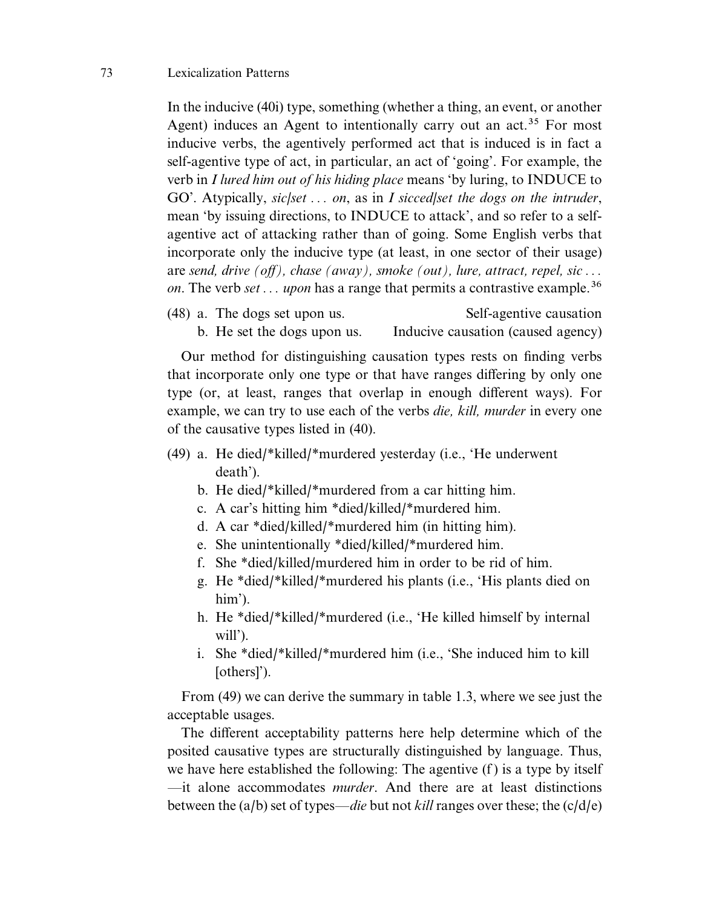In the inducive (40i) type, something (whether a thing, an event, or another Agent) induces an Agent to intentionally carry out an act.[35] For most inducive verbs, the agentively performed act that is induced is in fact a self-agentive type of act, in particular, an act of 'going'. For example, the verb in *I lured him out of his hiding place* means 'by luring, to INDUCE to GO'. Atypically, *sic/set ... on*, as in *I sicced/set the dogs on the intruder*, mean 'by issuing directions, to INDUCE to attack', and so refer to a self-agentive act of attacking rather than of going. Some English verbs that incorporate only the inducive type (at least, in one sector of their usage) are *send, drive (off), chase (away), smoke (out), lure, attract, repel, sic ... on*. The verb *set ... upon* has a range that permits a contrastive example.[36]

(48) a. The dogs set upon us. — Self-agentive causation
b. He set the dogs upon us. — Inducive causation (caused agency)

Our method for distinguishing causation types rests on finding verbs that incorporate only one type or that have ranges differing by only one type (or, at least, ranges that overlap in enough different ways). For example, we can try to use each of the verbs *die, kill, murder* in every one of the causative types listed in (40).

(49) a. He died/*killed/*murdered yesterday (i.e., 'He underwent death').
b. He died/*killed/*murdered from a car hitting him.
c. A car's hitting him *died/killed/*murdered him.
d. A car *died/killed/*murdered him (in hitting him).
e. She unintentionally *died/killed/*murdered him.
f. She *died/killed/murdered him in order to be rid of him.
g. He *died/*killed/*murdered his plants (i.e., 'His plants died on him').
h. He *died/*killed/*murdered (i.e., 'He killed himself by internal will').
i. She *died/*killed/*murdered him (i.e., 'She induced him to kill [others]').

From (49) we can derive the summary in table 1.3, where we see just the acceptable usages.

The different acceptability patterns here help determine which of the posited causative types are structurally distinguished by language. Thus, we have here established the following: The agentive (f) is a type by itself —it alone accommodates *murder*. And there are at least distinctions between the (a/b) set of types—*die* but not *kill* ranges over these; the (c/d/e)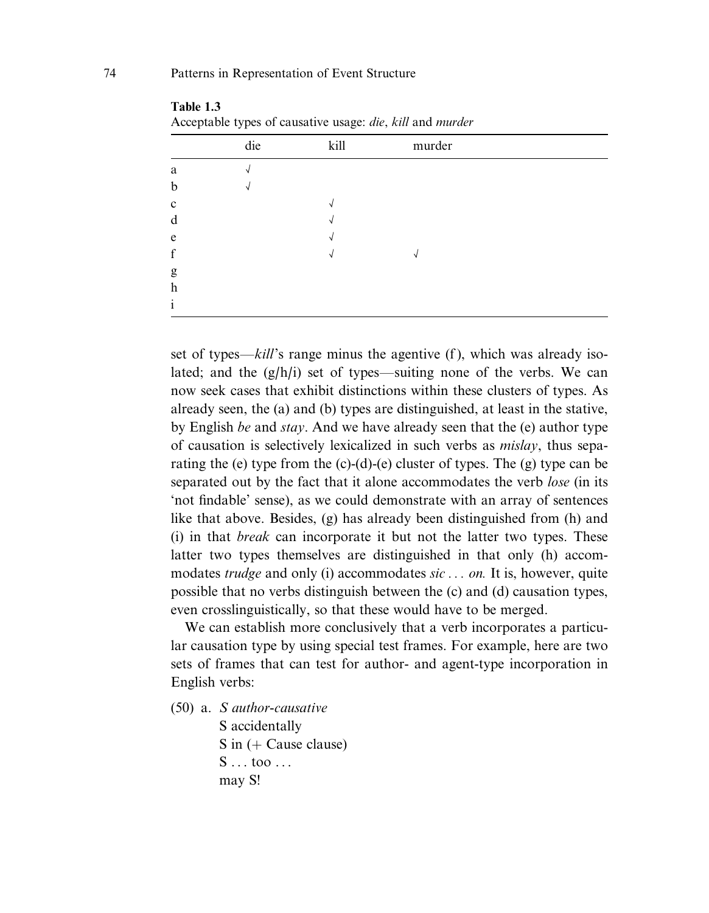**Table 1.3**
Acceptable types of causative usage: *die*, *kill* and *murder*

| | die | kill | murder |
|---|---|---|---|
| a | √ | | |
| b | √ | | |
| c | | √ | |
| d | | √ | |
| e | | √ | |
| f | | √ | √ |
| g | | | |
| h | | | |
| i | | | |

set of types—*kill*'s range minus the agentive (f), which was already isolated; and the (g/h/i) set of types—suiting none of the verbs. We can now seek cases that exhibit distinctions within these clusters of types. As already seen, the (a) and (b) types are distinguished, at least in the stative, by English *be* and *stay*. And we have already seen that the (e) author type of causation is selectively lexicalized in such verbs as *mislay*, thus separating the (e) type from the (c)-(d)-(e) cluster of types. The (g) type can be separated out by the fact that it alone accommodates the verb *lose* (in its 'not findable' sense), as we could demonstrate with an array of sentences like that above. Besides, (g) has already been distinguished from (h) and (i) in that *break* can incorporate it but not the latter two types. These latter two types themselves are distinguished in that only (h) accommodates *trudge* and only (i) accommodates *sic ... on.* It is, however, quite possible that no verbs distinguish between the (c) and (d) causation types, even crosslinguistically, so that these would have to be merged.

We can establish more conclusively that a verb incorporates a particular causation type by using special test frames. For example, here are two sets of frames that can test for author- and agent-type incorporation in English verbs:

(50) a. *S author-causative*
S accidentally
S in (+ Cause clause)
S ... too ...
may S!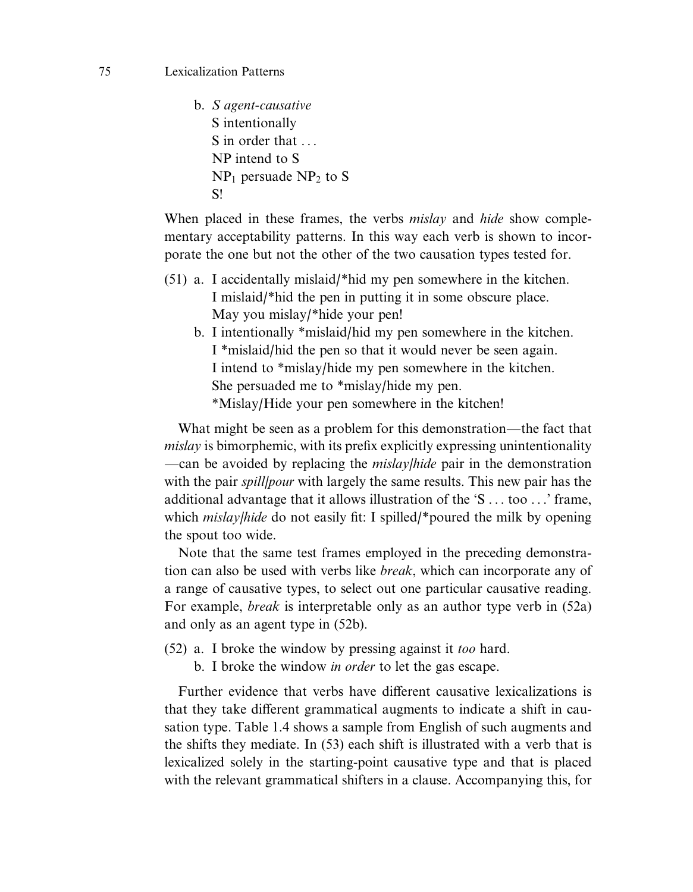b. *S agent-causative*
   S intentionally
   S in order that . . .
   NP intend to S
   $NP_1$ persuade $NP_2$ to S
   S!

When placed in these frames, the verbs *mislay* and *hide* show complementary acceptability patterns. In this way each verb is shown to incorporate the one but not the other of the two causation types tested for.

(51) a. I accidentally mislaid/*hid my pen somewhere in the kitchen.
   I mislaid/*hid the pen in putting it in some obscure place.
   May you mislay/*hide your pen!

b. I intentionally *mislaid/hid my pen somewhere in the kitchen.
   I *mislaid/hid the pen so that it would never be seen again.
   I intend to *mislay/hide my pen somewhere in the kitchen.
   She persuaded me to *mislay/hide my pen.
   *Mislay/Hide your pen somewhere in the kitchen!

What might be seen as a problem for this demonstration—the fact that *mislay* is bimorphemic, with its prefix explicitly expressing unintentionality—can be avoided by replacing the *mislay/hide* pair in the demonstration with the pair *spill/pour* with largely the same results. This new pair has the additional advantage that it allows illustration of the 'S . . . too . . .' frame, which *mislay/hide* do not easily fit: I spilled/*poured the milk by opening the spout too wide.

Note that the same test frames employed in the preceding demonstration can also be used with verbs like *break*, which can incorporate any of a range of causative types, to select out one particular causative reading. For example, *break* is interpretable only as an author type verb in (52a) and only as an agent type in (52b).

(52) a. I broke the window by pressing against it *too* hard.
   b. I broke the window *in order* to let the gas escape.

Further evidence that verbs have different causative lexicalizations is that they take different grammatical augments to indicate a shift in causation type. Table 1.4 shows a sample from English of such augments and the shifts they mediate. In (53) each shift is illustrated with a verb that is lexicalized solely in the starting-point causative type and that is placed with the relevant grammatical shifters in a clause. Accompanying this, for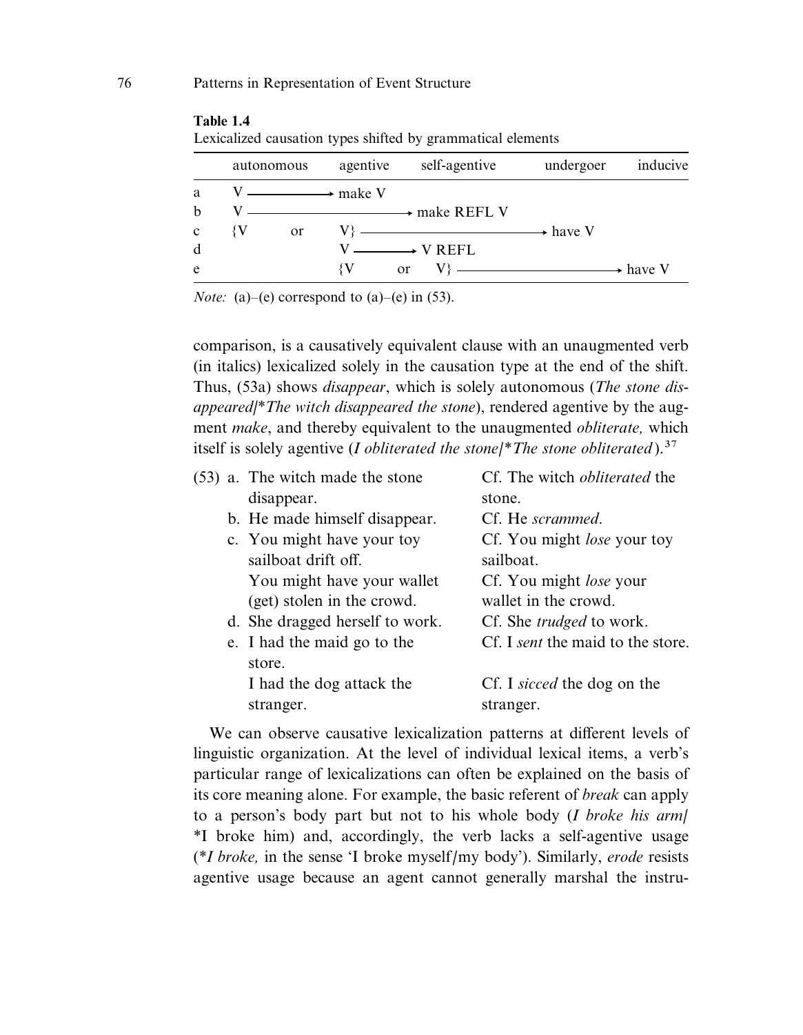**Table 1.4**
Lexicalized causation types shifted by grammatical elements

| | autonomous | | agentive | self-agentive | | undergoer | inducive |
|---|---|---|---|---|---|---|---|
| a | V ⟶ | | make V | | | | |
| b | V ⟶ | | ⟶ | make REFL V | | | |
| c | {V | or | V} ⟶ | ⟶ | ⟶ | have V | |
| d | | | V ⟶ | V REFL | | | |
| e | | | {V | or | V} ⟶ | ⟶ | have V |

*Note:* (a)–(e) correspond to (a)–(e) in (53).

comparison, is a causatively equivalent clause with an unaugmented verb (in italics) lexicalized solely in the causation type at the end of the shift. Thus, (53a) shows *disappear*, which is solely autonomous (*The stone disappeared/*The witch disappeared the stone*), rendered agentive by the augment *make*, and thereby equivalent to the unaugmented *obliterate,* which itself is solely agentive (*I obliterated the stone/*The stone obliterated*).[37]

(53) a. The witch made the stone disappear. — Cf. The witch *obliterated* the stone.
  b. He made himself disappear. — Cf. He *scrammed*.
  c. You might have your toy sailboat drift off. — Cf. You might *lose* your toy sailboat.
   You might have your wallet (get) stolen in the crowd. — Cf. You might *lose* your wallet in the crowd.
  d. She dragged herself to work. — Cf. She *trudged* to work.
  e. I had the maid go to the store. — Cf. I *sent* the maid to the store.
   I had the dog attack the stranger. — Cf. I *sicced* the dog on the stranger.

We can observe causative lexicalization patterns at different levels of linguistic organization. At the level of individual lexical items, a verb's particular range of lexicalizations can often be explained on the basis of its core meaning alone. For example, the basic referent of *break* can apply to a person's body part but not to his whole body (*I broke his arm/* *I broke him) and, accordingly, the verb lacks a self-agentive usage (**I broke,* in the sense 'I broke myself/my body'). Similarly, *erode* resists agentive usage because an agent cannot generally marshal the instru-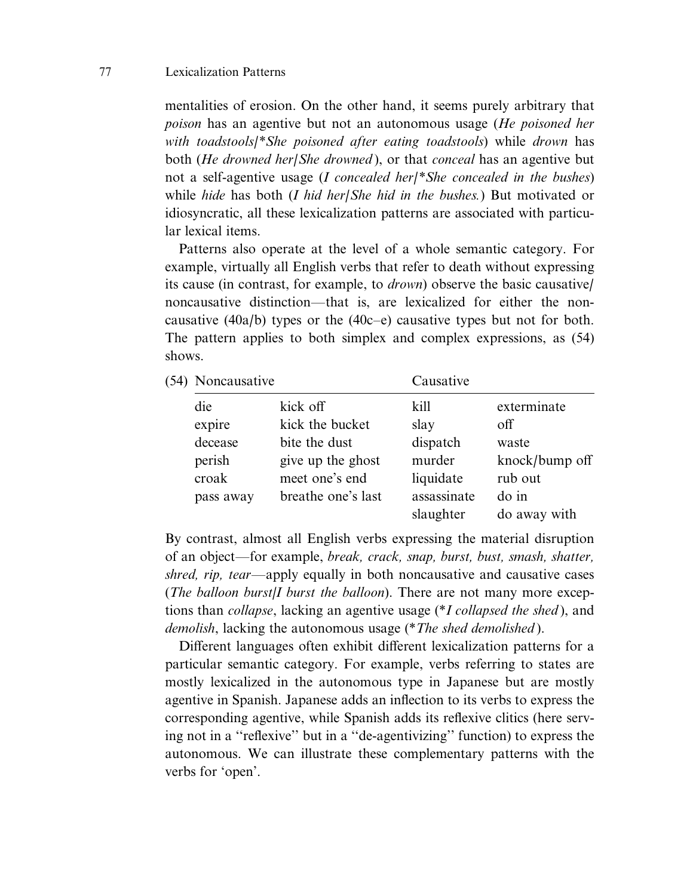mentalities of erosion. On the other hand, it seems purely arbitrary that *poison* has an agentive but not an autonomous usage (*He poisoned her with toadstools*/*\*She poisoned after eating toadstools*) while *drown* has both (*He drowned her*/*She drowned*), or that *conceal* has an agentive but not a self-agentive usage (*I concealed her*/*\*She concealed in the bushes*) while *hide* has both (*I hid her*/*She hid in the bushes.*) But motivated or idiosyncratic, all these lexicalization patterns are associated with particular lexical items.

Patterns also operate at the level of a whole semantic category. For example, virtually all English verbs that refer to death without expressing its cause (in contrast, for example, to *drown*) observe the basic causative/noncausative distinction—that is, are lexicalized for either the noncausative (40a/b) types or the (40c–e) causative types but not for both. The pattern applies to both simplex and complex expressions, as (54) shows.

(54)

| Noncausative | | Causative | |
|---|---|---|---|
| die | kick off | kill | exterminate |
| expire | kick the bucket | slay | off |
| decease | bite the dust | dispatch | waste |
| perish | give up the ghost | murder | knock/bump off |
| croak | meet one's end | liquidate | rub out |
| pass away | breathe one's last | assassinate | do in |
| | | slaughter | do away with |

By contrast, almost all English verbs expressing the material disruption of an object—for example, *break, crack, snap, burst, bust, smash, shatter, shred, rip, tear*—apply equally in both noncausative and causative cases (*The balloon burst*/*I burst the balloon*). There are not many more exceptions than *collapse*, lacking an agentive usage (*\*I collapsed the shed*), and *demolish*, lacking the autonomous usage (*\*The shed demolished*).

Different languages often exhibit different lexicalization patterns for a particular semantic category. For example, verbs referring to states are mostly lexicalized in the autonomous type in Japanese but are mostly agentive in Spanish. Japanese adds an inflection to its verbs to express the corresponding agentive, while Spanish adds its reflexive clitics (here serving not in a "reflexive" but in a "de-agentivizing" function) to express the autonomous. We can illustrate these complementary patterns with the verbs for 'open'.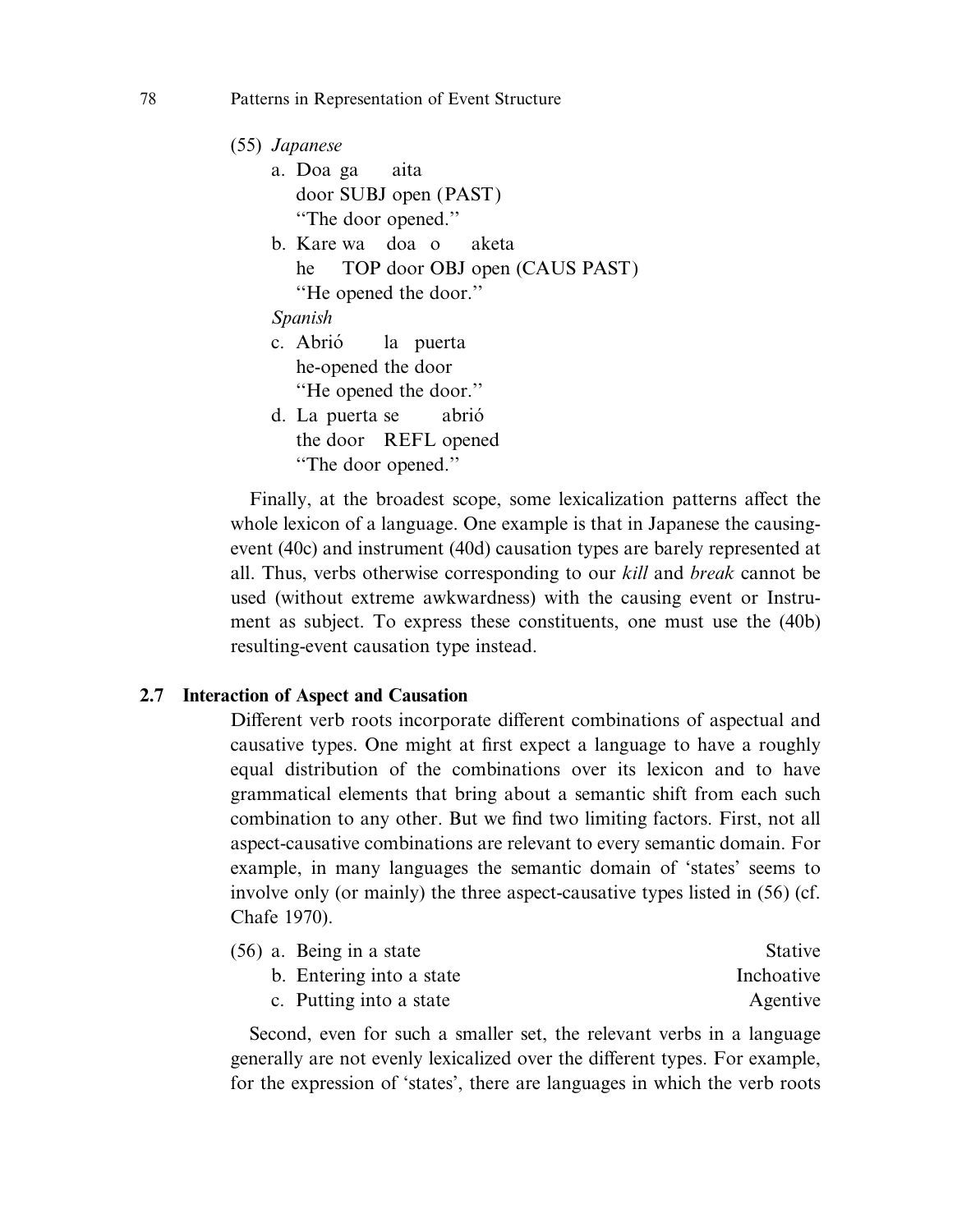(55) *Japanese*

a. Doa ga aita
   door SUBJ open (PAST)
   "The door opened."

b. Kare wa doa o aketa
   he TOP door OBJ open (CAUS PAST)
   "He opened the door."

*Spanish*

c. Abrió la puerta
   he-opened the door
   "He opened the door."

d. La puerta se abrió
   the door REFL opened
   "The door opened."

Finally, at the broadest scope, some lexicalization patterns affect the whole lexicon of a language. One example is that in Japanese the causing-event (40c) and instrument (40d) causation types are barely represented at all. Thus, verbs otherwise corresponding to our *kill* and *break* cannot be used (without extreme awkwardness) with the causing event or Instrument as subject. To express these constituents, one must use the (40b) resulting-event causation type instead.

## 2.7 Interaction of Aspect and Causation

Different verb roots incorporate different combinations of aspectual and causative types. One might at first expect a language to have a roughly equal distribution of the combinations over its lexicon and to have grammatical elements that bring about a semantic shift from each such combination to any other. But we find two limiting factors. First, not all aspect-causative combinations are relevant to every semantic domain. For example, in many languages the semantic domain of 'states' seems to involve only (or mainly) the three aspect-causative types listed in (56) (cf. Chafe 1970).

(56) a. Being in a state — Stative
     b. Entering into a state — Inchoative
     c. Putting into a state — Agentive

Second, even for such a smaller set, the relevant verbs in a language generally are not evenly lexicalized over the different types. For example, for the expression of 'states', there are languages in which the verb roots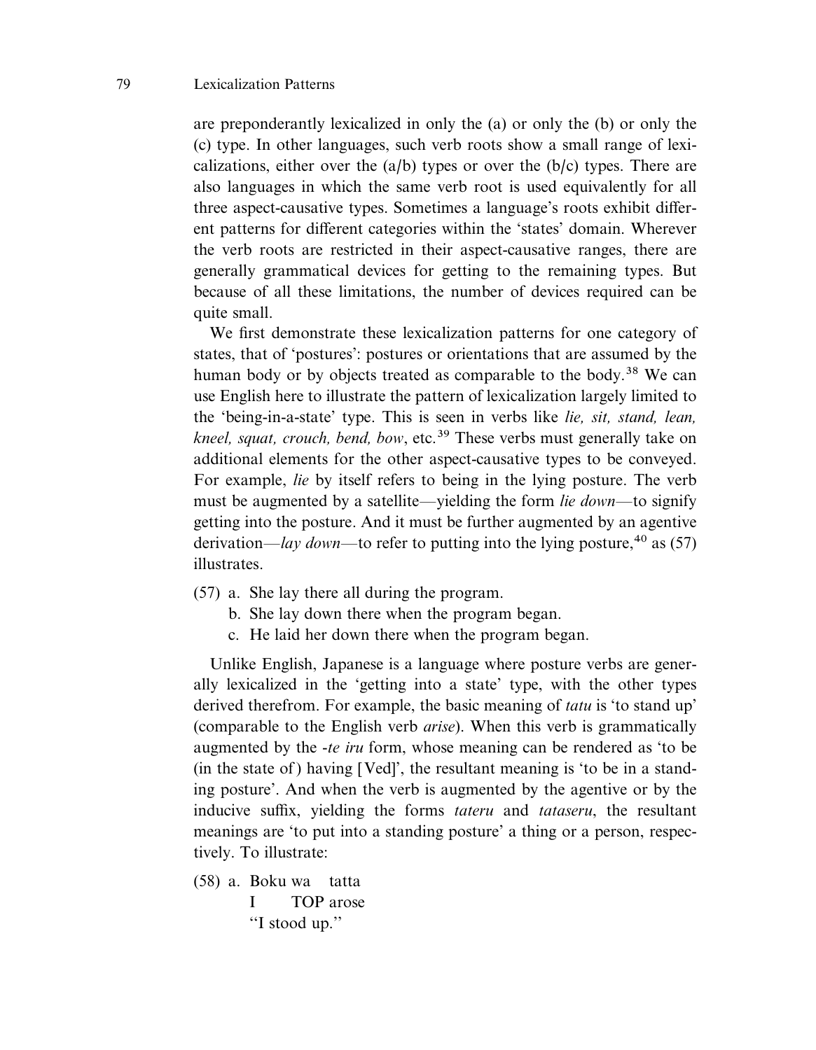are preponderantly lexicalized in only the (a) or only the (b) or only the (c) type. In other languages, such verb roots show a small range of lexicalizations, either over the (a/b) types or over the (b/c) types. There are also languages in which the same verb root is used equivalently for all three aspect-causative types. Sometimes a language's roots exhibit different patterns for different categories within the 'states' domain. Wherever the verb roots are restricted in their aspect-causative ranges, there are generally grammatical devices for getting to the remaining types. But because of all these limitations, the number of devices required can be quite small.

We first demonstrate these lexicalization patterns for one category of states, that of 'postures': postures or orientations that are assumed by the human body or by objects treated as comparable to the body.[38] We can use English here to illustrate the pattern of lexicalization largely limited to the 'being-in-a-state' type. This is seen in verbs like *lie, sit, stand, lean, kneel, squat, crouch, bend, bow*, etc.[39] These verbs must generally take on additional elements for the other aspect-causative types to be conveyed. For example, *lie* by itself refers to being in the lying posture. The verb must be augmented by a satellite—yielding the form *lie down*—to signify getting into the posture. And it must be further augmented by an agentive derivation—*lay down*—to refer to putting into the lying posture,[40] as (57) illustrates.

(57) a. She lay there all during the program.
b. She lay down there when the program began.
c. He laid her down there when the program began.

Unlike English, Japanese is a language where posture verbs are generally lexicalized in the 'getting into a state' type, with the other types derived therefrom. For example, the basic meaning of *tatu* is 'to stand up' (comparable to the English verb *arise*). When this verb is grammatically augmented by the *-te iru* form, whose meaning can be rendered as 'to be (in the state of) having [Ved]', the resultant meaning is 'to be in a standing posture'. And when the verb is augmented by the agentive or by the inducive suffix, yielding the forms *tateru* and *tataseru*, the resultant meanings are 'to put into a standing posture' a thing or a person, respectively. To illustrate:

(58) a. Boku wa tatta
I TOP arose
"I stood up."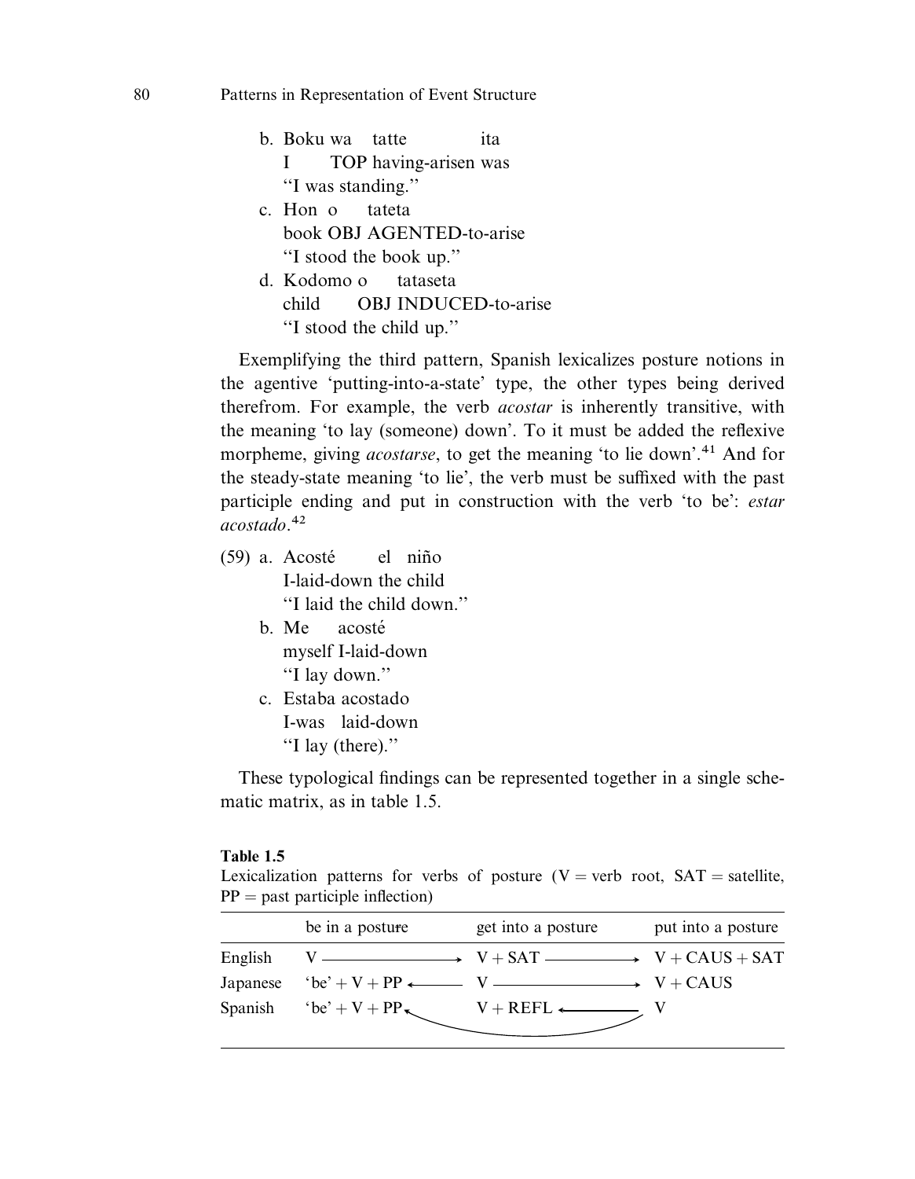b. Boku wa tatte ita
   I TOP having-arisen was
   "I was standing."

c. Hon o tateta
   book OBJ AGENTED-to-arise
   "I stood the book up."

d. Kodomo o tataseta
   child OBJ INDUCED-to-arise
   "I stood the child up."

Exemplifying the third pattern, Spanish lexicalizes posture notions in the agentive 'putting-into-a-state' type, the other types being derived therefrom. For example, the verb *acostar* is inherently transitive, with the meaning 'to lay (someone) down'. To it must be added the reflexive morpheme, giving *acostarse*, to get the meaning 'to lie down'.[41] And for the steady-state meaning 'to lie', the verb must be suffixed with the past participle ending and put in construction with the verb 'to be': *estar acostado*.[42]

(59) a. Acosté el niño
   I-laid-down the child
   "I laid the child down."

b. Me acosté
   myself I-laid-down
   "I lay down."

c. Estaba acostado
   I-was laid-down
   "I lay (there)."

These typological findings can be represented together in a single schematic matrix, as in table 1.5.

**Table 1.5**
Lexicalization patterns for verbs of posture (V = verb root, SAT = satellite, PP = past participle inflection)

| | be in a posture | get into a posture | put into a posture |
|---|---|---|---|
| English | V ⟶ | V + SAT ⟶ | V + CAUS + SAT |
| Japanese | 'be' + V + PP ⟵ | V ⟶ | V + CAUS |
| Spanish | 'be' + V + PP ⟵ (from V) | V + REFL ⟵ | V |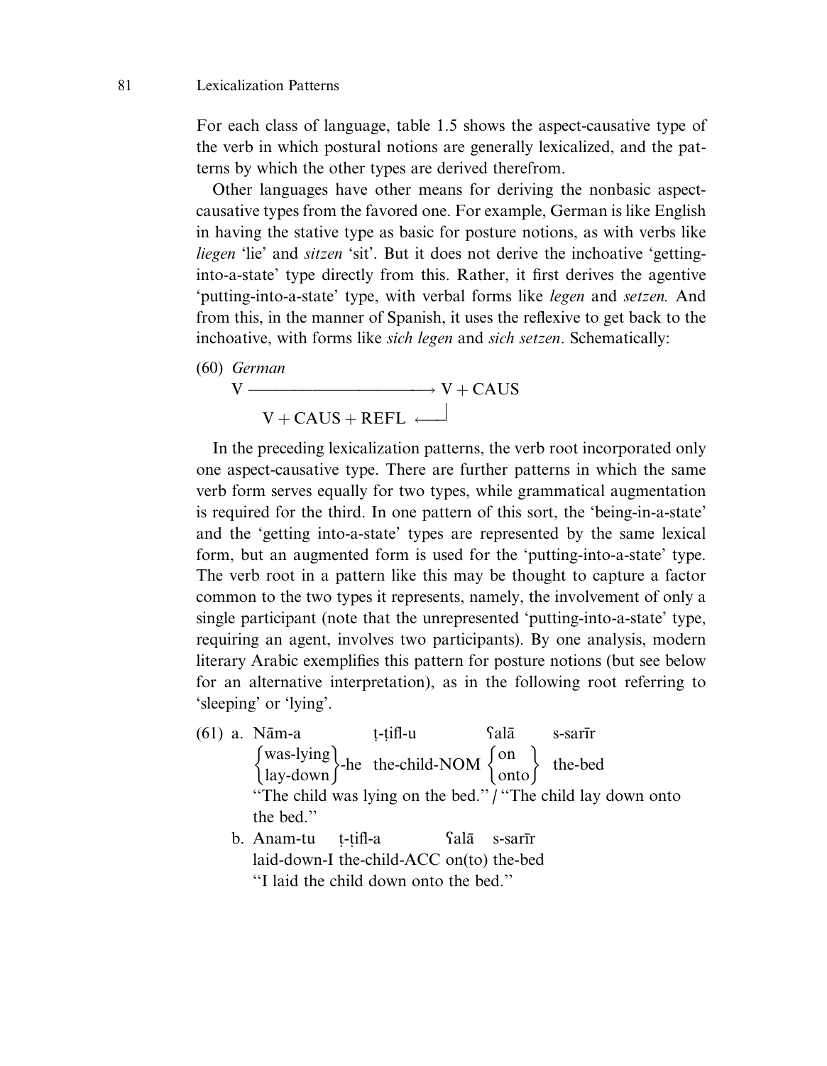For each class of language, table 1.5 shows the aspect-causative type of the verb in which postural notions are generally lexicalized, and the patterns by which the other types are derived therefrom.

Other languages have other means for deriving the nonbasic aspect-causative types from the favored one. For example, German is like English in having the stative type as basic for posture notions, as with verbs like *liegen* 'lie' and *sitzen* 'sit'. But it does not derive the inchoative 'getting-into-a-state' type directly from this. Rather, it first derives the agentive 'putting-into-a-state' type, with verbal forms like *legen* and *setzen.* And from this, in the manner of Spanish, it uses the reflexive to get back to the inchoative, with forms like *sich legen* and *sich setzen*. Schematically:

(60) *German*

$$\begin{array}{l} \text{V} \longrightarrow \text{V} + \text{CAUS} \\ \quad \text{V} + \text{CAUS} + \text{REFL} \longleftarrow\!\rfloor \end{array}$$

In the preceding lexicalization patterns, the verb root incorporated only one aspect-causative type. There are further patterns in which the same verb form serves equally for two types, while grammatical augmentation is required for the third. In one pattern of this sort, the 'being-in-a-state' and the 'getting into-a-state' types are represented by the same lexical form, but an augmented form is used for the 'putting-into-a-state' type. The verb root in a pattern like this may be thought to capture a factor common to the two types it represents, namely, the involvement of only a single participant (note that the unrepresented 'putting-into-a-state' type, requiring an agent, involves two participants). By one analysis, modern literary Arabic exemplifies this pattern for posture notions (but see below for an alternative interpretation), as in the following root referring to 'sleeping' or 'lying'.

(61) a. Nām-a ṭ-ṭifl-u ʕalā s-sarīr
{was-lying / lay-down}-he the-child-NOM {on / onto} the-bed
"The child was lying on the bed." / "The child lay down onto the bed."

b. Anam-tu ṭ-ṭifl-a ʕalā s-sarīr
laid-down-I the-child-ACC on(to) the-bed
"I laid the child down onto the bed."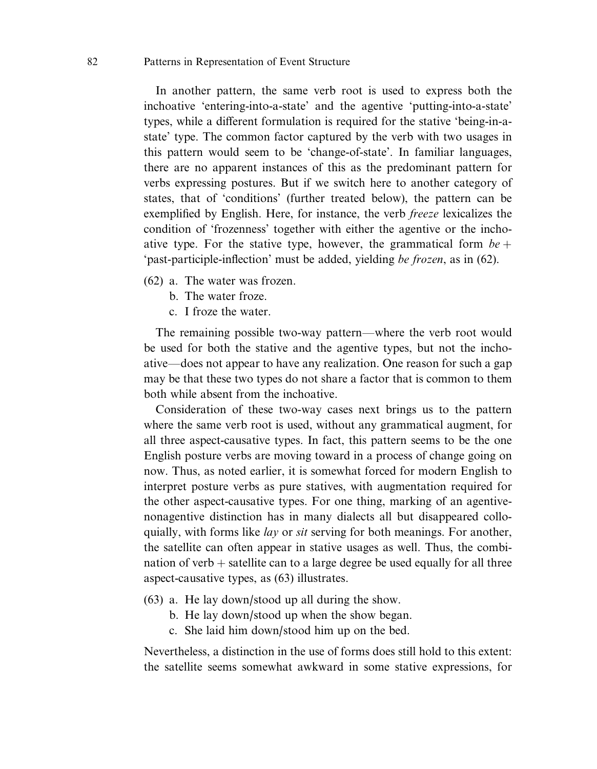In another pattern, the same verb root is used to express both the inchoative 'entering-into-a-state' and the agentive 'putting-into-a-state' types, while a different formulation is required for the stative 'being-in-a-state' type. The common factor captured by the verb with two usages in this pattern would seem to be 'change-of-state'. In familiar languages, there are no apparent instances of this as the predominant pattern for verbs expressing postures. But if we switch here to another category of states, that of 'conditions' (further treated below), the pattern can be exemplified by English. Here, for instance, the verb *freeze* lexicalizes the condition of 'frozenness' together with either the agentive or the inchoative type. For the stative type, however, the grammatical form *be* + 'past-participle-inflection' must be added, yielding *be frozen*, as in (62).

(62) a. The water was frozen.
     b. The water froze.
     c. I froze the water.

The remaining possible two-way pattern—where the verb root would be used for both the stative and the agentive types, but not the inchoative—does not appear to have any realization. One reason for such a gap may be that these two types do not share a factor that is common to them both while absent from the inchoative.

Consideration of these two-way cases next brings us to the pattern where the same verb root is used, without any grammatical augment, for all three aspect-causative types. In fact, this pattern seems to be the one English posture verbs are moving toward in a process of change going on now. Thus, as noted earlier, it is somewhat forced for modern English to interpret posture verbs as pure statives, with augmentation required for the other aspect-causative types. For one thing, marking of an agentive-nonagentive distinction has in many dialects all but disappeared colloquially, with forms like *lay* or *sit* serving for both meanings. For another, the satellite can often appear in stative usages as well. Thus, the combination of verb + satellite can to a large degree be used equally for all three aspect-causative types, as (63) illustrates.

(63) a. He lay down/stood up all during the show.
     b. He lay down/stood up when the show began.
     c. She laid him down/stood him up on the bed.

Nevertheless, a distinction in the use of forms does still hold to this extent: the satellite seems somewhat awkward in some stative expressions, for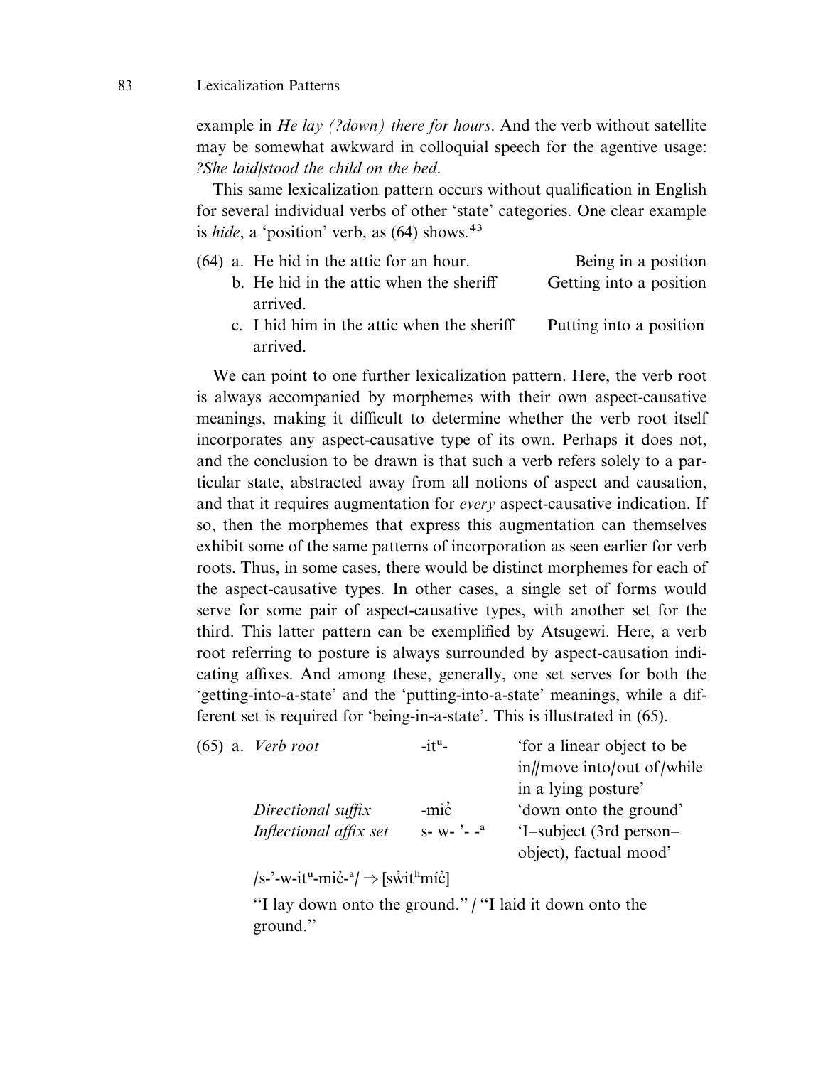example in *He lay (?down) there for hours*. And the verb without satellite may be somewhat awkward in colloquial speech for the agentive usage: *?She laid/stood the child on the bed*.

This same lexicalization pattern occurs without qualification in English for several individual verbs of other 'state' categories. One clear example is *hide*, a 'position' verb, as (64) shows.[43]

(64) a. He hid in the attic for an hour. — Being in a position
b. He hid in the attic when the sheriff arrived. — Getting into a position
c. I hid him in the attic when the sheriff arrived. — Putting into a position

We can point to one further lexicalization pattern. Here, the verb root is always accompanied by morphemes with their own aspect-causative meanings, making it difficult to determine whether the verb root itself incorporates any aspect-causative type of its own. Perhaps it does not, and the conclusion to be drawn is that such a verb refers solely to a particular state, abstracted away from all notions of aspect and causation, and that it requires augmentation for *every* aspect-causative indication. If so, then the morphemes that express this augmentation can themselves exhibit some of the same patterns of incorporation as seen earlier for verb roots. Thus, in some cases, there would be distinct morphemes for each of the aspect-causative types. In other cases, a single set of forms would serve for some pair of aspect-causative types, with another set for the third. This latter pattern can be exemplified by Atsugewi. Here, a verb root referring to posture is always surrounded by aspect-causation indicating affixes. And among these, generally, one set serves for both the 'getting-into-a-state' and the 'putting-into-a-state' meanings, while a different set is required for 'being-in-a-state'. This is illustrated in (65).

(65) a.

| | | |
|---|---|---|
| *Verb root* | -it$^{u}$- | 'for a linear object to be in/move into/out of/while in a lying posture' |
| *Directional suffix* | -mic̓ | 'down onto the ground' |
| *Inflectional affix set* | s- w- '- -$^{a}$ | 'I–subject (3rd person–object), factual mood' |

/s-'-w-it$^{u}$-mic̓-$^{a}$/ ⇒ [sw̓it$^{h}$míc̓]

"I lay down onto the ground." / "I laid it down onto the ground."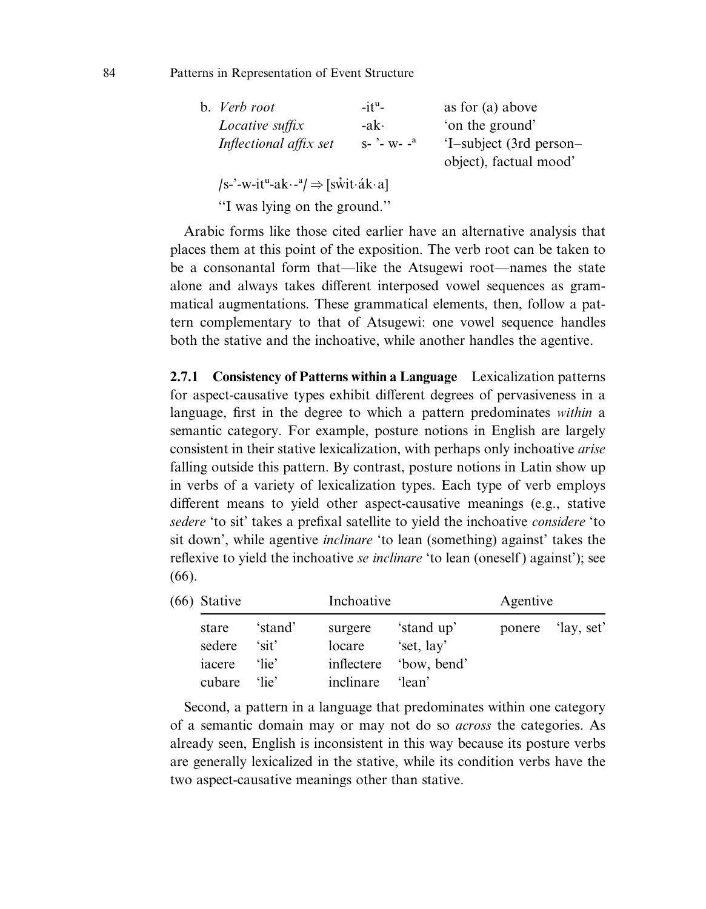b. *Verb root* -it^u- as for (a) above
*Locative suffix* -ak· 'on the ground'
*Inflectional affix set* s- '- w- -^a 'I–subject (3rd person–object), factual mood'

/s-'-w-it^u-ak·-^a/ ⇒ [sẁit·ák·a]

"I was lying on the ground."

Arabic forms like those cited earlier have an alternative analysis that places them at this point of the exposition. The verb root can be taken to be a consonantal form that—like the Atsugewi root—names the state alone and always takes different interposed vowel sequences as grammatical augmentations. These grammatical elements, then, follow a pattern complementary to that of Atsugewi: one vowel sequence handles both the stative and the inchoative, while another handles the agentive.

**2.7.1 Consistency of Patterns within a Language** Lexicalization patterns for aspect-causative types exhibit different degrees of pervasiveness in a language, first in the degree to which a pattern predominates *within* a semantic category. For example, posture notions in English are largely consistent in their stative lexicalization, with perhaps only inchoative *arise* falling outside this pattern. By contrast, posture notions in Latin show up in verbs of a variety of lexicalization types. Each type of verb employs different means to yield other aspect-causative meanings (e.g., stative *sedere* 'to sit' takes a prefixal satellite to yield the inchoative *considere* 'to sit down', while agentive *inclinare* 'to lean (something) against' takes the reflexive to yield the inchoative *se inclinare* 'to lean (oneself) against'); see (66).

(66)

| Stative | | Inchoative | | Agentive | |
|---|---|---|---|---|---|
| stare | 'stand' | surgere | 'stand up' | ponere | 'lay, set' |
| sedere | 'sit' | locare | 'set, lay' | | |
| iacere | 'lie' | inflectere | 'bow, bend' | | |
| cubare | 'lie' | inclinare | 'lean' | | |

Second, a pattern in a language that predominates within one category of a semantic domain may or may not do so *across* the categories. As already seen, English is inconsistent in this way because its posture verbs are generally lexicalized in the stative, while its condition verbs have the two aspect-causative meanings other than stative.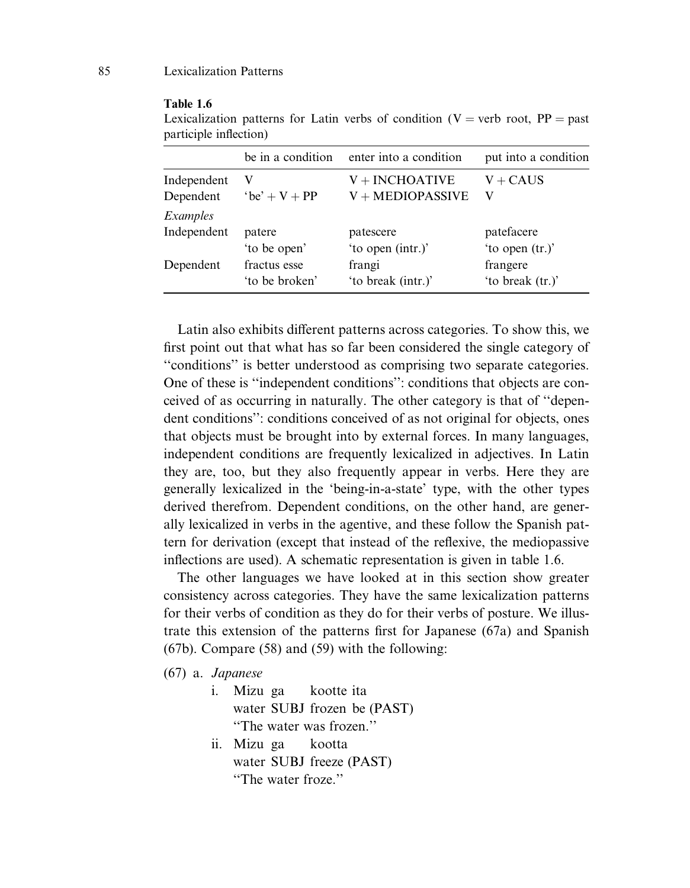**Table 1.6**
Lexicalization patterns for Latin verbs of condition (V = verb root, PP = past participle inflection)

| | be in a condition | enter into a condition | put into a condition |
|---|---|---|---|
| Independent | V | V + INCHOATIVE | V + CAUS |
| Dependent | 'be' + V + PP | V + MEDIOPASSIVE | V |
| *Examples* | | | |
| Independent | patere<br>'to be open' | patescere<br>'to open (intr.)' | patefacere<br>'to open (tr.)' |
| Dependent | fractus esse<br>'to be broken' | frangi<br>'to break (intr.)' | frangere<br>'to break (tr.)' |

Latin also exhibits different patterns across categories. To show this, we first point out that what has so far been considered the single category of "conditions" is better understood as comprising two separate categories. One of these is "independent conditions": conditions that objects are conceived of as occurring in naturally. The other category is that of "dependent conditions": conditions conceived of as not original for objects, ones that objects must be brought into by external forces. In many languages, independent conditions are frequently lexicalized in adjectives. In Latin they are, too, but they also frequently appear in verbs. Here they are generally lexicalized in the 'being-in-a-state' type, with the other types derived therefrom. Dependent conditions, on the other hand, are generally lexicalized in verbs in the agentive, and these follow the Spanish pattern for derivation (except that instead of the reflexive, the mediopassive inflections are used). A schematic representation is given in table 1.6.

The other languages we have looked at in this section show greater consistency across categories. They have the same lexicalization patterns for their verbs of condition as they do for their verbs of posture. We illustrate this extension of the patterns first for Japanese (67a) and Spanish (67b). Compare (58) and (59) with the following:

(67) a. *Japanese*

i. Mizu ga kootte ita
   water SUBJ frozen be (PAST)
   "The water was frozen."

ii. Mizu ga kootta
   water SUBJ freeze (PAST)
   "The water froze."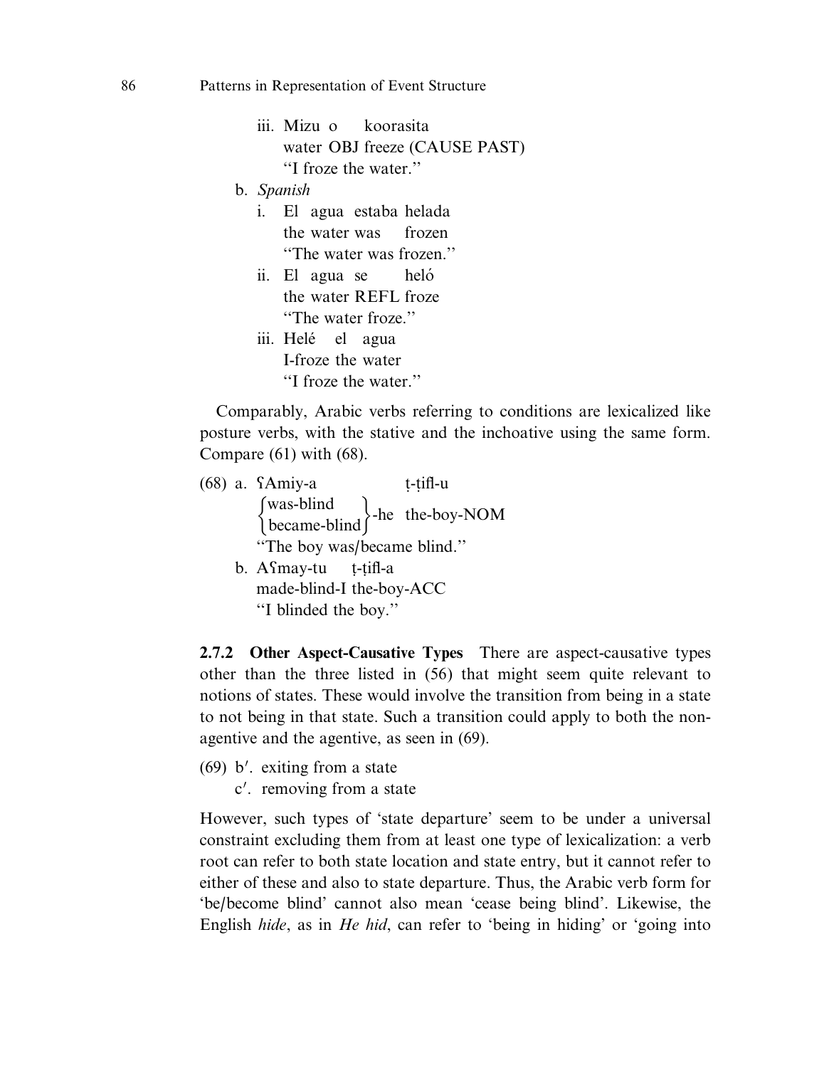iii. Mizu o koorasita
     water OBJ freeze (CAUSE PAST)
     "I froze the water."

b. *Spanish*

   i. El agua estaba helada
      the water was frozen
      "The water was frozen."

   ii. El agua se heló
       the water REFL froze
       "The water froze."

   iii. Helé el agua
        I-froze the water
        "I froze the water."

Comparably, Arabic verbs referring to conditions are lexicalized like posture verbs, with the stative and the inchoative using the same form. Compare (61) with (68).

(68) a. ʕAmiy-a ṭ-ṭifl-u
        {was-blind / became-blind}-he the-boy-NOM
        "The boy was/became blind."

     b. Aʕmay-tu ṭ-ṭifl-a
        made-blind-I the-boy-ACC
        "I blinded the boy."

**2.7.2 Other Aspect-Causative Types** There are aspect-causative types other than the three listed in (56) that might seem quite relevant to notions of states. These would involve the transition from being in a state to not being in that state. Such a transition could apply to both the nonagentive and the agentive, as seen in (69).

(69) b′. exiting from a state
     c′. removing from a state

However, such types of 'state departure' seem to be under a universal constraint excluding them from at least one type of lexicalization: a verb root can refer to both state location and state entry, but it cannot refer to either of these and also to state departure. Thus, the Arabic verb form for 'be/become blind' cannot also mean 'cease being blind'. Likewise, the English *hide*, as in *He hid*, can refer to 'being in hiding' or 'going into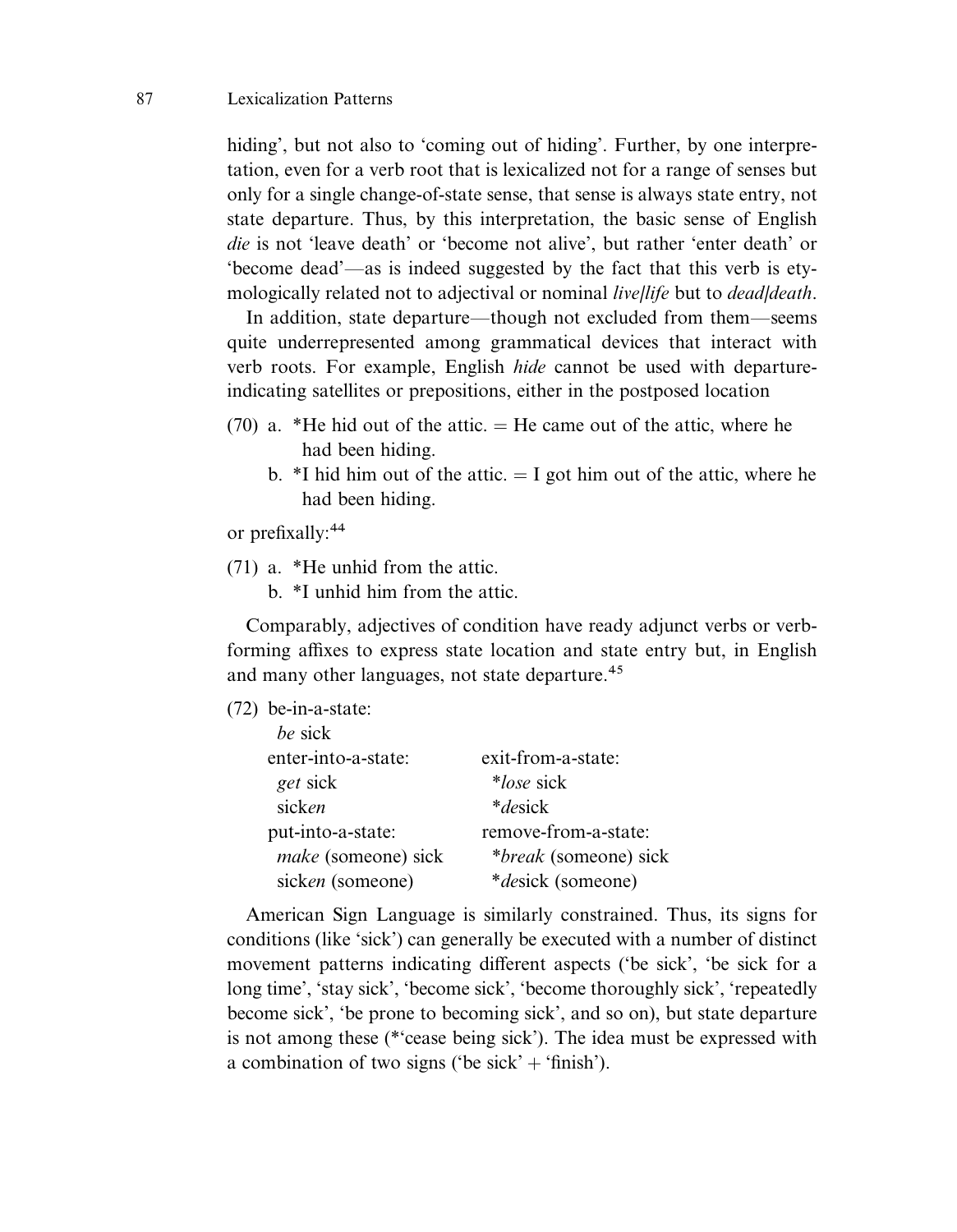hiding', but not also to 'coming out of hiding'. Further, by one interpretation, even for a verb root that is lexicalized not for a range of senses but only for a single change-of-state sense, that sense is always state entry, not state departure. Thus, by this interpretation, the basic sense of English *die* is not 'leave death' or 'become not alive', but rather 'enter death' or 'become dead'—as is indeed suggested by the fact that this verb is etymologically related not to adjectival or nominal *live/life* but to *dead/death*.

In addition, state departure—though not excluded from them—seems quite underrepresented among grammatical devices that interact with verb roots. For example, English *hide* cannot be used with departure-indicating satellites or prepositions, either in the postposed location

(70) a. *He hid out of the attic. = He came out of the attic, where he had been hiding.
  b. *I hid him out of the attic. = I got him out of the attic, where he had been hiding.

or prefixally:[44]

(71) a. *He unhid from the attic.
  b. *I unhid him from the attic.

Comparably, adjectives of condition have ready adjunct verbs or verb-forming affixes to express state location and state entry but, in English and many other languages, not state departure.[45]

(72) be-in-a-state:
  *be* sick

| | |
|---|---|
| enter-into-a-state: | exit-from-a-state: |
| *get* sick | **lose* sick |
| sick*en* | **de*sick |
| put-into-a-state: | remove-from-a-state: |
| *make* (someone) sick | **break* (someone) sick |
| sick*en* (someone) | **de*sick (someone) |

American Sign Language is similarly constrained. Thus, its signs for conditions (like 'sick') can generally be executed with a number of distinct movement patterns indicating different aspects ('be sick', 'be sick for a long time', 'stay sick', 'become sick', 'become thoroughly sick', 'repeatedly become sick', 'be prone to becoming sick', and so on), but state departure is not among these (*'cease being sick'). The idea must be expressed with a combination of two signs ('be sick' + 'finish').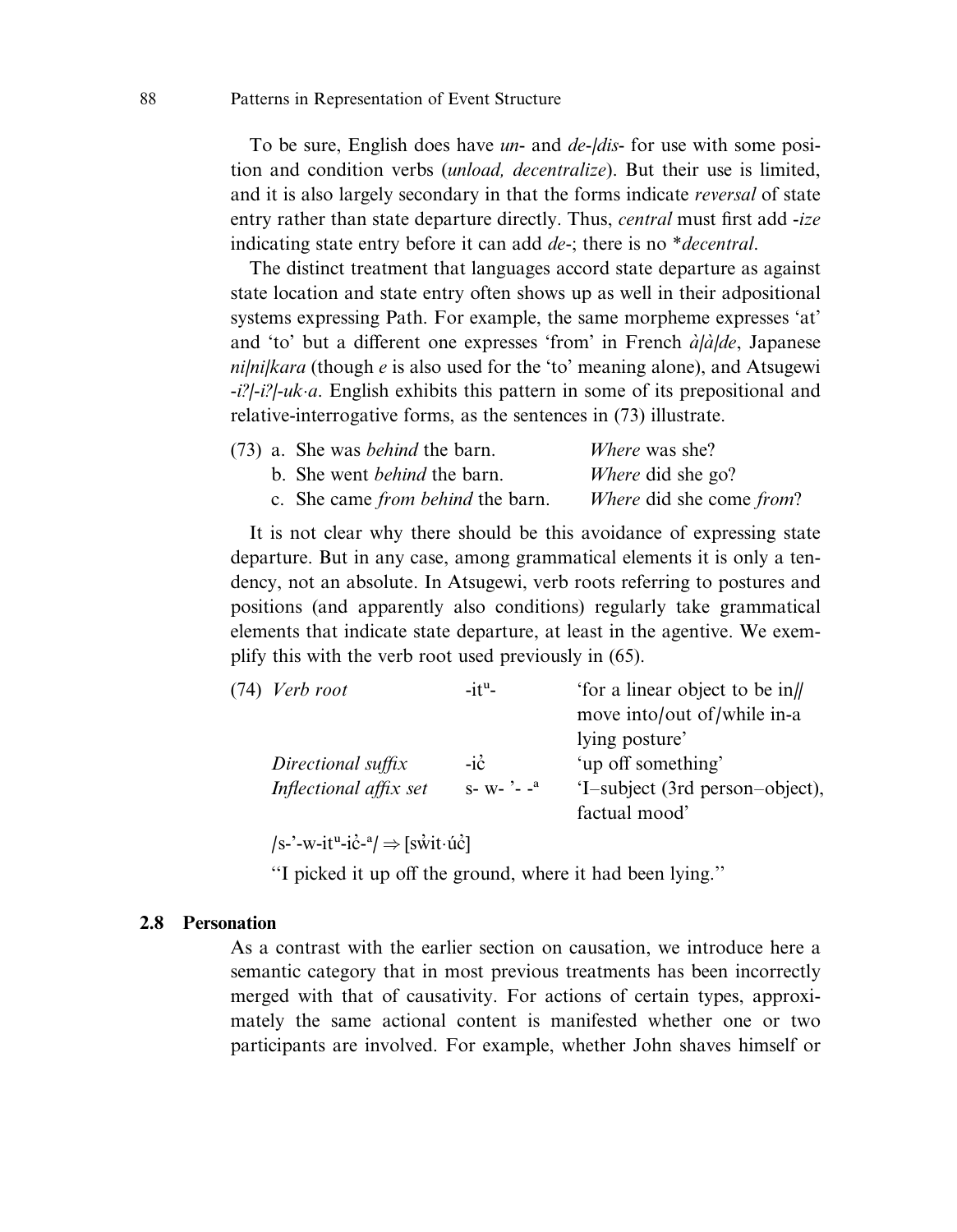To be sure, English does have *un-* and *de-/dis-* for use with some position and condition verbs (*unload, decentralize*). But their use is limited, and it is also largely secondary in that the forms indicate *reversal* of state entry rather than state departure directly. Thus, *central* must first add *-ize* indicating state entry before it can add *de-*; there is no \**decentral*.

The distinct treatment that languages accord state departure as against state location and state entry often shows up as well in their adpositional systems expressing Path. For example, the same morpheme expresses 'at' and 'to' but a different one expresses 'from' in French *à/à/de*, Japanese *ni/ni/kara* (though *e* is also used for the 'to' meaning alone), and Atsugewi *-iʔ/-iʔ/-uk·a*. English exhibits this pattern in some of its prepositional and relative-interrogative forms, as the sentences in (73) illustrate.

| | | |
|---|---|---|
| (73) | a. She was *behind* the barn. | *Where* was she? |
| | b. She went *behind* the barn. | *Where* did she go? |
| | c. She came *from behind* the barn. | *Where* did she come *from*? |

It is not clear why there should be this avoidance of expressing state departure. But in any case, among grammatical elements it is only a tendency, not an absolute. In Atsugewi, verb roots referring to postures and positions (and apparently also conditions) regularly take grammatical elements that indicate state departure, at least in the agentive. We exemplify this with the verb root used previously in (65).

| | | |
|---|---|---|
| (74) *Verb root* | -itᵘ- | 'for a linear object to be in// move into/out of/while in-a lying posture' |
| *Directional suffix* | -ič̓ | 'up off something' |
| *Inflectional affix set* | s- w- '- -ᵃ | 'I–subject (3rd person–object), factual mood' |

/s-'-w-itᵘ-ič̓-ᵃ/ ⇒ [sẁit·úč̓]

"I picked it up off the ground, where it had been lying."

## 2.8 Personation

As a contrast with the earlier section on causation, we introduce here a semantic category that in most previous treatments has been incorrectly merged with that of causativity. For actions of certain types, approximately the same actional content is manifested whether one or two participants are involved. For example, whether John shaves himself or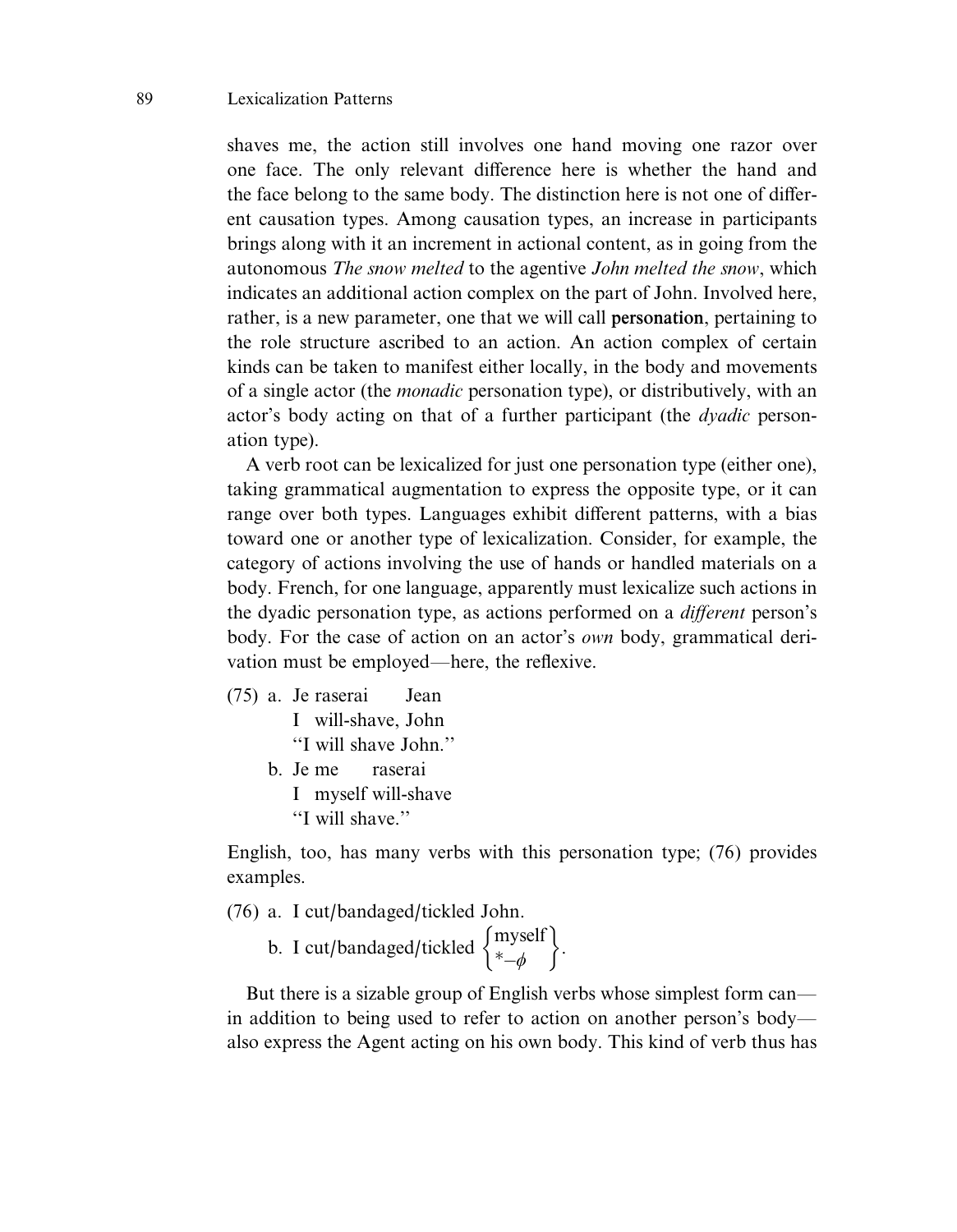shaves me, the action still involves one hand moving one razor over one face. The only relevant difference here is whether the hand and the face belong to the same body. The distinction here is not one of different causation types. Among causation types, an increase in participants brings along with it an increment in actional content, as in going from the autonomous *The snow melted* to the agentive *John melted the snow*, which indicates an additional action complex on the part of John. Involved here, rather, is a new parameter, one that we will call **personation**, pertaining to the role structure ascribed to an action. An action complex of certain kinds can be taken to manifest either locally, in the body and movements of a single actor (the *monadic* personation type), or distributively, with an actor's body acting on that of a further participant (the *dyadic* personation type).

A verb root can be lexicalized for just one personation type (either one), taking grammatical augmentation to express the opposite type, or it can range over both types. Languages exhibit different patterns, with a bias toward one or another type of lexicalization. Consider, for example, the category of actions involving the use of hands or handled materials on a body. French, for one language, apparently must lexicalize such actions in the dyadic personation type, as actions performed on a *different* person's body. For the case of action on an actor's *own* body, grammatical derivation must be employed—here, the reflexive.

(75) a. Je raserai Jean
I will-shave, John
"I will shave John."

b. Je me raserai
I myself will-shave
"I will shave."

English, too, has many verbs with this personation type; (76) provides examples.

(76) a. I cut/bandaged/tickled John.

b. I cut/bandaged/tickled $\left\{\begin{matrix}\text{myself}\\ {}^{*}\text{–}\phi\end{matrix}\right\}$.

But there is a sizable group of English verbs whose simplest form can—in addition to being used to refer to action on another person's body—also express the Agent acting on his own body. This kind of verb thus has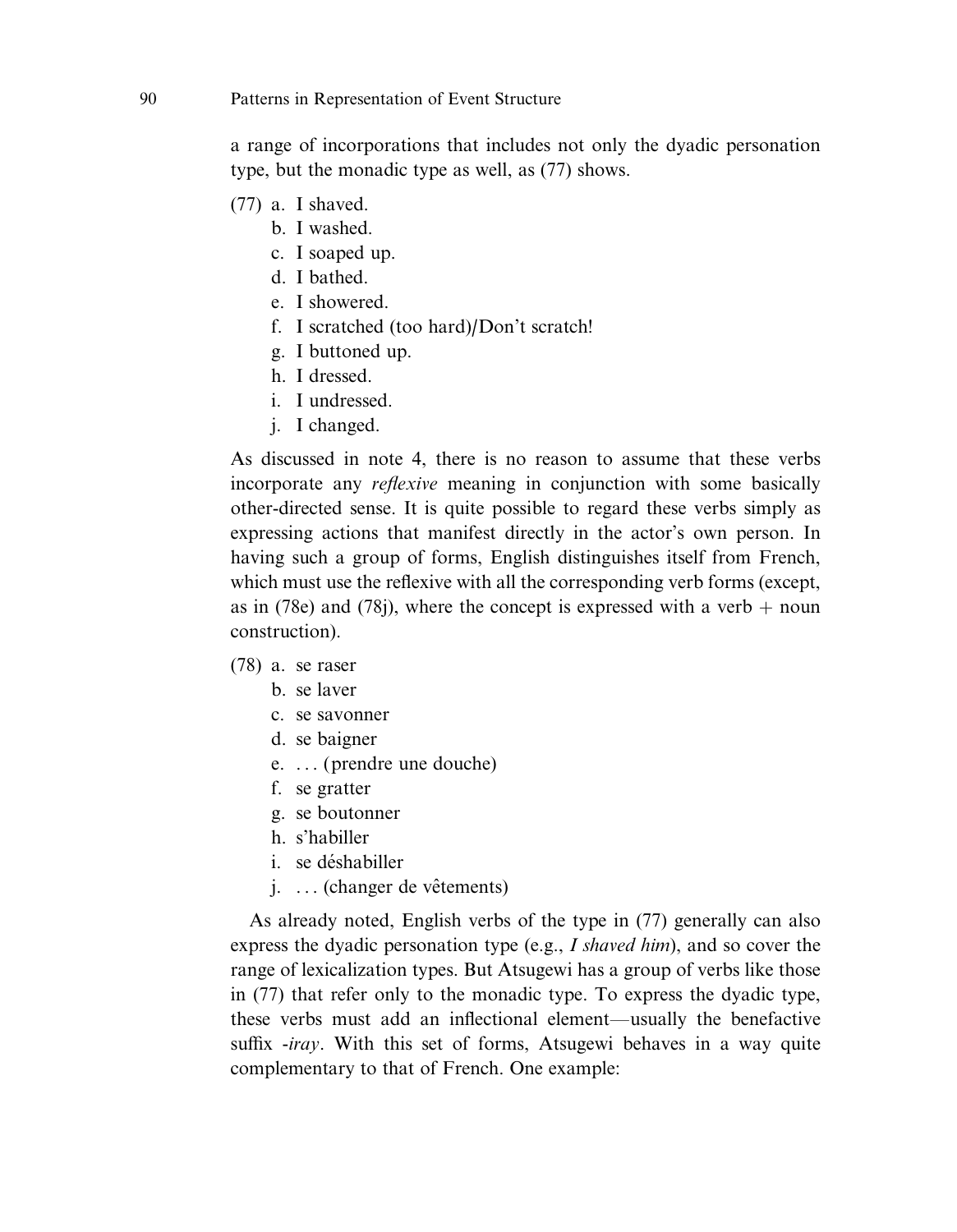a range of incorporations that includes not only the dyadic personation type, but the monadic type as well, as (77) shows.

(77) a. I shaved.
   b. I washed.
   c. I soaped up.
   d. I bathed.
   e. I showered.
   f. I scratched (too hard)/Don't scratch!
   g. I buttoned up.
   h. I dressed.
   i. I undressed.
   j. I changed.

As discussed in note 4, there is no reason to assume that these verbs incorporate any *reflexive* meaning in conjunction with some basically other-directed sense. It is quite possible to regard these verbs simply as expressing actions that manifest directly in the actor's own person. In having such a group of forms, English distinguishes itself from French, which must use the reflexive with all the corresponding verb forms (except, as in (78e) and (78j), where the concept is expressed with a verb + noun construction).

(78) a. se raser
   b. se laver
   c. se savonner
   d. se baigner
   e. ... (prendre une douche)
   f. se gratter
   g. se boutonner
   h. s'habiller
   i. se déshabiller
   j. ... (changer de vêtements)

As already noted, English verbs of the type in (77) generally can also express the dyadic personation type (e.g., *I shaved him*), and so cover the range of lexicalization types. But Atsugewi has a group of verbs like those in (77) that refer only to the monadic type. To express the dyadic type, these verbs must add an inflectional element—usually the benefactive suffix *-iray*. With this set of forms, Atsugewi behaves in a way quite complementary to that of French. One example: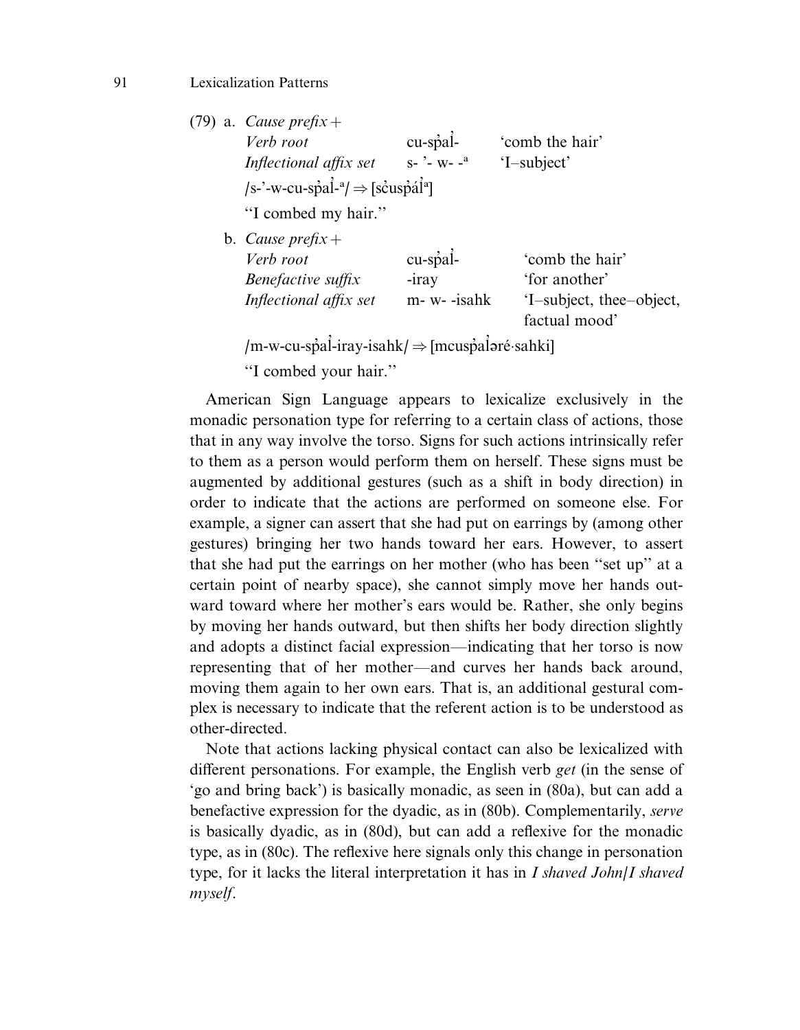(79) a. *Cause prefix +*
*Verb root* cu-sp̓al̓- 'comb the hair'
*Inflectional affix set* s- '- w- -ª 'I–subject'

/s-'-w-cu-sp̓al̓-ª/ ⇒ [sc̓usp̓ál̓ª]

"I combed my hair."

b. *Cause prefix +*
*Verb root* cu-sp̓al̓- 'comb the hair'
*Benefactive suffix* -iray 'for another'
*Inflectional affix set* m- w- -isahk 'I–subject, thee–object, factual mood'

/m-w-cu-sp̓al̓-iray-isahk/ ⇒ [mcusp̓al̓əré·sahki]

"I combed your hair."

American Sign Language appears to lexicalize exclusively in the monadic personation type for referring to a certain class of actions, those that in any way involve the torso. Signs for such actions intrinsically refer to them as a person would perform them on herself. These signs must be augmented by additional gestures (such as a shift in body direction) in order to indicate that the actions are performed on someone else. For example, a signer can assert that she had put on earrings by (among other gestures) bringing her two hands toward her ears. However, to assert that she had put the earrings on her mother (who has been "set up" at a certain point of nearby space), she cannot simply move her hands outward toward where her mother's ears would be. Rather, she only begins by moving her hands outward, but then shifts her body direction slightly and adopts a distinct facial expression—indicating that her torso is now representing that of her mother—and curves her hands back around, moving them again to her own ears. That is, an additional gestural complex is necessary to indicate that the referent action is to be understood as other-directed.

Note that actions lacking physical contact can also be lexicalized with different personations. For example, the English verb *get* (in the sense of 'go and bring back') is basically monadic, as seen in (80a), but can add a benefactive expression for the dyadic, as in (80b). Complementarily, *serve* is basically dyadic, as in (80d), but can add a reflexive for the monadic type, as in (80c). The reflexive here signals only this change in personation type, for it lacks the literal interpretation it has in *I shaved John/I shaved myself*.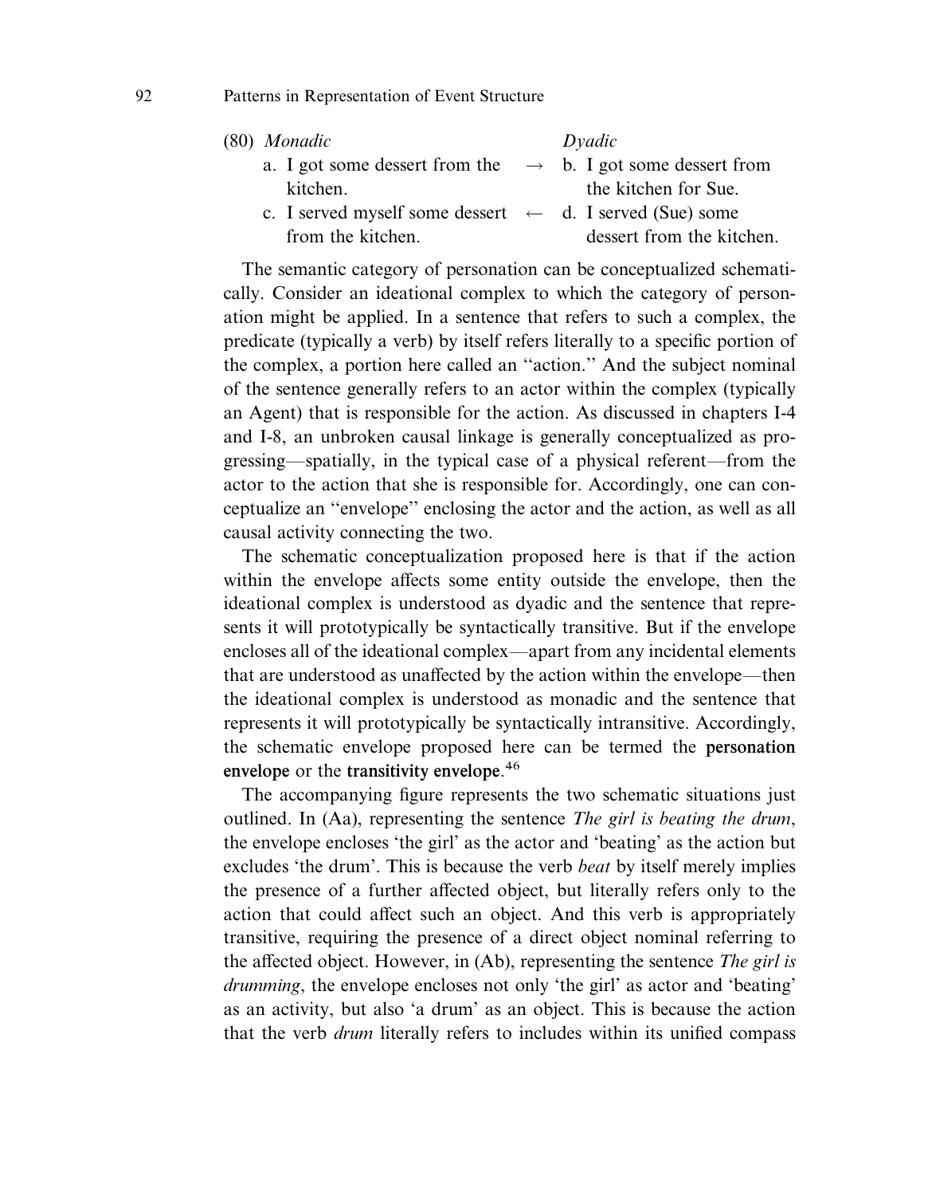(80) *Monadic* → *Dyadic*

| *Monadic* | | *Dyadic* |
|---|---|---|
| a. I got some dessert from the kitchen. | → | b. I got some dessert from the kitchen for Sue. |
| c. I served myself some dessert from the kitchen. | ← | d. I served (Sue) some dessert from the kitchen. |

The semantic category of personation can be conceptualized schematically. Consider an ideational complex to which the category of personation might be applied. In a sentence that refers to such a complex, the predicate (typically a verb) by itself refers literally to a specific portion of the complex, a portion here called an ''action.'' And the subject nominal of the sentence generally refers to an actor within the complex (typically an Agent) that is responsible for the action. As discussed in chapters I-4 and I-8, an unbroken causal linkage is generally conceptualized as progressing—spatially, in the typical case of a physical referent—from the actor to the action that she is responsible for. Accordingly, one can conceptualize an ''envelope'' enclosing the actor and the action, as well as all causal activity connecting the two.

The schematic conceptualization proposed here is that if the action within the envelope affects some entity outside the envelope, then the ideational complex is understood as dyadic and the sentence that represents it will prototypically be syntactically transitive. But if the envelope encloses all of the ideational complex—apart from any incidental elements that are understood as unaffected by the action within the envelope—then the ideational complex is understood as monadic and the sentence that represents it will prototypically be syntactically intransitive. Accordingly, the schematic envelope proposed here can be termed the **personation envelope** or the **transitivity envelope**.[46]

The accompanying figure represents the two schematic situations just outlined. In (Aa), representing the sentence *The girl is beating the drum*, the envelope encloses 'the girl' as the actor and 'beating' as the action but excludes 'the drum'. This is because the verb *beat* by itself merely implies the presence of a further affected object, but literally refers only to the action that could affect such an object. And this verb is appropriately transitive, requiring the presence of a direct object nominal referring to the affected object. However, in (Ab), representing the sentence *The girl is drumming*, the envelope encloses not only 'the girl' as actor and 'beating' as an activity, but also 'a drum' as an object. This is because the action that the verb *drum* literally refers to includes within its unified compass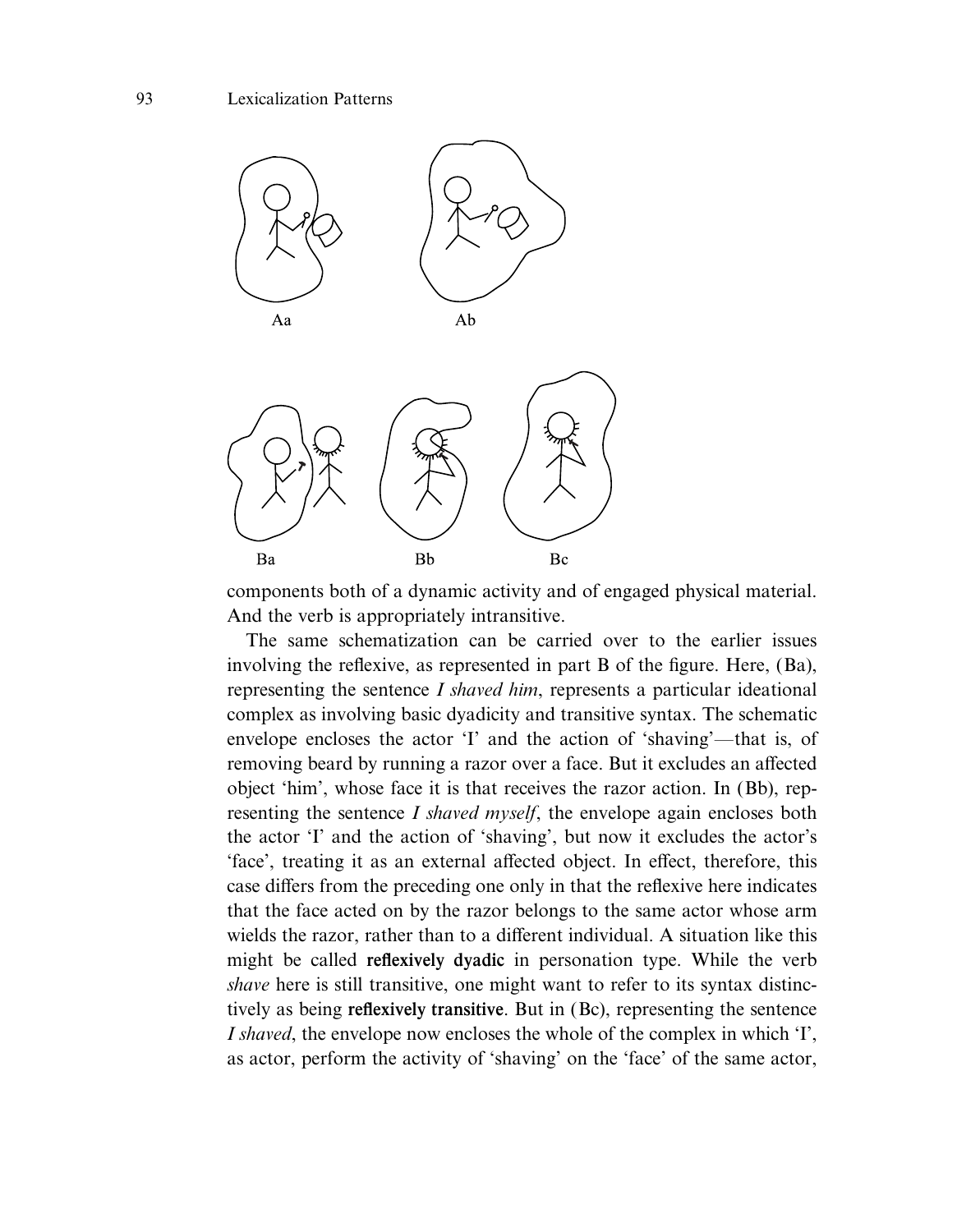Aa Ab

Ba Bb Bc

components both of a dynamic activity and of engaged physical material. And the verb is appropriately intransitive.

The same schematization can be carried over to the earlier issues involving the reflexive, as represented in part B of the figure. Here, (Ba), representing the sentence *I shaved him*, represents a particular ideational complex as involving basic dyadicity and transitive syntax. The schematic envelope encloses the actor 'I' and the action of 'shaving'—that is, of removing beard by running a razor over a face. But it excludes an affected object 'him', whose face it is that receives the razor action. In (Bb), representing the sentence *I shaved myself*, the envelope again encloses both the actor 'I' and the action of 'shaving', but now it excludes the actor's 'face', treating it as an external affected object. In effect, therefore, this case differs from the preceding one only in that the reflexive here indicates that the face acted on by the razor belongs to the same actor whose arm wields the razor, rather than to a different individual. A situation like this might be called **reflexively dyadic** in personation type. While the verb *shave* here is still transitive, one might want to refer to its syntax distinctively as being **reflexively transitive**. But in (Bc), representing the sentence *I shaved*, the envelope now encloses the whole of the complex in which 'I', as actor, perform the activity of 'shaving' on the 'face' of the same actor,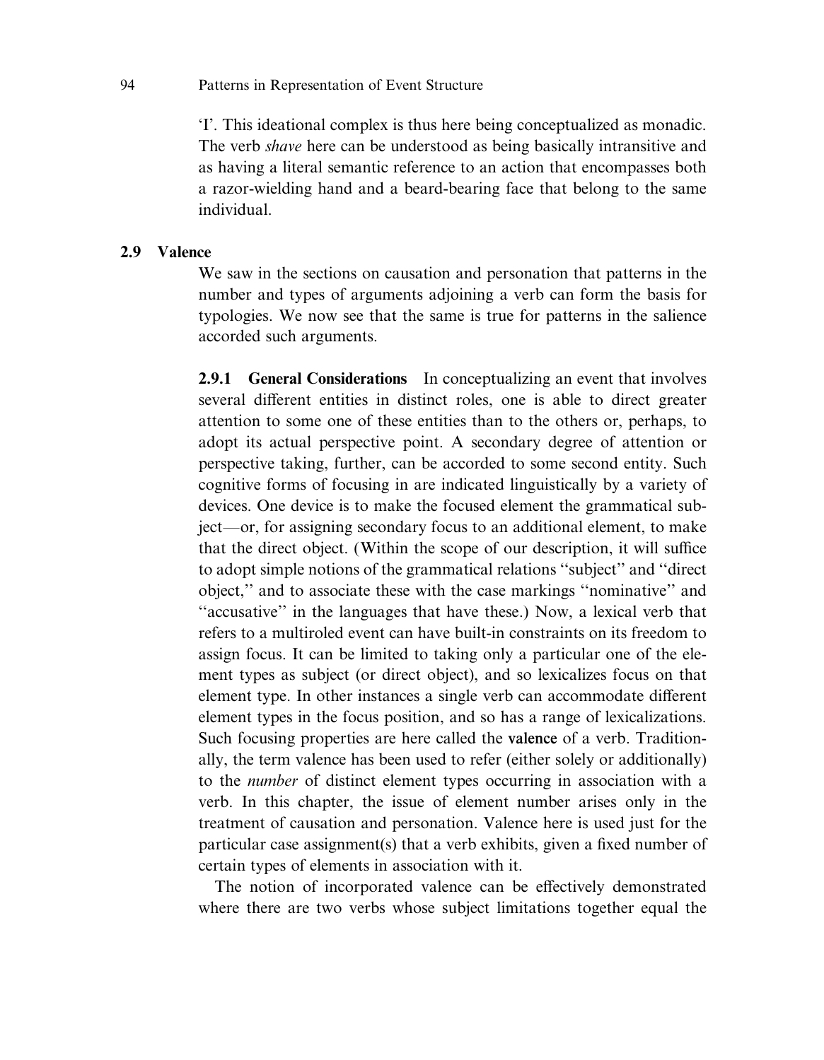'I'. This ideational complex is thus here being conceptualized as monadic. The verb *shave* here can be understood as being basically intransitive and as having a literal semantic reference to an action that encompasses both a razor-wielding hand and a beard-bearing face that belong to the same individual.

## 2.9 Valence

We saw in the sections on causation and personation that patterns in the number and types of arguments adjoining a verb can form the basis for typologies. We now see that the same is true for patterns in the salience accorded such arguments.

**2.9.1 General Considerations** In conceptualizing an event that involves several different entities in distinct roles, one is able to direct greater attention to some one of these entities than to the others or, perhaps, to adopt its actual perspective point. A secondary degree of attention or perspective taking, further, can be accorded to some second entity. Such cognitive forms of focusing in are indicated linguistically by a variety of devices. One device is to make the focused element the grammatical subject—or, for assigning secondary focus to an additional element, to make that the direct object. (Within the scope of our description, it will suffice to adopt simple notions of the grammatical relations "subject" and "direct object," and to associate these with the case markings "nominative" and "accusative" in the languages that have these.) Now, a lexical verb that refers to a multiroled event can have built-in constraints on its freedom to assign focus. It can be limited to taking only a particular one of the element types as subject (or direct object), and so lexicalizes focus on that element type. In other instances a single verb can accommodate different element types in the focus position, and so has a range of lexicalizations. Such focusing properties are here called the **valence** of a verb. Traditionally, the term valence has been used to refer (either solely or additionally) to the *number* of distinct element types occurring in association with a verb. In this chapter, the issue of element number arises only in the treatment of causation and personation. Valence here is used just for the particular case assignment(s) that a verb exhibits, given a fixed number of certain types of elements in association with it.

The notion of incorporated valence can be effectively demonstrated where there are two verbs whose subject limitations together equal the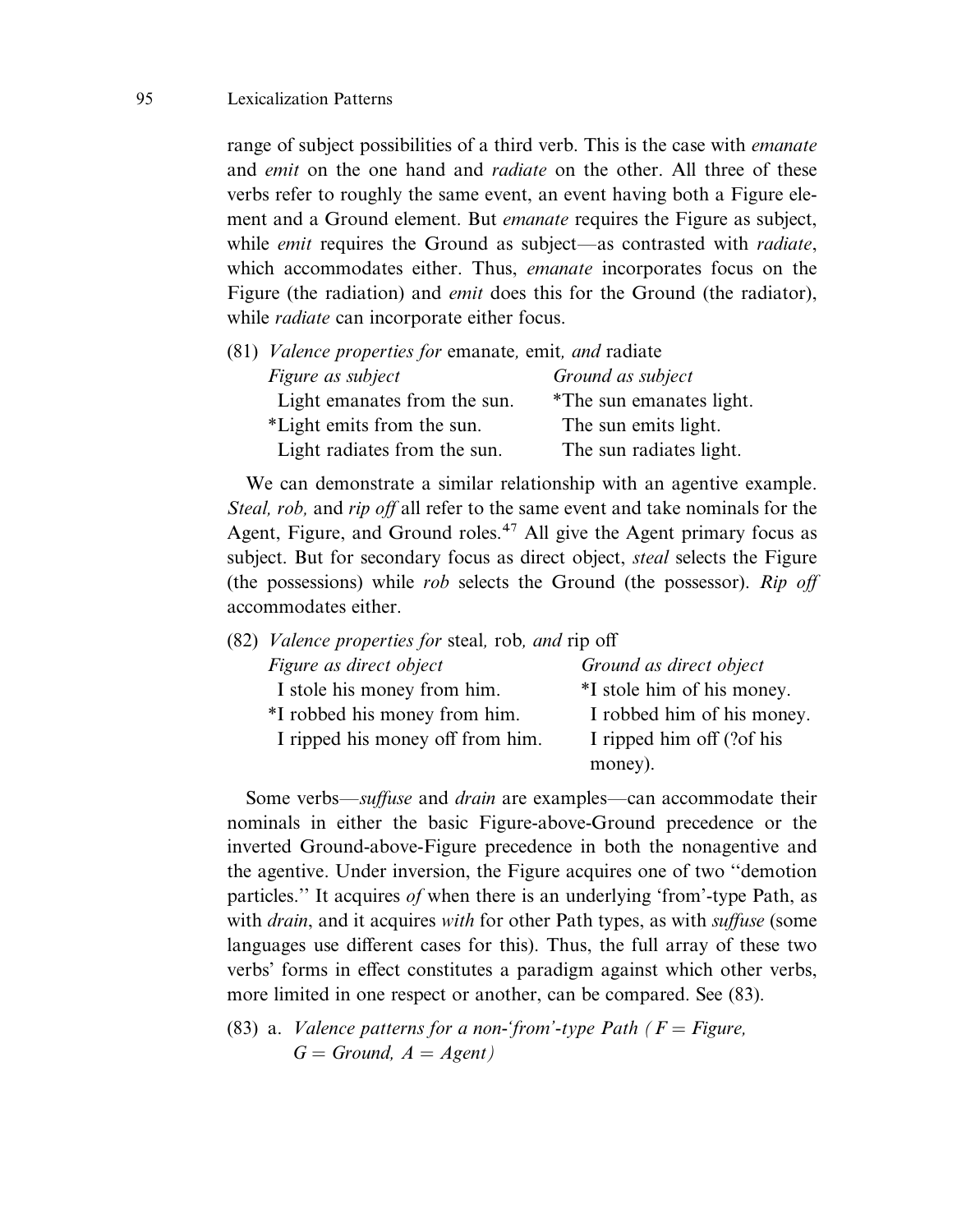range of subject possibilities of a third verb. This is the case with *emanate* and *emit* on the one hand and *radiate* on the other. All three of these verbs refer to roughly the same event, an event having both a Figure element and a Ground element. But *emanate* requires the Figure as subject, while *emit* requires the Ground as subject—as contrasted with *radiate*, which accommodates either. Thus, *emanate* incorporates focus on the Figure (the radiation) and *emit* does this for the Ground (the radiator), while *radiate* can incorporate either focus.

(81) *Valence properties for* emanate*,* emit*, and* radiate

| *Figure as subject* | *Ground as subject* |
|---|---|
| Light emanates from the sun. | *The sun emanates light. |
| *Light emits from the sun. | The sun emits light. |
| Light radiates from the sun. | The sun radiates light. |

We can demonstrate a similar relationship with an agentive example. *Steal, rob,* and *rip off* all refer to the same event and take nominals for the Agent, Figure, and Ground roles.[47] All give the Agent primary focus as subject. But for secondary focus as direct object, *steal* selects the Figure (the possessions) while *rob* selects the Ground (the possessor). *Rip off* accommodates either.

(82) *Valence properties for* steal*,* rob*, and* rip off

| *Figure as direct object* | *Ground as direct object* |
|---|---|
| I stole his money from him. | *I stole him of his money. |
| *I robbed his money from him. | I robbed him of his money. |
| I ripped his money off from him. | I ripped him off (?of his money). |

Some verbs—*suffuse* and *drain* are examples—can accommodate their nominals in either the basic Figure-above-Ground precedence or the inverted Ground-above-Figure precedence in both the nonagentive and the agentive. Under inversion, the Figure acquires one of two "demotion particles." It acquires *of* when there is an underlying 'from'-type Path, as with *drain*, and it acquires *with* for other Path types, as with *suffuse* (some languages use different cases for this). Thus, the full array of these two verbs' forms in effect constitutes a paradigm against which other verbs, more limited in one respect or another, can be compared. See (83).

(83) a. *Valence patterns for a non-'from'-type Path (F = Figure, G = Ground, A = Agent)*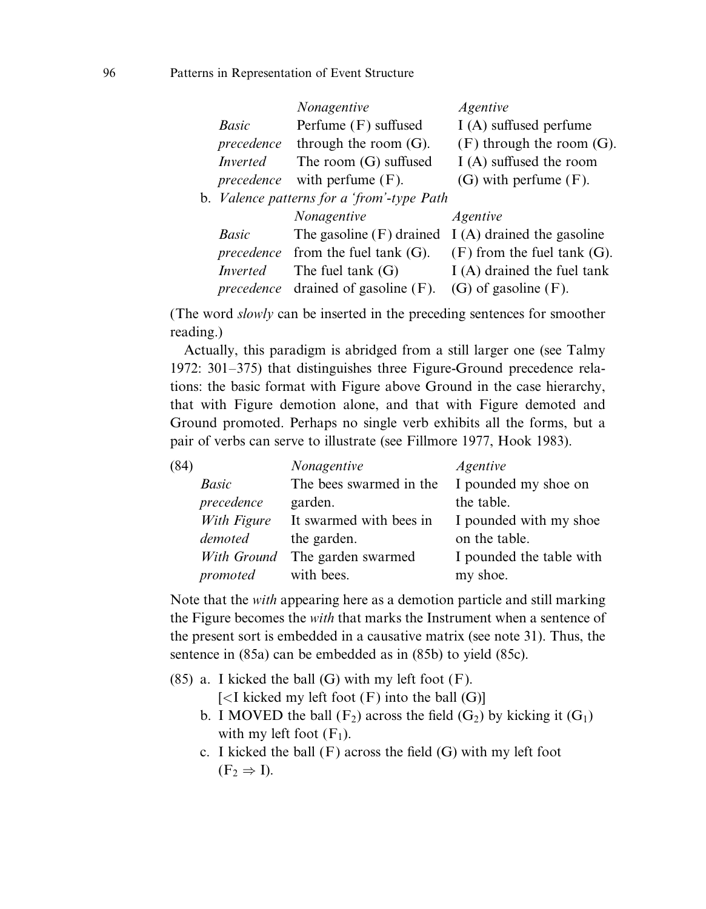| | *Nonagentive* | *Agentive* |
|---|---|---|
| *Basic precedence* | Perfume (F) suffused through the room (G). | I (A) suffused perfume (F) through the room (G). |
| *Inverted precedence* | The room (G) suffused with perfume (F). | I (A) suffused the room (G) with perfume (F). |

b. *Valence patterns for a 'from'-type Path*

| | *Nonagentive* | *Agentive* |
|---|---|---|
| *Basic precedence* | The gasoline (F) drained from the fuel tank (G). | I (A) drained the gasoline (F) from the fuel tank (G). |
| *Inverted precedence* | The fuel tank (G) drained of gasoline (F). | I (A) drained the fuel tank (G) of gasoline (F). |

(The word *slowly* can be inserted in the preceding sentences for smoother reading.)

Actually, this paradigm is abridged from a still larger one (see Talmy 1972: 301–375) that distinguishes three Figure-Ground precedence relations: the basic format with Figure above Ground in the case hierarchy, that with Figure demotion alone, and that with Figure demoted and Ground promoted. Perhaps no single verb exhibits all the forms, but a pair of verbs can serve to illustrate (see Fillmore 1977, Hook 1983).

(84)

| | *Nonagentive* | *Agentive* |
|---|---|---|
| *Basic precedence* | The bees swarmed in the garden. | I pounded my shoe on the table. |
| *With Figure demoted* | It swarmed with bees in the garden. | I pounded with my shoe on the table. |
| *With Ground promoted* | The garden swarmed with bees. | I pounded the table with my shoe. |

Note that the *with* appearing here as a demotion particle and still marking the Figure becomes the *with* that marks the Instrument when a sentence of the present sort is embedded in a causative matrix (see note 31). Thus, the sentence in (85a) can be embedded as in (85b) to yield (85c).

(85) a. I kicked the ball (G) with my left foot (F).
[<I kicked my left foot (F) into the ball (G)]

b. I MOVED the ball ($F_2$) across the field ($G_2$) by kicking it ($G_1$) with my left foot ($F_1$).

c. I kicked the ball (F) across the field (G) with my left foot ($F_2 \Rightarrow I$).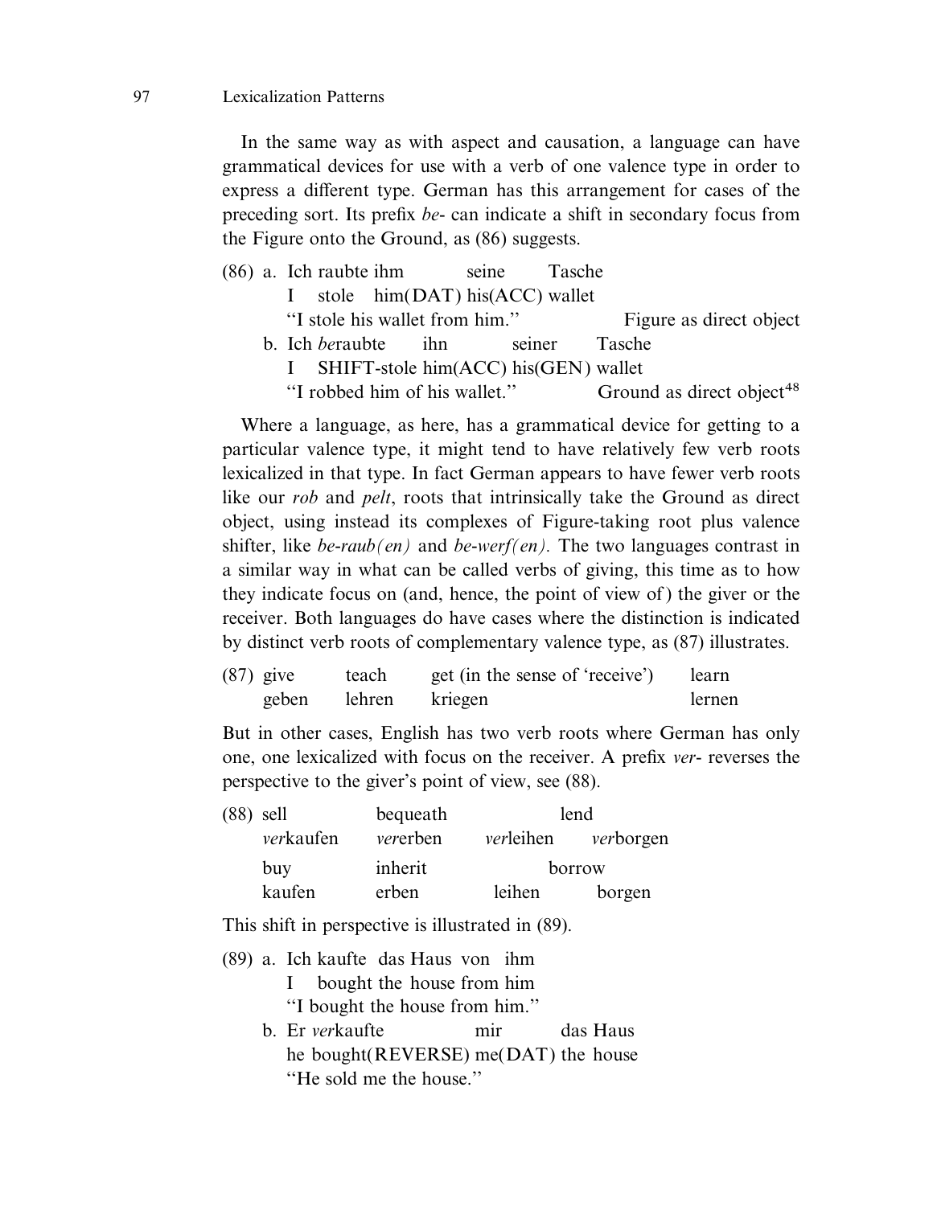In the same way as with aspect and causation, a language can have grammatical devices for use with a verb of one valence type in order to express a different type. German has this arrangement for cases of the preceding sort. Its prefix *be-* can indicate a shift in secondary focus from the Figure onto the Ground, as (86) suggests.

(86) a. Ich raubte ihm seine Tasche
I stole him(DAT) his(ACC) wallet
"I stole his wallet from him." Figure as direct object

b. Ich *be*raubte ihn seiner Tasche
I SHIFT-stole him(ACC) his(GEN) wallet
"I robbed him of his wallet." Ground as direct object[48]

Where a language, as here, has a grammatical device for getting to a particular valence type, it might tend to have relatively few verb roots lexicalized in that type. In fact German appears to have fewer verb roots like our *rob* and *pelt*, roots that intrinsically take the Ground as direct object, using instead its complexes of Figure-taking root plus valence shifter, like *be-raub(en)* and *be-werf(en)*. The two languages contrast in a similar way in what can be called verbs of giving, this time as to how they indicate focus on (and, hence, the point of view of) the giver or the receiver. Both languages do have cases where the distinction is indicated by distinct verb roots of complementary valence type, as (87) illustrates.

(87)

| give | teach | get (in the sense of 'receive') | learn |
|---|---|---|---|
| geben | lehren | kriegen | lernen |

But in other cases, English has two verb roots where German has only one, one lexicalized with focus on the receiver. A prefix *ver-* reverses the perspective to the giver's point of view, see (88).

(88)

| sell | bequeath | lend | |
|---|---|---|---|
| *ver*kaufen | *ver*erben | *ver*leihen | *ver*borgen |
| buy | inherit | borrow | |
| kaufen | erben | leihen | borgen |

This shift in perspective is illustrated in (89).

(89) a. Ich kaufte das Haus von ihm
I bought the house from him
"I bought the house from him."

b. Er *ver*kaufte mir das Haus
he bought(REVERSE) me(DAT) the house
"He sold me the house."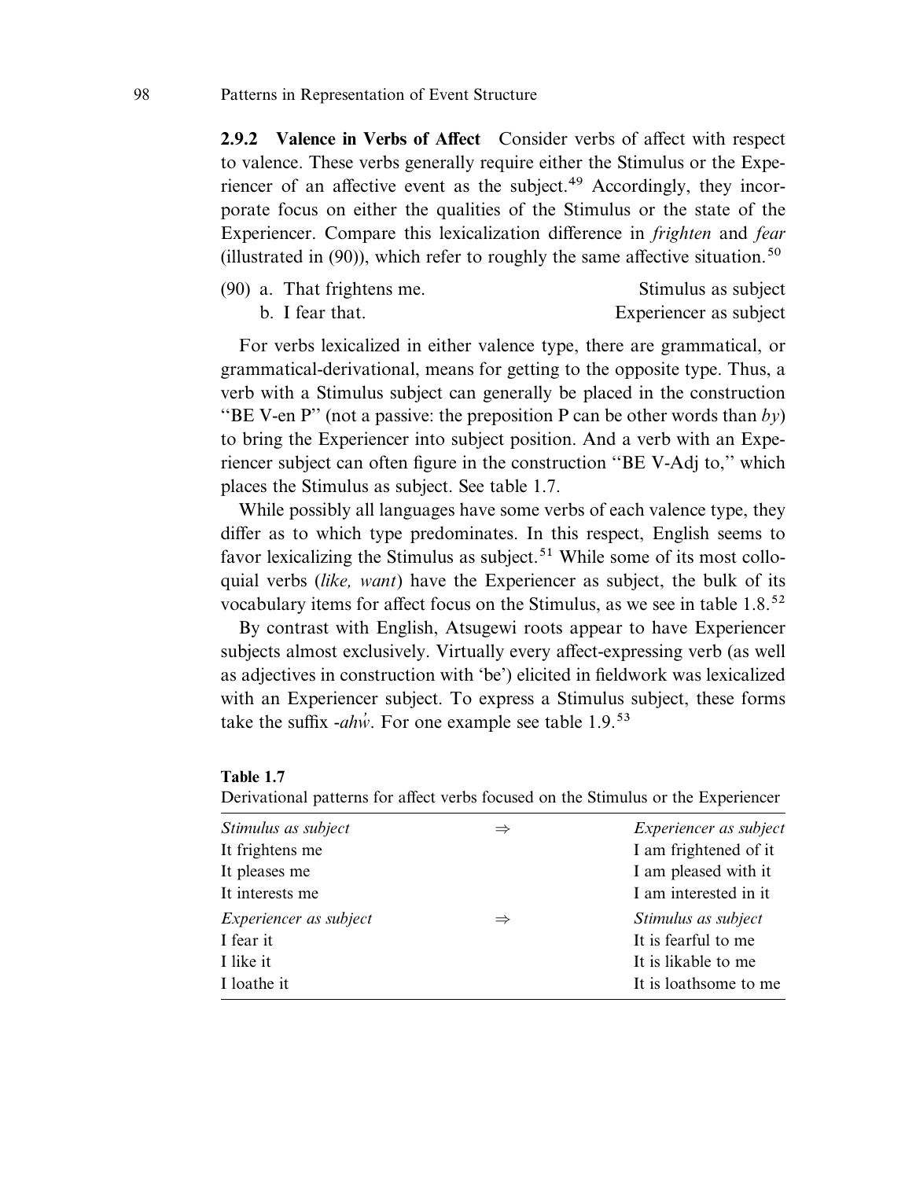### 2.9.2 Valence in Verbs of Affect

Consider verbs of affect with respect to valence. These verbs generally require either the Stimulus or the Experiencer of an affective event as the subject.[49] Accordingly, they incorporate focus on either the qualities of the Stimulus or the state of the Experiencer. Compare this lexicalization difference in *frighten* and *fear* (illustrated in (90)), which refer to roughly the same affective situation.[50]

(90) a. That frightens me. — Stimulus as subject
b. I fear that. — Experiencer as subject

For verbs lexicalized in either valence type, there are grammatical, or grammatical-derivational, means for getting to the opposite type. Thus, a verb with a Stimulus subject can generally be placed in the construction "BE V-en P" (not a passive: the preposition P can be other words than *by*) to bring the Experiencer into subject position. And a verb with an Experiencer subject can often figure in the construction "BE V-Adj to," which places the Stimulus as subject. See table 1.7.

While possibly all languages have some verbs of each valence type, they differ as to which type predominates. In this respect, English seems to favor lexicalizing the Stimulus as subject.[51] While some of its most colloquial verbs (*like, want*) have the Experiencer as subject, the bulk of its vocabulary items for affect focus on the Stimulus, as we see in table 1.8.[52]

By contrast with English, Atsugewi roots appear to have Experiencer subjects almost exclusively. Virtually every affect-expressing verb (as well as adjectives in construction with 'be') elicited in fieldwork was lexicalized with an Experiencer subject. To express a Stimulus subject, these forms take the suffix *-ahẃ*. For one example see table 1.9.[53]

**Table 1.7**
Derivational patterns for affect verbs focused on the Stimulus or the Experiencer

| *Stimulus as subject* | ⇒ | *Experiencer as subject* |
|---|---|---|
| It frightens me | | I am frightened of it |
| It pleases me | | I am pleased with it |
| It interests me | | I am interested in it |
| *Experiencer as subject* | ⇒ | *Stimulus as subject* |
| I fear it | | It is fearful to me |
| I like it | | It is likable to me |
| I loathe it | | It is loathsome to me |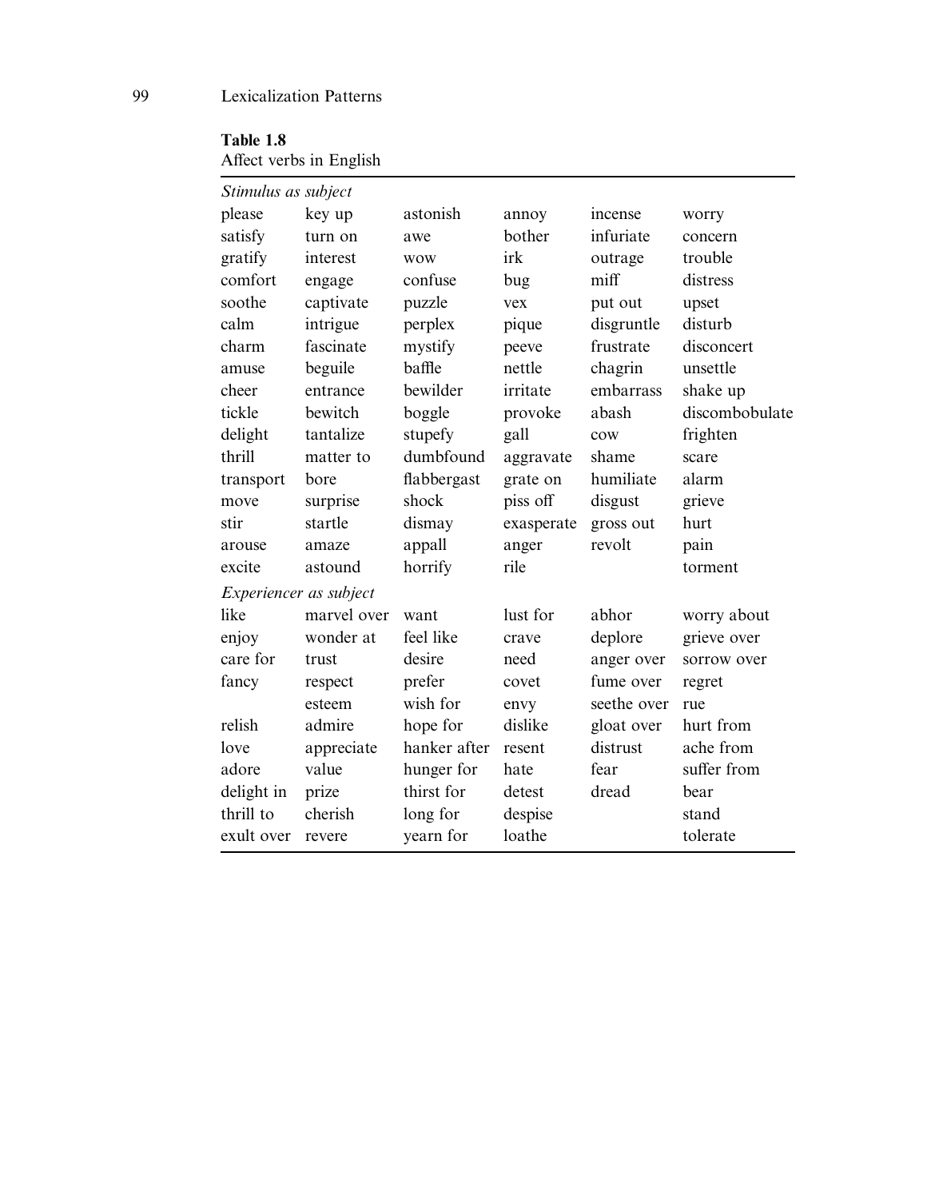**Table 1.8**
Affect verbs in English

| | | | | | |
|---|---|---|---|---|---|
| *Stimulus as subject* | | | | | |
| please | key up | astonish | annoy | incense | worry |
| satisfy | turn on | awe | bother | infuriate | concern |
| gratify | interest | wow | irk | outrage | trouble |
| comfort | engage | confuse | bug | miff | distress |
| soothe | captivate | puzzle | vex | put out | upset |
| calm | intrigue | perplex | pique | disgruntle | disturb |
| charm | fascinate | mystify | peeve | frustrate | disconcert |
| amuse | beguile | baffle | nettle | chagrin | unsettle |
| cheer | entrance | bewilder | irritate | embarrass | shake up |
| tickle | bewitch | boggle | provoke | abash | discombobulate |
| delight | tantalize | stupefy | gall | cow | frighten |
| thrill | matter to | dumbfound | aggravate | shame | scare |
| transport | bore | flabbergast | grate on | humiliate | alarm |
| move | surprise | shock | piss off | disgust | grieve |
| stir | startle | dismay | exasperate | gross out | hurt |
| arouse | amaze | appall | anger | revolt | pain |
| excite | astound | horrify | rile | | torment |
| *Experiencer as subject* | | | | | |
| like | marvel over | want | lust for | abhor | worry about |
| enjoy | wonder at | feel like | crave | deplore | grieve over |
| care for | trust | desire | need | anger over | sorrow over |
| fancy | respect | prefer | covet | fume over | regret |
| | esteem | wish for | envy | seethe over | rue |
| relish | admire | hope for | dislike | gloat over | hurt from |
| love | appreciate | hanker after | resent | distrust | ache from |
| adore | value | hunger for | hate | fear | suffer from |
| delight in | prize | thirst for | detest | dread | bear |
| thrill to | cherish | long for | despise | | stand |
| exult over | revere | yearn for | loathe | | tolerate |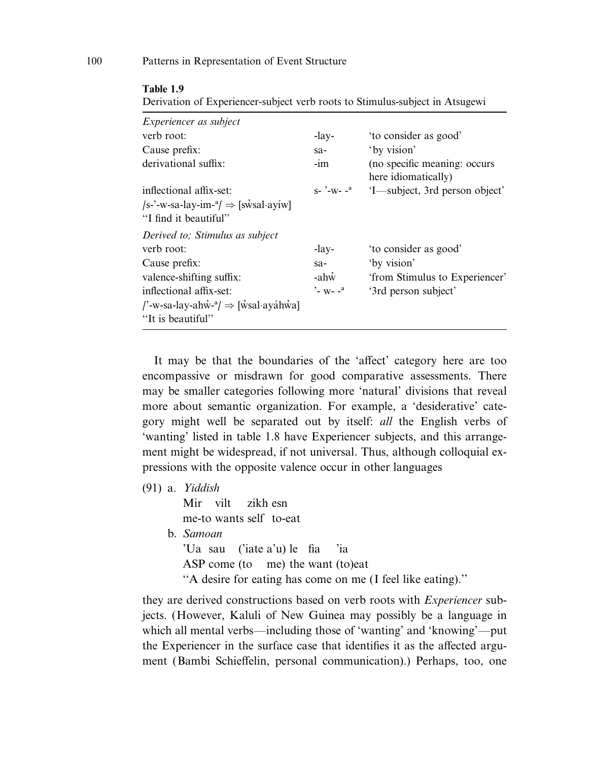**Table 1.9**
Derivation of Experiencer-subject verb roots to Stimulus-subject in Atsugewi

| | | |
|---|---|---|
| *Experiencer as subject* | | |
| verb root: | -lay- | 'to consider as good' |
| Cause prefix: | sa- | 'by vision' |
| derivational suffix: | -im | (no specific meaning: occurs here idiomatically) |
| inflectional affix-set: | s- '-w- -ª | 'I—subject, 3rd person object' |
| /s-'-w-sa-lay-im-ª/ ⇒ [sw̓sal·ayíw] | | |
| "I find it beautiful" | | |
| *Derived to; Stimulus as subject* | | |
| verb root: | -lay- | 'to consider as good' |
| Cause prefix: | sa- | 'by vision' |
| valence-shifting suffix: | -ahw̓ | 'from Stimulus to Experiencer' |
| inflectional affix-set: | '- w- -ª | '3rd person subject' |
| /'-w-sa-lay-ahw̓-ª/ ⇒ [w̓sal·ayáhw̓a] | | |
| "It is beautiful" | | |

It may be that the boundaries of the 'affect' category here are too encompassive or misdrawn for good comparative assessments. There may be smaller categories following more 'natural' divisions that reveal more about semantic organization. For example, a 'desiderative' category might well be separated out by itself: *all* the English verbs of 'wanting' listed in table 1.8 have Experiencer subjects, and this arrangement might be widespread, if not universal. Thus, although colloquial expressions with the opposite valence occur in other languages

(91) a. *Yiddish*
Mir vilt zikh esn
me-to wants self to-eat

b. *Samoan*
'Ua sau ('iate a'u) le fia 'ia
ASP come (to me) the want (to)eat
"A desire for eating has come on me (I feel like eating)."

they are derived constructions based on verb roots with *Experiencer* subjects. (However, Kaluli of New Guinea may possibly be a language in which all mental verbs—including those of 'wanting' and 'knowing'—put the Experiencer in the surface case that identifies it as the affected argument (Bambi Schieffelin, personal communication).) Perhaps, too, one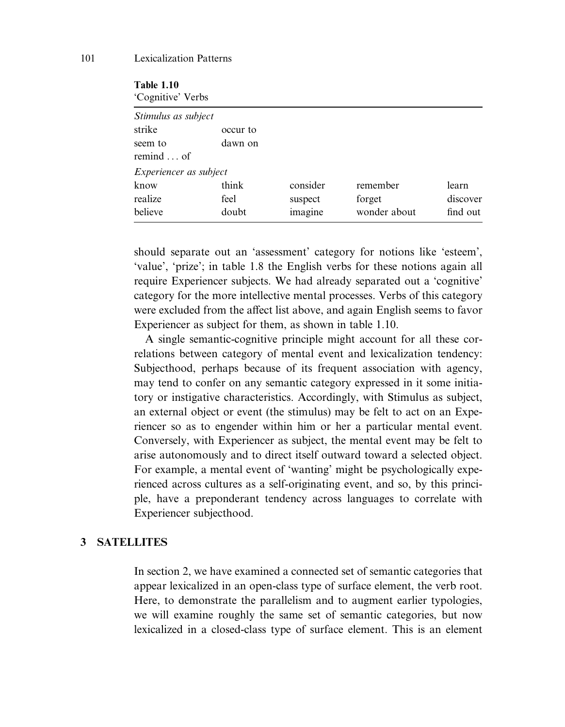**Table 1.10**
'Cognitive' Verbs

| | | | | |
|---|---|---|---|---|
| *Stimulus as subject* | | | | |
| strike | occur to | | | |
| seem to | dawn on | | | |
| remind ... of | | | | |
| *Experiencer as subject* | | | | |
| know | think | consider | remember | learn |
| realize | feel | suspect | forget | discover |
| believe | doubt | imagine | wonder about | find out |

should separate out an 'assessment' category for notions like 'esteem', 'value', 'prize'; in table 1.8 the English verbs for these notions again all require Experiencer subjects. We had already separated out a 'cognitive' category for the more intellective mental processes. Verbs of this category were excluded from the affect list above, and again English seems to favor Experiencer as subject for them, as shown in table 1.10.

A single semantic-cognitive principle might account for all these correlations between category of mental event and lexicalization tendency: Subjecthood, perhaps because of its frequent association with agency, may tend to confer on any semantic category expressed in it some initiatory or instigative characteristics. Accordingly, with Stimulus as subject, an external object or event (the stimulus) may be felt to act on an Experiencer so as to engender within him or her a particular mental event. Conversely, with Experiencer as subject, the mental event may be felt to arise autonomously and to direct itself outward toward a selected object. For example, a mental event of 'wanting' might be psychologically experienced across cultures as a self-originating event, and so, by this principle, have a preponderant tendency across languages to correlate with Experiencer subjecthood.

## 3 SATELLITES

In section 2, we have examined a connected set of semantic categories that appear lexicalized in an open-class type of surface element, the verb root. Here, to demonstrate the parallelism and to augment earlier typologies, we will examine roughly the same set of semantic categories, but now lexicalized in a closed-class type of surface element. This is an element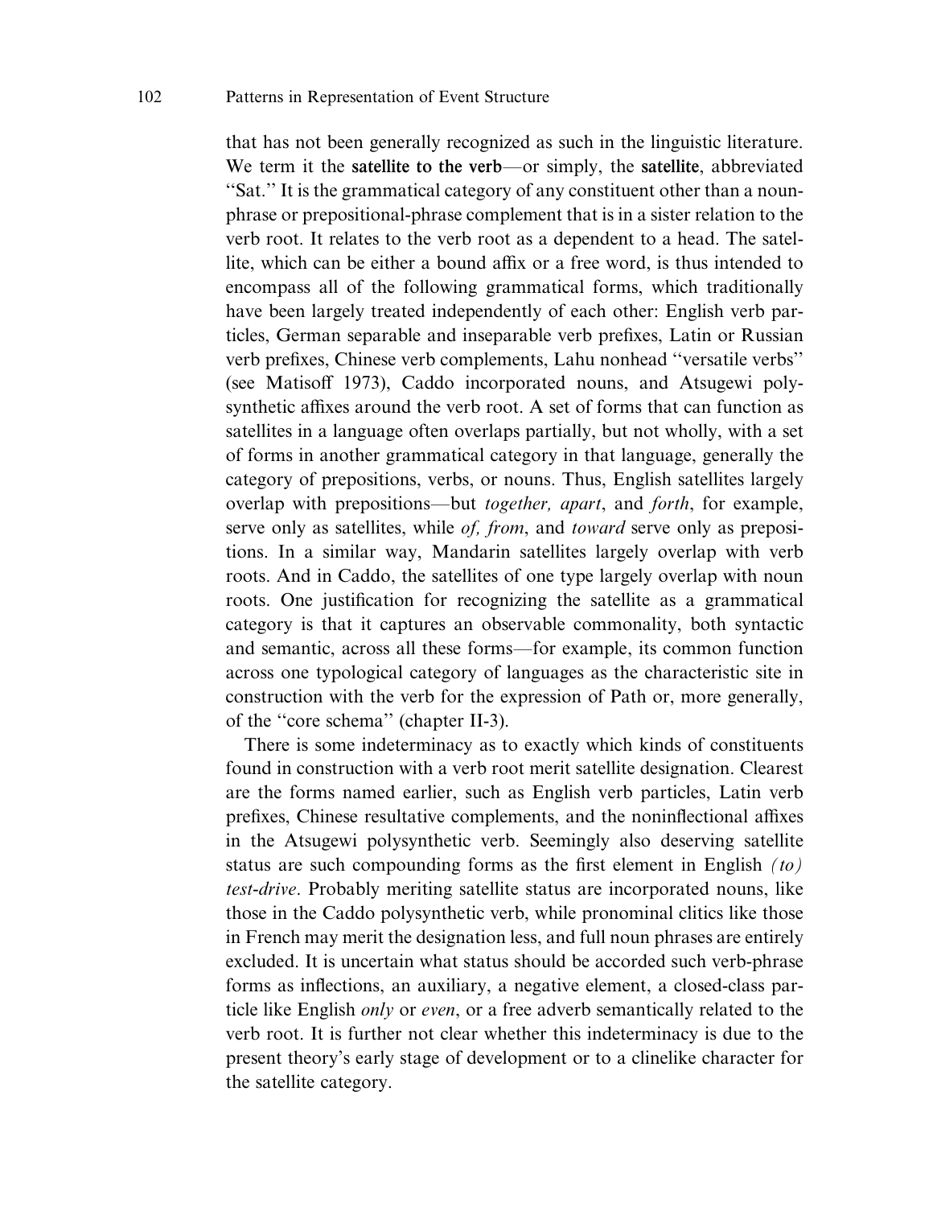that has not been generally recognized as such in the linguistic literature. We term it the **satellite to the verb**—or simply, the **satellite**, abbreviated "Sat." It is the grammatical category of any constituent other than a noun-phrase or prepositional-phrase complement that is in a sister relation to the verb root. It relates to the verb root as a dependent to a head. The satellite, which can be either a bound affix or a free word, is thus intended to encompass all of the following grammatical forms, which traditionally have been largely treated independently of each other: English verb particles, German separable and inseparable verb prefixes, Latin or Russian verb prefixes, Chinese verb complements, Lahu nonhead "versatile verbs" (see Matisoff 1973), Caddo incorporated nouns, and Atsugewi polysynthetic affixes around the verb root. A set of forms that can function as satellites in a language often overlaps partially, but not wholly, with a set of forms in another grammatical category in that language, generally the category of prepositions, verbs, or nouns. Thus, English satellites largely overlap with prepositions—but *together, apart*, and *forth*, for example, serve only as satellites, while *of, from*, and *toward* serve only as prepositions. In a similar way, Mandarin satellites largely overlap with verb roots. And in Caddo, the satellites of one type largely overlap with noun roots. One justification for recognizing the satellite as a grammatical category is that it captures an observable commonality, both syntactic and semantic, across all these forms—for example, its common function across one typological category of languages as the characteristic site in construction with the verb for the expression of Path or, more generally, of the "core schema" (chapter II-3).

There is some indeterminacy as to exactly which kinds of constituents found in construction with a verb root merit satellite designation. Clearest are the forms named earlier, such as English verb particles, Latin verb prefixes, Chinese resultative complements, and the noninflectional affixes in the Atsugewi polysynthetic verb. Seemingly also deserving satellite status are such compounding forms as the first element in English *(to) test-drive*. Probably meriting satellite status are incorporated nouns, like those in the Caddo polysynthetic verb, while pronominal clitics like those in French may merit the designation less, and full noun phrases are entirely excluded. It is uncertain what status should be accorded such verb-phrase forms as inflections, an auxiliary, a negative element, a closed-class particle like English *only* or *even*, or a free adverb semantically related to the verb root. It is further not clear whether this indeterminacy is due to the present theory's early stage of development or to a clinelike character for the satellite category.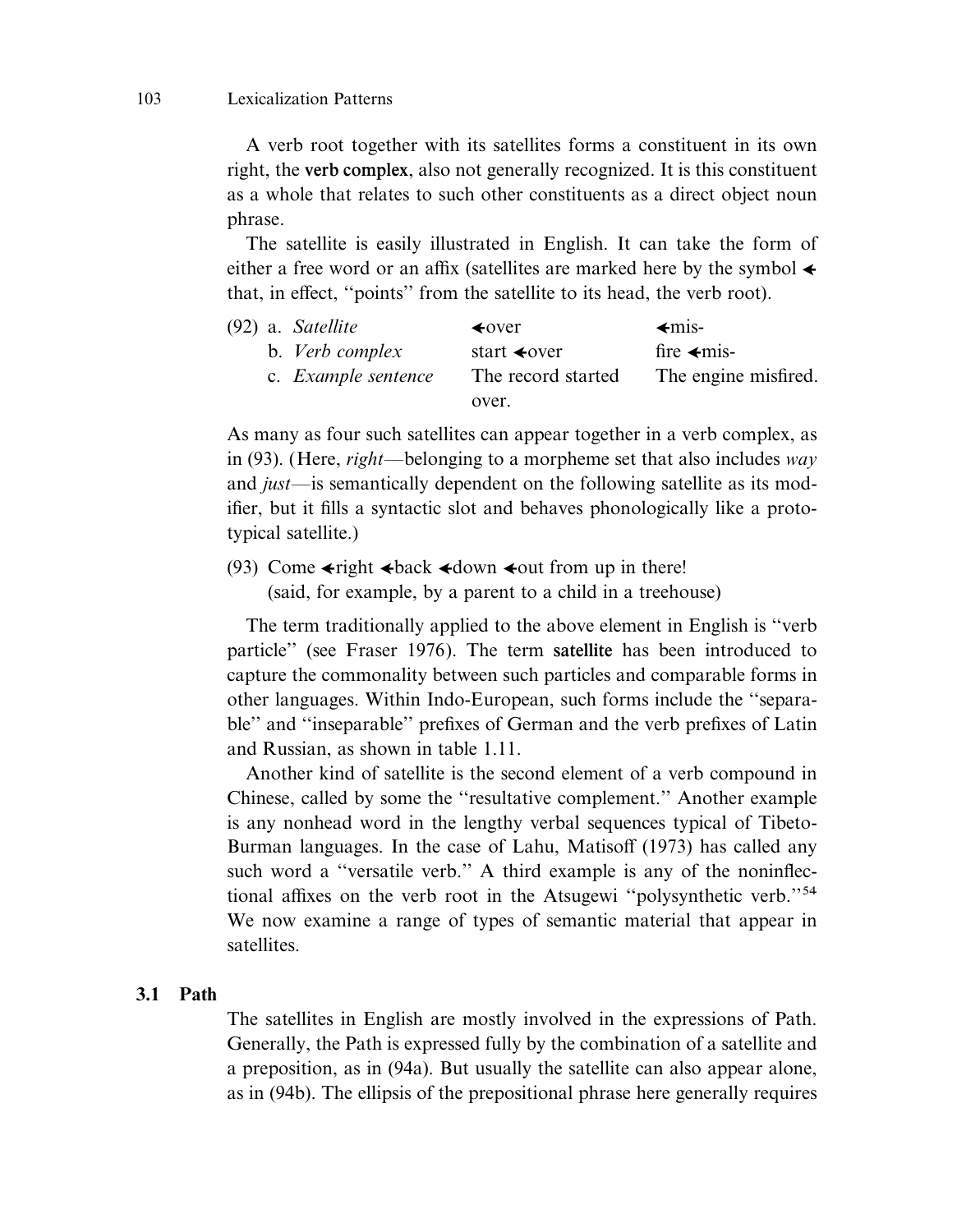A verb root together with its satellites forms a constituent in its own right, the **verb complex**, also not generally recognized. It is this constituent as a whole that relates to such other constituents as a direct object noun phrase.

The satellite is easily illustrated in English. It can take the form of either a free word or an affix (satellites are marked here by the symbol ◄ that, in effect, "points" from the satellite to its head, the verb root).

| (92) | | | |
|---|---|---|---|
| a. | *Satellite* | ◄over | ◄mis- |
| b. | *Verb complex* | start ◄over | fire ◄mis- |
| c. | *Example sentence* | The record started over. | The engine misfired. |

As many as four such satellites can appear together in a verb complex, as in (93). (Here, *right*—belonging to a morpheme set that also includes *way* and *just*—is semantically dependent on the following satellite as its modifier, but it fills a syntactic slot and behaves phonologically like a prototypical satellite.)

(93) Come ◄right ◄back ◄down ◄out from up in there!
(said, for example, by a parent to a child in a treehouse)

The term traditionally applied to the above element in English is "verb particle" (see Fraser 1976). The term **satellite** has been introduced to capture the commonality between such particles and comparable forms in other languages. Within Indo-European, such forms include the "separable" and "inseparable" prefixes of German and the verb prefixes of Latin and Russian, as shown in table 1.11.

Another kind of satellite is the second element of a verb compound in Chinese, called by some the "resultative complement." Another example is any nonhead word in the lengthy verbal sequences typical of Tibeto-Burman languages. In the case of Lahu, Matisoff (1973) has called any such word a "versatile verb." A third example is any of the noninflectional affixes on the verb root in the Atsugewi "polysynthetic verb."[54] We now examine a range of types of semantic material that appear in satellites.

## 3.1 Path

The satellites in English are mostly involved in the expressions of Path. Generally, the Path is expressed fully by the combination of a satellite and a preposition, as in (94a). But usually the satellite can also appear alone, as in (94b). The ellipsis of the prepositional phrase here generally requires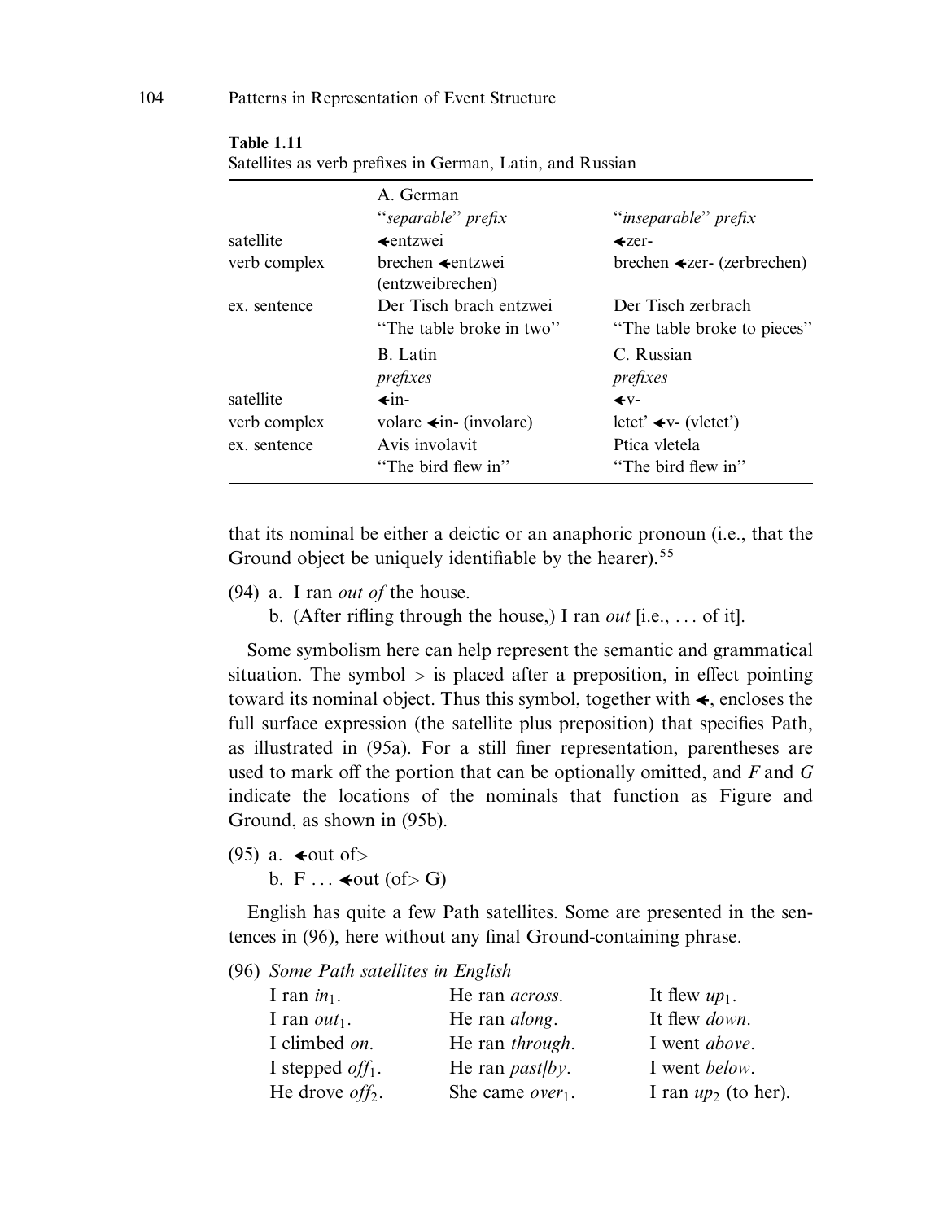**Table 1.11**
Satellites as verb prefixes in German, Latin, and Russian

| | A. German | |
|---|---|---|
| | "*separable*" *prefix* | "*inseparable*" *prefix* |
| satellite | ⮜entzwei | ⮜zer- |
| verb complex | brechen ⮜entzwei (entzweibrechen) | brechen ⮜zer- (zerbrechen) |
| ex. sentence | Der Tisch brach entzwei "The table broke in two" | Der Tisch zerbrach "The table broke to pieces" |
| | B. Latin | C. Russian |
| | *prefixes* | *prefixes* |
| satellite | ⮜in- | ⮜v- |
| verb complex | volare ⮜in- (involare) | letet' ⮜v- (vletet') |
| ex. sentence | Avis involavit "The bird flew in" | Ptica vletela "The bird flew in" |

that its nominal be either a deictic or an anaphoric pronoun (i.e., that the Ground object be uniquely identifiable by the hearer).[55]

(94) a. I ran *out of* the house.
  b. (After rifling through the house,) I ran *out* [i.e., ... of it].

Some symbolism here can help represent the semantic and grammatical situation. The symbol > is placed after a preposition, in effect pointing toward its nominal object. Thus this symbol, together with ⮜, encloses the full surface expression (the satellite plus preposition) that specifies Path, as illustrated in (95a). For a still finer representation, parentheses are used to mark off the portion that can be optionally omitted, and *F* and *G* indicate the locations of the nominals that function as Figure and Ground, as shown in (95b).

(95) a. ⮜out of>
  b. F ... ⮜out (of> G)

English has quite a few Path satellites. Some are presented in the sentences in (96), here without any final Ground-containing phrase.

(96) *Some Path satellites in English*

| | | |
|---|---|---|
| I ran $in_1$. | He ran *across*. | It flew $up_1$. |
| I ran $out_1$. | He ran *along*. | It flew *down*. |
| I climbed *on*. | He ran *through*. | I went *above*. |
| I stepped $off_1$. | He ran *past/by*. | I went *below*. |
| He drove $off_2$. | She came $over_1$. | I ran $up_2$ (to her). |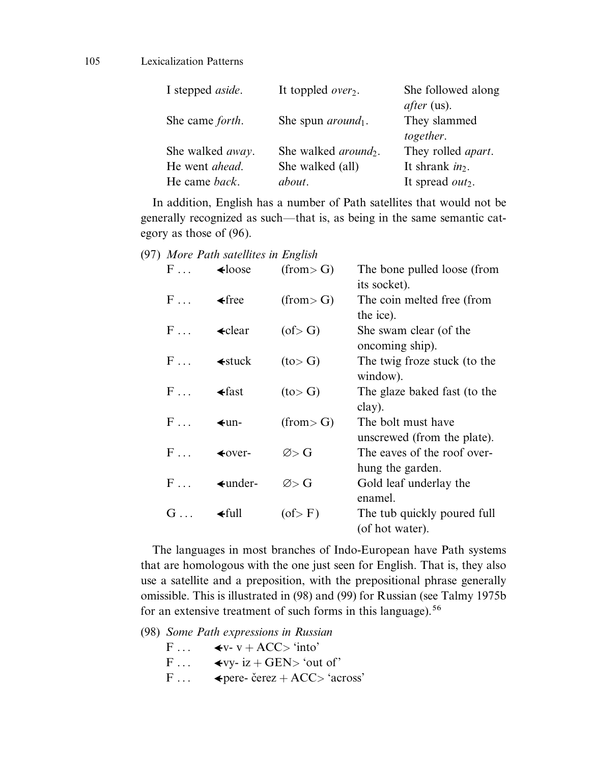| | | |
|---|---|---|
| I stepped *aside*. | It toppled *over*$_2$. | She followed along *after* (us). |
| She came *forth*. | She spun *around*$_1$. | They slammed *together*. |
| She walked *away*. | She walked *around*$_2$. | They rolled *apart*. |
| He went *ahead*. | She walked (all) *about*. | It shrank *in*$_2$. |
| He came *back*. | | It spread *out*$_2$. |

In addition, English has a number of Path satellites that would not be generally recognized as such—that is, as being in the same semantic category as those of (96).

(97) *More Path satellites in English*

| | | | |
|---|---|---|---|
| F ... | ←loose | (from> G) | The bone pulled loose (from its socket). |
| F ... | ←free | (from> G) | The coin melted free (from the ice). |
| F ... | ←clear | (of> G) | She swam clear (of the oncoming ship). |
| F ... | ←stuck | (to> G) | The twig froze stuck (to the window). |
| F ... | ←fast | (to> G) | The glaze baked fast (to the clay). |
| F ... | ←un- | (from> G) | The bolt must have unscrewed (from the plate). |
| F ... | ←over- | ∅> G | The eaves of the roof overhung the garden. |
| F ... | ←under- | ∅> G | Gold leaf underlay the enamel. |
| G ... | ←full | (of> F) | The tub quickly poured full (of hot water). |

The languages in most branches of Indo-European have Path systems that are homologous with the one just seen for English. That is, they also use a satellite and a preposition, with the prepositional phrase generally omissible. This is illustrated in (98) and (99) for Russian (see Talmy 1975b for an extensive treatment of such forms in this language).[56]

(98) *Some Path expressions in Russian*

F ... ←v- v + ACC> 'into'
F ... ←vy- iz + GEN> 'out of'
F ... ←pere- čerez + ACC> 'across'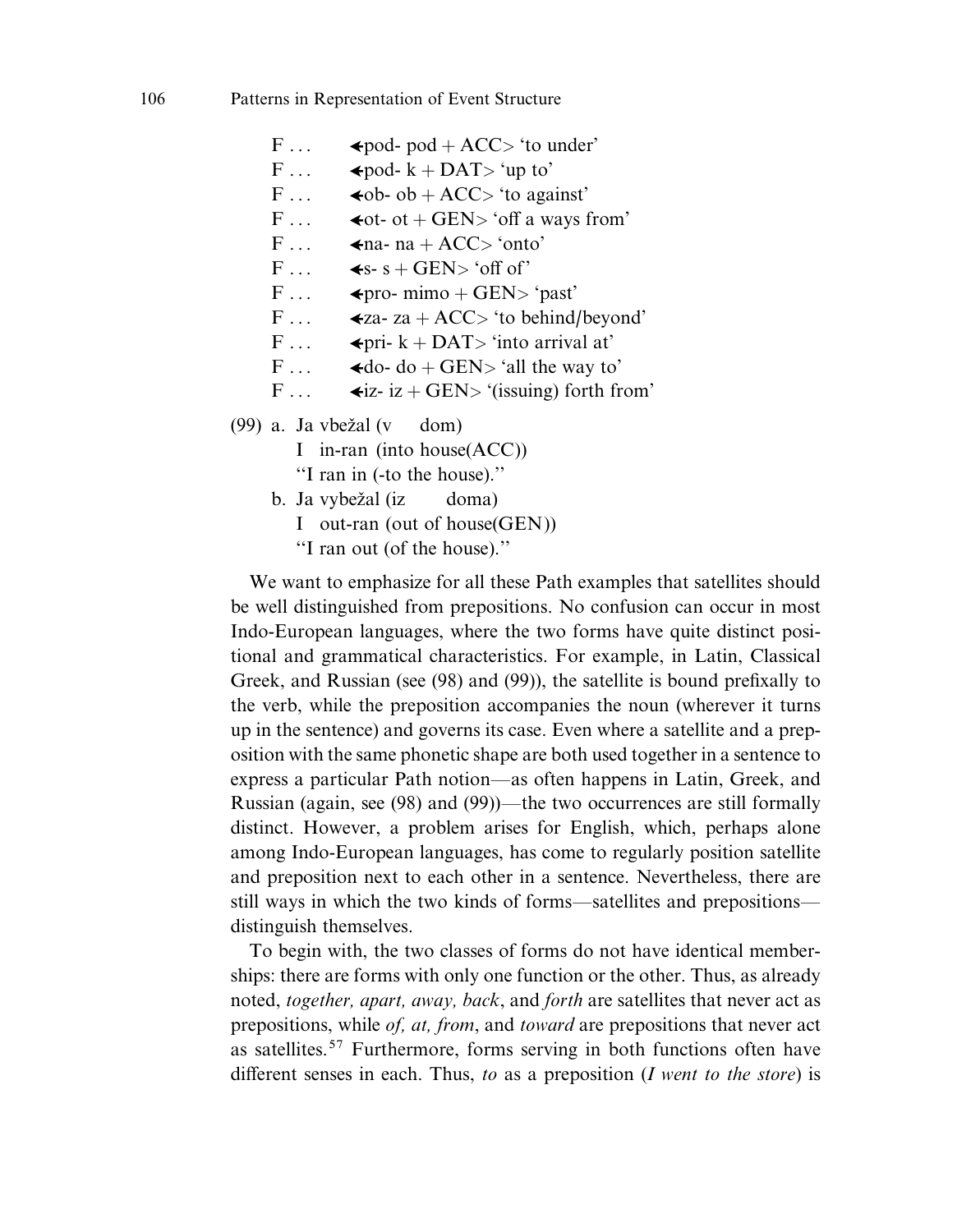F . . .     ←pod- pod + ACC> 'to under'
F . . .     ←pod- k + DAT> 'up to'
F . . .     ←ob- ob + ACC> 'to against'
F . . .     ←ot- ot + GEN> 'off a ways from'
F . . .     ←na- na + ACC> 'onto'
F . . .     ←s- s + GEN> 'off of'
F . . .     ←pro- mimo + GEN> 'past'
F . . .     ←za- za + ACC> 'to behind/beyond'
F . . .     ←pri- k + DAT> 'into arrival at'
F . . .     ←do- do + GEN> 'all the way to'
F . . .     ←iz- iz + GEN> '(issuing) forth from'

(99) a. Ja vbežal (v dom)
   I in-ran (into house(ACC))
   "I ran in (-to the house)."
  b. Ja vybežal (iz doma)
   I out-ran (out of house(GEN))
   "I ran out (of the house)."

We want to emphasize for all these Path examples that satellites should be well distinguished from prepositions. No confusion can occur in most Indo-European languages, where the two forms have quite distinct positional and grammatical characteristics. For example, in Latin, Classical Greek, and Russian (see (98) and (99)), the satellite is bound prefixally to the verb, while the preposition accompanies the noun (wherever it turns up in the sentence) and governs its case. Even where a satellite and a preposition with the same phonetic shape are both used together in a sentence to express a particular Path notion—as often happens in Latin, Greek, and Russian (again, see (98) and (99))—the two occurrences are still formally distinct. However, a problem arises for English, which, perhaps alone among Indo-European languages, has come to regularly position satellite and preposition next to each other in a sentence. Nevertheless, there are still ways in which the two kinds of forms—satellites and prepositions—distinguish themselves.

To begin with, the two classes of forms do not have identical memberships: there are forms with only one function or the other. Thus, as already noted, *together, apart, away, back*, and *forth* are satellites that never act as prepositions, while *of, at, from*, and *toward* are prepositions that never act as satellites.[57] Furthermore, forms serving in both functions often have different senses in each. Thus, *to* as a preposition (*I went to the store*) is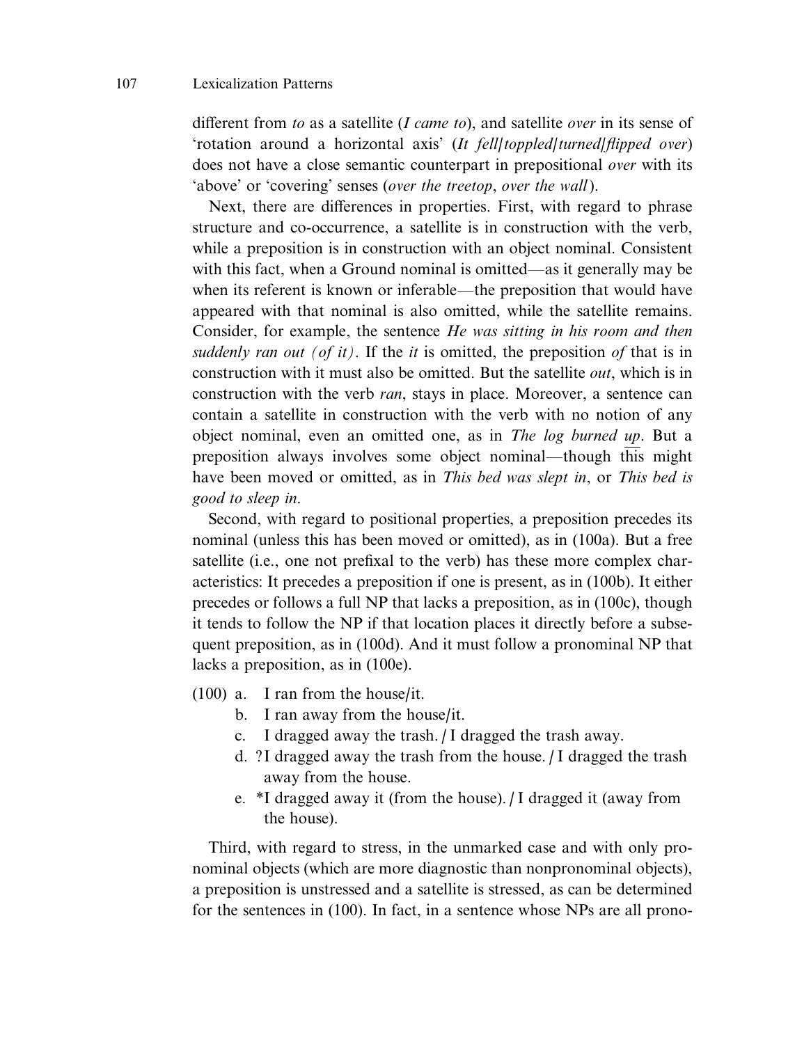different from *to* as a satellite (*I came to*), and satellite *over* in its sense of 'rotation around a horizontal axis' (*It fell/toppled/turned/flipped over*) does not have a close semantic counterpart in prepositional *over* with its 'above' or 'covering' senses (*over the treetop*, *over the wall*).

Next, there are differences in properties. First, with regard to phrase structure and co-occurrence, a satellite is in construction with the verb, while a preposition is in construction with an object nominal. Consistent with this fact, when a Ground nominal is omitted—as it generally may be when its referent is known or inferable—the preposition that would have appeared with that nominal is also omitted, while the satellite remains. Consider, for example, the sentence *He was sitting in his room and then suddenly ran out (of it)*. If the *it* is omitted, the preposition *of* that is in construction with it must also be omitted. But the satellite *out*, which is in construction with the verb *ran*, stays in place. Moreover, a sentence can contain a satellite in construction with the verb with no notion of any object nominal, even an omitted one, as in *The log burned up*. But a preposition always involves some object nominal—though this might have been moved or omitted, as in *This bed was slept in*, or *This bed is good to sleep in*.

Second, with regard to positional properties, a preposition precedes its nominal (unless this has been moved or omitted), as in (100a). But a free satellite (i.e., one not prefixal to the verb) has these more complex characteristics: It precedes a preposition if one is present, as in (100b). It either precedes or follows a full NP that lacks a preposition, as in (100c), though it tends to follow the NP if that location places it directly before a subsequent preposition, as in (100d). And it must follow a pronominal NP that lacks a preposition, as in (100e).

(100) a. I ran from the house/it.
b. I ran away from the house/it.
c. I dragged away the trash. / I dragged the trash away.
d. ?I dragged away the trash from the house. / I dragged the trash away from the house.
e. *I dragged away it (from the house). / I dragged it (away from the house).

Third, with regard to stress, in the unmarked case and with only pronominal objects (which are more diagnostic than nonpronominal objects), a preposition is unstressed and a satellite is stressed, as can be determined for the sentences in (100). In fact, in a sentence whose NPs are all prono-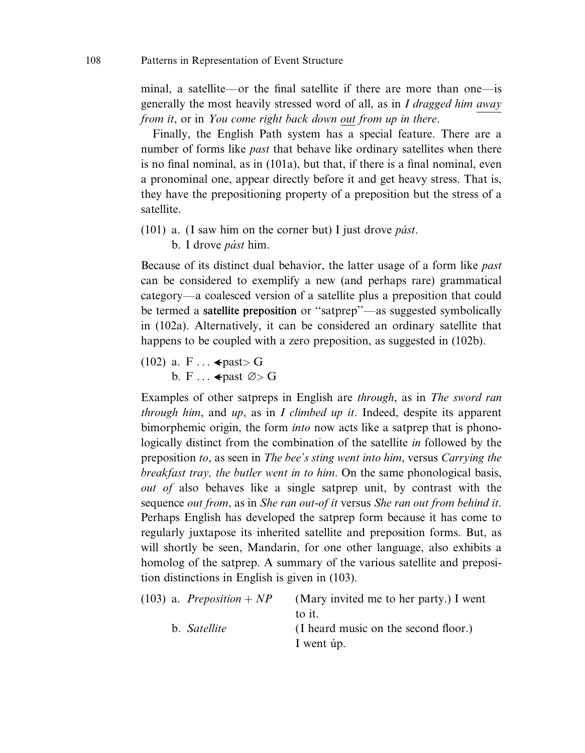minal, a satellite—or the final satellite if there are more than one—is generally the most heavily stressed word of all, as in *I dragged him* <u>*away*</u> *from it*, or in *You come right back down* <u>*out*</u> *from up in there*.

Finally, the English Path system has a special feature. There are a number of forms like *past* that behave like ordinary satellites when there is no final nominal, as in (101a), but that, if there is a final nominal, even a pronominal one, appear directly before it and get heavy stress. That is, they have the prepositioning property of a preposition but the stress of a satellite.

(101) a. (I saw him on the corner but) I just drove *pást*.
  b. I drove *pást* him.

Because of its distinct dual behavior, the latter usage of a form like *past* can be considered to exemplify a new (and perhaps rare) grammatical category—a coalesced version of a satellite plus a preposition that could be termed a **satellite preposition** or "satprep"—as suggested symbolically in (102a). Alternatively, it can be considered an ordinary satellite that happens to be coupled with a zero preposition, as suggested in (102b).

(102) a. F . . . ≺past> G
  b. F . . . ≺past ∅> G

Examples of other satpreps in English are *through*, as in *The sword ran through him*, and *up*, as in *I climbed up it*. Indeed, despite its apparent bimorphemic origin, the form *into* now acts like a satprep that is phonologically distinct from the combination of the satellite *in* followed by the preposition *to*, as seen in *The bee's sting went into him*, versus *Carrying the breakfast tray, the butler went in to him*. On the same phonological basis, *out of* also behaves like a single satprep unit, by contrast with the sequence *out from*, as in *She ran out-of it* versus *She ran out from behind it*. Perhaps English has developed the satprep form because it has come to regularly juxtapose its inherited satellite and preposition forms. But, as will shortly be seen, Mandarin, for one other language, also exhibits a homolog of the satprep. A summary of the various satellite and preposition distinctions in English is given in (103).

(103) a. *Preposition + NP*  (Mary invited me to her party.) I went to it.
  b. *Satellite*  (I heard music on the second floor.) I went úp.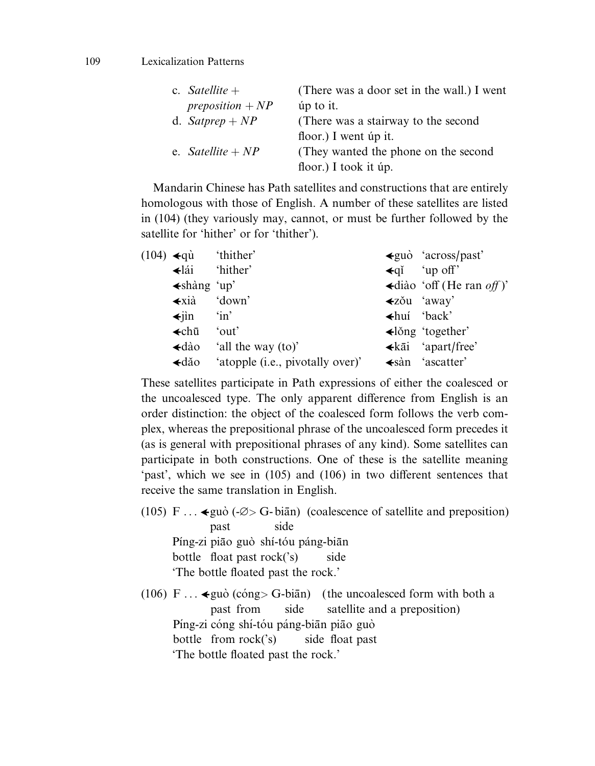c. *Satellite + preposition + NP* — (There was a door set in the wall.) I went úp to it.

d. *Satprep + NP* — (There was a stairway to the second floor.) I went úp it.

e. *Satellite + NP* — (They wanted the phone on the second floor.) I took it úp.

Mandarin Chinese has Path satellites and constructions that are entirely homologous with those of English. A number of these satellites are listed in (104) (they variously may, cannot, or must be further followed by the satellite for 'hither' or for 'thither').

(104)

| | | | |
|---|---|---|---|
| ◂qù | 'thither' | ◂guò | 'across/past' |
| ◂lái | 'hither' | ◂qǐ | 'up off' |
| ◂shàng | 'up' | ◂diào | 'off (He ran *off*)' |
| ◂xià | 'down' | ◂zǒu | 'away' |
| ◂jìn | 'in' | ◂huí | 'back' |
| ◂chū | 'out' | ◂lǒng | 'together' |
| ◂dào | 'all the way (to)' | ◂kāi | 'apart/free' |
| ◂dǎo | 'atopple (i.e., pivotally over)' | ◂sàn | 'ascatter' |

These satellites participate in Path expressions of either the coalesced or the uncoalesced type. The only apparent difference from English is an order distinction: the object of the coalesced form follows the verb complex, whereas the prepositional phrase of the uncoalesced form precedes it (as is general with prepositional phrases of any kind). Some satellites can participate in both constructions. One of these is the satellite meaning 'past', which we see in (105) and (106) in two different sentences that receive the same translation in English.

(105) F ... ◂guò (-∅> G- biān) (coalescence of satellite and preposition)
     past side
     Píng-zi piāo guò shí-tóu páng-biān
     bottle float past rock('s) side
     'The bottle floated past the rock.'

(106) F ... ◂guò (cóng> G-biān) (the uncoalesced form with both a
     past from side satellite and a preposition)
     Píng-zi cóng shí-tóu páng-biān piāo guò
     bottle from rock('s) side float past
     'The bottle floated past the rock.'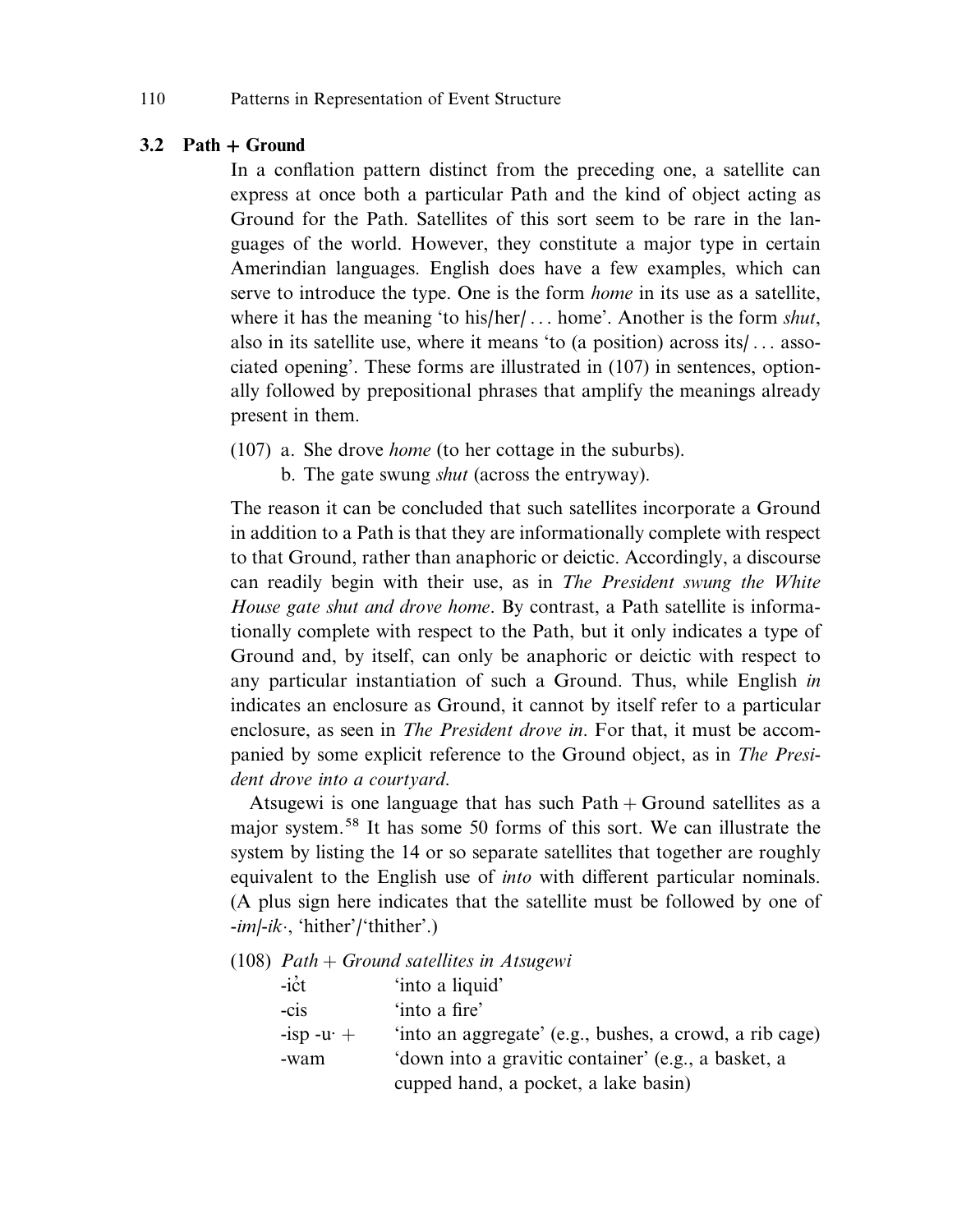## 3.2 Path + Ground

In a conflation pattern distinct from the preceding one, a satellite can express at once both a particular Path and the kind of object acting as Ground for the Path. Satellites of this sort seem to be rare in the languages of the world. However, they constitute a major type in certain Amerindian languages. English does have a few examples, which can serve to introduce the type. One is the form *home* in its use as a satellite, where it has the meaning 'to his/her/ . . . home'. Another is the form *shut*, also in its satellite use, where it means 'to (a position) across its/ . . . associated opening'. These forms are illustrated in (107) in sentences, optionally followed by prepositional phrases that amplify the meanings already present in them.

(107) a. She drove *home* (to her cottage in the suburbs).
 b. The gate swung *shut* (across the entryway).

The reason it can be concluded that such satellites incorporate a Ground in addition to a Path is that they are informationally complete with respect to that Ground, rather than anaphoric or deictic. Accordingly, a discourse can readily begin with their use, as in *The President swung the White House gate shut and drove home*. By contrast, a Path satellite is informationally complete with respect to the Path, but it only indicates a type of Ground and, by itself, can only be anaphoric or deictic with respect to any particular instantiation of such a Ground. Thus, while English *in* indicates an enclosure as Ground, it cannot by itself refer to a particular enclosure, as seen in *The President drove in*. For that, it must be accompanied by some explicit reference to the Ground object, as in *The President drove into a courtyard*.

Atsugewi is one language that has such Path + Ground satellites as a major system.[58] It has some 50 forms of this sort. We can illustrate the system by listing the 14 or so separate satellites that together are roughly equivalent to the English use of *into* with different particular nominals. (A plus sign here indicates that the satellite must be followed by one of *-im*/*-ik·*, 'hither'/'thither'.)

(108) *Path + Ground satellites in Atsugewi*

| | |
|---|---|
| -ic̓t | 'into a liquid' |
| -cis | 'into a fire' |
| -isp -u· + | 'into an aggregate' (e.g., bushes, a crowd, a rib cage) |
| -wam | 'down into a gravitic container' (e.g., a basket, a cupped hand, a pocket, a lake basin) |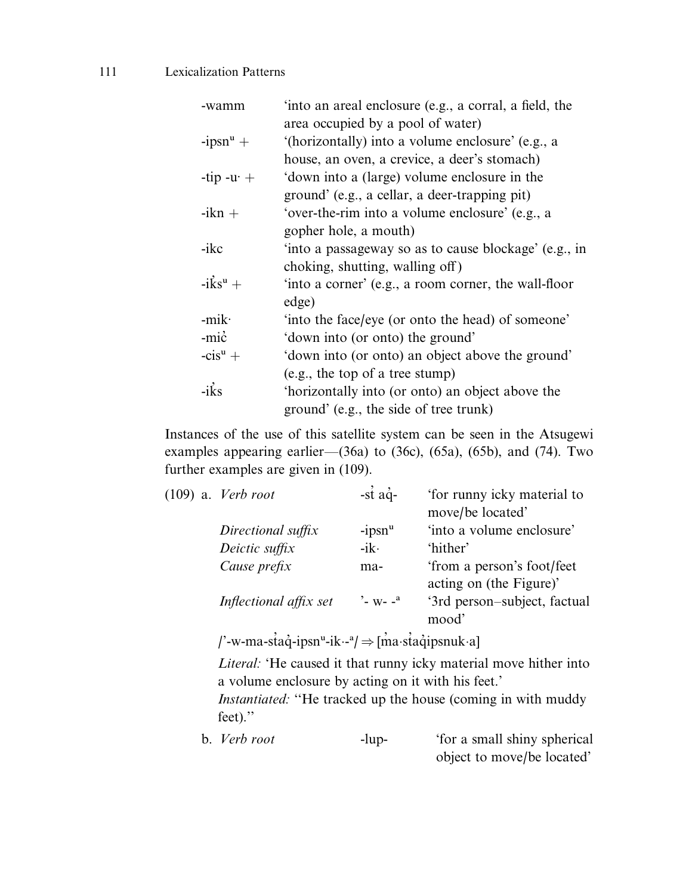| | |
|---|---|
| -wamm | 'into an areal enclosure (e.g., a corral, a field, the area occupied by a pool of water) |
| -ipsnᵘ + | '(horizontally) into a volume enclosure' (e.g., a house, an oven, a crevice, a deer's stomach) |
| -tip -u· + | 'down into a (large) volume enclosure in the ground' (e.g., a cellar, a deer-trapping pit) |
| -ikn + | 'over-the-rim into a volume enclosure' (e.g., a gopher hole, a mouth) |
| -ikc | 'into a passageway so as to cause blockage' (e.g., in choking, shutting, walling off) |
| -ik̓sᵘ + | 'into a corner' (e.g., a room corner, the wall-floor edge) |
| -mik· | 'into the face/eye (or onto the head) of someone' |
| -mic̓ | 'down into (or onto) the ground' |
| -cisᵘ + | 'down into (or onto) an object above the ground' (e.g., the top of a tree stump) |
| -ik̓s | 'horizontally into (or onto) an object above the ground' (e.g., the side of tree trunk) |

Instances of the use of this satellite system can be seen in the Atsugewi examples appearing earlier—(36a) to (36c), (65a), (65b), and (74). Two further examples are given in (109).

(109) a.

| | | |
|---|---|---|
| *Verb root* | -s̓t̓aq̓- | 'for runny icky material to move/be located' |
| *Directional suffix* | -ipsnᵘ | 'into a volume enclosure' |
| *Deictic suffix* | -ik· | 'hither' |
| *Cause prefix* | ma- | 'from a person's foot/feet acting on (the Figure)' |
| *Inflectional affix set* | '- w- -ᵃ | '3rd person–subject, factual mood' |

/'-w-ma-s̓t̓aq̓-ipsnᵘ-ik·-ᵃ/ ⇒ [m̓a·s̓t̓aq̓ipsnuk·a]

*Literal:* 'He caused it that runny icky material move hither into a volume enclosure by acting on it with his feet.'
*Instantiated:* "He tracked up the house (coming in with muddy feet)."

b.

| | | |
|---|---|---|
| *Verb root* | -lup- | 'for a small shiny spherical object to move/be located' |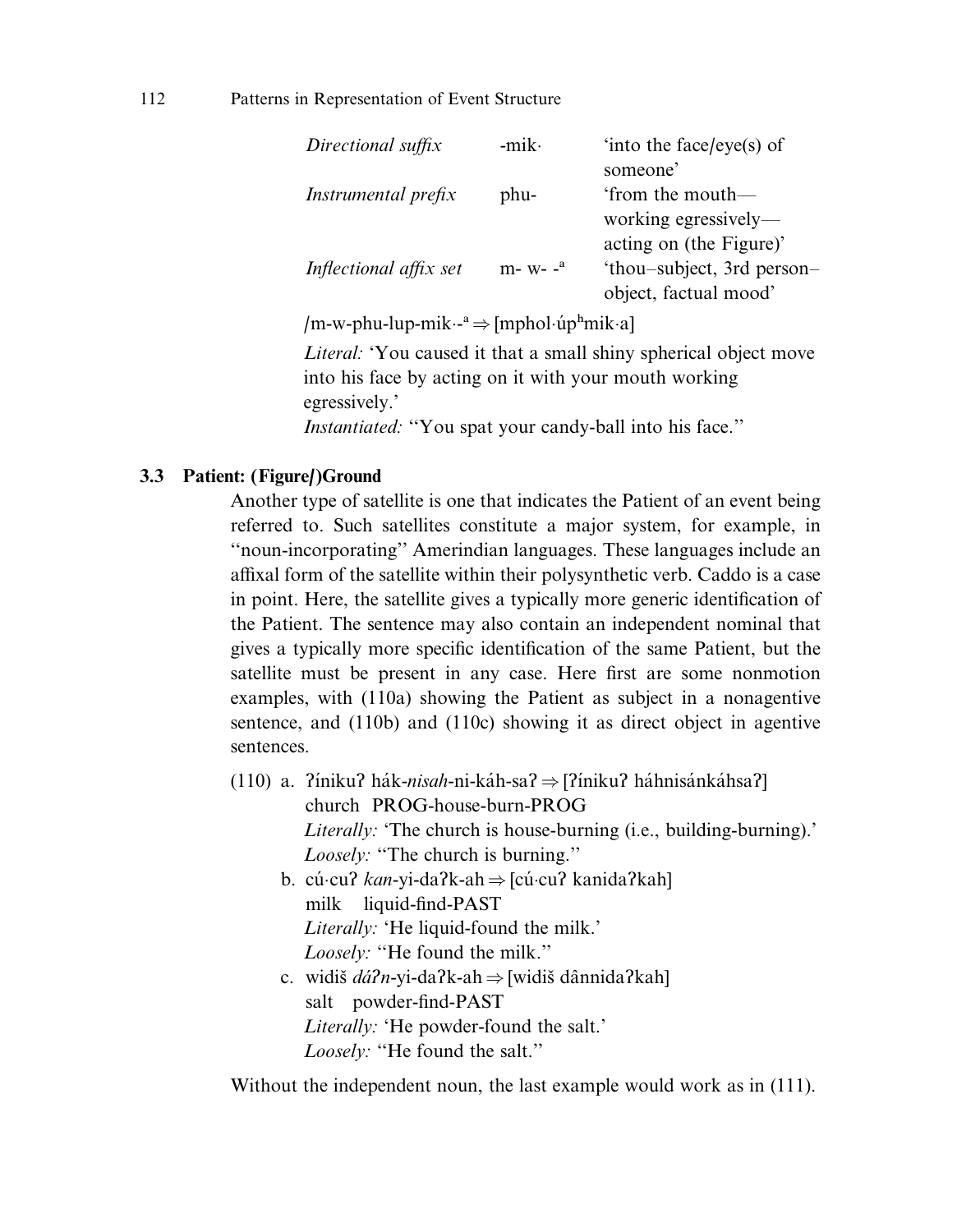| | | |
|---|---|---|
| *Directional suffix* | -mik· | 'into the face/eye(s) of someone' |
| *Instrumental prefix* | phu- | 'from the mouth—working egressively—acting on (the Figure)' |
| *Inflectional affix set* | m- w- -ᵃ | 'thou–subject, 3rd person–object, factual mood' |

/m-w-phu-lup-mik·-ᵃ ⇒ [mphol·úpʰmik·a]

*Literal:* 'You caused it that a small shiny spherical object move into his face by acting on it with your mouth working egressively.'

*Instantiated:* "You spat your candy-ball into his face."

### 3.3 Patient: (Figure/)Ground

Another type of satellite is one that indicates the Patient of an event being referred to. Such satellites constitute a major system, for example, in "noun-incorporating" Amerindian languages. These languages include an affixal form of the satellite within their polysynthetic verb. Caddo is a case in point. Here, the satellite gives a typically more generic identification of the Patient. The sentence may also contain an independent nominal that gives a typically more specific identification of the same Patient, but the satellite must be present in any case. Here first are some nonmotion examples, with (110a) showing the Patient as subject in a nonagentive sentence, and (110b) and (110c) showing it as direct object in agentive sentences.

(110) a. ʔíniku? hák-*nisah*-ni-káh-saʔ ⇒ [ʔínikuʔ háhnisánkáhsaʔ]
church PROG-house-burn-PROG
*Literally:* 'The church is house-burning (i.e., building-burning).'
*Loosely:* "The church is burning."

b. cú·cuʔ *kan*-yi-daʔk-ah ⇒ [cú·cuʔ kanidaʔkah]
milk liquid-find-PAST
*Literally:* 'He liquid-found the milk.'
*Loosely:* "He found the milk."

c. widiš *dáʔn*-yi-daʔk-ah ⇒ [widiš dânnidaʔkah]
salt powder-find-PAST
*Literally:* 'He powder-found the salt.'
*Loosely:* "He found the salt."

Without the independent noun, the last example would work as in (111).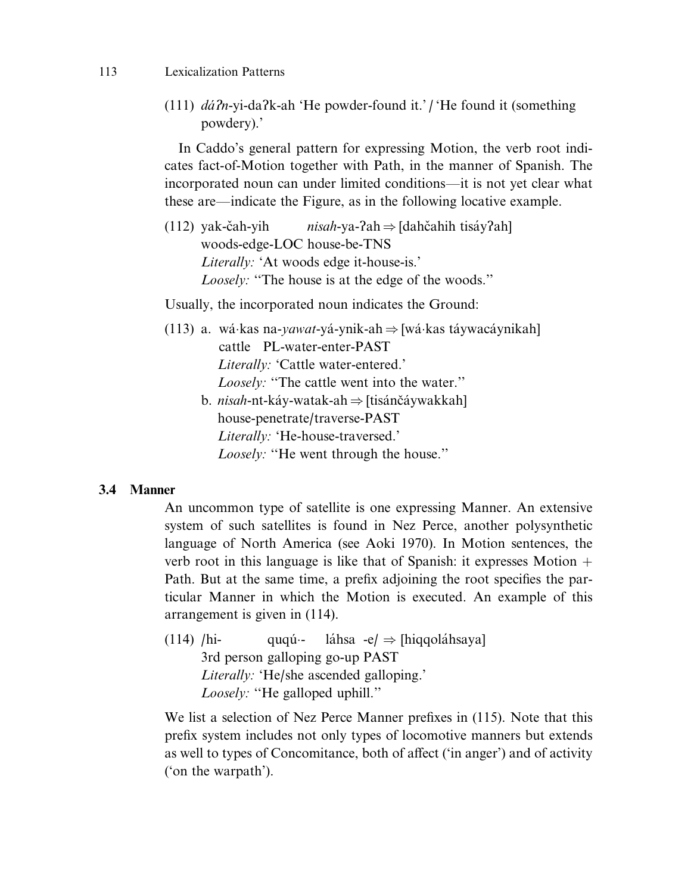(111) *dáʔn*-yi-daʔk-ah 'He powder-found it.' / 'He found it (something powdery).'

In Caddo's general pattern for expressing Motion, the verb root indicates fact-of-Motion together with Path, in the manner of Spanish. The incorporated noun can under limited conditions—it is not yet clear what these are—indicate the Figure, as in the following locative example.

(112) yak-čah-yih *nisah*-ya-ʔah ⇒ [dahčahih tisáyʔah]
woods-edge-LOC house-be-TNS
*Literally:* 'At woods edge it-house-is.'
*Loosely:* "The house is at the edge of the woods."

Usually, the incorporated noun indicates the Ground:

(113) a. wá·kas na-*yawat*-yá-ynik-ah ⇒ [wá·kas táywacáynikah]
cattle PL-water-enter-PAST
*Literally:* 'Cattle water-entered.'
*Loosely:* "The cattle went into the water."

b. *nisah*-nt-káy-watak-ah ⇒ [tisánčáywakkah]
house-penetrate/traverse-PAST
*Literally:* 'He-house-traversed.'
*Loosely:* "He went through the house."

### 3.4 Manner

An uncommon type of satellite is one expressing Manner. An extensive system of such satellites is found in Nez Perce, another polysynthetic language of North America (see Aoki 1970). In Motion sentences, the verb root in this language is like that of Spanish: it expresses Motion + Path. But at the same time, a prefix adjoining the root specifies the particular Manner in which the Motion is executed. An example of this arrangement is given in (114).

(114) /hi- quqú·- láhsa -e/ ⇒ [hiqqoláhsaya]
3rd person galloping go-up PAST
*Literally:* 'He/she ascended galloping.'
*Loosely:* "He galloped uphill."

We list a selection of Nez Perce Manner prefixes in (115). Note that this prefix system includes not only types of locomotive manners but extends as well to types of Concomitance, both of affect ('in anger') and of activity ('on the warpath').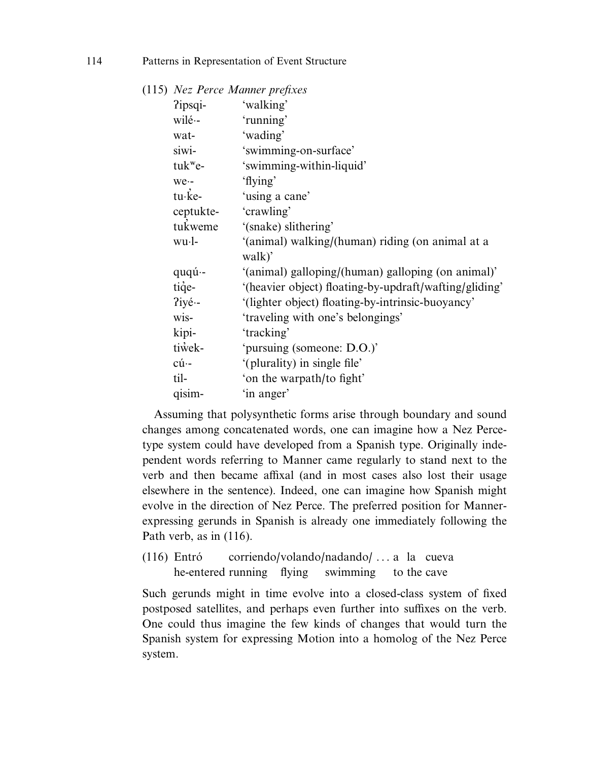(115) *Nez Perce Manner prefixes*

| | |
|---|---|
| ʔipsqi- | 'walking' |
| wilé·- | 'running' |
| wat- | 'wading' |
| siwi- | 'swimming-on-surface' |
| tukʷe- | 'swimming-within-liquid' |
| we·- | 'flying' |
| tu·k̓e- | 'using a cane' |
| ceptukte- | 'crawling' |
| tuk̓weme | '(snake) slithering' |
| wu·l- | '(animal) walking/(human) riding (on animal at a walk)' |
| quqú·- | '(animal) galloping/(human) galloping (on animal)' |
| tiq̓e- | '(heavier object) floating-by-updraft/wafting/gliding' |
| ʔiyé·- | '(lighter object) floating-by-intrinsic-buoyancy' |
| wis- | 'traveling with one's belongings' |
| kipi- | 'tracking' |
| tiw̓ek- | 'pursuing (someone: D.O.)' |
| cú·- | '(plurality) in single file' |
| til- | 'on the warpath/to fight' |
| qisim- | 'in anger' |

Assuming that polysynthetic forms arise through boundary and sound changes among concatenated words, one can imagine how a Nez Perce-type system could have developed from a Spanish type. Originally independent words referring to Manner came regularly to stand next to the verb and then became affixal (and in most cases also lost their usage elsewhere in the sentence). Indeed, one can imagine how Spanish might evolve in the direction of Nez Perce. The preferred position for Manner-expressing gerunds in Spanish is already one immediately following the Path verb, as in (116).

(116) Entró corriendo/volando/nadando/ . . . a la cueva
he-entered running flying swimming to the cave

Such gerunds might in time evolve into a closed-class system of fixed postposed satellites, and perhaps even further into suffixes on the verb. One could thus imagine the few kinds of changes that would turn the Spanish system for expressing Motion into a homolog of the Nez Perce system.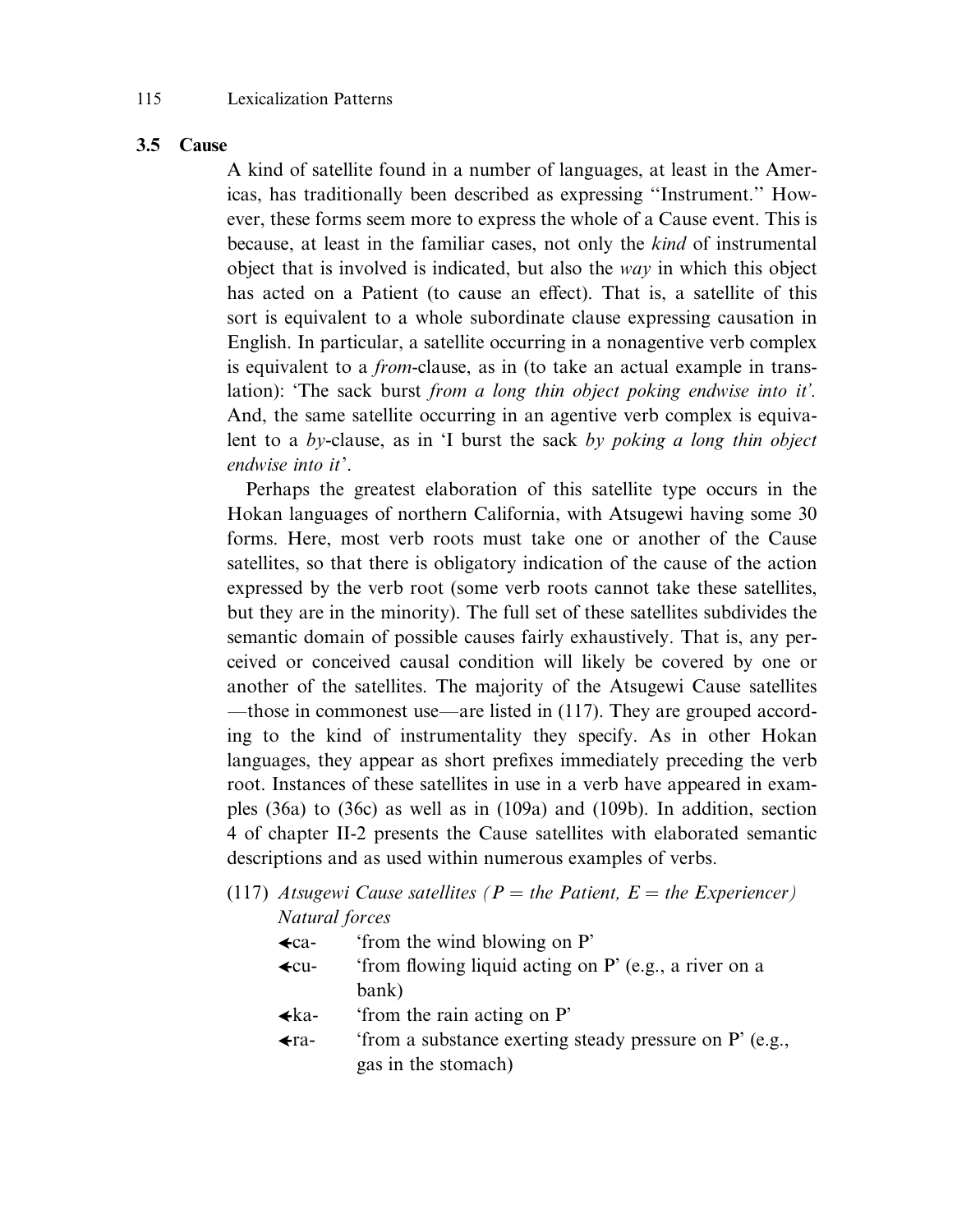### 3.5 Cause

A kind of satellite found in a number of languages, at least in the Americas, has traditionally been described as expressing ''Instrument.'' However, these forms seem more to express the whole of a Cause event. This is because, at least in the familiar cases, not only the *kind* of instrumental object that is involved is indicated, but also the *way* in which this object has acted on a Patient (to cause an effect). That is, a satellite of this sort is equivalent to a whole subordinate clause expressing causation in English. In particular, a satellite occurring in a nonagentive verb complex is equivalent to a *from*-clause, as in (to take an actual example in translation): 'The sack burst *from a long thin object poking endwise into it'.* And, the same satellite occurring in an agentive verb complex is equivalent to a *by*-clause, as in 'I burst the sack *by poking a long thin object endwise into it'*.

Perhaps the greatest elaboration of this satellite type occurs in the Hokan languages of northern California, with Atsugewi having some 30 forms. Here, most verb roots must take one or another of the Cause satellites, so that there is obligatory indication of the cause of the action expressed by the verb root (some verb roots cannot take these satellites, but they are in the minority). The full set of these satellites subdivides the semantic domain of possible causes fairly exhaustively. That is, any perceived or conceived causal condition will likely be covered by one or another of the satellites. The majority of the Atsugewi Cause satellites —those in commonest use—are listed in (117). They are grouped according to the kind of instrumentality they specify. As in other Hokan languages, they appear as short prefixes immediately preceding the verb root. Instances of these satellites in use in a verb have appeared in examples (36a) to (36c) as well as in (109a) and (109b). In addition, section 4 of chapter II-2 presents the Cause satellites with elaborated semantic descriptions and as used within numerous examples of verbs.

(117) *Atsugewi Cause satellites (P = the Patient, E = the Experiencer)*
*Natural forces*

- ←ca- 'from the wind blowing on P'
- ←cu- 'from flowing liquid acting on P' (e.g., a river on a bank)
- ←ka- 'from the rain acting on P'
- ←ra- 'from a substance exerting steady pressure on P' (e.g., gas in the stomach)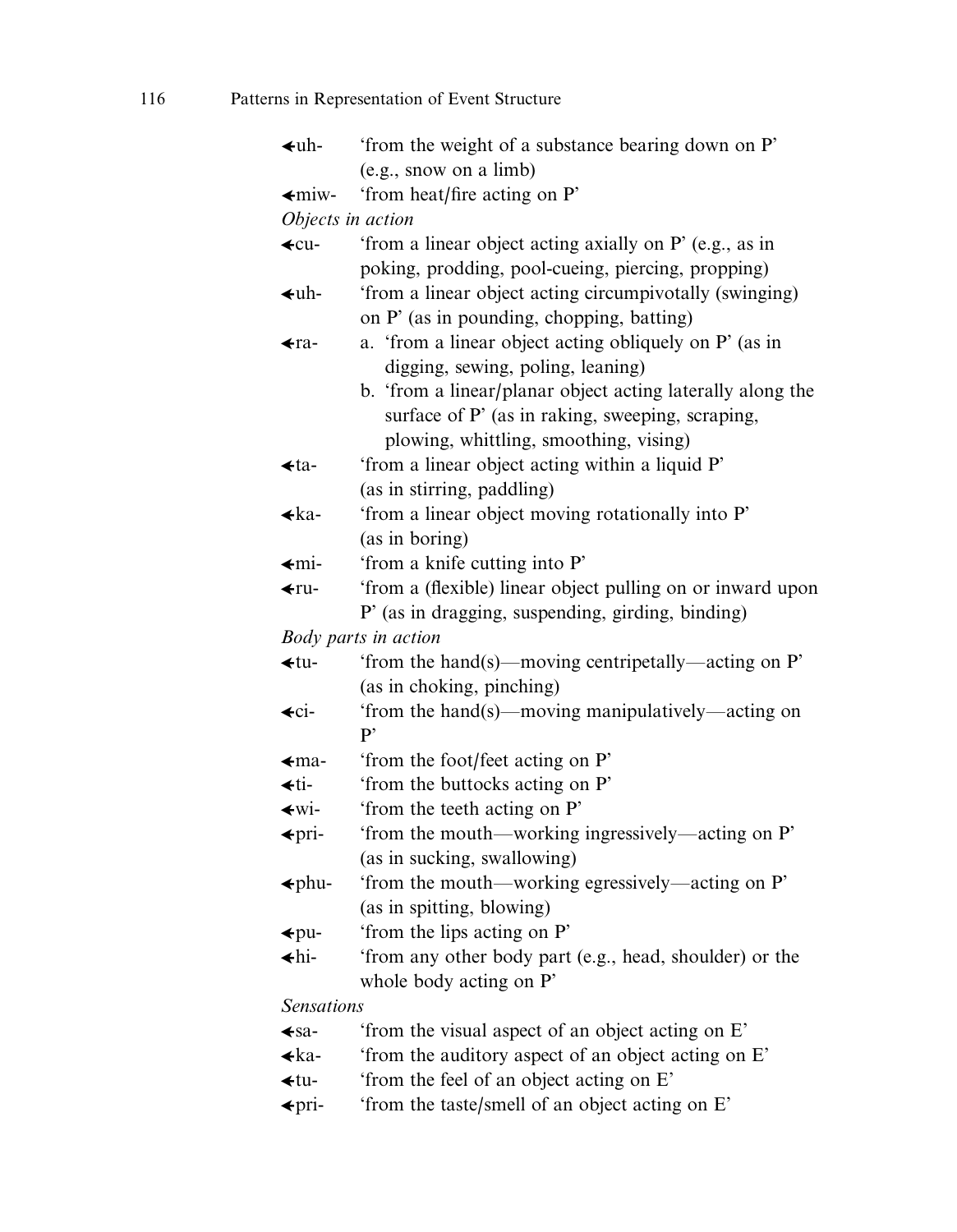| | |
|---|---|
| ←uh- | 'from the weight of a substance bearing down on P' (e.g., snow on a limb) |
| ←miw- | 'from heat/fire acting on P' |
| *Objects in action* | |
| ←cu- | 'from a linear object acting axially on P' (e.g., as in poking, prodding, pool-cueing, piercing, propping) |
| ←uh- | 'from a linear object acting circumpivotally (swinging) on P' (as in pounding, chopping, batting) |
| ←ra- | a. 'from a linear object acting obliquely on P' (as in digging, sewing, poling, leaning) |
| | b. 'from a linear/planar object acting laterally along the surface of P' (as in raking, sweeping, scraping, plowing, whittling, smoothing, vising) |
| ←ta- | 'from a linear object acting within a liquid P' (as in stirring, paddling) |
| ←ka- | 'from a linear object moving rotationally into P' (as in boring) |
| ←mi- | 'from a knife cutting into P' |
| ←ru- | 'from a (flexible) linear object pulling on or inward upon P' (as in dragging, suspending, girding, binding) |
| *Body parts in action* | |
| ←tu- | 'from the hand(s)—moving centripetally—acting on P' (as in choking, pinching) |
| ←ci- | 'from the hand(s)—moving manipulatively—acting on P' |
| ←ma- | 'from the foot/feet acting on P' |
| ←ti- | 'from the buttocks acting on P' |
| ←wi- | 'from the teeth acting on P' |
| ←pri- | 'from the mouth—working ingressively—acting on P' (as in sucking, swallowing) |
| ←phu- | 'from the mouth—working egressively—acting on P' (as in spitting, blowing) |
| ←pu- | 'from the lips acting on P' |
| ←hi- | 'from any other body part (e.g., head, shoulder) or the whole body acting on P' |
| *Sensations* | |
| ←sa- | 'from the visual aspect of an object acting on E' |
| ←ka- | 'from the auditory aspect of an object acting on E' |
| ←tu- | 'from the feel of an object acting on E' |
| ←pri- | 'from the taste/smell of an object acting on E' |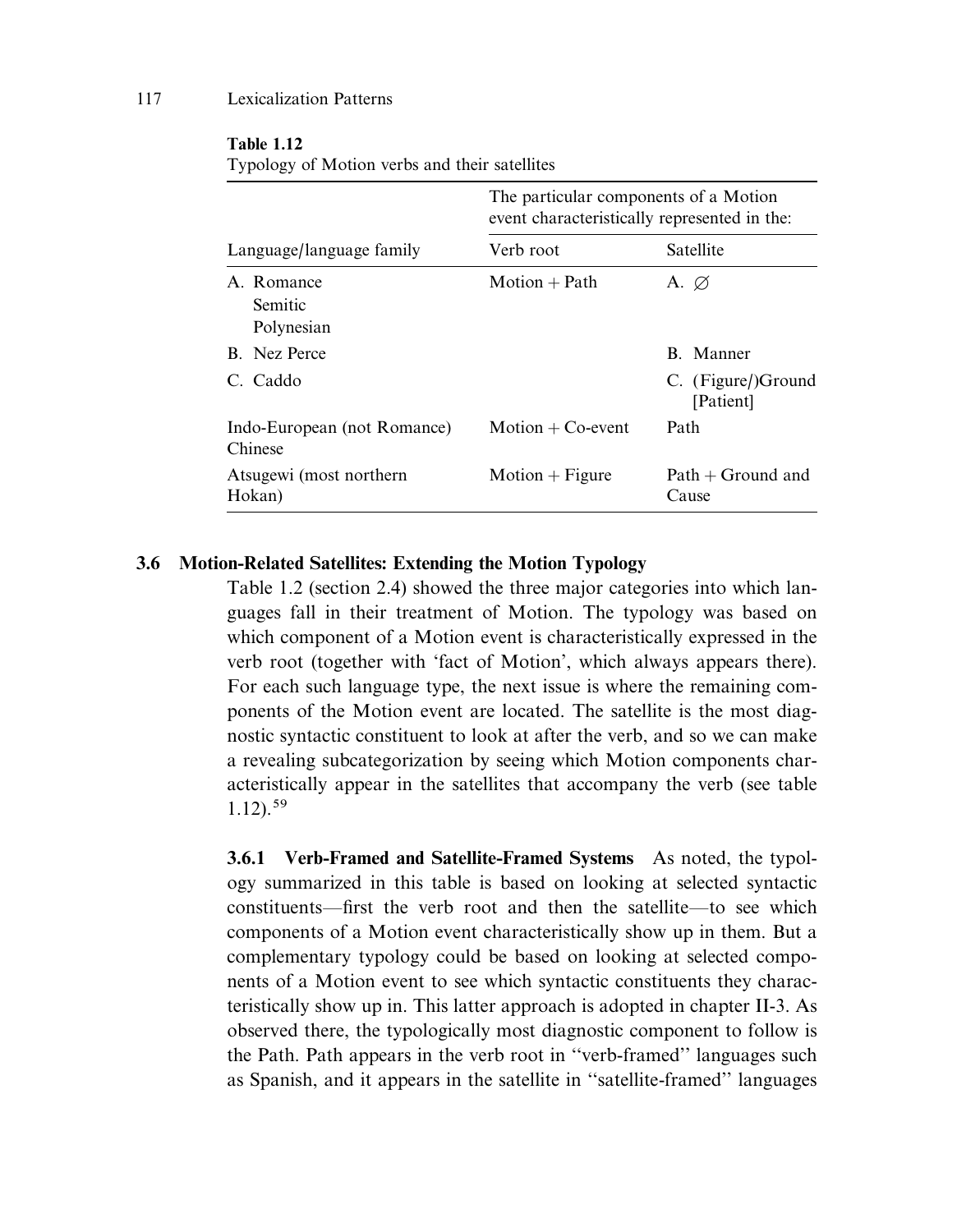**Table 1.12**
Typology of Motion verbs and their satellites

| Language/language family | The particular components of a Motion event characteristically represented in the: Verb root | Satellite |
|---|---|---|
| A. Romance<br>Semitic<br>Polynesian | Motion + Path | A. ∅ |
| B. Nez Perce | | B. Manner |
| C. Caddo | | C. (Figure/)Ground [Patient] |
| Indo-European (not Romance)<br>Chinese | Motion + Co-event | Path |
| Atsugewi (most northern Hokan) | Motion + Figure | Path + Ground and Cause |

### 3.6 Motion-Related Satellites: Extending the Motion Typology

Table 1.2 (section 2.4) showed the three major categories into which languages fall in their treatment of Motion. The typology was based on which component of a Motion event is characteristically expressed in the verb root (together with 'fact of Motion', which always appears there). For each such language type, the next issue is where the remaining components of the Motion event are located. The satellite is the most diagnostic syntactic constituent to look at after the verb, and so we can make a revealing subcategorization by seeing which Motion components characteristically appear in the satellites that accompany the verb (see table 1.12).[59]

**3.6.1 Verb-Framed and Satellite-Framed Systems** As noted, the typology summarized in this table is based on looking at selected syntactic constituents—first the verb root and then the satellite—to see which components of a Motion event characteristically show up in them. But a complementary typology could be based on looking at selected components of a Motion event to see which syntactic constituents they characteristically show up in. This latter approach is adopted in chapter II-3. As observed there, the typologically most diagnostic component to follow is the Path. Path appears in the verb root in "verb-framed" languages such as Spanish, and it appears in the satellite in "satellite-framed" languages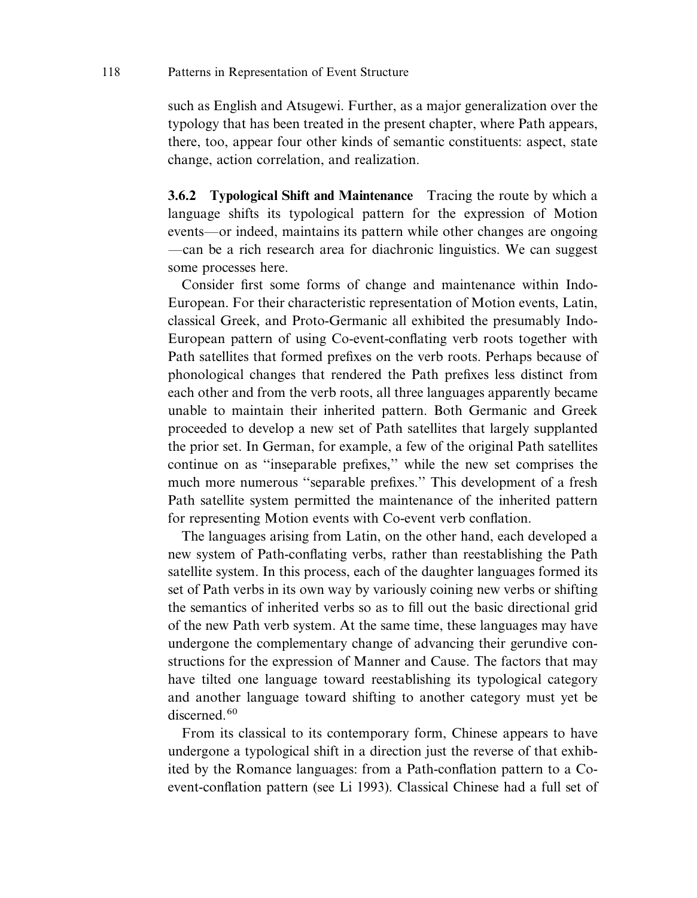such as English and Atsugewi. Further, as a major generalization over the typology that has been treated in the present chapter, where Path appears, there, too, appear four other kinds of semantic constituents: aspect, state change, action correlation, and realization.

**3.6.2 Typological Shift and Maintenance** Tracing the route by which a language shifts its typological pattern for the expression of Motion events—or indeed, maintains its pattern while other changes are ongoing—can be a rich research area for diachronic linguistics. We can suggest some processes here.

Consider first some forms of change and maintenance within Indo-European. For their characteristic representation of Motion events, Latin, classical Greek, and Proto-Germanic all exhibited the presumably Indo-European pattern of using Co-event-conflating verb roots together with Path satellites that formed prefixes on the verb roots. Perhaps because of phonological changes that rendered the Path prefixes less distinct from each other and from the verb roots, all three languages apparently became unable to maintain their inherited pattern. Both Germanic and Greek proceeded to develop a new set of Path satellites that largely supplanted the prior set. In German, for example, a few of the original Path satellites continue on as "inseparable prefixes," while the new set comprises the much more numerous "separable prefixes." This development of a fresh Path satellite system permitted the maintenance of the inherited pattern for representing Motion events with Co-event verb conflation.

The languages arising from Latin, on the other hand, each developed a new system of Path-conflating verbs, rather than reestablishing the Path satellite system. In this process, each of the daughter languages formed its set of Path verbs in its own way by variously coining new verbs or shifting the semantics of inherited verbs so as to fill out the basic directional grid of the new Path verb system. At the same time, these languages may have undergone the complementary change of advancing their gerundive constructions for the expression of Manner and Cause. The factors that may have tilted one language toward reestablishing its typological category and another language toward shifting to another category must yet be discerned.[60]

From its classical to its contemporary form, Chinese appears to have undergone a typological shift in a direction just the reverse of that exhibited by the Romance languages: from a Path-conflation pattern to a Co-event-conflation pattern (see Li 1993). Classical Chinese had a full set of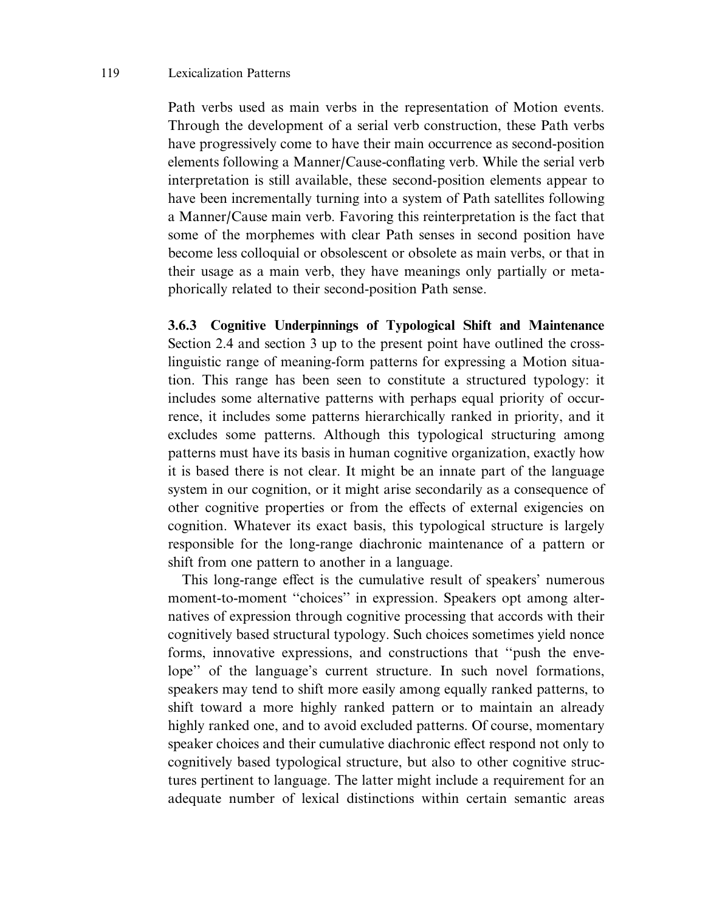Path verbs used as main verbs in the representation of Motion events. Through the development of a serial verb construction, these Path verbs have progressively come to have their main occurrence as second-position elements following a Manner/Cause-conflating verb. While the serial verb interpretation is still available, these second-position elements appear to have been incrementally turning into a system of Path satellites following a Manner/Cause main verb. Favoring this reinterpretation is the fact that some of the morphemes with clear Path senses in second position have become less colloquial or obsolescent or obsolete as main verbs, or that in their usage as a main verb, they have meanings only partially or metaphorically related to their second-position Path sense.

### 3.6.3 Cognitive Underpinnings of Typological Shift and Maintenance

Section 2.4 and section 3 up to the present point have outlined the cross-linguistic range of meaning-form patterns for expressing a Motion situation. This range has been seen to constitute a structured typology: it includes some alternative patterns with perhaps equal priority of occurrence, it includes some patterns hierarchically ranked in priority, and it excludes some patterns. Although this typological structuring among patterns must have its basis in human cognitive organization, exactly how it is based there is not clear. It might be an innate part of the language system in our cognition, or it might arise secondarily as a consequence of other cognitive properties or from the effects of external exigencies on cognition. Whatever its exact basis, this typological structure is largely responsible for the long-range diachronic maintenance of a pattern or shift from one pattern to another in a language.

This long-range effect is the cumulative result of speakers' numerous moment-to-moment "choices" in expression. Speakers opt among alternatives of expression through cognitive processing that accords with their cognitively based structural typology. Such choices sometimes yield nonce forms, innovative expressions, and constructions that "push the envelope" of the language's current structure. In such novel formations, speakers may tend to shift more easily among equally ranked patterns, to shift toward a more highly ranked pattern or to maintain an already highly ranked one, and to avoid excluded patterns. Of course, momentary speaker choices and their cumulative diachronic effect respond not only to cognitively based typological structure, but also to other cognitive structures pertinent to language. The latter might include a requirement for an adequate number of lexical distinctions within certain semantic areas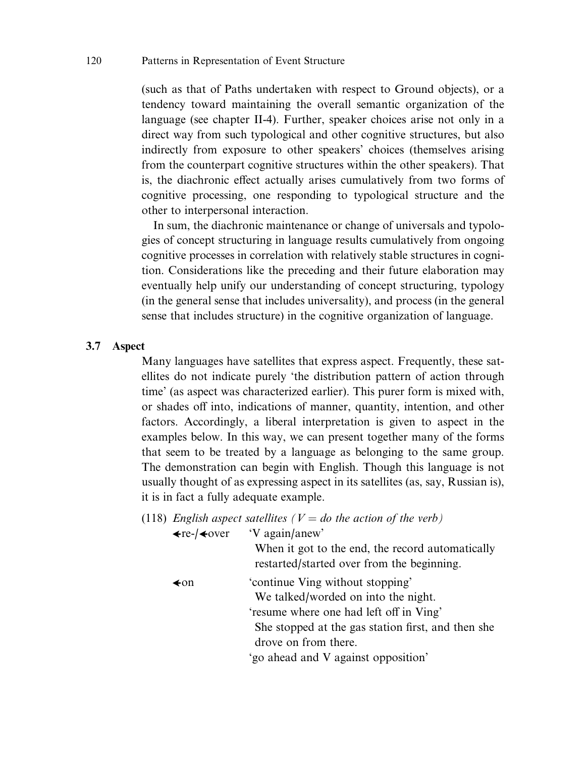(such as that of Paths undertaken with respect to Ground objects), or a tendency toward maintaining the overall semantic organization of the language (see chapter II-4). Further, speaker choices arise not only in a direct way from such typological and other cognitive structures, but also indirectly from exposure to other speakers' choices (themselves arising from the counterpart cognitive structures within the other speakers). That is, the diachronic effect actually arises cumulatively from two forms of cognitive processing, one responding to typological structure and the other to interpersonal interaction.

In sum, the diachronic maintenance or change of universals and typologies of concept structuring in language results cumulatively from ongoing cognitive processes in correlation with relatively stable structures in cognition. Considerations like the preceding and their future elaboration may eventually help unify our understanding of concept structuring, typology (in the general sense that includes universality), and process (in the general sense that includes structure) in the cognitive organization of language.

### 3.7 Aspect

Many languages have satellites that express aspect. Frequently, these satellites do not indicate purely 'the distribution pattern of action through time' (as aspect was characterized earlier). This purer form is mixed with, or shades off into, indications of manner, quantity, intention, and other factors. Accordingly, a liberal interpretation is given to aspect in the examples below. In this way, we can present together many of the forms that seem to be treated by a language as belonging to the same group. The demonstration can begin with English. Though this language is not usually thought of as expressing aspect in its satellites (as, say, Russian is), it is in fact a fully adequate example.

(118) *English aspect satellites (V = do the action of the verb)*

←re-/←over 'V again/anew'
When it got to the end, the record automatically restarted/started over from the beginning.

←on 'continue Ving without stopping'
We talked/worded on into the night.
'resume where one had left off in Ving'
She stopped at the gas station first, and then she drove on from there.
'go ahead and V against opposition'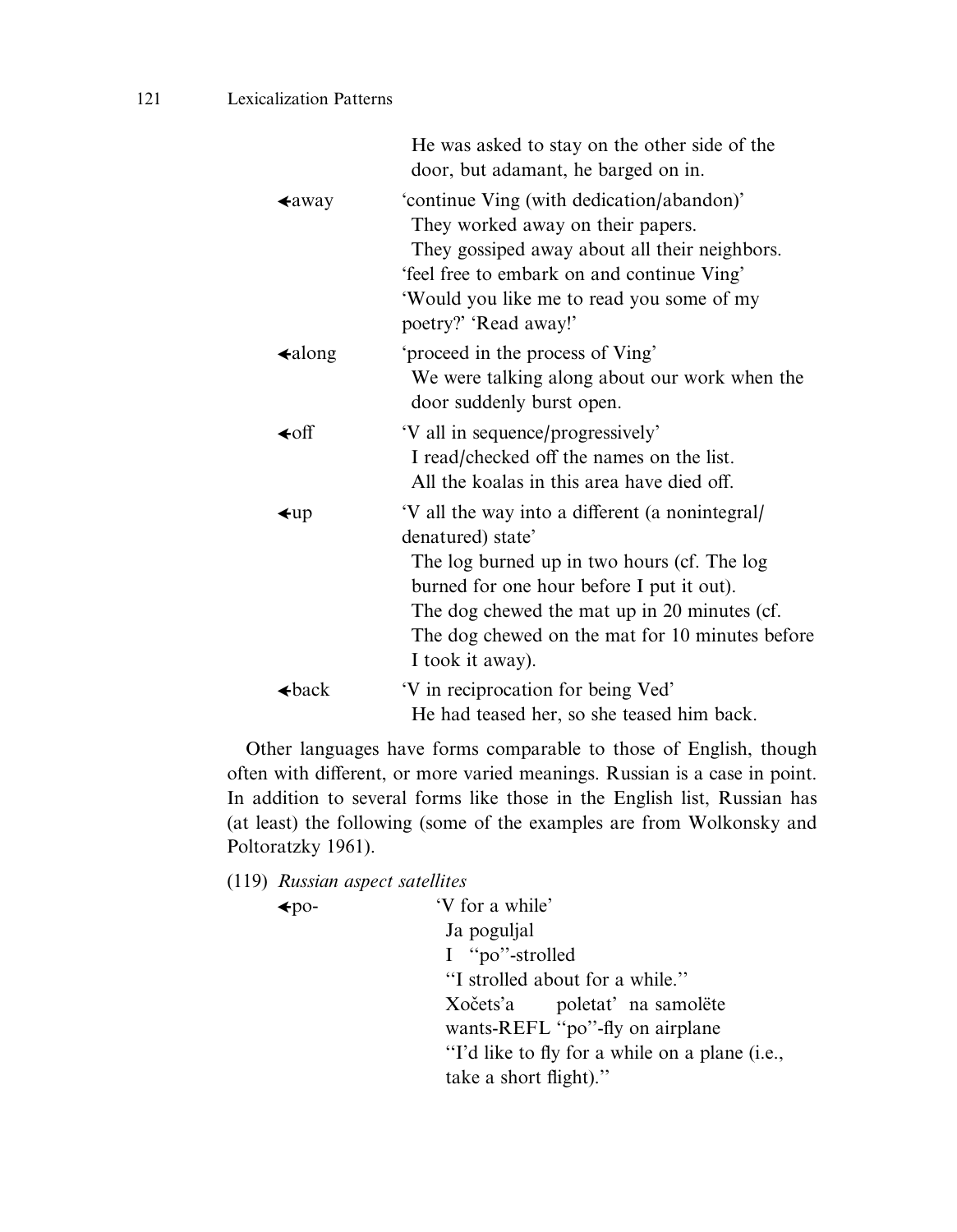He was asked to stay on the other side of the door, but adamant, he barged on in.

| | |
|---|---|
| ←away | 'continue Ving (with dedication/abandon)'<br>They worked away on their papers.<br>They gossiped away about all their neighbors.<br>'feel free to embark on and continue Ving'<br>'Would you like me to read you some of my poetry?' 'Read away!' |
| ←along | 'proceed in the process of Ving'<br>We were talking along about our work when the door suddenly burst open. |
| ←off | 'V all in sequence/progressively'<br>I read/checked off the names on the list.<br>All the koalas in this area have died off. |
| ←up | 'V all the way into a different (a nonintegral/denatured) state'<br>The log burned up in two hours (cf. The log burned for one hour before I put it out).<br>The dog chewed the mat up in 20 minutes (cf. The dog chewed on the mat for 10 minutes before I took it away). |
| ←back | 'V in reciprocation for being Ved'<br>He had teased her, so she teased him back. |

Other languages have forms comparable to those of English, though often with different, or more varied meanings. Russian is a case in point. In addition to several forms like those in the English list, Russian has (at least) the following (some of the examples are from Wolkonsky and Poltoratzky 1961).

(119) *Russian aspect satellites*

| | |
|---|---|
| ←po- | 'V for a while'<br>Ja poguljal<br>I "po"-strolled<br>"I strolled about for a while."<br>Xočets'a poletat' na samolëte<br>wants-REFL "po"-fly on airplane<br>"I'd like to fly for a while on a plane (i.e., take a short flight)." |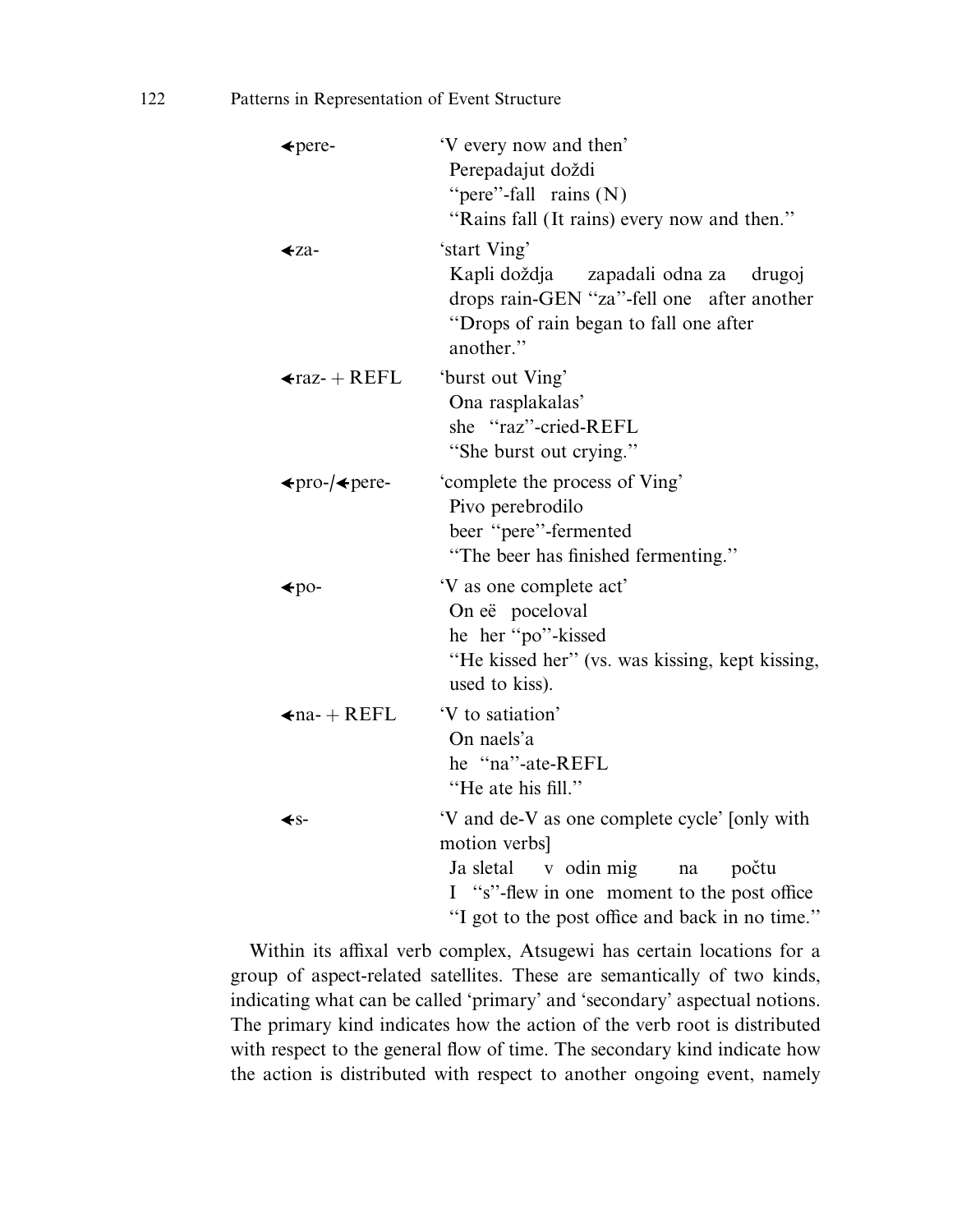| | |
|---|---|
| ←pere- | 'V every now and then'<br>Perepadajut doždi<br>"pere"-fall rains (N)<br>"Rains fall (It rains) every now and then." |
| ←za- | 'start Ving'<br>Kapli doždja zapadali odna za drugoj<br>drops rain-GEN "za"-fell one after another<br>"Drops of rain began to fall one after another." |
| ←raz- + REFL | 'burst out Ving'<br>Ona rasplakalas'<br>she "raz"-cried-REFL<br>"She burst out crying." |
| ←pro-/←pere- | 'complete the process of Ving'<br>Pivo perebrodilo<br>beer "pere"-fermented<br>"The beer has finished fermenting." |
| ←po- | 'V as one complete act'<br>On eë poceloval<br>he her "po"-kissed<br>"He kissed her" (vs. was kissing, kept kissing, used to kiss). |
| ←na- + REFL | 'V to satiation'<br>On naels'a<br>he "na"-ate-REFL<br>"He ate his fill." |
| ←s- | 'V and de-V as one complete cycle' [only with motion verbs]<br>Ja sletal v odin mig na počtu<br>I "s"-flew in one moment to the post office<br>"I got to the post office and back in no time." |

Within its affixal verb complex, Atsugewi has certain locations for a group of aspect-related satellites. These are semantically of two kinds, indicating what can be called 'primary' and 'secondary' aspectual notions. The primary kind indicates how the action of the verb root is distributed with respect to the general flow of time. The secondary kind indicate how the action is distributed with respect to another ongoing event, namely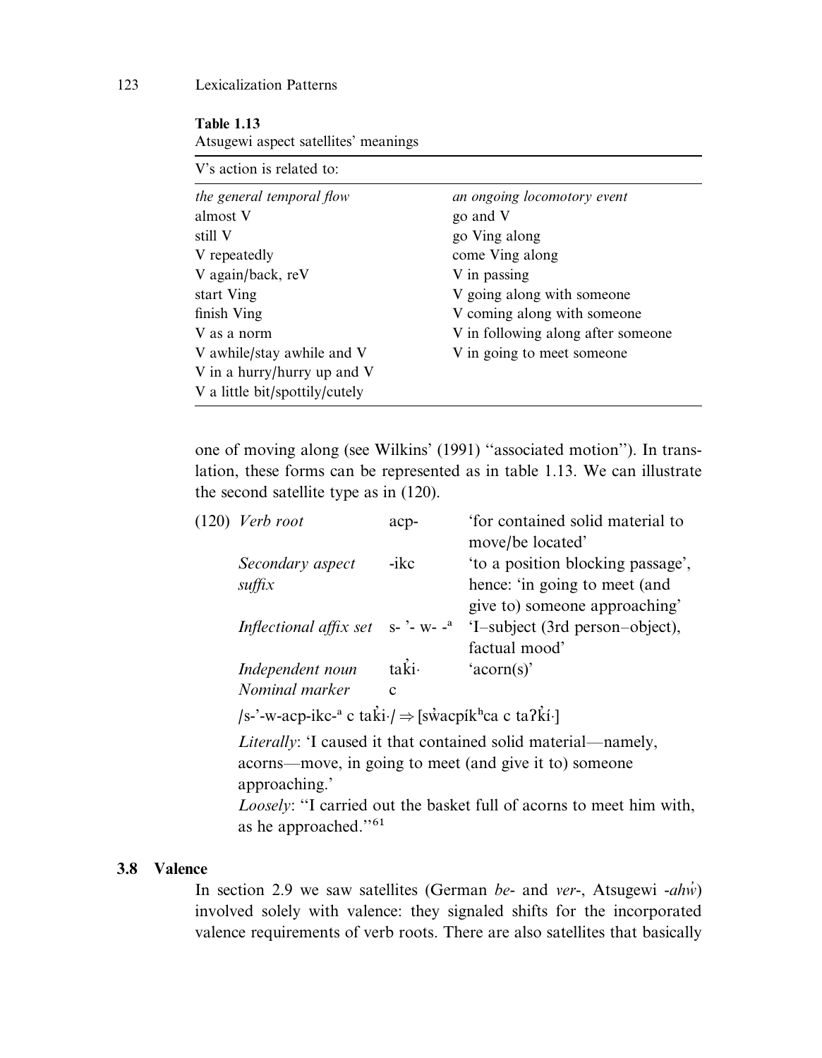**Table 1.13**
Atsugewi aspect satellites' meanings

| V's action is related to: | |
|---|---|
| *the general temporal flow* | *an ongoing locomotory event* |
| almost V | go and V |
| still V | go Ving along |
| V repeatedly | come Ving along |
| V again/back, reV | V in passing |
| start Ving | V going along with someone |
| finish Ving | V coming along with someone |
| V as a norm | V in following along after someone |
| V awhile/stay awhile and V | V in going to meet someone |
| V in a hurry/hurry up and V | |
| V a little bit/spottily/cutely | |

one of moving along (see Wilkins' (1991) "associated motion"). In translation, these forms can be represented as in table 1.13. We can illustrate the second satellite type as in (120).

(120) *Verb root* acp- 'for contained solid material to move/be located'

*Secondary aspect suffix* -ikc 'to a position blocking passage', hence: 'in going to meet (and give to) someone approaching'

*Inflectional affix set* s- '- w- -ᵃ 'I–subject (3rd person–object), factual mood'

*Independent noun* tak̓i· 'acorn(s)'

*Nominal marker* c

/s-'-w-acp-ikc-ᵃ c tak̓i·/ ⇒ [sw̓acpíkʰca c taʔk̓í·]

*Literally*: 'I caused it that contained solid material—namely, acorns—move, in going to meet (and give it to) someone approaching.'

*Loosely*: "I carried out the basket full of acorns to meet him with, as he approached."[61]

## 3.8 Valence

In section 2.9 we saw satellites (German *be-* and *ver-*, Atsugewi *-ahw̓*) involved solely with valence: they signaled shifts for the incorporated valence requirements of verb roots. There are also satellites that basically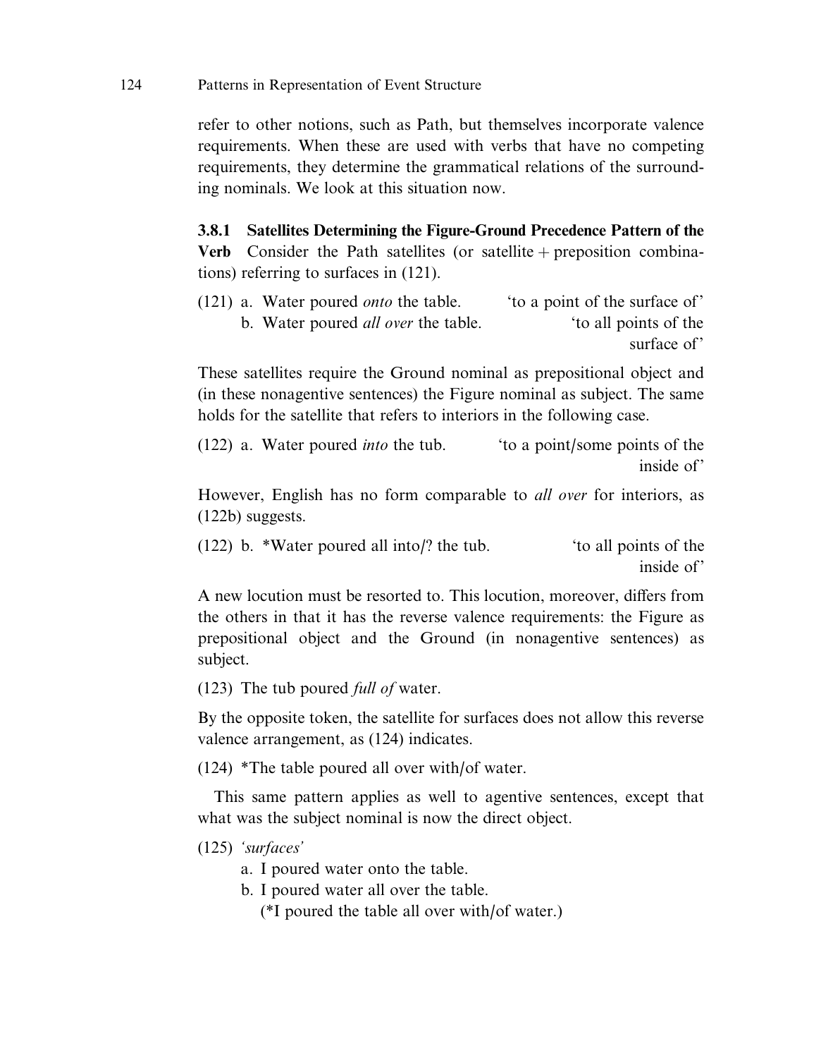refer to other notions, such as Path, but themselves incorporate valence requirements. When these are used with verbs that have no competing requirements, they determine the grammatical relations of the surrounding nominals. We look at this situation now.

### 3.8.1 Satellites Determining the Figure-Ground Precedence Pattern of the Verb

Consider the Path satellites (or satellite + preposition combinations) referring to surfaces in (121).

(121) a. Water poured *onto* the table. 'to a point of the surface of'
b. Water poured *all over* the table. 'to all points of the surface of'

These satellites require the Ground nominal as prepositional object and (in these nonagentive sentences) the Figure nominal as subject. The same holds for the satellite that refers to interiors in the following case.

(122) a. Water poured *into* the tub. 'to a point/some points of the inside of'

However, English has no form comparable to *all over* for interiors, as (122b) suggests.

(122) b. *Water poured all into/? the tub. 'to all points of the inside of'

A new locution must be resorted to. This locution, moreover, differs from the others in that it has the reverse valence requirements: the Figure as prepositional object and the Ground (in nonagentive sentences) as subject.

(123) The tub poured *full of* water.

By the opposite token, the satellite for surfaces does not allow this reverse valence arrangement, as (124) indicates.

(124) *The table poured all over with/of water.

This same pattern applies as well to agentive sentences, except that what was the subject nominal is now the direct object.

(125) *'surfaces'*
a. I poured water onto the table.
b. I poured water all over the table.
(*I poured the table all over with/of water.)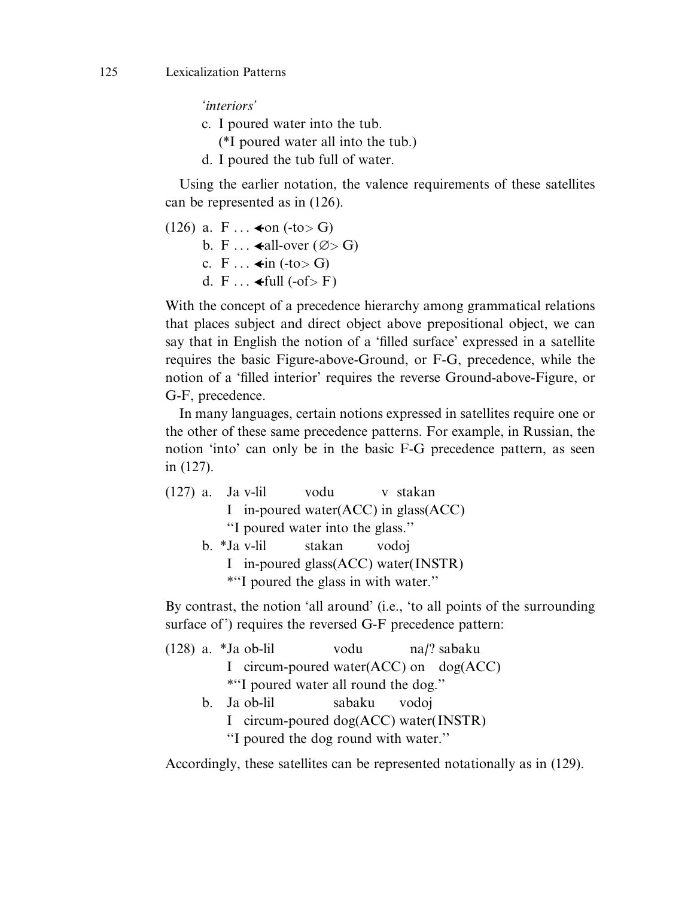*'interiors'*

c. I poured water into the tub.
   (*I poured water all into the tub.)

d. I poured the tub full of water.

Using the earlier notation, the valence requirements of these satellites can be represented as in (126).

(126) a. F . . . ⟵on (-to> G)
   b. F . . . ⟵all-over (∅> G)
   c. F . . . ⟵in (-to> G)
   d. F . . . ⟵full (-of> F)

With the concept of a precedence hierarchy among grammatical relations that places subject and direct object above prepositional object, we can say that in English the notion of a 'filled surface' expressed in a satellite requires the basic Figure-above-Ground, or F-G, precedence, while the notion of a 'filled interior' requires the reverse Ground-above-Figure, or G-F, precedence.

In many languages, certain notions expressed in satellites require one or the other of these same precedence patterns. For example, in Russian, the notion 'into' can only be in the basic F-G precedence pattern, as seen in (127).

(127) a. Ja v-lil vodu v stakan
   I in-poured water(ACC) in glass(ACC)
   "I poured water into the glass."

   b. *Ja v-lil stakan vodoj
   I in-poured glass(ACC) water(INSTR)
   *"I poured the glass in with water."

By contrast, the notion 'all around' (i.e., 'to all points of the surrounding surface of') requires the reversed G-F precedence pattern:

(128) a. *Ja ob-lil vodu na/? sabaku
   I circum-poured water(ACC) on dog(ACC)
   *"I poured water all round the dog."

   b. Ja ob-lil sabaku vodoj
   I circum-poured dog(ACC) water(INSTR)
   "I poured the dog round with water."

Accordingly, these satellites can be represented notationally as in (129).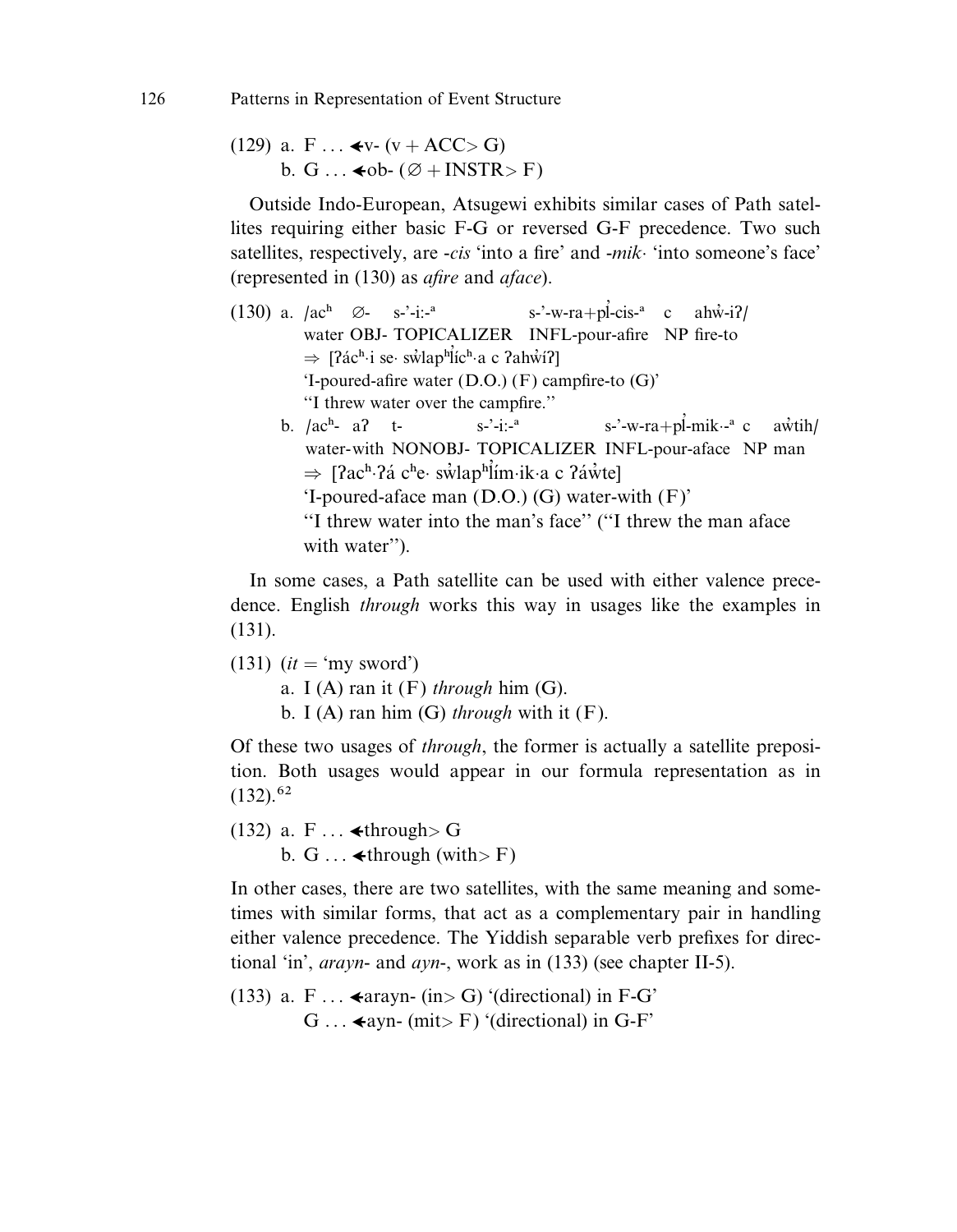(129) a. F . . . ⮜v- (v + ACC> G)

b. G . . . ⮜ob- (∅ + INSTR> F)

Outside Indo-European, Atsugewi exhibits similar cases of Path satellites requiring either basic F-G or reversed G-F precedence. Two such satellites, respectively, are *-cis* 'into a fire' and *-mik·* 'into someone's face' (represented in (130) as *afire* and *aface*).

(130) a. /acʰ ∅- s-'-i:-ᵃ s-'-w-ra+pl̓-cis-ᵃ c ahẁ-iʔ/
water OBJ- TOPICALIZER INFL-pour-afire NP fire-to
⇒ [ʔácʰ·i se· sẁlapʰl̓ícʰ·a c ʔahẁíʔ]
'I-poured-afire water (D.O.) (F) campfire-to (G)'
"I threw water over the campfire."

b. /acʰ- aʔ t- s-'-i:-ᵃ s-'-w-ra+pl̓-mik·-ᵃ c aẁtih/
water-with NONOBJ- TOPICALIZER INFL-pour-aface NP man
⇒ [ʔacʰ·ʔá cʰe· sẁlapʰl̓ím·ik·a c ʔáẁte]
'I-poured-aface man (D.O.) (G) water-with (F)'
"I threw water into the man's face" ("I threw the man aface with water").

In some cases, a Path satellite can be used with either valence precedence. English *through* works this way in usages like the examples in (131).

(131) (*it* = 'my sword')

a. I (A) ran it (F) *through* him (G).

b. I (A) ran him (G) *through* with it (F).

Of these two usages of *through*, the former is actually a satellite preposition. Both usages would appear in our formula representation as in (132).[62]

(132) a. F . . . ⮜through> G

b. G . . . ⮜through (with> F)

In other cases, there are two satellites, with the same meaning and sometimes with similar forms, that act as a complementary pair in handling either valence precedence. The Yiddish separable verb prefixes for directional 'in', *arayn-* and *ayn-*, work as in (133) (see chapter II-5).

(133) a. F . . . ⮜arayn- (in> G) '(directional) in F-G'

G . . . ⮜ayn- (mit> F) '(directional) in G-F'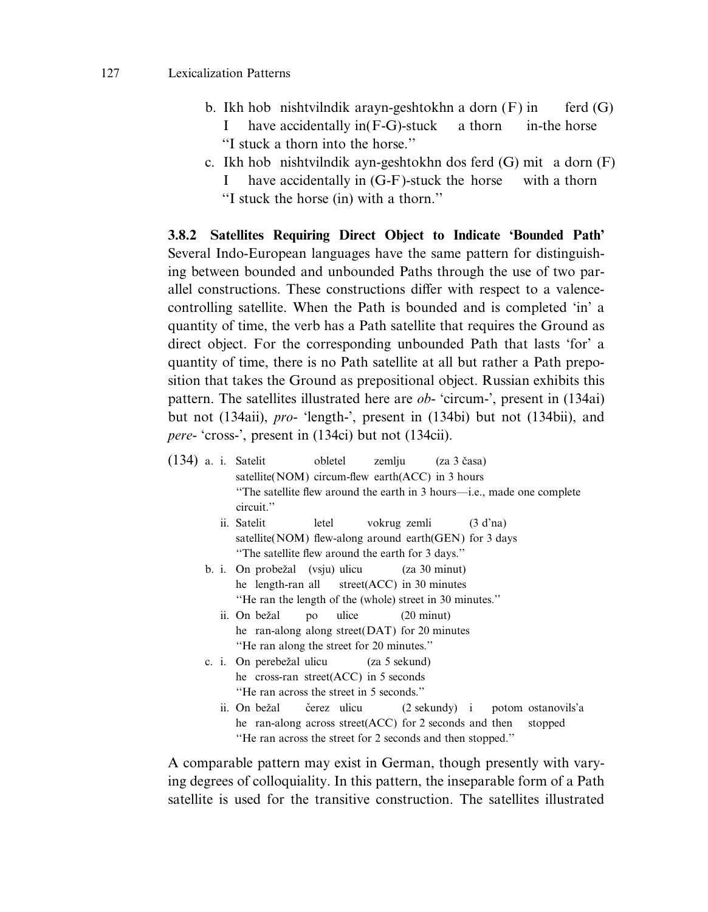b. Ikh hob nishtvilndik arayn-geshtokhn a dorn (F) in ferd (G)
   I have accidentally in(F-G)-stuck a thorn in-the horse
   "I stuck a thorn into the horse."

c. Ikh hob nishtvilndik ayn-geshtokhn dos ferd (G) mit a dorn (F)
   I have accidentally in (G-F)-stuck the horse with a thorn
   "I stuck the horse (in) with a thorn."

**3.8.2 Satellites Requiring Direct Object to Indicate 'Bounded Path'** Several Indo-European languages have the same pattern for distinguishing between bounded and unbounded Paths through the use of two parallel constructions. These constructions differ with respect to a valence-controlling satellite. When the Path is bounded and is completed 'in' a quantity of time, the verb has a Path satellite that requires the Ground as direct object. For the corresponding unbounded Path that lasts 'for' a quantity of time, there is no Path satellite at all but rather a Path preposition that takes the Ground as prepositional object. Russian exhibits this pattern. The satellites illustrated here are *ob-* 'circum-', present in (134ai) but not (134aii), *pro-* 'length-', present in (134bi) but not (134bii), and *pere-* 'cross-', present in (134ci) but not (134cii).

(134) a. i. Satelit obletel zemlju (za 3 časa)
            satellite(NOM) circum-flew earth(ACC) in 3 hours
            "The satellite flew around the earth in 3 hours—i.e., made one complete circuit."

         ii. Satelit letel vokrug zemli (3 d'na)
            satellite(NOM) flew-along around earth(GEN) for 3 days
            "The satellite flew around the earth for 3 days."

      b. i. On probežal (vsju) ulicu (za 30 minut)
            he length-ran all street(ACC) in 30 minutes
            "He ran the length of the (whole) street in 30 minutes."

         ii. On bežal po ulice (20 minut)
            he ran-along along street(DAT) for 20 minutes
            "He ran along the street for 20 minutes."

      c. i. On perebežal ulicu (za 5 sekund)
            he cross-ran street(ACC) in 5 seconds
            "He ran across the street in 5 seconds."

         ii. On bežal čerez ulicu (2 sekundy) i potom ostanovils'a
            he ran-along across street(ACC) for 2 seconds and then stopped
            "He ran across the street for 2 seconds and then stopped."

A comparable pattern may exist in German, though presently with varying degrees of colloquiality. In this pattern, the inseparable form of a Path satellite is used for the transitive construction. The satellites illustrated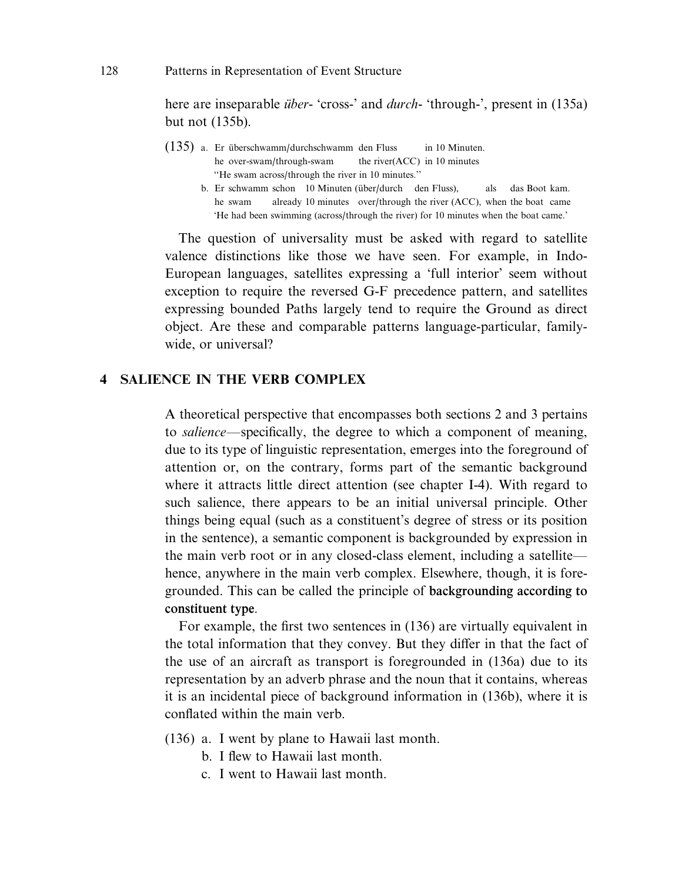here are inseparable *über-* 'cross-' and *durch-* 'through-', present in (135a) but not (135b).

(135) a. Er überschwamm/durchschwamm den Fluss in 10 Minuten.
he over-swam/through-swam the river(ACC) in 10 minutes
"He swam across/through the river in 10 minutes."

b. Er schwamm schon 10 Minuten (über/durch den Fluss), als das Boot kam.
he swam already 10 minutes over/through the river (ACC), when the boat came
'He had been swimming (across/through the river) for 10 minutes when the boat came.'

The question of universality must be asked with regard to satellite valence distinctions like those we have seen. For example, in Indo-European languages, satellites expressing a 'full interior' seem without exception to require the reversed G-F precedence pattern, and satellites expressing bounded Paths largely tend to require the Ground as direct object. Are these and comparable patterns language-particular, family-wide, or universal?

## 4 SALIENCE IN THE VERB COMPLEX

A theoretical perspective that encompasses both sections 2 and 3 pertains to *salience*—specifically, the degree to which a component of meaning, due to its type of linguistic representation, emerges into the foreground of attention or, on the contrary, forms part of the semantic background where it attracts little direct attention (see chapter I-4). With regard to such salience, there appears to be an initial universal principle. Other things being equal (such as a constituent's degree of stress or its position in the sentence), a semantic component is backgrounded by expression in the main verb root or in any closed-class element, including a satellite—hence, anywhere in the main verb complex. Elsewhere, though, it is foregrounded. This can be called the principle of **backgrounding according to constituent type**.

For example, the first two sentences in (136) are virtually equivalent in the total information that they convey. But they differ in that the fact of the use of an aircraft as transport is foregrounded in (136a) due to its representation by an adverb phrase and the noun that it contains, whereas it is an incidental piece of background information in (136b), where it is conflated within the main verb.

(136) a. I went by plane to Hawaii last month.
b. I flew to Hawaii last month.
c. I went to Hawaii last month.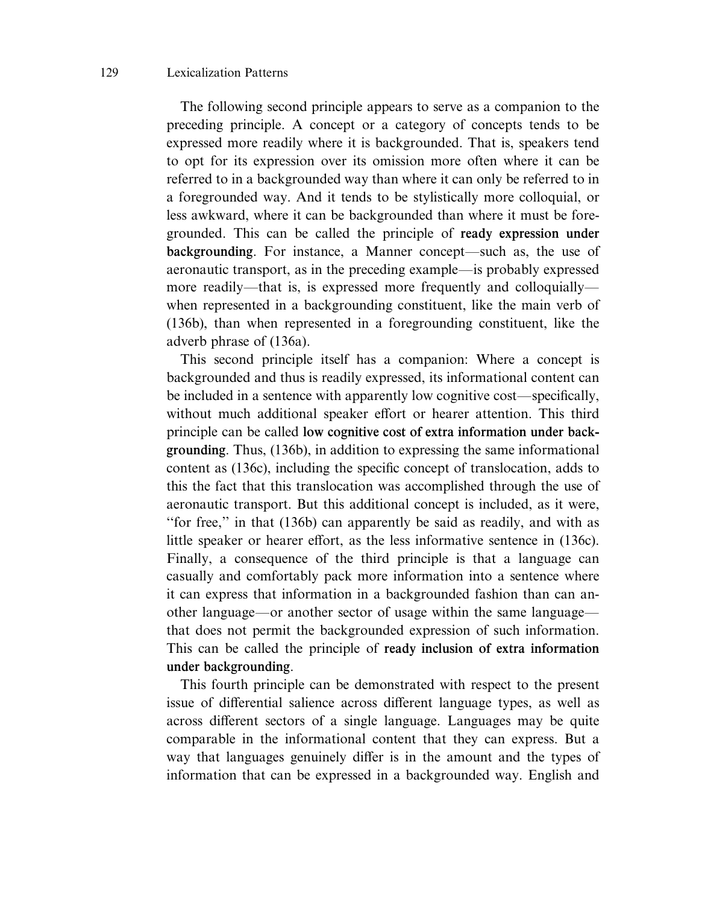The following second principle appears to serve as a companion to the preceding principle. A concept or a category of concepts tends to be expressed more readily where it is backgrounded. That is, speakers tend to opt for its expression over its omission more often where it can be referred to in a backgrounded way than where it can only be referred to in a foregrounded way. And it tends to be stylistically more colloquial, or less awkward, where it can be backgrounded than where it must be foregrounded. This can be called the principle of **ready expression under backgrounding**. For instance, a Manner concept—such as, the use of aeronautic transport, as in the preceding example—is probably expressed more readily—that is, is expressed more frequently and colloquially—when represented in a backgrounding constituent, like the main verb of (136b), than when represented in a foregrounding constituent, like the adverb phrase of (136a).

This second principle itself has a companion: Where a concept is backgrounded and thus is readily expressed, its informational content can be included in a sentence with apparently low cognitive cost—specifically, without much additional speaker effort or hearer attention. This third principle can be called **low cognitive cost of extra information under backgrounding**. Thus, (136b), in addition to expressing the same informational content as (136c), including the specific concept of translocation, adds to this the fact that this translocation was accomplished through the use of aeronautic transport. But this additional concept is included, as it were, "for free," in that (136b) can apparently be said as readily, and with as little speaker or hearer effort, as the less informative sentence in (136c). Finally, a consequence of the third principle is that a language can casually and comfortably pack more information into a sentence where it can express that information in a backgrounded fashion than can another language—or another sector of usage within the same language—that does not permit the backgrounded expression of such information. This can be called the principle of **ready inclusion of extra information under backgrounding**.

This fourth principle can be demonstrated with respect to the present issue of differential salience across different language types, as well as across different sectors of a single language. Languages may be quite comparable in the informational content that they can express. But a way that languages genuinely differ is in the amount and the types of information that can be expressed in a backgrounded way. English and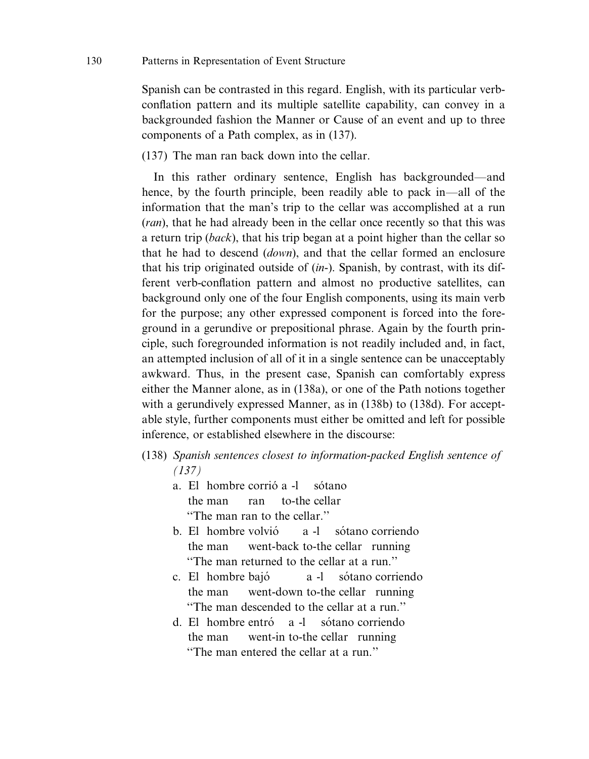Spanish can be contrasted in this regard. English, with its particular verb-conflation pattern and its multiple satellite capability, can convey in a backgrounded fashion the Manner or Cause of an event and up to three components of a Path complex, as in (137).

(137) The man ran back down into the cellar.

In this rather ordinary sentence, English has backgrounded—and hence, by the fourth principle, been readily able to pack in—all of the information that the man's trip to the cellar was accomplished at a run (*ran*), that he had already been in the cellar once recently so that this was a return trip (*back*), that his trip began at a point higher than the cellar so that he had to descend (*down*), and that the cellar formed an enclosure that his trip originated outside of (*in-*). Spanish, by contrast, with its different verb-conflation pattern and almost no productive satellites, can background only one of the four English components, using its main verb for the purpose; any other expressed component is forced into the foreground in a gerundive or prepositional phrase. Again by the fourth principle, such foregrounded information is not readily included and, in fact, an attempted inclusion of all of it in a single sentence can be unacceptably awkward. Thus, in the present case, Spanish can comfortably express either the Manner alone, as in (138a), or one of the Path notions together with a gerundively expressed Manner, as in (138b) to (138d). For acceptable style, further components must either be omitted and left for possible inference, or established elsewhere in the discourse:

(138) *Spanish sentences closest to information-packed English sentence of (137)*

a. El hombre corrió a -l sótano
   the man ran to-the cellar
   "The man ran to the cellar."

b. El hombre volvió a -l sótano corriendo
   the man went-back to-the cellar running
   "The man returned to the cellar at a run."

c. El hombre bajó a -l sótano corriendo
   the man went-down to-the cellar running
   "The man descended to the cellar at a run."

d. El hombre entró a -l sótano corriendo
   the man went-in to-the cellar running
   "The man entered the cellar at a run."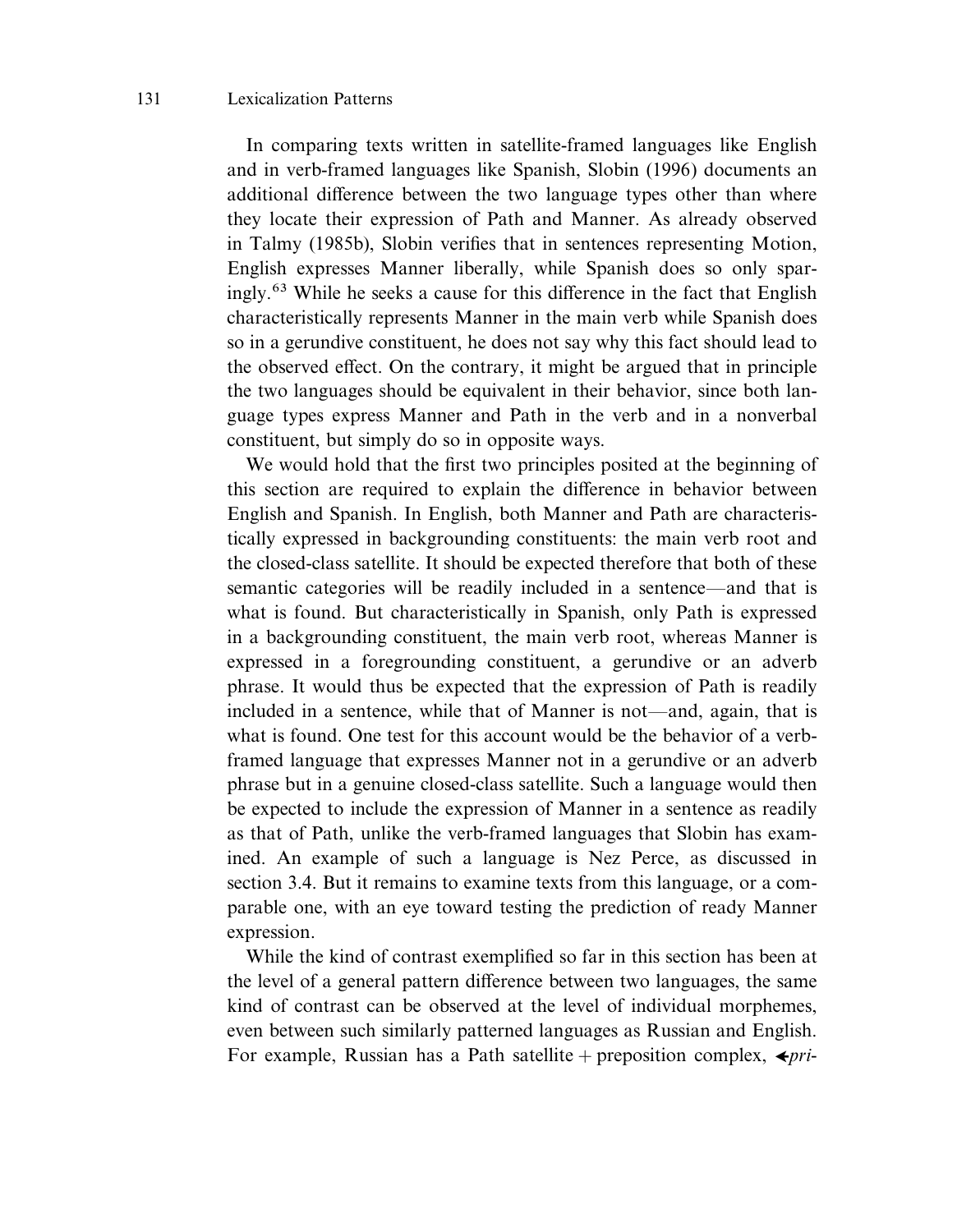In comparing texts written in satellite-framed languages like English and in verb-framed languages like Spanish, Slobin (1996) documents an additional difference between the two language types other than where they locate their expression of Path and Manner. As already observed in Talmy (1985b), Slobin verifies that in sentences representing Motion, English expresses Manner liberally, while Spanish does so only sparingly.[63] While he seeks a cause for this difference in the fact that English characteristically represents Manner in the main verb while Spanish does so in a gerundive constituent, he does not say why this fact should lead to the observed effect. On the contrary, it might be argued that in principle the two languages should be equivalent in their behavior, since both language types express Manner and Path in the verb and in a nonverbal constituent, but simply do so in opposite ways.

We would hold that the first two principles posited at the beginning of this section are required to explain the difference in behavior between English and Spanish. In English, both Manner and Path are characteristically expressed in backgrounding constituents: the main verb root and the closed-class satellite. It should be expected therefore that both of these semantic categories will be readily included in a sentence—and that is what is found. But characteristically in Spanish, only Path is expressed in a backgrounding constituent, the main verb root, whereas Manner is expressed in a foregrounding constituent, a gerundive or an adverb phrase. It would thus be expected that the expression of Path is readily included in a sentence, while that of Manner is not—and, again, that is what is found. One test for this account would be the behavior of a verb-framed language that expresses Manner not in a gerundive or an adverb phrase but in a genuine closed-class satellite. Such a language would then be expected to include the expression of Manner in a sentence as readily as that of Path, unlike the verb-framed languages that Slobin has examined. An example of such a language is Nez Perce, as discussed in section 3.4. But it remains to examine texts from this language, or a comparable one, with an eye toward testing the prediction of ready Manner expression.

While the kind of contrast exemplified so far in this section has been at the level of a general pattern difference between two languages, the same kind of contrast can be observed at the level of individual morphemes, even between such similarly patterned languages as Russian and English. For example, Russian has a Path satellite + preposition complex, ➤*pri-*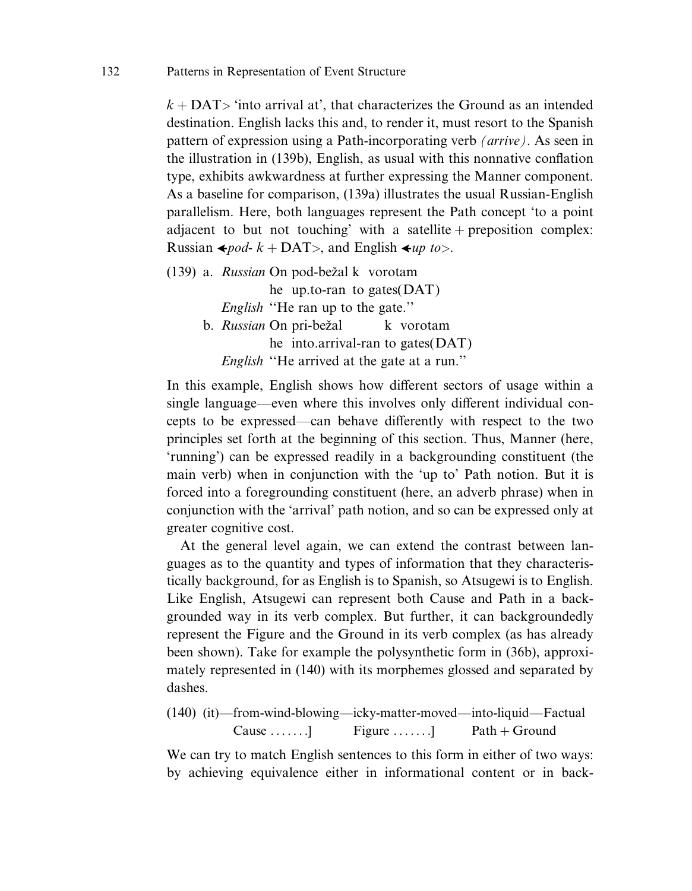$k + \text{DAT}$> 'into arrival at', that characterizes the Ground as an intended destination. English lacks this and, to render it, must resort to the Spanish pattern of expression using a Path-incorporating verb *(arrive)*. As seen in the illustration in (139b), English, as usual with this nonnative conflation type, exhibits awkwardness at further expressing the Manner component. As a baseline for comparison, (139a) illustrates the usual Russian-English parallelism. Here, both languages represent the Path concept 'to a point adjacent to but not touching' with a satellite + preposition complex: Russian <*pod*- $k + \text{DAT}$>, and English <*up to*>.

(139) a. *Russian* On pod-bežal k vorotam
he up.to-ran to gates(DAT)
*English* "He ran up to the gate."

b. *Russian* On pri-bežal k vorotam
he into.arrival-ran to gates(DAT)
*English* "He arrived at the gate at a run."

In this example, English shows how different sectors of usage within a single language—even where this involves only different individual concepts to be expressed—can behave differently with respect to the two principles set forth at the beginning of this section. Thus, Manner (here, 'running') can be expressed readily in a backgrounding constituent (the main verb) when in conjunction with the 'up to' Path notion. But it is forced into a foregrounding constituent (here, an adverb phrase) when in conjunction with the 'arrival' path notion, and so can be expressed only at greater cognitive cost.

At the general level again, we can extend the contrast between languages as to the quantity and types of information that they characteristically background, for as English is to Spanish, so Atsugewi is to English. Like English, Atsugewi can represent both Cause and Path in a backgrounded way in its verb complex. But further, it can backgroundedly represent the Figure and the Ground in its verb complex (as has already been shown). Take for example the polysynthetic form in (36b), approximately represented in (140) with its morphemes glossed and separated by dashes.

(140) (it)—from-wind-blowing—icky-matter-moved—into-liquid—Factual
Cause .......] Figure .......] Path + Ground

We can try to match English sentences to this form in either of two ways: by achieving equivalence either in informational content or in back-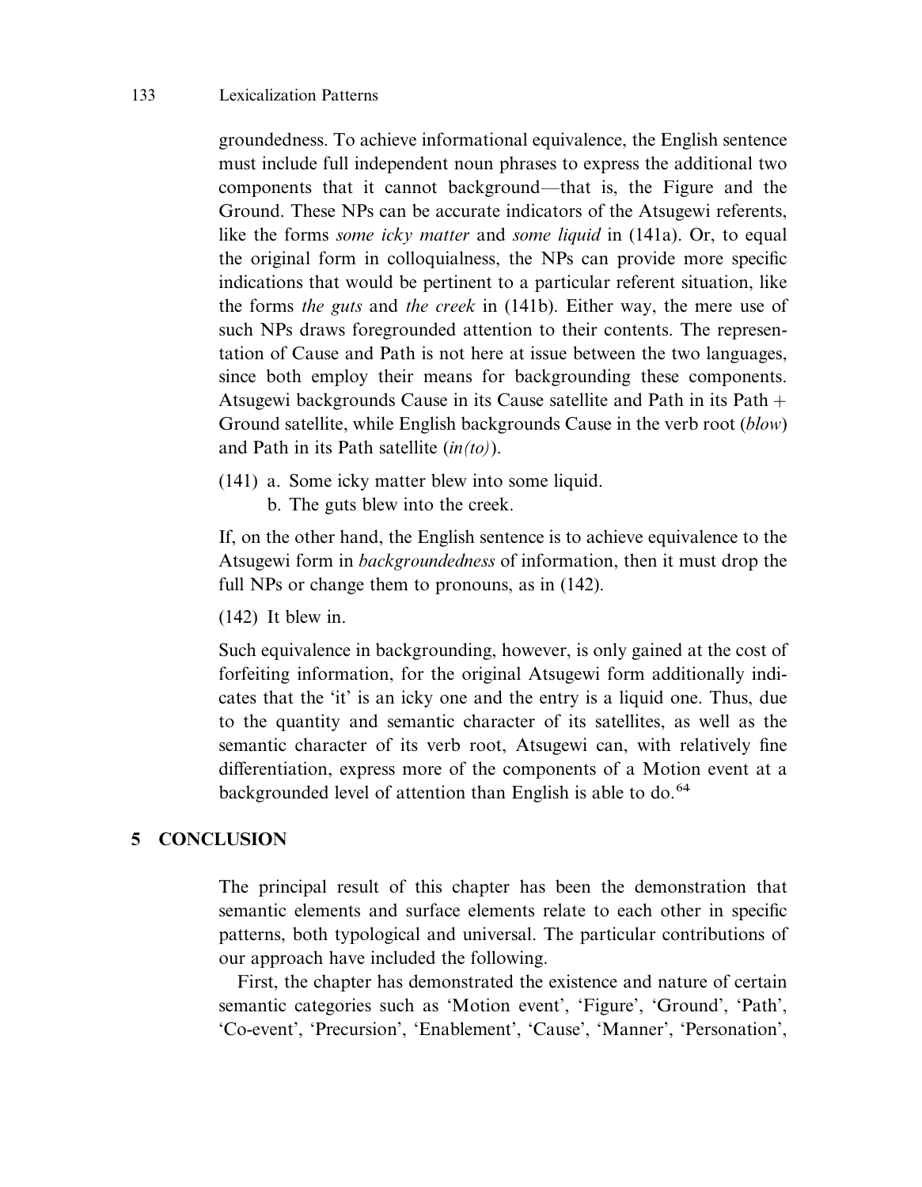groundedness. To achieve informational equivalence, the English sentence must include full independent noun phrases to express the additional two components that it cannot background—that is, the Figure and the Ground. These NPs can be accurate indicators of the Atsugewi referents, like the forms *some icky matter* and *some liquid* in (141a). Or, to equal the original form in colloquialness, the NPs can provide more specific indications that would be pertinent to a particular referent situation, like the forms *the guts* and *the creek* in (141b). Either way, the mere use of such NPs draws foregrounded attention to their contents. The representation of Cause and Path is not here at issue between the two languages, since both employ their means for backgrounding these components. Atsugewi backgrounds Cause in its Cause satellite and Path in its Path + Ground satellite, while English backgrounds Cause in the verb root (*blow*) and Path in its Path satellite (*in(to)*).

(141) a. Some icky matter blew into some liquid.
   b. The guts blew into the creek.

If, on the other hand, the English sentence is to achieve equivalence to the Atsugewi form in *backgroundedness* of information, then it must drop the full NPs or change them to pronouns, as in (142).

(142) It blew in.

Such equivalence in backgrounding, however, is only gained at the cost of forfeiting information, for the original Atsugewi form additionally indicates that the 'it' is an icky one and the entry is a liquid one. Thus, due to the quantity and semantic character of its satellites, as well as the semantic character of its verb root, Atsugewi can, with relatively fine differentiation, express more of the components of a Motion event at a backgrounded level of attention than English is able to do.[64]

## 5 CONCLUSION

The principal result of this chapter has been the demonstration that semantic elements and surface elements relate to each other in specific patterns, both typological and universal. The particular contributions of our approach have included the following.

First, the chapter has demonstrated the existence and nature of certain semantic categories such as 'Motion event', 'Figure', 'Ground', 'Path', 'Co-event', 'Precursion', 'Enablement', 'Cause', 'Manner', 'Personation',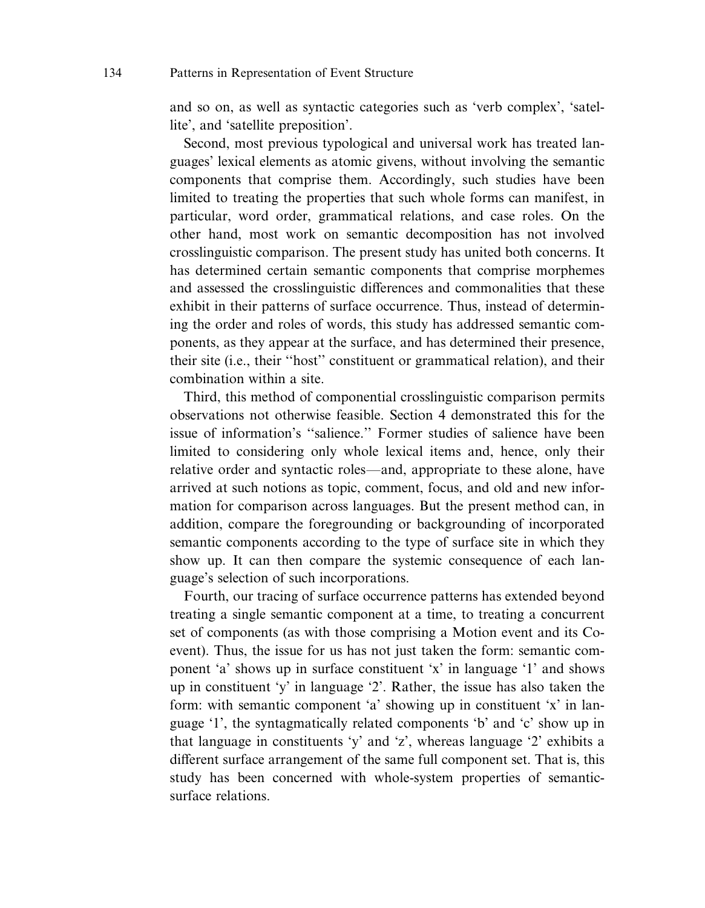and so on, as well as syntactic categories such as 'verb complex', 'satellite', and 'satellite preposition'.

Second, most previous typological and universal work has treated languages' lexical elements as atomic givens, without involving the semantic components that comprise them. Accordingly, such studies have been limited to treating the properties that such whole forms can manifest, in particular, word order, grammatical relations, and case roles. On the other hand, most work on semantic decomposition has not involved crosslinguistic comparison. The present study has united both concerns. It has determined certain semantic components that comprise morphemes and assessed the crosslinguistic differences and commonalities that these exhibit in their patterns of surface occurrence. Thus, instead of determining the order and roles of words, this study has addressed semantic components, as they appear at the surface, and has determined their presence, their site (i.e., their "host" constituent or grammatical relation), and their combination within a site.

Third, this method of componential crosslinguistic comparison permits observations not otherwise feasible. Section 4 demonstrated this for the issue of information's "salience." Former studies of salience have been limited to considering only whole lexical items and, hence, only their relative order and syntactic roles—and, appropriate to these alone, have arrived at such notions as topic, comment, focus, and old and new information for comparison across languages. But the present method can, in addition, compare the foregrounding or backgrounding of incorporated semantic components according to the type of surface site in which they show up. It can then compare the systemic consequence of each language's selection of such incorporations.

Fourth, our tracing of surface occurrence patterns has extended beyond treating a single semantic component at a time, to treating a concurrent set of components (as with those comprising a Motion event and its Co-event). Thus, the issue for us has not just taken the form: semantic component 'a' shows up in surface constituent 'x' in language '1' and shows up in constituent 'y' in language '2'. Rather, the issue has also taken the form: with semantic component 'a' showing up in constituent 'x' in language '1', the syntagmatically related components 'b' and 'c' show up in that language in constituents 'y' and 'z', whereas language '2' exhibits a different surface arrangement of the same full component set. That is, this study has been concerned with whole-system properties of semantic-surface relations.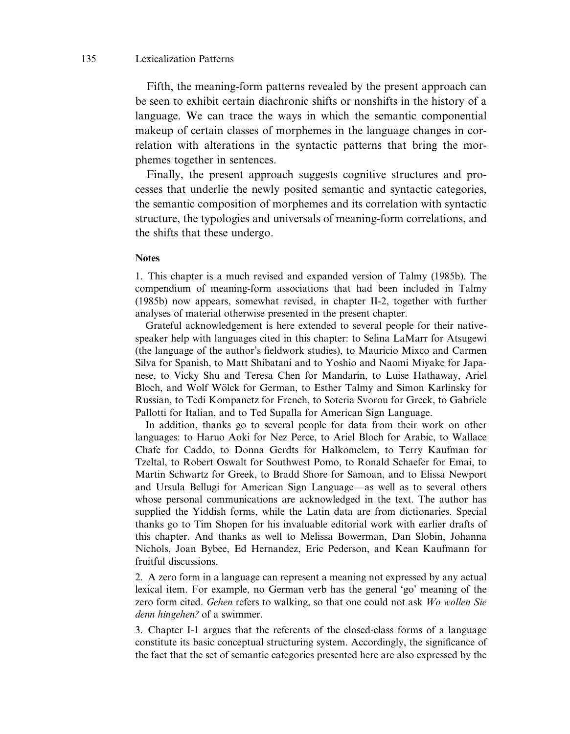Fifth, the meaning-form patterns revealed by the present approach can be seen to exhibit certain diachronic shifts or nonshifts in the history of a language. We can trace the ways in which the semantic componential makeup of certain classes of morphemes in the language changes in correlation with alterations in the syntactic patterns that bring the morphemes together in sentences.

Finally, the present approach suggests cognitive structures and processes that underlie the newly posited semantic and syntactic categories, the semantic composition of morphemes and its correlation with syntactic structure, the typologies and universals of meaning-form correlations, and the shifts that these undergo.

**Notes**

1. This chapter is a much revised and expanded version of Talmy (1985b). The compendium of meaning-form associations that had been included in Talmy (1985b) now appears, somewhat revised, in chapter II-2, together with further analyses of material otherwise presented in the present chapter.

Grateful acknowledgement is here extended to several people for their native-speaker help with languages cited in this chapter: to Selina LaMarr for Atsugewi (the language of the author's fieldwork studies), to Mauricio Mixco and Carmen Silva for Spanish, to Matt Shibatani and to Yoshio and Naomi Miyake for Japanese, to Vicky Shu and Teresa Chen for Mandarin, to Luise Hathaway, Ariel Bloch, and Wolf Wölck for German, to Esther Talmy and Simon Karlinsky for Russian, to Tedi Kompanetz for French, to Soteria Svorou for Greek, to Gabriele Pallotti for Italian, and to Ted Supalla for American Sign Language.

In addition, thanks go to several people for data from their work on other languages: to Haruo Aoki for Nez Perce, to Ariel Bloch for Arabic, to Wallace Chafe for Caddo, to Donna Gerdts for Halkomelem, to Terry Kaufman for Tzeltal, to Robert Oswalt for Southwest Pomo, to Ronald Schaefer for Emai, to Martin Schwartz for Greek, to Bradd Shore for Samoan, and to Elissa Newport and Ursula Bellugi for American Sign Language—as well as to several others whose personal communications are acknowledged in the text. The author has supplied the Yiddish forms, while the Latin data are from dictionaries. Special thanks go to Tim Shopen for his invaluable editorial work with earlier drafts of this chapter. And thanks as well to Melissa Bowerman, Dan Slobin, Johanna Nichols, Joan Bybee, Ed Hernandez, Eric Pederson, and Kean Kaufmann for fruitful discussions.

2. A zero form in a language can represent a meaning not expressed by any actual lexical item. For example, no German verb has the general 'go' meaning of the zero form cited. *Gehen* refers to walking, so that one could not ask *Wo wollen Sie denn hingehen?* of a swimmer.

3. Chapter I-1 argues that the referents of the closed-class forms of a language constitute its basic conceptual structuring system. Accordingly, the significance of the fact that the set of semantic categories presented here are also expressed by the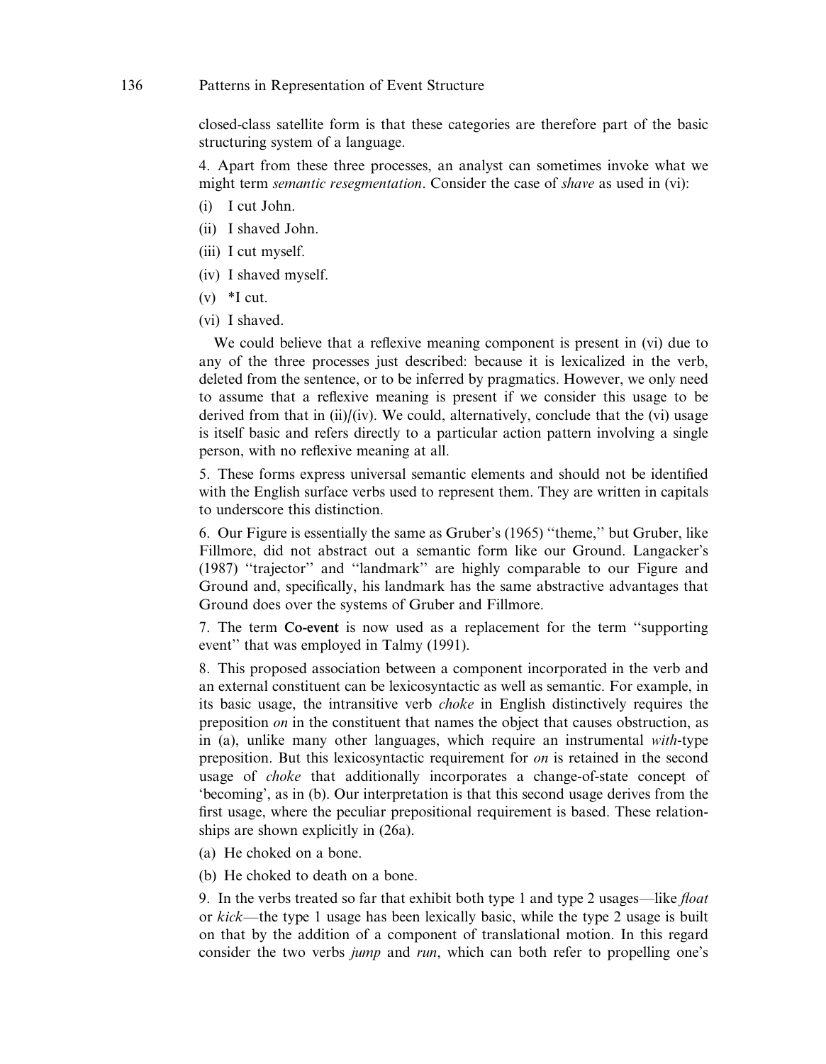closed-class satellite form is that these categories are therefore part of the basic structuring system of a language.

4. Apart from these three processes, an analyst can sometimes invoke what we might term *semantic resegmentation*. Consider the case of *shave* as used in (vi):

(i) I cut John.

(ii) I shaved John.

(iii) I cut myself.

(iv) I shaved myself.

(v) *I cut.

(vi) I shaved.

We could believe that a reflexive meaning component is present in (vi) due to any of the three processes just described: because it is lexicalized in the verb, deleted from the sentence, or to be inferred by pragmatics. However, we only need to assume that a reflexive meaning is present if we consider this usage to be derived from that in (ii)/(iv). We could, alternatively, conclude that the (vi) usage is itself basic and refers directly to a particular action pattern involving a single person, with no reflexive meaning at all.

5. These forms express universal semantic elements and should not be identified with the English surface verbs used to represent them. They are written in capitals to underscore this distinction.

6. Our Figure is essentially the same as Gruber's (1965) "theme," but Gruber, like Fillmore, did not abstract out a semantic form like our Ground. Langacker's (1987) "trajector" and "landmark" are highly comparable to our Figure and Ground and, specifically, his landmark has the same abstractive advantages that Ground does over the systems of Gruber and Fillmore.

7. The term **Co-event** is now used as a replacement for the term "supporting event" that was employed in Talmy (1991).

8. This proposed association between a component incorporated in the verb and an external constituent can be lexicosyntactic as well as semantic. For example, in its basic usage, the intransitive verb *choke* in English distinctively requires the preposition *on* in the constituent that names the object that causes obstruction, as in (a), unlike many other languages, which require an instrumental *with*-type preposition. But this lexicosyntactic requirement for *on* is retained in the second usage of *choke* that additionally incorporates a change-of-state concept of 'becoming', as in (b). Our interpretation is that this second usage derives from the first usage, where the peculiar prepositional requirement is based. These relationships are shown explicitly in (26a).

(a) He choked on a bone.

(b) He choked to death on a bone.

9. In the verbs treated so far that exhibit both type 1 and type 2 usages—like *float* or *kick*—the type 1 usage has been lexically basic, while the type 2 usage is built on that by the addition of a component of translational motion. In this regard consider the two verbs *jump* and *run*, which can both refer to propelling one's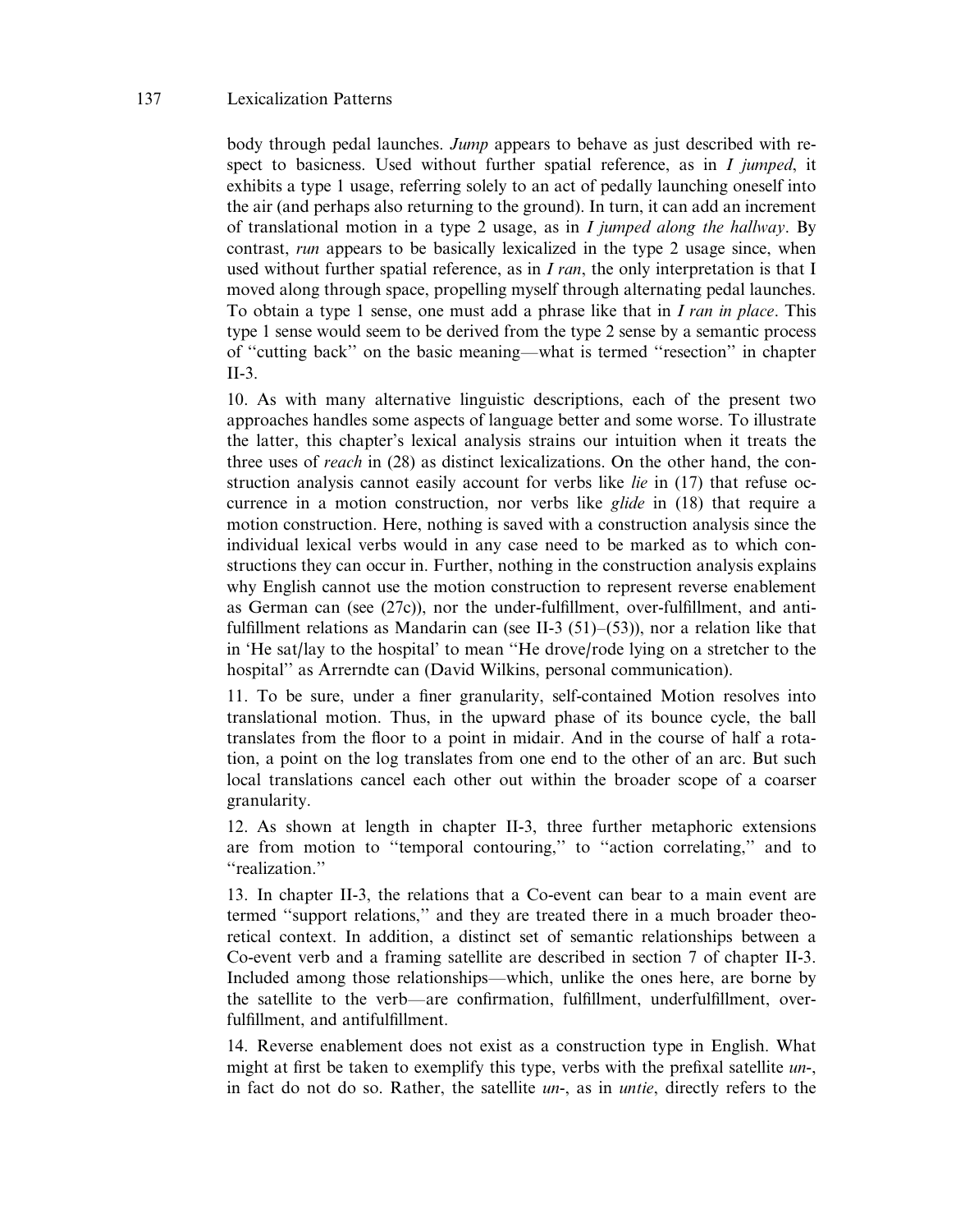body through pedal launches. *Jump* appears to behave as just described with respect to basicness. Used without further spatial reference, as in *I jumped*, it exhibits a type 1 usage, referring solely to an act of pedally launching oneself into the air (and perhaps also returning to the ground). In turn, it can add an increment of translational motion in a type 2 usage, as in *I jumped along the hallway*. By contrast, *run* appears to be basically lexicalized in the type 2 usage since, when used without further spatial reference, as in *I ran*, the only interpretation is that I moved along through space, propelling myself through alternating pedal launches. To obtain a type 1 sense, one must add a phrase like that in *I ran in place*. This type 1 sense would seem to be derived from the type 2 sense by a semantic process of ''cutting back'' on the basic meaning—what is termed ''resection'' in chapter II-3.

10. As with many alternative linguistic descriptions, each of the present two approaches handles some aspects of language better and some worse. To illustrate the latter, this chapter's lexical analysis strains our intuition when it treats the three uses of *reach* in (28) as distinct lexicalizations. On the other hand, the construction analysis cannot easily account for verbs like *lie* in (17) that refuse occurrence in a motion construction, nor verbs like *glide* in (18) that require a motion construction. Here, nothing is saved with a construction analysis since the individual lexical verbs would in any case need to be marked as to which constructions they can occur in. Further, nothing in the construction analysis explains why English cannot use the motion construction to represent reverse enablement as German can (see (27c)), nor the under-fulfillment, over-fulfillment, and anti-fulfillment relations as Mandarin can (see II-3 (51)–(53)), nor a relation like that in 'He sat/lay to the hospital' to mean ''He drove/rode lying on a stretcher to the hospital'' as Arrerndte can (David Wilkins, personal communication).

11. To be sure, under a finer granularity, self-contained Motion resolves into translational motion. Thus, in the upward phase of its bounce cycle, the ball translates from the floor to a point in midair. And in the course of half a rotation, a point on the log translates from one end to the other of an arc. But such local translations cancel each other out within the broader scope of a coarser granularity.

12. As shown at length in chapter II-3, three further metaphoric extensions are from motion to ''temporal contouring,'' to ''action correlating,'' and to ''realization.''

13. In chapter II-3, the relations that a Co-event can bear to a main event are termed ''support relations,'' and they are treated there in a much broader theoretical context. In addition, a distinct set of semantic relationships between a Co-event verb and a framing satellite are described in section 7 of chapter II-3. Included among those relationships—which, unlike the ones here, are borne by the satellite to the verb—are confirmation, fulfillment, underfulfillment, overfulfillment, and antifulfillment.

14. Reverse enablement does not exist as a construction type in English. What might at first be taken to exemplify this type, verbs with the prefixal satellite *un-*, in fact do not do so. Rather, the satellite *un-*, as in *untie*, directly refers to the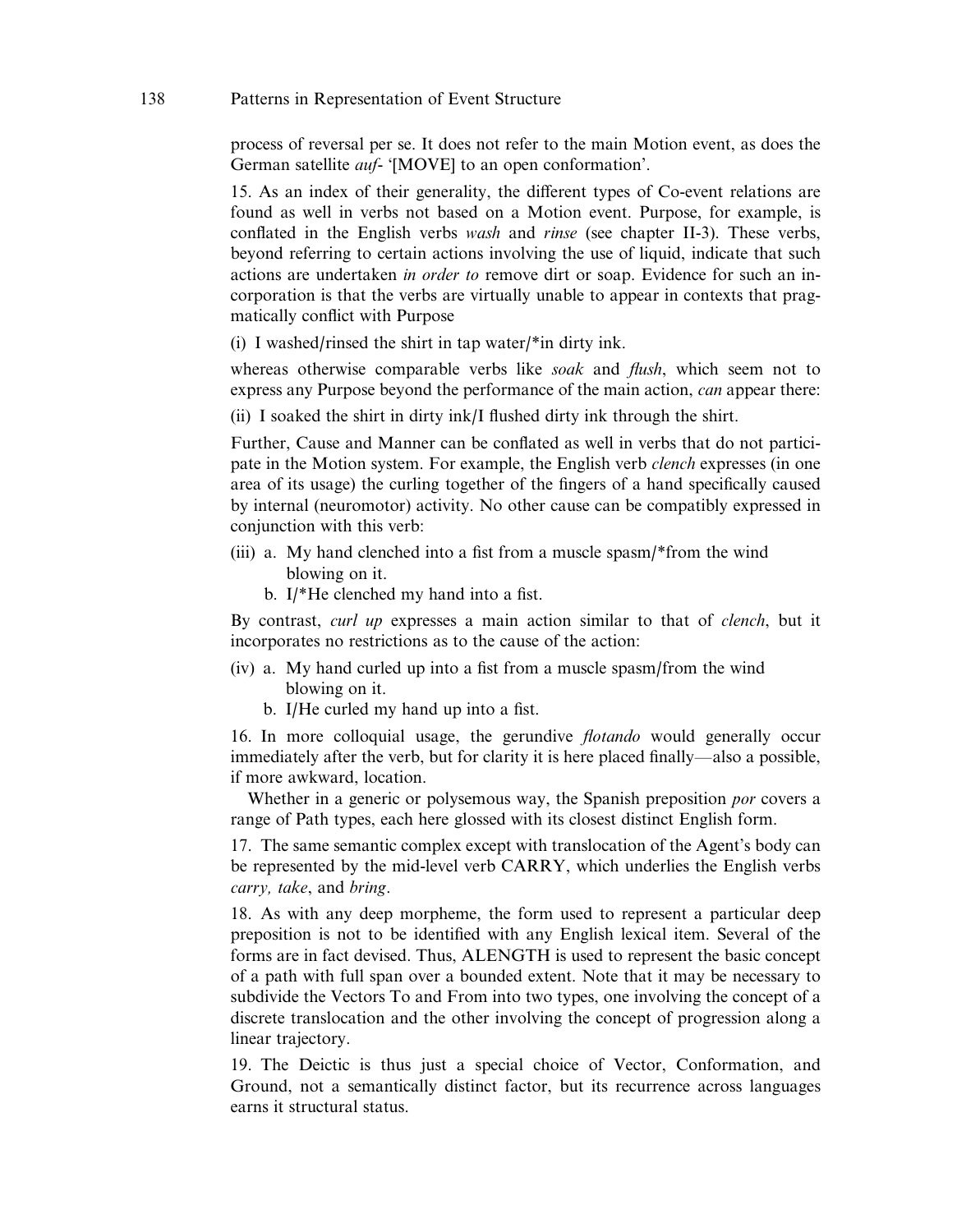process of reversal per se. It does not refer to the main Motion event, as does the German satellite *auf*- '[MOVE] to an open conformation'.

15. As an index of their generality, the different types of Co-event relations are found as well in verbs not based on a Motion event. Purpose, for example, is conflated in the English verbs *wash* and *rinse* (see chapter II-3). These verbs, beyond referring to certain actions involving the use of liquid, indicate that such actions are undertaken *in order to* remove dirt or soap. Evidence for such an incorporation is that the verbs are virtually unable to appear in contexts that pragmatically conflict with Purpose

(i) I washed/rinsed the shirt in tap water/*in dirty ink.

whereas otherwise comparable verbs like *soak* and *flush*, which seem not to express any Purpose beyond the performance of the main action, *can* appear there:

(ii) I soaked the shirt in dirty ink/I flushed dirty ink through the shirt.

Further, Cause and Manner can be conflated as well in verbs that do not participate in the Motion system. For example, the English verb *clench* expresses (in one area of its usage) the curling together of the fingers of a hand specifically caused by internal (neuromotor) activity. No other cause can be compatibly expressed in conjunction with this verb:

(iii) a. My hand clenched into a fist from a muscle spasm/*from the wind blowing on it.
  b. I/*He clenched my hand into a fist.

By contrast, *curl up* expresses a main action similar to that of *clench*, but it incorporates no restrictions as to the cause of the action:

(iv) a. My hand curled up into a fist from a muscle spasm/from the wind blowing on it.
  b. I/He curled my hand up into a fist.

16. In more colloquial usage, the gerundive *flotando* would generally occur immediately after the verb, but for clarity it is here placed finally—also a possible, if more awkward, location.

Whether in a generic or polysemous way, the Spanish preposition *por* covers a range of Path types, each here glossed with its closest distinct English form.

17. The same semantic complex except with translocation of the Agent's body can be represented by the mid-level verb CARRY, which underlies the English verbs *carry, take*, and *bring*.

18. As with any deep morpheme, the form used to represent a particular deep preposition is not to be identified with any English lexical item. Several of the forms are in fact devised. Thus, ALENGTH is used to represent the basic concept of a path with full span over a bounded extent. Note that it may be necessary to subdivide the Vectors To and From into two types, one involving the concept of a discrete translocation and the other involving the concept of progression along a linear trajectory.

19. The Deictic is thus just a special choice of Vector, Conformation, and Ground, not a semantically distinct factor, but its recurrence across languages earns it structural status.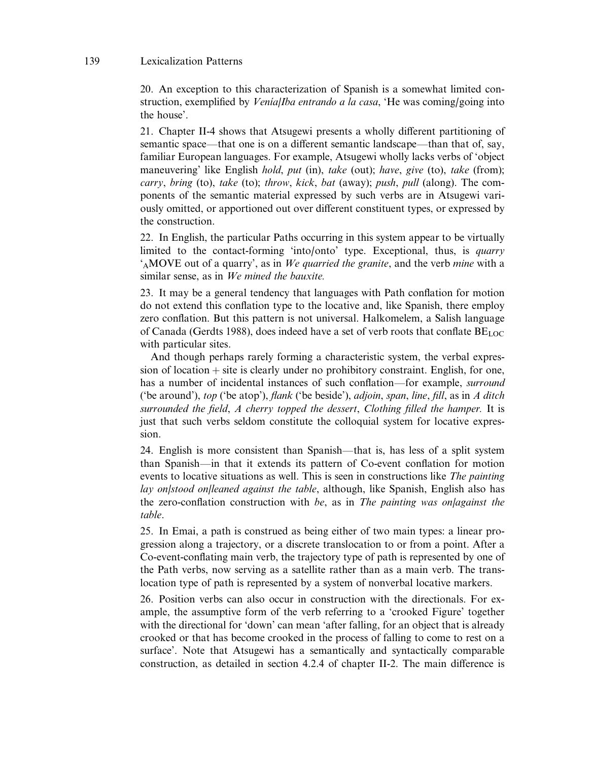20. An exception to this characterization of Spanish is a somewhat limited construction, exemplified by *Venía/Iba entrando a la casa*, 'He was coming/going into the house'.

21. Chapter II-4 shows that Atsugewi presents a wholly different partitioning of semantic space—that one is on a different semantic landscape—than that of, say, familiar European languages. For example, Atsugewi wholly lacks verbs of 'object maneuvering' like English *hold*, *put* (in), *take* (out); *have*, *give* (to), *take* (from); *carry*, *bring* (to), *take* (to); *throw*, *kick*, *bat* (away); *push*, *pull* (along). The components of the semantic material expressed by such verbs are in Atsugewi variously omitted, or apportioned out over different constituent types, or expressed by the construction.

22. In English, the particular Paths occurring in this system appear to be virtually limited to the contact-forming 'into/onto' type. Exceptional, thus, is *quarry* '$_{\mathrm{A}}$MOVE out of a quarry', as in *We quarried the granite*, and the verb *mine* with a similar sense, as in *We mined the bauxite.*

23. It may be a general tendency that languages with Path conflation for motion do not extend this conflation type to the locative and, like Spanish, there employ zero conflation. But this pattern is not universal. Halkomelem, a Salish language of Canada (Gerdts 1988), does indeed have a set of verb roots that conflate $\mathrm{BE_{LOC}}$ with particular sites.

And though perhaps rarely forming a characteristic system, the verbal expression of location + site is clearly under no prohibitory constraint. English, for one, has a number of incidental instances of such conflation—for example, *surround* ('be around'), *top* ('be atop'), *flank* ('be beside'), *adjoin*, *span*, *line*, *fill*, as in *A ditch surrounded the field*, *A cherry topped the dessert*, *Clothing filled the hamper.* It is just that such verbs seldom constitute the colloquial system for locative expression.

24. English is more consistent than Spanish—that is, has less of a split system than Spanish—in that it extends its pattern of Co-event conflation for motion events to locative situations as well. This is seen in constructions like *The painting lay on/stood on/leaned against the table*, although, like Spanish, English also has the zero-conflation construction with *be*, as in *The painting was on/against the table*.

25. In Emai, a path is construed as being either of two main types: a linear progression along a trajectory, or a discrete translocation to or from a point. After a Co-event-conflating main verb, the trajectory type of path is represented by one of the Path verbs, now serving as a satellite rather than as a main verb. The translocation type of path is represented by a system of nonverbal locative markers.

26. Position verbs can also occur in construction with the directionals. For example, the assumptive form of the verb referring to a 'crooked Figure' together with the directional for 'down' can mean 'after falling, for an object that is already crooked or that has become crooked in the process of falling to come to rest on a surface'. Note that Atsugewi has a semantically and syntactically comparable construction, as detailed in section 4.2.4 of chapter II-2. The main difference is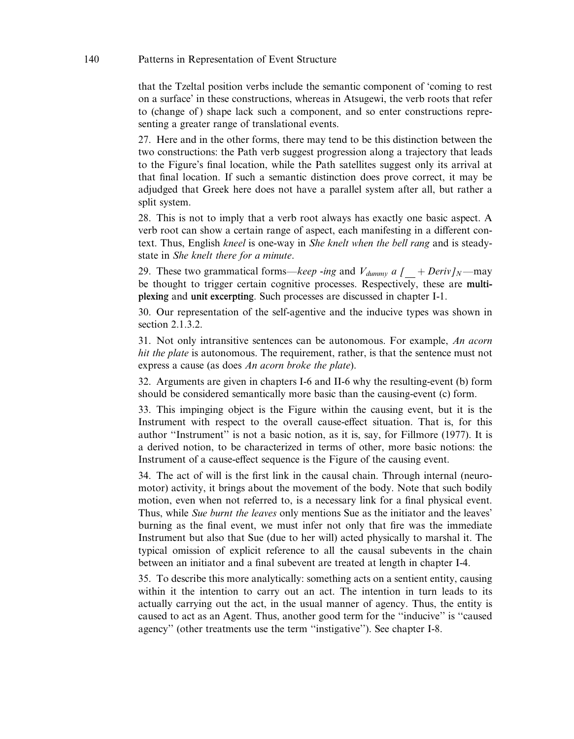that the Tzeltal position verbs include the semantic component of 'coming to rest on a surface' in these constructions, whereas in Atsugewi, the verb roots that refer to (change of) shape lack such a component, and so enter constructions representing a greater range of translational events.

27. Here and in the other forms, there may tend to be this distinction between the two constructions: the Path verb suggest progression along a trajectory that leads to the Figure's final location, while the Path satellites suggest only its arrival at that final location. If such a semantic distinction does prove correct, it may be adjudged that Greek here does not have a parallel system after all, but rather a split system.

28. This is not to imply that a verb root always has exactly one basic aspect. A verb root can show a certain range of aspect, each manifesting in a different context. Thus, English *kneel* is one-way in *She knelt when the bell rang* and is steady-state in *She knelt there for a minute*.

29. These two grammatical forms—*keep -ing* and $V_{dummy}$ *a* $[\_\_ + Deriv]_N$—may be thought to trigger certain cognitive processes. Respectively, these are **multiplexing** and **unit excerpting**. Such processes are discussed in chapter I-1.

30. Our representation of the self-agentive and the inducive types was shown in section 2.1.3.2.

31. Not only intransitive sentences can be autonomous. For example, *An acorn hit the plate* is autonomous. The requirement, rather, is that the sentence must not express a cause (as does *An acorn broke the plate*).

32. Arguments are given in chapters I-6 and II-6 why the resulting-event (b) form should be considered semantically more basic than the causing-event (c) form.

33. This impinging object is the Figure within the causing event, but it is the Instrument with respect to the overall cause-effect situation. That is, for this author "Instrument" is not a basic notion, as it is, say, for Fillmore (1977). It is a derived notion, to be characterized in terms of other, more basic notions: the Instrument of a cause-effect sequence is the Figure of the causing event.

34. The act of will is the first link in the causal chain. Through internal (neuromotor) activity, it brings about the movement of the body. Note that such bodily motion, even when not referred to, is a necessary link for a final physical event. Thus, while *Sue burnt the leaves* only mentions Sue as the initiator and the leaves' burning as the final event, we must infer not only that fire was the immediate Instrument but also that Sue (due to her will) acted physically to marshal it. The typical omission of explicit reference to all the causal subevents in the chain between an initiator and a final subevent are treated at length in chapter I-4.

35. To describe this more analytically: something acts on a sentient entity, causing within it the intention to carry out an act. The intention in turn leads to its actually carrying out the act, in the usual manner of agency. Thus, the entity is caused to act as an Agent. Thus, another good term for the "inducive" is "caused agency" (other treatments use the term "instigative"). See chapter I-8.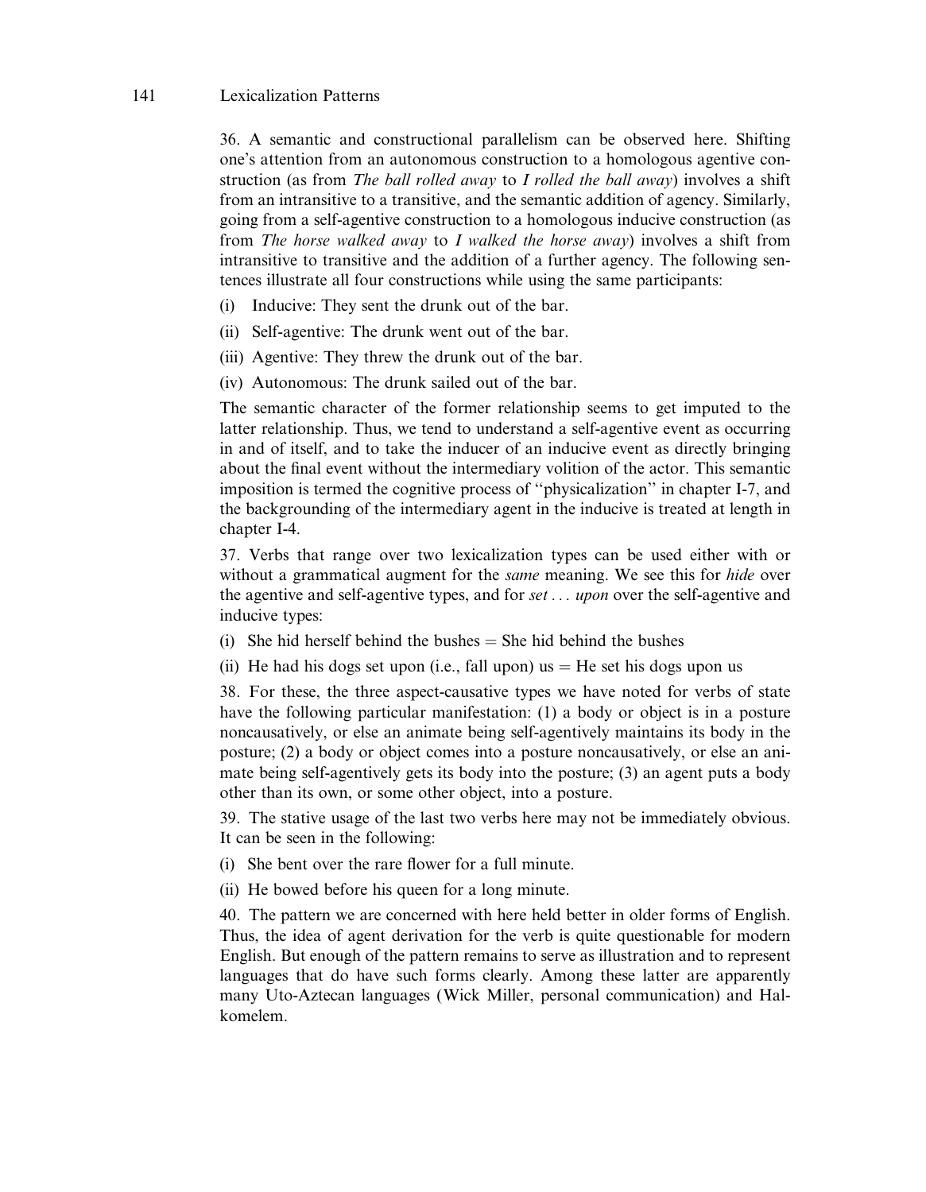36. A semantic and constructional parallelism can be observed here. Shifting one's attention from an autonomous construction to a homologous agentive construction (as from *The ball rolled away* to *I rolled the ball away*) involves a shift from an intransitive to a transitive, and the semantic addition of agency. Similarly, going from a self-agentive construction to a homologous inducive construction (as from *The horse walked away* to *I walked the horse away*) involves a shift from intransitive to transitive and the addition of a further agency. The following sentences illustrate all four constructions while using the same participants:

(i) Inducive: They sent the drunk out of the bar.

(ii) Self-agentive: The drunk went out of the bar.

(iii) Agentive: They threw the drunk out of the bar.

(iv) Autonomous: The drunk sailed out of the bar.

The semantic character of the former relationship seems to get imputed to the latter relationship. Thus, we tend to understand a self-agentive event as occurring in and of itself, and to take the inducer of an inducive event as directly bringing about the final event without the intermediary volition of the actor. This semantic imposition is termed the cognitive process of "physicalization" in chapter I-7, and the backgrounding of the intermediary agent in the inducive is treated at length in chapter I-4.

37. Verbs that range over two lexicalization types can be used either with or without a grammatical augment for the *same* meaning. We see this for *hide* over the agentive and self-agentive types, and for *set . . . upon* over the self-agentive and inducive types:

(i) She hid herself behind the bushes = She hid behind the bushes

(ii) He had his dogs set upon (i.e., fall upon) us = He set his dogs upon us

38. For these, the three aspect-causative types we have noted for verbs of state have the following particular manifestation: (1) a body or object is in a posture noncausatively, or else an animate being self-agentively maintains its body in the posture; (2) a body or object comes into a posture noncausatively, or else an animate being self-agentively gets its body into the posture; (3) an agent puts a body other than its own, or some other object, into a posture.

39. The stative usage of the last two verbs here may not be immediately obvious. It can be seen in the following:

(i) She bent over the rare flower for a full minute.

(ii) He bowed before his queen for a long minute.

40. The pattern we are concerned with here held better in older forms of English. Thus, the idea of agent derivation for the verb is quite questionable for modern English. But enough of the pattern remains to serve as illustration and to represent languages that do have such forms clearly. Among these latter are apparently many Uto-Aztecan languages (Wick Miller, personal communication) and Halkomelem.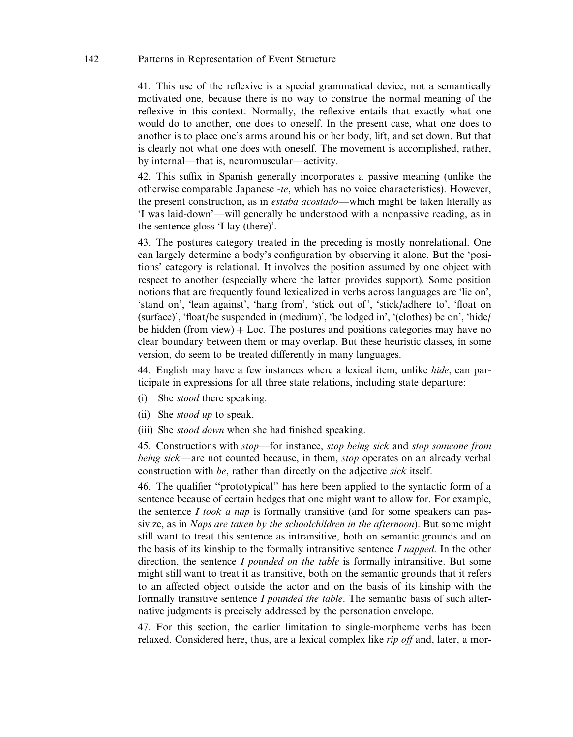41. This use of the reflexive is a special grammatical device, not a semantically motivated one, because there is no way to construe the normal meaning of the reflexive in this context. Normally, the reflexive entails that exactly what one would do to another, one does to oneself. In the present case, what one does to another is to place one's arms around his or her body, lift, and set down. But that is clearly not what one does with oneself. The movement is accomplished, rather, by internal—that is, neuromuscular—activity.

42. This suffix in Spanish generally incorporates a passive meaning (unlike the otherwise comparable Japanese *-te*, which has no voice characteristics). However, the present construction, as in *estaba acostado*—which might be taken literally as 'I was laid-down'—will generally be understood with a nonpassive reading, as in the sentence gloss 'I lay (there)'.

43. The postures category treated in the preceding is mostly nonrelational. One can largely determine a body's configuration by observing it alone. But the 'positions' category is relational. It involves the position assumed by one object with respect to another (especially where the latter provides support). Some position notions that are frequently found lexicalized in verbs across languages are 'lie on', 'stand on', 'lean against', 'hang from', 'stick out of', 'stick/adhere to', 'float on (surface)', 'float/be suspended in (medium)', 'be lodged in', '(clothes) be on', 'hide/be hidden (from view) + Loc. The postures and positions categories may have no clear boundary between them or may overlap. But these heuristic classes, in some version, do seem to be treated differently in many languages.

44. English may have a few instances where a lexical item, unlike *hide*, can participate in expressions for all three state relations, including state departure:

(i) She *stood* there speaking.

(ii) She *stood up* to speak.

(iii) She *stood down* when she had finished speaking.

45. Constructions with *stop*—for instance, *stop being sick* and *stop someone from being sick*—are not counted because, in them, *stop* operates on an already verbal construction with *be*, rather than directly on the adjective *sick* itself.

46. The qualifier "prototypical" has here been applied to the syntactic form of a sentence because of certain hedges that one might want to allow for. For example, the sentence *I took a nap* is formally transitive (and for some speakers can passivize, as in *Naps are taken by the schoolchildren in the afternoon*). But some might still want to treat this sentence as intransitive, both on semantic grounds and on the basis of its kinship to the formally intransitive sentence *I napped*. In the other direction, the sentence *I pounded on the table* is formally intransitive. But some might still want to treat it as transitive, both on the semantic grounds that it refers to an affected object outside the actor and on the basis of its kinship with the formally transitive sentence *I pounded the table*. The semantic basis of such alternative judgments is precisely addressed by the personation envelope.

47. For this section, the earlier limitation to single-morpheme verbs has been relaxed. Considered here, thus, are a lexical complex like *rip off* and, later, a mor-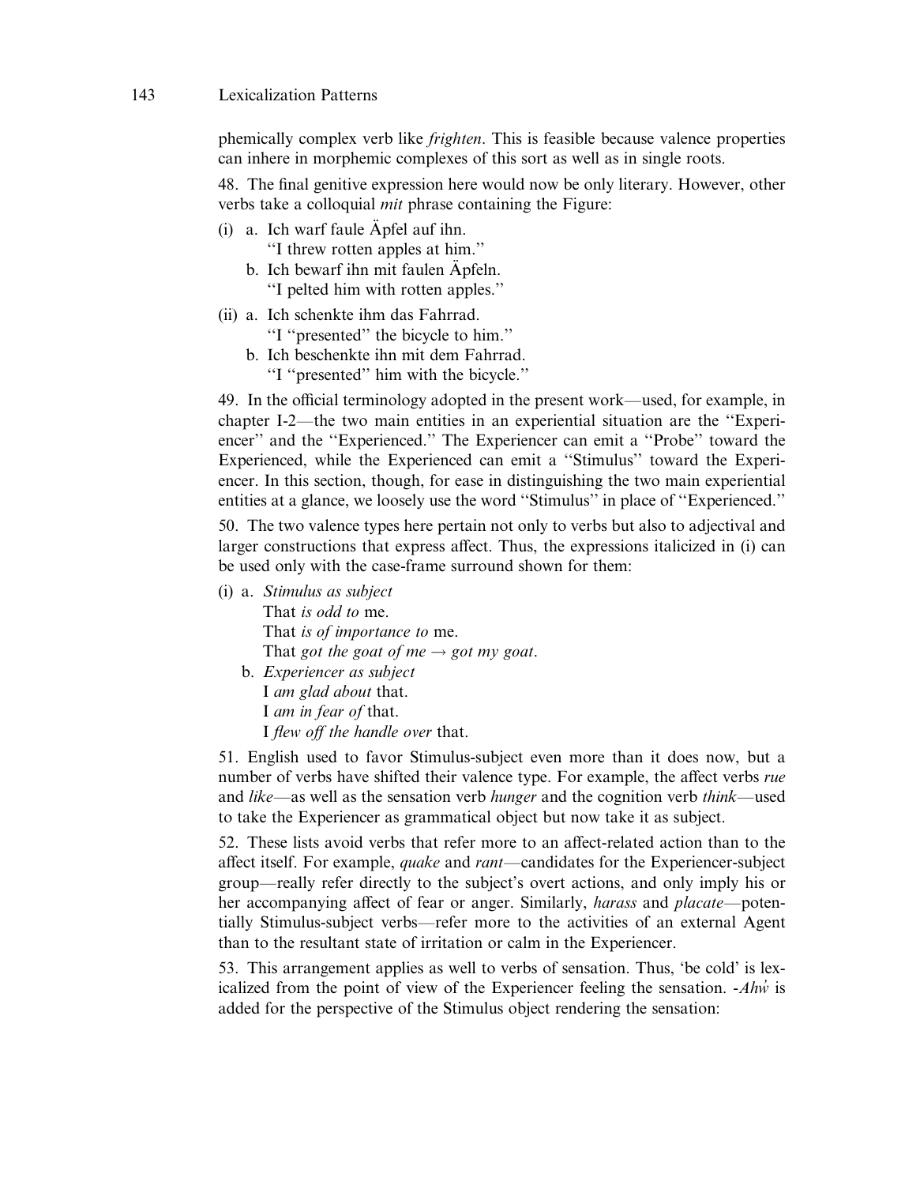phemically complex verb like *frighten*. This is feasible because valence properties can inhere in morphemic complexes of this sort as well as in single roots.

48. The final genitive expression here would now be only literary. However, other verbs take a colloquial *mit* phrase containing the Figure:

(i) a. Ich warf faule Äpfel auf ihn.
 "I threw rotten apples at him."
 b. Ich bewarf ihn mit faulen Äpfeln.
 "I pelted him with rotten apples."

(ii) a. Ich schenkte ihm das Fahrrad.
 "I "presented" the bicycle to him."
 b. Ich beschenkte ihn mit dem Fahrrad.
 "I "presented" him with the bicycle."

49. In the official terminology adopted in the present work—used, for example, in chapter I-2—the two main entities in an experiential situation are the "Experiencer" and the "Experienced." The Experiencer can emit a "Probe" toward the Experienced, while the Experienced can emit a "Stimulus" toward the Experiencer. In this section, though, for ease in distinguishing the two main experiential entities at a glance, we loosely use the word "Stimulus" in place of "Experienced."

50. The two valence types here pertain not only to verbs but also to adjectival and larger constructions that express affect. Thus, the expressions italicized in (i) can be used only with the case-frame surround shown for them:

(i) a. *Stimulus as subject*
 That *is odd to* me.
 That *is of importance to* me.
 That *got the goat of me* → *got my goat*.
 b. *Experiencer as subject*
 I *am glad about* that.
 I *am in fear of* that.
 I *flew off the handle over* that.

51. English used to favor Stimulus-subject even more than it does now, but a number of verbs have shifted their valence type. For example, the affect verbs *rue* and *like*—as well as the sensation verb *hunger* and the cognition verb *think*—used to take the Experiencer as grammatical object but now take it as subject.

52. These lists avoid verbs that refer more to an affect-related action than to the affect itself. For example, *quake* and *rant*—candidates for the Experiencer-subject group—really refer directly to the subject's overt actions, and only imply his or her accompanying affect of fear or anger. Similarly, *harass* and *placate*—potentially Stimulus-subject verbs—refer more to the activities of an external Agent than to the resultant state of irritation or calm in the Experiencer.

53. This arrangement applies as well to verbs of sensation. Thus, 'be cold' is lexicalized from the point of view of the Experiencer feeling the sensation. -*Ahẃ* is added for the perspective of the Stimulus object rendering the sensation: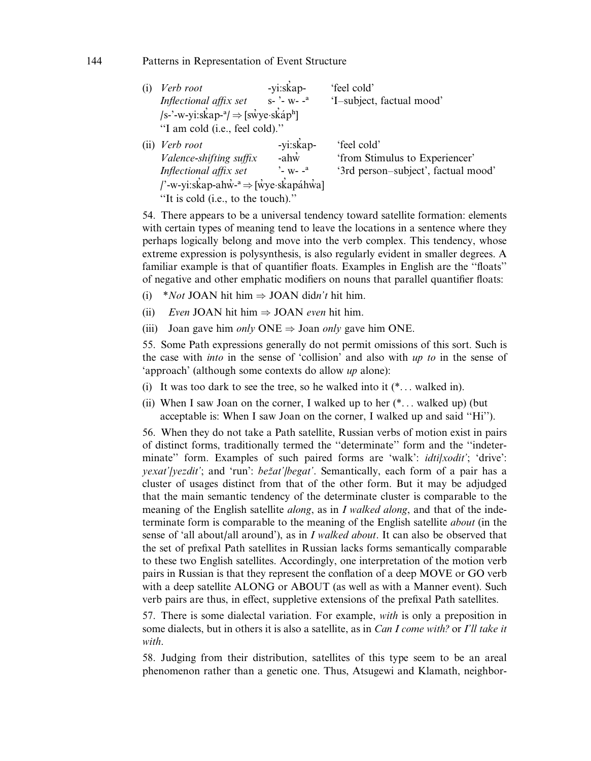(i) *Verb root* -yi:sk̓ap- 'feel cold'
*Inflectional affix set* s- '- w- -ᵃ 'I–subject, factual mood'
/s-'-w-yi:sk̓ap-ᵃ/ ⇒ [sw̓ye·sk̓áp̓ʰ]
''I am cold (i.e., feel cold).''

(ii) *Verb root* -yi:sk̓ap- 'feel cold'
*Valence-shifting suffix* -ahw̓ 'from Stimulus to Experiencer'
*Inflectional affix set* '- w- -ᵃ '3rd person–subject', factual mood'
/'-w-yi:sk̓ap-ahw̓-ᵃ ⇒ [w̓ye·sk̓apáhw̓a]
''It is cold (i.e., to the touch).''

54. There appears to be a universal tendency toward satellite formation: elements with certain types of meaning tend to leave the locations in a sentence where they perhaps logically belong and move into the verb complex. This tendency, whose extreme expression is polysynthesis, is also regularly evident in smaller degrees. A familiar example is that of quantifier floats. Examples in English are the ''floats'' of negative and other emphatic modifiers on nouns that parallel quantifier floats:

(i) \**Not* JOAN hit him ⇒ JOAN did*n't* hit him.

(ii) *Even* JOAN hit him ⇒ JOAN *even* hit him.

(iii) Joan gave him *only* ONE ⇒ Joan *only* gave him ONE.

55. Some Path expressions generally do not permit omissions of this sort. Such is the case with *into* in the sense of 'collision' and also with *up to* in the sense of 'approach' (although some contexts do allow *up* alone):

(i) It was too dark to see the tree, so he walked into it (\*... walked in).

(ii) When I saw Joan on the corner, I walked up to her (\*... walked up) (but acceptable is: When I saw Joan on the corner, I walked up and said ''Hi'').

56. When they do not take a Path satellite, Russian verbs of motion exist in pairs of distinct forms, traditionally termed the ''determinate'' form and the ''indeterminate'' form. Examples of such paired forms are 'walk': *idti/xodit'*; 'drive': *yexat'/yezdit'*; and 'run': *bežat'/begat'*. Semantically, each form of a pair has a cluster of usages distinct from that of the other form. But it may be adjudged that the main semantic tendency of the determinate cluster is comparable to the meaning of the English satellite *along*, as in *I walked along*, and that of the indeterminate form is comparable to the meaning of the English satellite *about* (in the sense of 'all about/all around'), as in *I walked about*. It can also be observed that the set of prefixal Path satellites in Russian lacks forms semantically comparable to these two English satellites. Accordingly, one interpretation of the motion verb pairs in Russian is that they represent the conflation of a deep MOVE or GO verb with a deep satellite ALONG or ABOUT (as well as with a Manner event). Such verb pairs are thus, in effect, suppletive extensions of the prefixal Path satellites.

57. There is some dialectal variation. For example, *with* is only a preposition in some dialects, but in others it is also a satellite, as in *Can I come with?* or *I'll take it with*.

58. Judging from their distribution, satellites of this type seem to be an areal phenomenon rather than a genetic one. Thus, Atsugewi and Klamath, neighbor-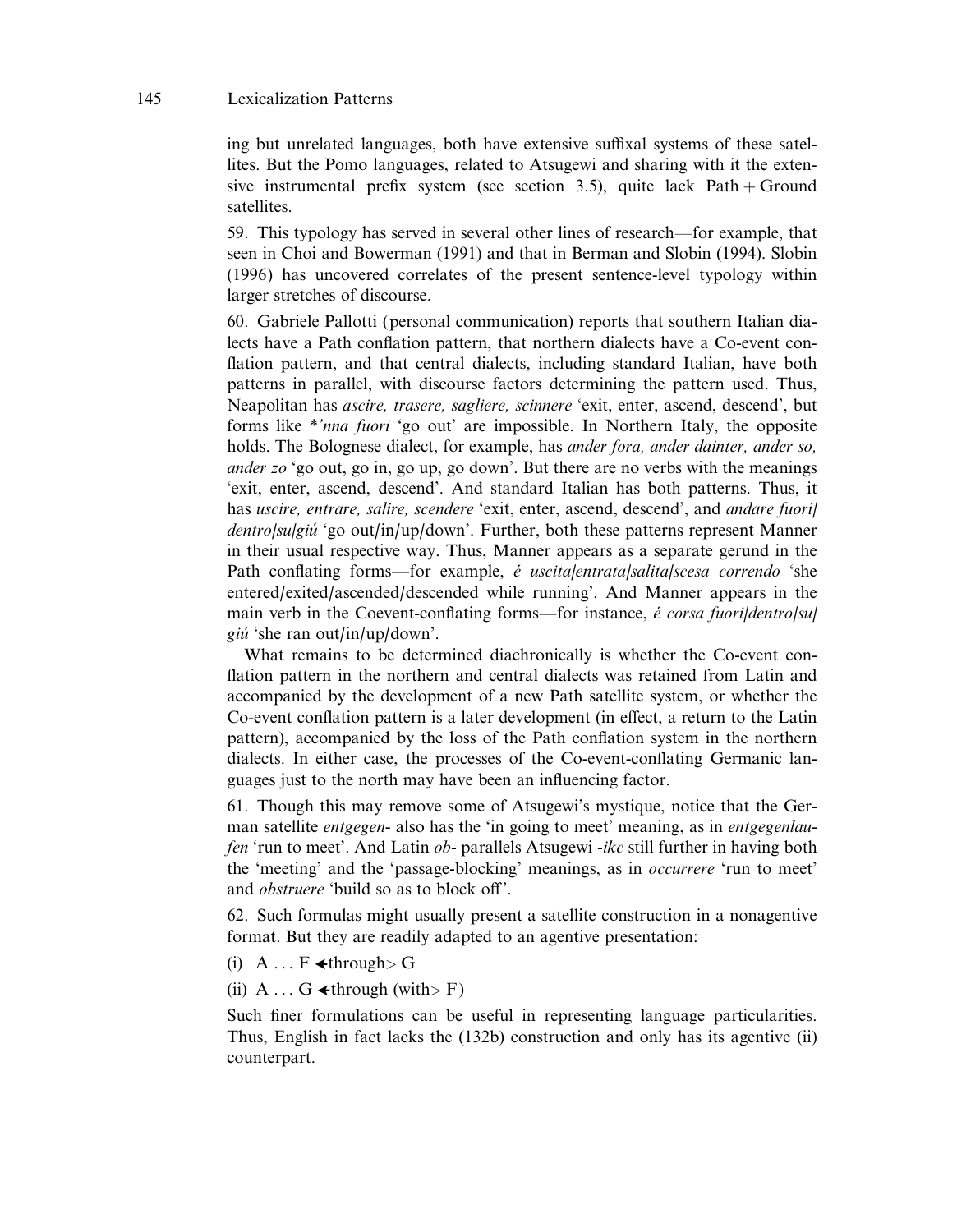ing but unrelated languages, both have extensive suffixal systems of these satellites. But the Pomo languages, related to Atsugewi and sharing with it the extensive instrumental prefix system (see section 3.5), quite lack Path + Ground satellites.

59. This typology has served in several other lines of research—for example, that seen in Choi and Bowerman (1991) and that in Berman and Slobin (1994). Slobin (1996) has uncovered correlates of the present sentence-level typology within larger stretches of discourse.

60. Gabriele Pallotti (personal communication) reports that southern Italian dialects have a Path conflation pattern, that northern dialects have a Co-event conflation pattern, and that central dialects, including standard Italian, have both patterns in parallel, with discourse factors determining the pattern used. Thus, Neapolitan has *ascire, trasere, sagliere, scinnere* 'exit, enter, ascend, descend', but forms like *'*nna fuori* 'go out' are impossible. In Northern Italy, the opposite holds. The Bolognese dialect, for example, has *ander fora, ander dainter, ander so, ander zo* 'go out, go in, go up, go down'. But there are no verbs with the meanings 'exit, enter, ascend, descend'. And standard Italian has both patterns. Thus, it has *uscire, entrare, salire, scendere* 'exit, enter, ascend, descend', and *andare fuori/dentro/su/giú* 'go out/in/up/down'. Further, both these patterns represent Manner in their usual respective way. Thus, Manner appears as a separate gerund in the Path conflating forms—for example, *é uscita/entrata/salita/scesa correndo* 'she entered/exited/ascended/descended while running'. And Manner appears in the main verb in the Coevent-conflating forms—for instance, *é corsa fuori/dentro/su/giú* 'she ran out/in/up/down'.

What remains to be determined diachronically is whether the Co-event conflation pattern in the northern and central dialects was retained from Latin and accompanied by the development of a new Path satellite system, or whether the Co-event conflation pattern is a later development (in effect, a return to the Latin pattern), accompanied by the loss of the Path conflation system in the northern dialects. In either case, the processes of the Co-event-conflating Germanic languages just to the north may have been an influencing factor.

61. Though this may remove some of Atsugewi's mystique, notice that the German satellite *entgegen-* also has the 'in going to meet' meaning, as in *entgegenlaufen* 'run to meet'. And Latin *ob-* parallels Atsugewi *-ikc* still further in having both the 'meeting' and the 'passage-blocking' meanings, as in *occurrere* 'run to meet' and *obstruere* 'build so as to block off'.

62. Such formulas might usually present a satellite construction in a nonagentive format. But they are readily adapted to an agentive presentation:

(i) A ... F ≺through> G

(ii) A ... G ≺through (with> F)

Such finer formulations can be useful in representing language particularities. Thus, English in fact lacks the (132b) construction and only has its agentive (ii) counterpart.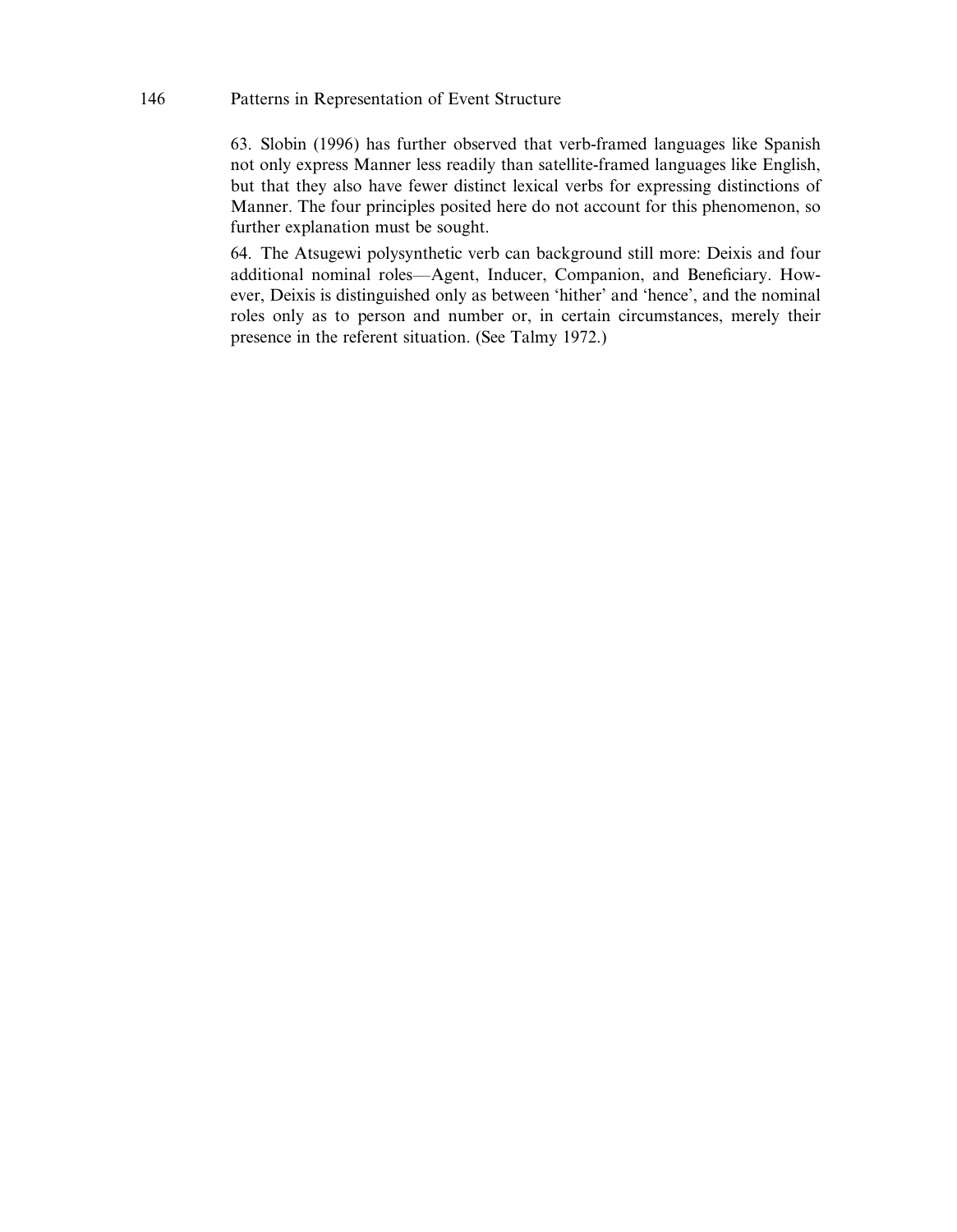63. Slobin (1996) has further observed that verb-framed languages like Spanish not only express Manner less readily than satellite-framed languages like English, but that they also have fewer distinct lexical verbs for expressing distinctions of Manner. The four principles posited here do not account for this phenomenon, so further explanation must be sought.

64. The Atsugewi polysynthetic verb can background still more: Deixis and four additional nominal roles—Agent, Inducer, Companion, and Beneficiary. However, Deixis is distinguished only as between 'hither' and 'hence', and the nominal roles only as to person and number or, in certain circumstances, merely their presence in the referent situation. (See Talmy 1972.)